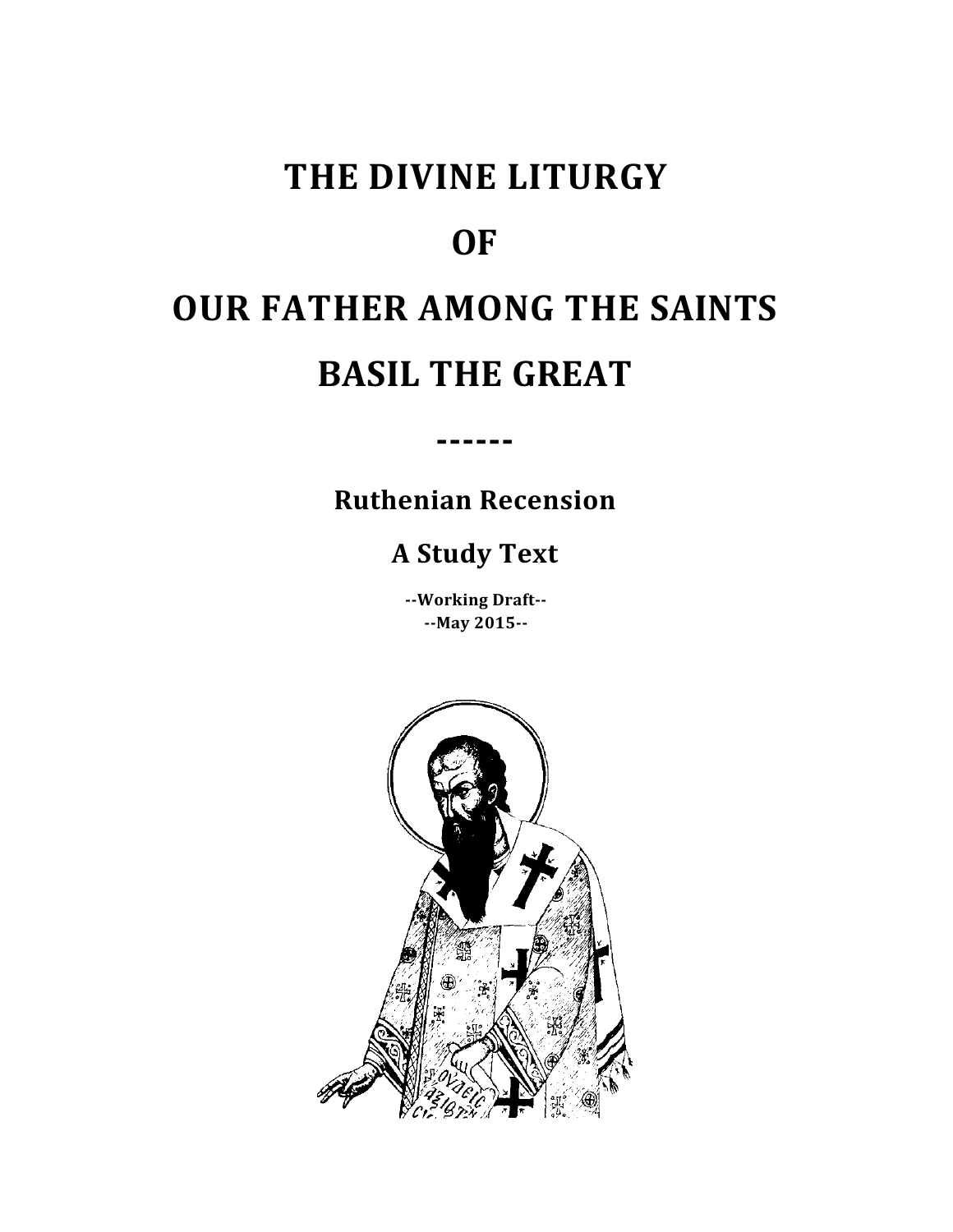# THE DIVINE LITURGY

# OF

# OUR FATHER AMONG THE SAINTS

# BASIL THE GREAT

------

## Ruthenian Recension

## A Study Text

**--Working Draft--**
**--May 2015--**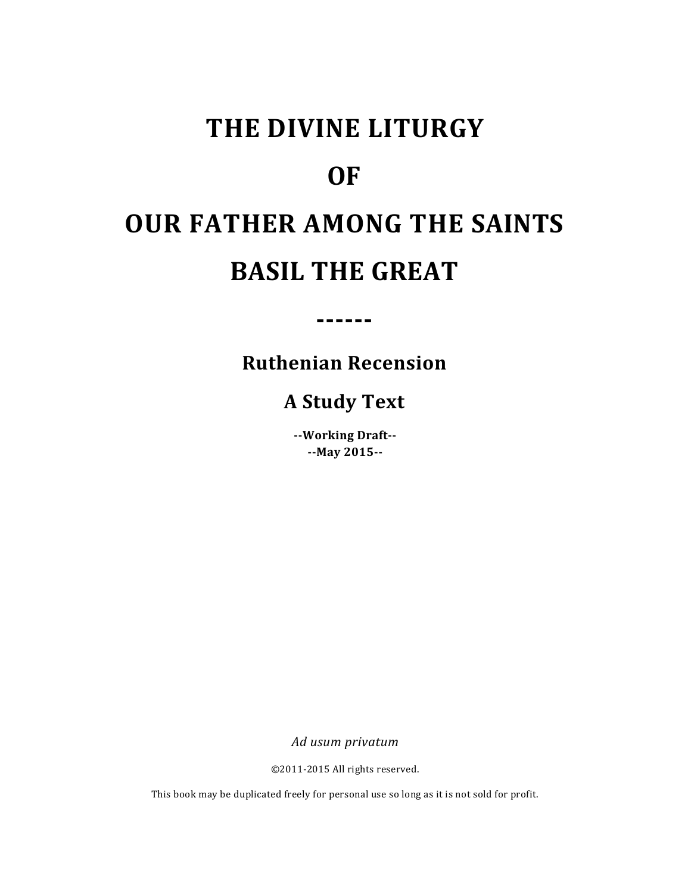# THE DIVINE LITURGY

# OF

# OUR FATHER AMONG THE SAINTS

# BASIL THE GREAT

**------**

## Ruthenian Recension

## A Study Text

**--Working Draft--**
**--May 2015--**

*Ad usum privatum*

©2011-2015 All rights reserved.

This book may be duplicated freely for personal use so long as it is not sold for profit.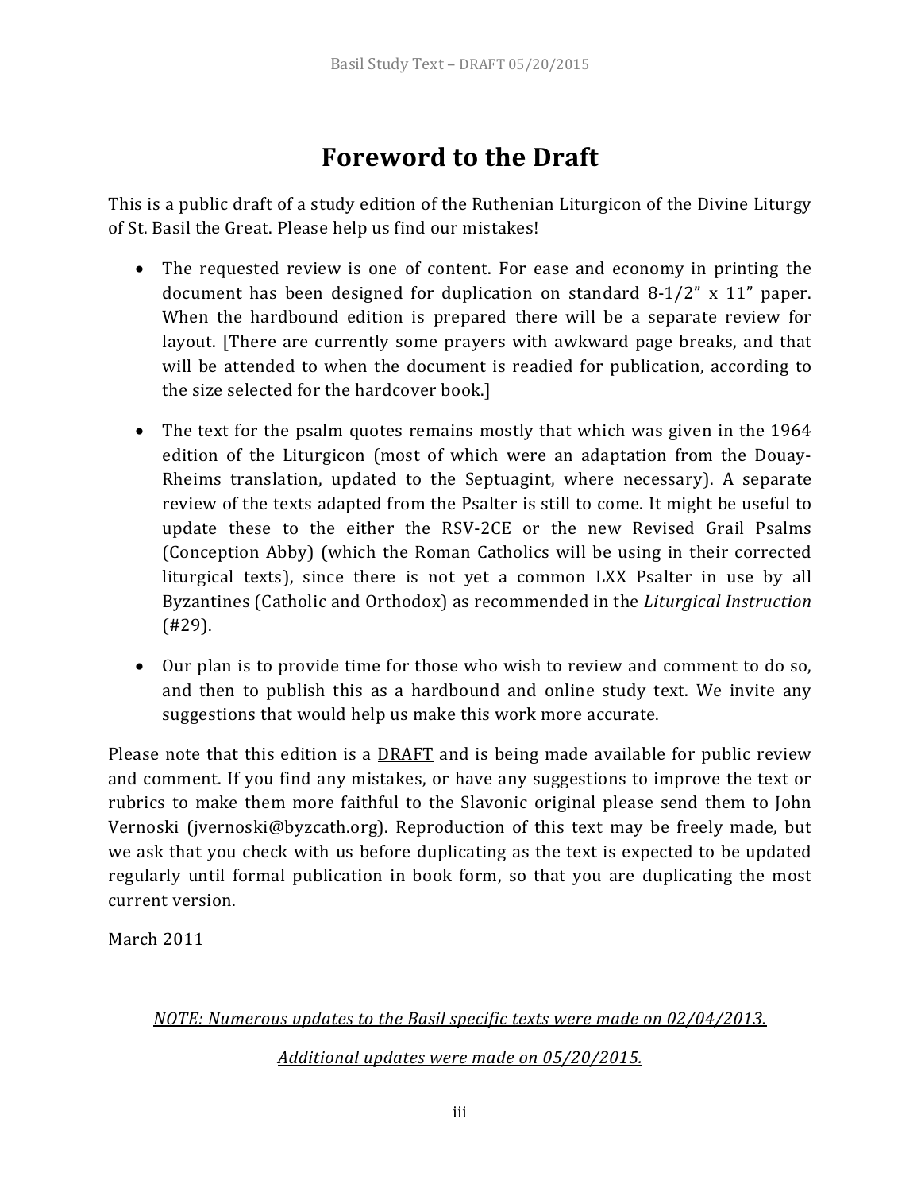# Foreword to the Draft

This is a public draft of a study edition of the Ruthenian Liturgicon of the Divine Liturgy of St. Basil the Great. Please help us find our mistakes!

- The requested review is one of content. For ease and economy in printing the document has been designed for duplication on standard 8-1/2" x 11" paper. When the hardbound edition is prepared there will be a separate review for layout. [There are currently some prayers with awkward page breaks, and that will be attended to when the document is readied for publication, according to the size selected for the hardcover book.]

- The text for the psalm quotes remains mostly that which was given in the 1964 edition of the Liturgicon (most of which were an adaptation from the Douay-Rheims translation, updated to the Septuagint, where necessary). A separate review of the texts adapted from the Psalter is still to come. It might be useful to update these to the either the RSV-2CE or the new Revised Grail Psalms (Conception Abby) (which the Roman Catholics will be using in their corrected liturgical texts), since there is not yet a common LXX Psalter in use by all Byzantines (Catholic and Orthodox) as recommended in the *Liturgical Instruction* (#29).

- Our plan is to provide time for those who wish to review and comment to do so, and then to publish this as a hardbound and online study text. We invite any suggestions that would help us make this work more accurate.

Please note that this edition is a <u>DRAFT</u> and is being made available for public review and comment. If you find any mistakes, or have any suggestions to improve the text or rubrics to make them more faithful to the Slavonic original please send them to John Vernoski (jvernoski@byzcath.org). Reproduction of this text may be freely made, but we ask that you check with us before duplicating as the text is expected to be updated regularly until formal publication in book form, so that you are duplicating the most current version.

March 2011

*<u>NOTE: Numerous updates to the Basil specific texts were made on 02/04/2013.</u>*

*<u>Additional updates were made on 05/20/2015.</u>*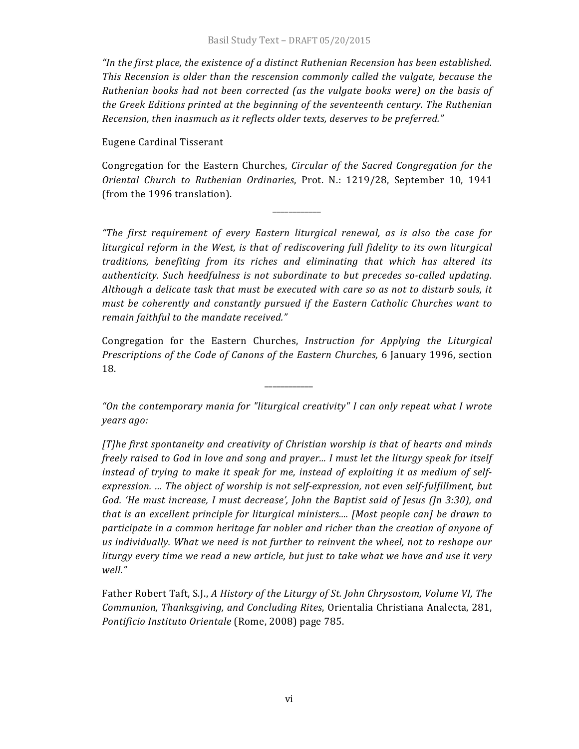*"In the first place, the existence of a distinct Ruthenian Recension has been established. This Recension is older than the rescension commonly called the vulgate, because the Ruthenian books had not been corrected (as the vulgate books were) on the basis of the Greek Editions printed at the beginning of the seventeenth century. The Ruthenian Recension, then inasmuch as it reflects older texts, deserves to be preferred."*

Eugene Cardinal Tisserant

Congregation for the Eastern Churches, *Circular of the Sacred Congregation for the Oriental Church to Ruthenian Ordinaries*, Prot. N.: 1219/28, September 10, 1941 (from the 1996 translation).

---

*"The first requirement of every Eastern liturgical renewal, as is also the case for liturgical reform in the West, is that of rediscovering full fidelity to its own liturgical traditions, benefiting from its riches and eliminating that which has altered its authenticity. Such heedfulness is not subordinate to but precedes so-called updating. Although a delicate task that must be executed with care so as not to disturb souls, it must be coherently and constantly pursued if the Eastern Catholic Churches want to remain faithful to the mandate received."*

Congregation for the Eastern Churches, *Instruction for Applying the Liturgical Prescriptions of the Code of Canons of the Eastern Churches,* 6 January 1996, section 18.

---

*"On the contemporary mania for "liturgical creativity" I can only repeat what I wrote years ago:*

*[T]he first spontaneity and creativity of Christian worship is that of hearts and minds freely raised to God in love and song and prayer... I must let the liturgy speak for itself instead of trying to make it speak for me, instead of exploiting it as medium of self-expression. … The object of worship is not self-expression, not even self-fulfillment, but God. 'He must increase, I must decrease', John the Baptist said of Jesus (Jn 3:30), and that is an excellent principle for liturgical ministers.... [Most people can] be drawn to participate in a common heritage far nobler and richer than the creation of anyone of us individually. What we need is not further to reinvent the wheel, not to reshape our liturgy every time we read a new article, but just to take what we have and use it very well."*

Father Robert Taft, S.J., *A History of the Liturgy of St. John Chrysostom, Volume VI, The Communion, Thanksgiving, and Concluding Rites*, Orientalia Christiana Analecta, 281, *Pontificio Instituto Orientale* (Rome, 2008) page 785.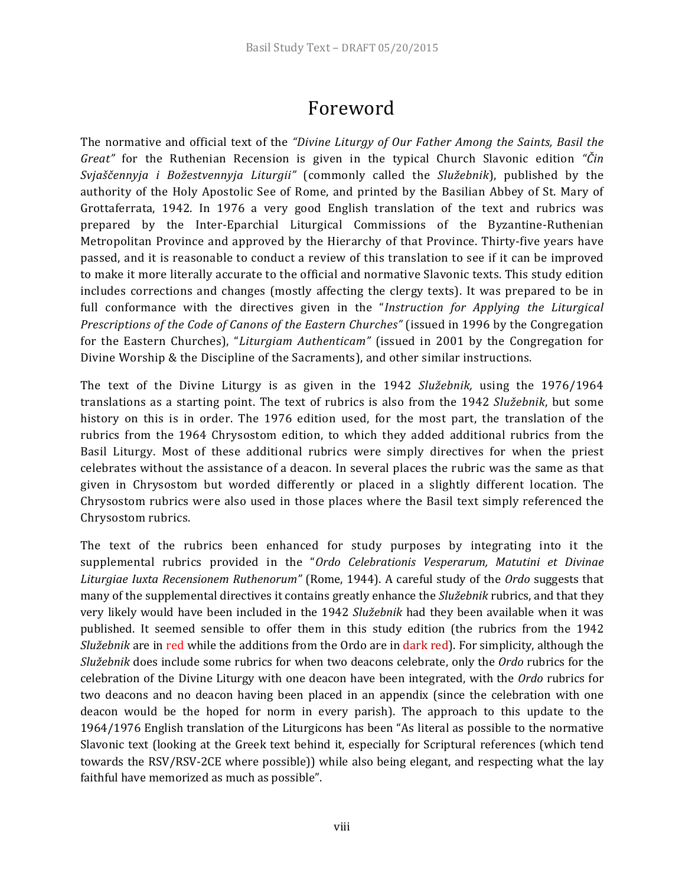# Foreword

The normative and official text of the *"Divine Liturgy of Our Father Among the Saints, Basil the Great"* for the Ruthenian Recension is given in the typical Church Slavonic edition *"Čin Svjaščennyja i Božestvennyja Liturgii"* (commonly called the *Služebnik*), published by the authority of the Holy Apostolic See of Rome, and printed by the Basilian Abbey of St. Mary of Grottaferrata, 1942. In 1976 a very good English translation of the text and rubrics was prepared by the Inter-Eparchial Liturgical Commissions of the Byzantine-Ruthenian Metropolitan Province and approved by the Hierarchy of that Province. Thirty-five years have passed, and it is reasonable to conduct a review of this translation to see if it can be improved to make it more literally accurate to the official and normative Slavonic texts. This study edition includes corrections and changes (mostly affecting the clergy texts). It was prepared to be in full conformance with the directives given in the "*Instruction for Applying the Liturgical Prescriptions of the Code of Canons of the Eastern Churches"* (issued in 1996 by the Congregation for the Eastern Churches), "*Liturgiam Authenticam"* (issued in 2001 by the Congregation for Divine Worship & the Discipline of the Sacraments), and other similar instructions.

The text of the Divine Liturgy is as given in the 1942 *Služebnik,* using the 1976/1964 translations as a starting point. The text of rubrics is also from the 1942 *Služebnik*, but some history on this is in order. The 1976 edition used, for the most part, the translation of the rubrics from the 1964 Chrysostom edition, to which they added additional rubrics from the Basil Liturgy. Most of these additional rubrics were simply directives for when the priest celebrates without the assistance of a deacon. In several places the rubric was the same as that given in Chrysostom but worded differently or placed in a slightly different location. The Chrysostom rubrics were also used in those places where the Basil text simply referenced the Chrysostom rubrics.

The text of the rubrics been enhanced for study purposes by integrating into it the supplemental rubrics provided in the "*Ordo Celebrationis Vesperarum, Matutini et Divinae Liturgiae Iuxta Recensionem Ruthenorum"* (Rome, 1944). A careful study of the *Ordo* suggests that many of the supplemental directives it contains greatly enhance the *Služebnik* rubrics, and that they very likely would have been included in the 1942 *Služebnik* had they been available when it was published. It seemed sensible to offer them in this study edition (the rubrics from the 1942 *Služebnik* are in red while the additions from the Ordo are in dark red). For simplicity, although the *Služebnik* does include some rubrics for when two deacons celebrate, only the *Ordo* rubrics for the celebration of the Divine Liturgy with one deacon have been integrated, with the *Ordo* rubrics for two deacons and no deacon having been placed in an appendix (since the celebration with one deacon would be the hoped for norm in every parish). The approach to this update to the 1964/1976 English translation of the Liturgicons has been "As literal as possible to the normative Slavonic text (looking at the Greek text behind it, especially for Scriptural references (which tend towards the RSV/RSV-2CE where possible)) while also being elegant, and respecting what the lay faithful have memorized as much as possible".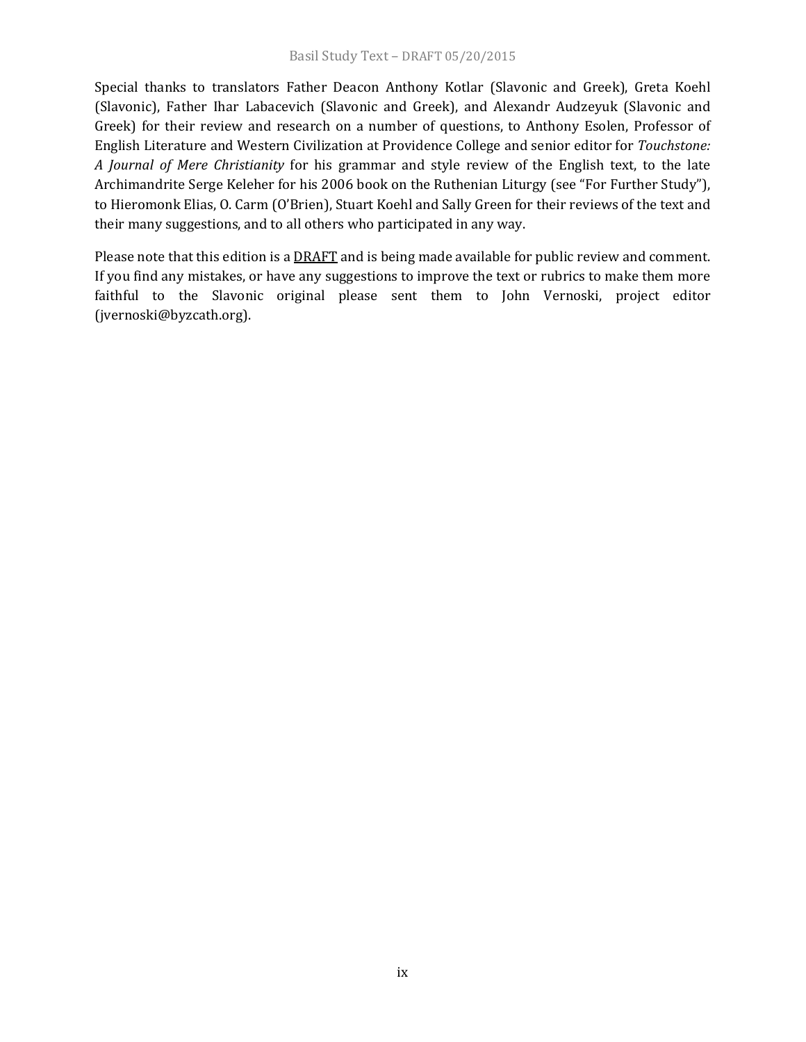Special thanks to translators Father Deacon Anthony Kotlar (Slavonic and Greek), Greta Koehl (Slavonic), Father Ihar Labacevich (Slavonic and Greek), and Alexandr Audzeyuk (Slavonic and Greek) for their review and research on a number of questions, to Anthony Esolen, Professor of English Literature and Western Civilization at Providence College and senior editor for *Touchstone: A Journal of Mere Christianity* for his grammar and style review of the English text, to the late Archimandrite Serge Keleher for his 2006 book on the Ruthenian Liturgy (see "For Further Study"), to Hieromonk Elias, O. Carm (O'Brien), Stuart Koehl and Sally Green for their reviews of the text and their many suggestions, and to all others who participated in any way.

Please note that this edition is a <u>DRAFT</u> and is being made available for public review and comment. If you find any mistakes, or have any suggestions to improve the text or rubrics to make them more faithful to the Slavonic original please sent them to John Vernoski, project editor (jvernoski@byzcath.org).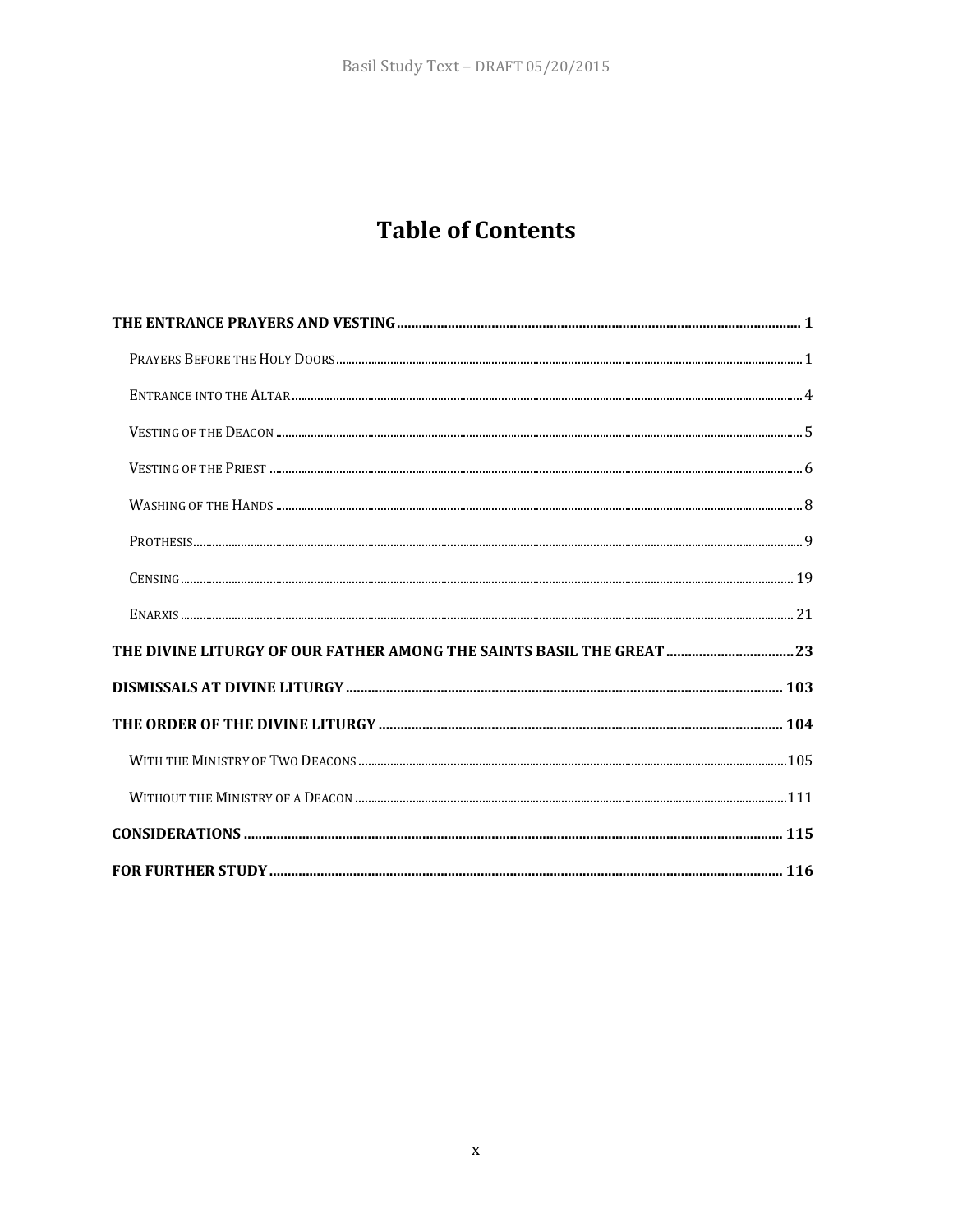# Table of Contents

**THE ENTRANCE PRAYERS AND VESTING** ..... **1**

- Prayers Before the Holy Doors ..... 1
- Entrance into the Altar ..... 4
- Vesting of the Deacon ..... 5
- Vesting of the Priest ..... 6
- Washing of the Hands ..... 8
- Prothesis ..... 9
- Censing ..... 19
- Enarxis ..... 21

**THE DIVINE LITURGY OF OUR FATHER AMONG THE SAINTS BASIL THE GREAT** ..... **23**

**DISMISSALS AT DIVINE LITURGY** ..... **103**

**THE ORDER OF THE DIVINE LITURGY** ..... **104**

- With the Ministry of Two Deacons ..... 105
- Without the Ministry of a Deacon ..... 111

**CONSIDERATIONS** ..... **115**

**FOR FURTHER STUDY** ..... **116**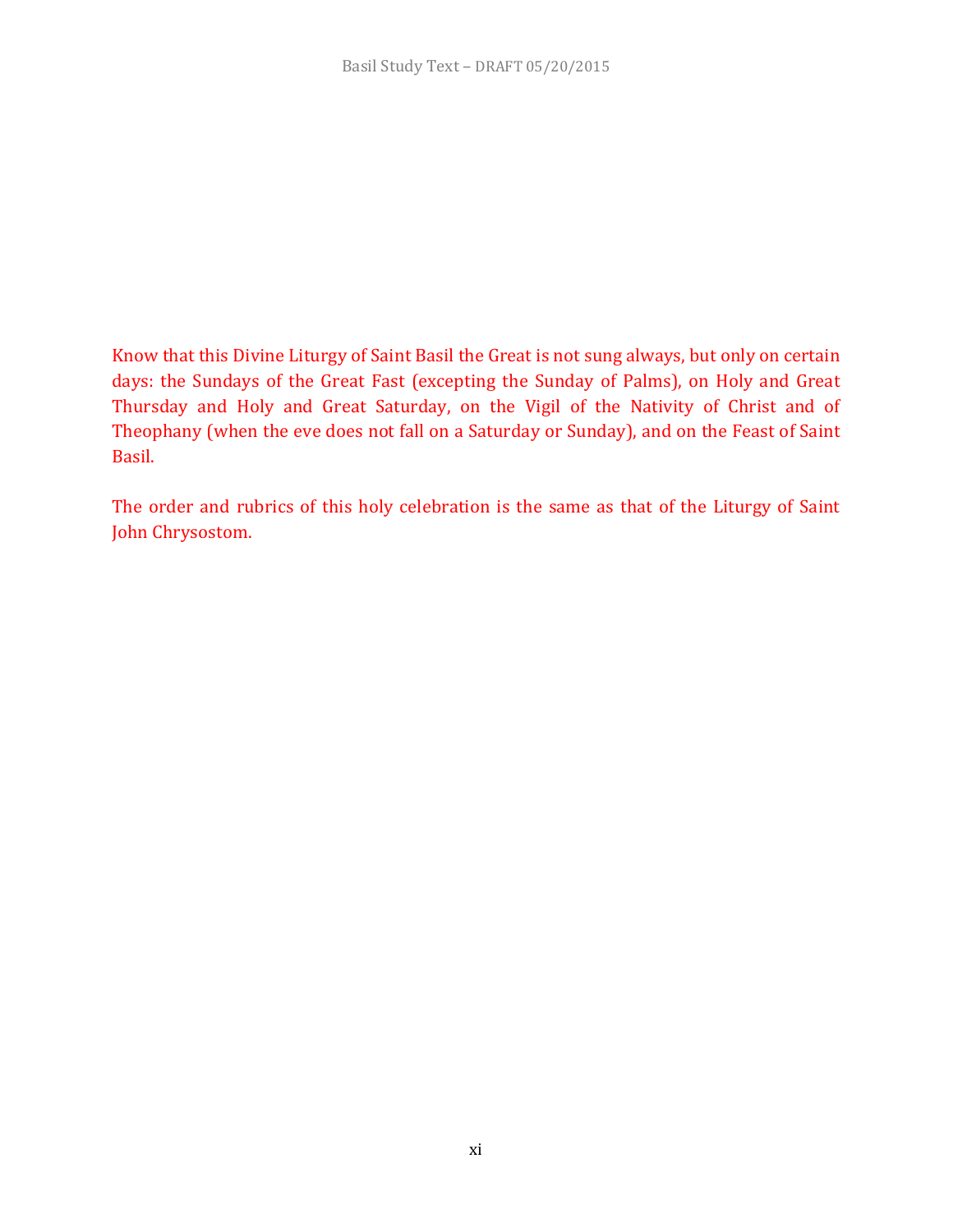Know that this Divine Liturgy of Saint Basil the Great is not sung always, but only on certain days: the Sundays of the Great Fast (excepting the Sunday of Palms), on Holy and Great Thursday and Holy and Great Saturday, on the Vigil of the Nativity of Christ and of Theophany (when the eve does not fall on a Saturday or Sunday), and on the Feast of Saint Basil.

The order and rubrics of this holy celebration is the same as that of the Liturgy of Saint John Chrysostom.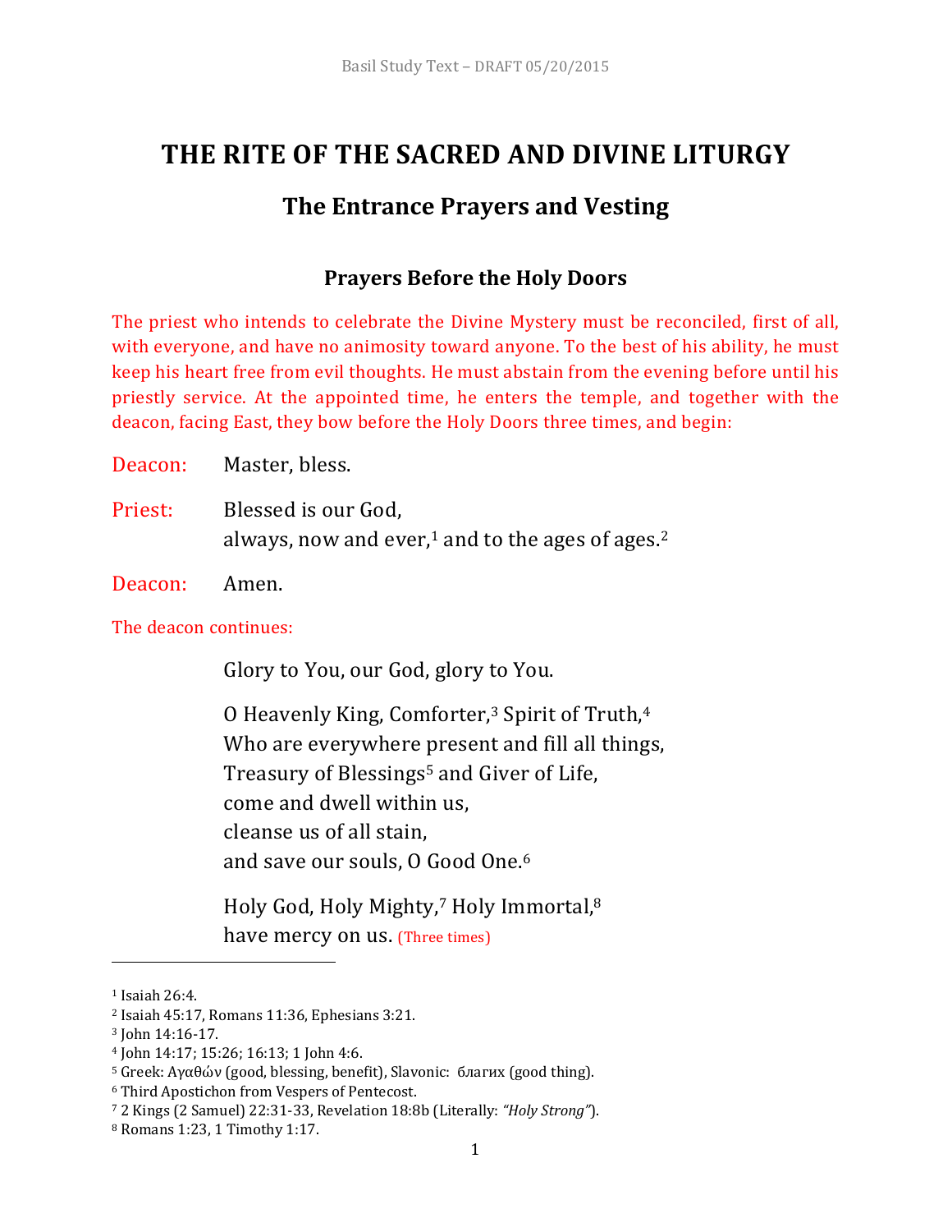# THE RITE OF THE SACRED AND DIVINE LITURGY

## The Entrance Prayers and Vesting

### Prayers Before the Holy Doors

The priest who intends to celebrate the Divine Mystery must be reconciled, first of all, with everyone, and have no animosity toward anyone. To the best of his ability, he must keep his heart free from evil thoughts. He must abstain from the evening before until his priestly service. At the appointed time, he enters the temple, and together with the deacon, facing East, they bow before the Holy Doors three times, and begin:

Deacon: Master, bless.

Priest: Blessed is our God,
always, now and ever,[1] and to the ages of ages.[2]

Deacon: Amen.

The deacon continues:

Glory to You, our God, glory to You.

O Heavenly King, Comforter,[3] Spirit of Truth,[4]
Who are everywhere present and fill all things,
Treasury of Blessings[5] and Giver of Life,
come and dwell within us,
cleanse us of all stain,
and save our souls, O Good One.[6]

Holy God, Holy Mighty,[7] Holy Immortal,[8]
have mercy on us. (Three times)

---

[1] Isaiah 26:4.
[2] Isaiah 45:17, Romans 11:36, Ephesians 3:21.
[3] John 14:16-17.
[4] John 14:17; 15:26; 16:13; 1 John 4:6.
[5] Greek: Αγαθών (good, blessing, benefit), Slavonic: благих (good thing).
[6] Third Apostichon from Vespers of Pentecost.
[7] 2 Kings (2 Samuel) 22:31-33, Revelation 18:8b (Literally: *"Holy Strong"*).
[8] Romans 1:23, 1 Timothy 1:17.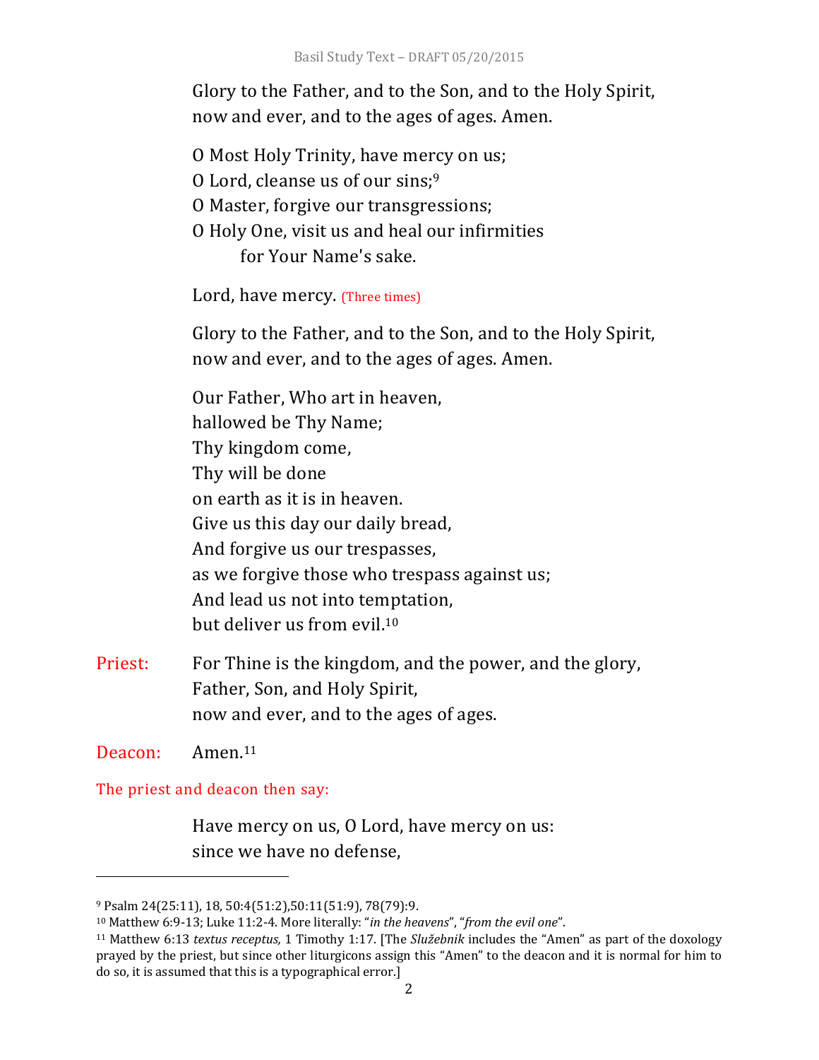Glory to the Father, and to the Son, and to the Holy Spirit,
now and ever, and to the ages of ages. Amen.

O Most Holy Trinity, have mercy on us;
O Lord, cleanse us of our sins;[9]
O Master, forgive our transgressions;
O Holy One, visit us and heal our infirmities
for Your Name's sake.

Lord, have mercy. (Three times)

Glory to the Father, and to the Son, and to the Holy Spirit,
now and ever, and to the ages of ages. Amen.

Our Father, Who art in heaven,
hallowed be Thy Name;
Thy kingdom come,
Thy will be done
on earth as it is in heaven.
Give us this day our daily bread,
And forgive us our trespasses,
as we forgive those who trespass against us;
And lead us not into temptation,
but deliver us from evil.[10]

Priest: For Thine is the kingdom, and the power, and the glory,
Father, Son, and Holy Spirit,
now and ever, and to the ages of ages.

Deacon: Amen.[11]

The priest and deacon then say:

Have mercy on us, O Lord, have mercy on us:
since we have no defense,

---

[9] Psalm 24(25:11), 18, 50:4(51:2),50:11(51:9), 78(79):9.

[10] Matthew 6:9-13; Luke 11:2-4. More literally: "*in the heavens*", "*from the evil one*".

[11] Matthew 6:13 *textus receptus,* 1 Timothy 1:17. [The *Služebnik* includes the "Amen" as part of the doxology prayed by the priest, but since other liturgicons assign this "Amen" to the deacon and it is normal for him to do so, it is assumed that this is a typographical error.]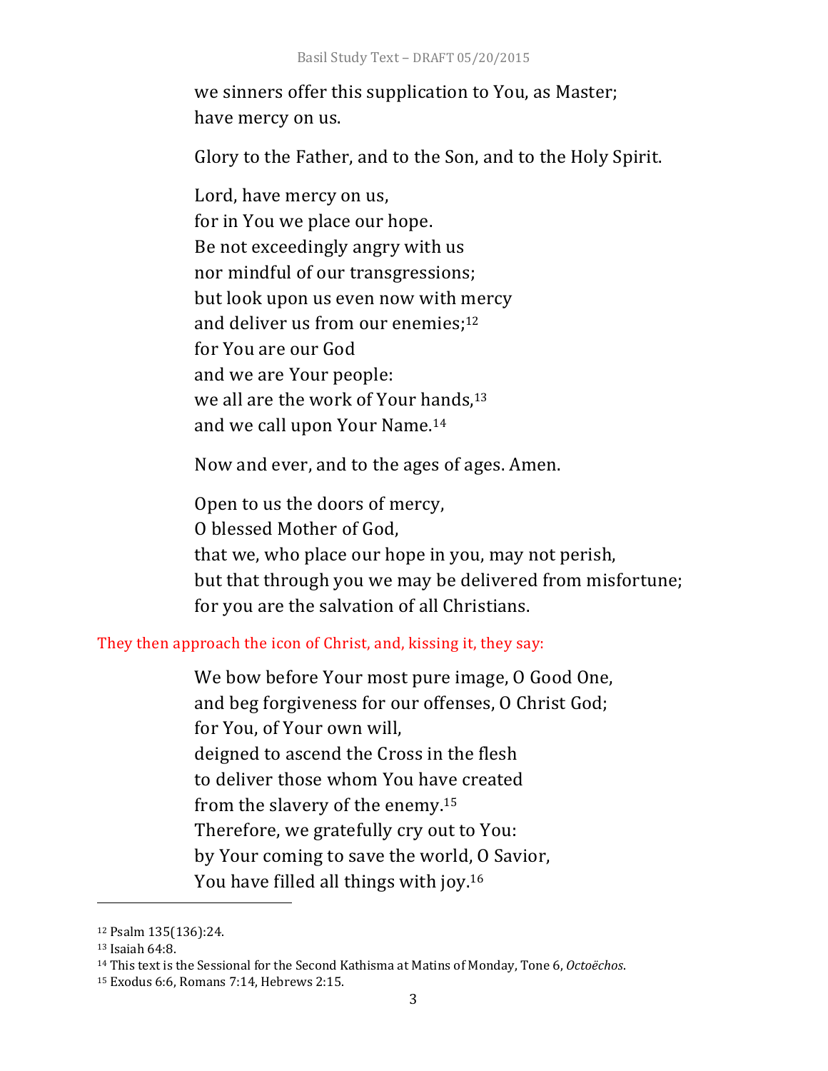we sinners offer this supplication to You, as Master;  
have mercy on us.

Glory to the Father, and to the Son, and to the Holy Spirit.

Lord, have mercy on us,  
for in You we place our hope.  
Be not exceedingly angry with us  
nor mindful of our transgressions;  
but look upon us even now with mercy  
and deliver us from our enemies;[12]  
for You are our God  
and we are Your people:  
we all are the work of Your hands,[13]  
and we call upon Your Name.[14]

Now and ever, and to the ages of ages. Amen.

Open to us the doors of mercy,  
O blessed Mother of God,  
that we, who place our hope in you, may not perish,  
but that through you we may be delivered from misfortune;  
for you are the salvation of all Christians.

They then approach the icon of Christ, and, kissing it, they say:

We bow before Your most pure image, O Good One,  
and beg forgiveness for our offenses, O Christ God;  
for You, of Your own will,  
deigned to ascend the Cross in the flesh  
to deliver those whom You have created  
from the slavery of the enemy.[15]  
Therefore, we gratefully cry out to You:  
by Your coming to save the world, O Savior,  
You have filled all things with joy.[16]

---

[12] Psalm 135(136):24.  
[13] Isaiah 64:8.  
[14] This text is the Sessional for the Second Kathisma at Matins of Monday, Tone 6, *Octoëchos*.  
[15] Exodus 6:6, Romans 7:14, Hebrews 2:15.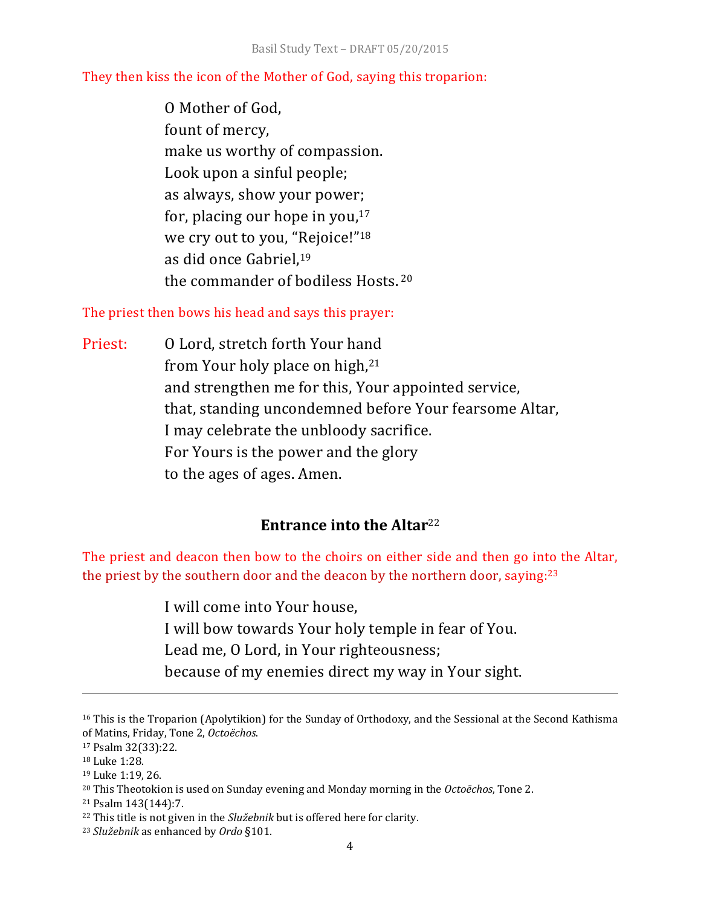They then kiss the icon of the Mother of God, saying this troparion:

O Mother of God,
fount of mercy,
make us worthy of compassion.
Look upon a sinful people;
as always, show your power;
for, placing our hope in you,[17]
we cry out to you, "Rejoice!"[18]
as did once Gabriel,[19]
the commander of bodiless Hosts.[20]

The priest then bows his head and says this prayer:

Priest: O Lord, stretch forth Your hand
from Your holy place on high,[21]
and strengthen me for this, Your appointed service,
that, standing uncondemned before Your fearsome Altar,
I may celebrate the unbloody sacrifice.
For Yours is the power and the glory
to the ages of ages. Amen.

## Entrance into the Altar[22]

The priest and deacon then bow to the choirs on either side and then go into the Altar, the priest by the southern door and the deacon by the northern door, saying:[23]

I will come into Your house,
I will bow towards Your holy temple in fear of You.
Lead me, O Lord, in Your righteousness;
because of my enemies direct my way in Your sight.

---

[16] This is the Troparion (Apolytikion) for the Sunday of Orthodoxy, and the Sessional at the Second Kathisma of Matins, Friday, Tone 2, *Octoëchos*.
[17] Psalm 32(33):22.
[18] Luke 1:28.
[19] Luke 1:19, 26.
[20] This Theotokion is used on Sunday evening and Monday morning in the *Octoëchos*, Tone 2.
[21] Psalm 143(144):7.
[22] This title is not given in the *Služebnik* but is offered here for clarity.
[23] *Služebnik* as enhanced by *Ordo* §101.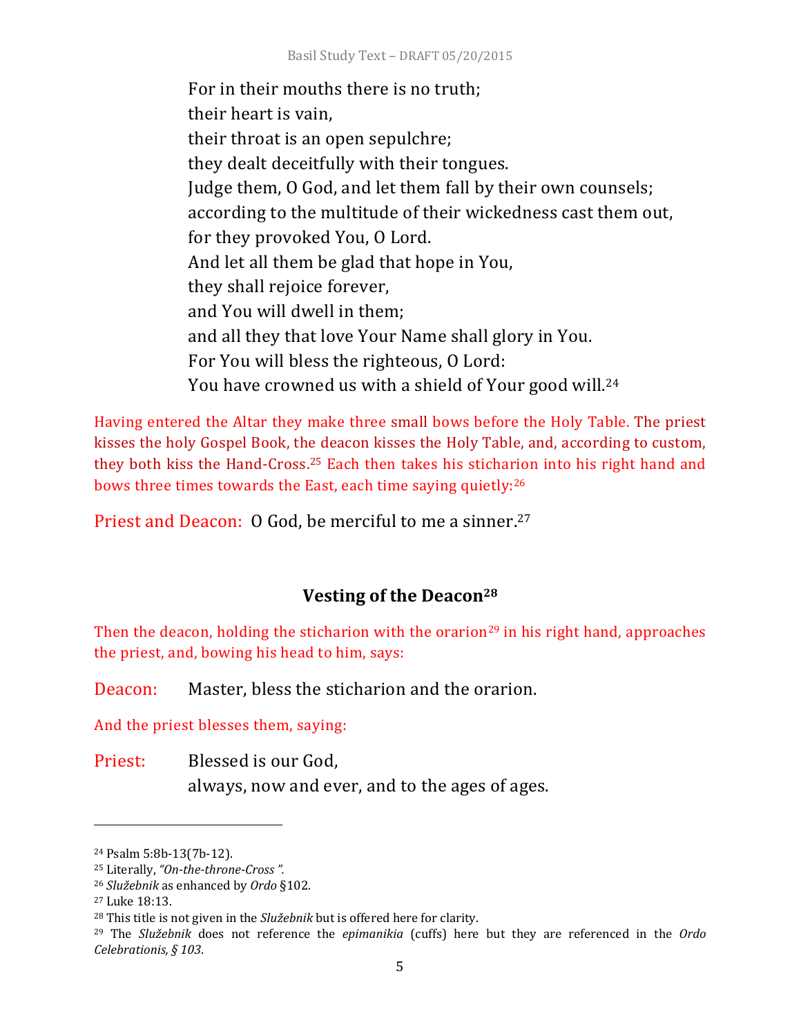For in their mouths there is no truth;
their heart is vain,
their throat is an open sepulchre;
they dealt deceitfully with their tongues.
Judge them, O God, and let them fall by their own counsels;
according to the multitude of their wickedness cast them out,
for they provoked You, O Lord.
And let all them be glad that hope in You,
they shall rejoice forever,
and You will dwell in them;
and all they that love Your Name shall glory in You.
For You will bless the righteous, O Lord:
You have crowned us with a shield of Your good will.[24]

Having entered the Altar they make three small bows before the Holy Table. The priest kisses the holy Gospel Book, the deacon kisses the Holy Table, and, according to custom, they both kiss the Hand-Cross.[25] Each then takes his sticharion into his right hand and bows three times towards the East, each time saying quietly:[26]

Priest and Deacon: O God, be merciful to me a sinner.[27]

## Vesting of the Deacon[28]

Then the deacon, holding the sticharion with the orarion[29] in his right hand, approaches the priest, and, bowing his head to him, says:

Deacon: Master, bless the sticharion and the orarion.

And the priest blesses them, saying:

Priest: Blessed is our God,
always, now and ever, and to the ages of ages.

---

[24] Psalm 5:8b-13(7b-12).
[25] Literally, *"On-the-throne-Cross".*
[26] *Služebnik* as enhanced by *Ordo* §102.
[27] Luke 18:13.
[28] This title is not given in the *Služebnik* but is offered here for clarity.
[29] The *Služebnik* does not reference the *epimanikia* (cuffs) here but they are referenced in the *Ordo Celebrationis, § 103*.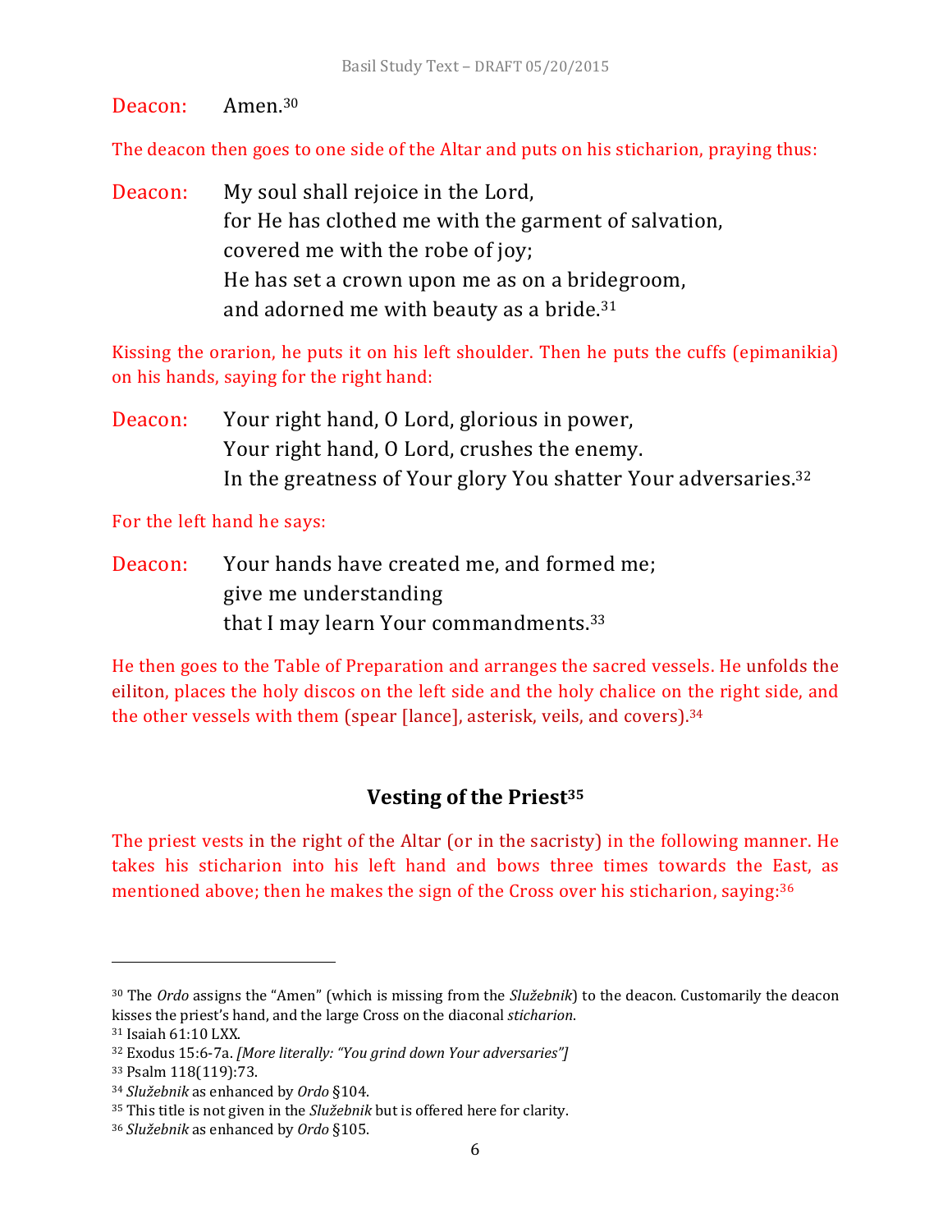Deacon: Amen.[30]

The deacon then goes to one side of the Altar and puts on his sticharion, praying thus:

Deacon: My soul shall rejoice in the Lord,
for He has clothed me with the garment of salvation,
covered me with the robe of joy;
He has set a crown upon me as on a bridegroom,
and adorned me with beauty as a bride.[31]

Kissing the orarion, he puts it on his left shoulder. Then he puts the cuffs (epimanikia) on his hands, saying for the right hand:

Deacon: Your right hand, O Lord, glorious in power,
Your right hand, O Lord, crushes the enemy.
In the greatness of Your glory You shatter Your adversaries.[32]

For the left hand he says:

Deacon: Your hands have created me, and formed me;
give me understanding
that I may learn Your commandments.[33]

He then goes to the Table of Preparation and arranges the sacred vessels. He unfolds the eiliton, places the holy discos on the left side and the holy chalice on the right side, and the other vessels with them (spear [lance], asterisk, veils, and covers).[34]

## Vesting of the Priest[35]

The priest vests in the right of the Altar (or in the sacristy) in the following manner. He takes his sticharion into his left hand and bows three times towards the East, as mentioned above; then he makes the sign of the Cross over his sticharion, saying:[36]

---

[30] The *Ordo* assigns the "Amen" (which is missing from the *Služebnik*) to the deacon. Customarily the deacon kisses the priest's hand, and the large Cross on the diaconal *sticharion*.

[31] Isaiah 61:10 LXX.

[32] Exodus 15:6-7a. *[More literally: "You grind down Your adversaries"]*

[33] Psalm 118(119):73.

[34] *Služebnik* as enhanced by *Ordo* §104.

[35] This title is not given in the *Služebnik* but is offered here for clarity.

[36] *Služebnik* as enhanced by *Ordo* §105.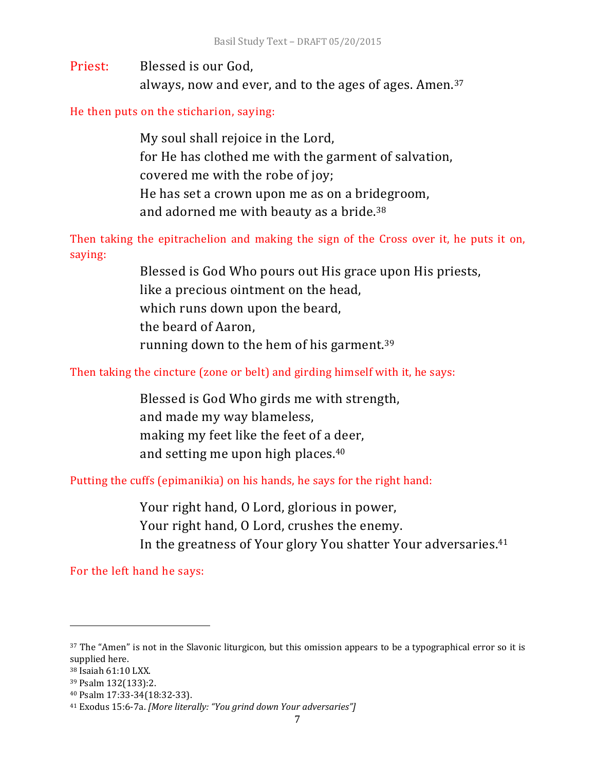Priest: Blessed is our God,
always, now and ever, and to the ages of ages. Amen.[37]

He then puts on the sticharion, saying:

My soul shall rejoice in the Lord,
for He has clothed me with the garment of salvation,
covered me with the robe of joy;
He has set a crown upon me as on a bridegroom,
and adorned me with beauty as a bride.[38]

Then taking the epitrachelion and making the sign of the Cross over it, he puts it on, saying:

Blessed is God Who pours out His grace upon His priests,
like a precious ointment on the head,
which runs down upon the beard,
the beard of Aaron,
running down to the hem of his garment.[39]

Then taking the cincture (zone or belt) and girding himself with it, he says:

Blessed is God Who girds me with strength,
and made my way blameless,
making my feet like the feet of a deer,
and setting me upon high places.[40]

Putting the cuffs (epimanikia) on his hands, he says for the right hand:

Your right hand, O Lord, glorious in power,
Your right hand, O Lord, crushes the enemy.
In the greatness of Your glory You shatter Your adversaries.[41]

For the left hand he says:

---

[37] The "Amen" is not in the Slavonic liturgicon, but this omission appears to be a typographical error so it is supplied here.

[38] Isaiah 61:10 LXX.

[39] Psalm 132(133):2.

[40] Psalm 17:33-34(18:32-33).

[41] Exodus 15:6-7a. *[More literally: "You grind down Your adversaries"]*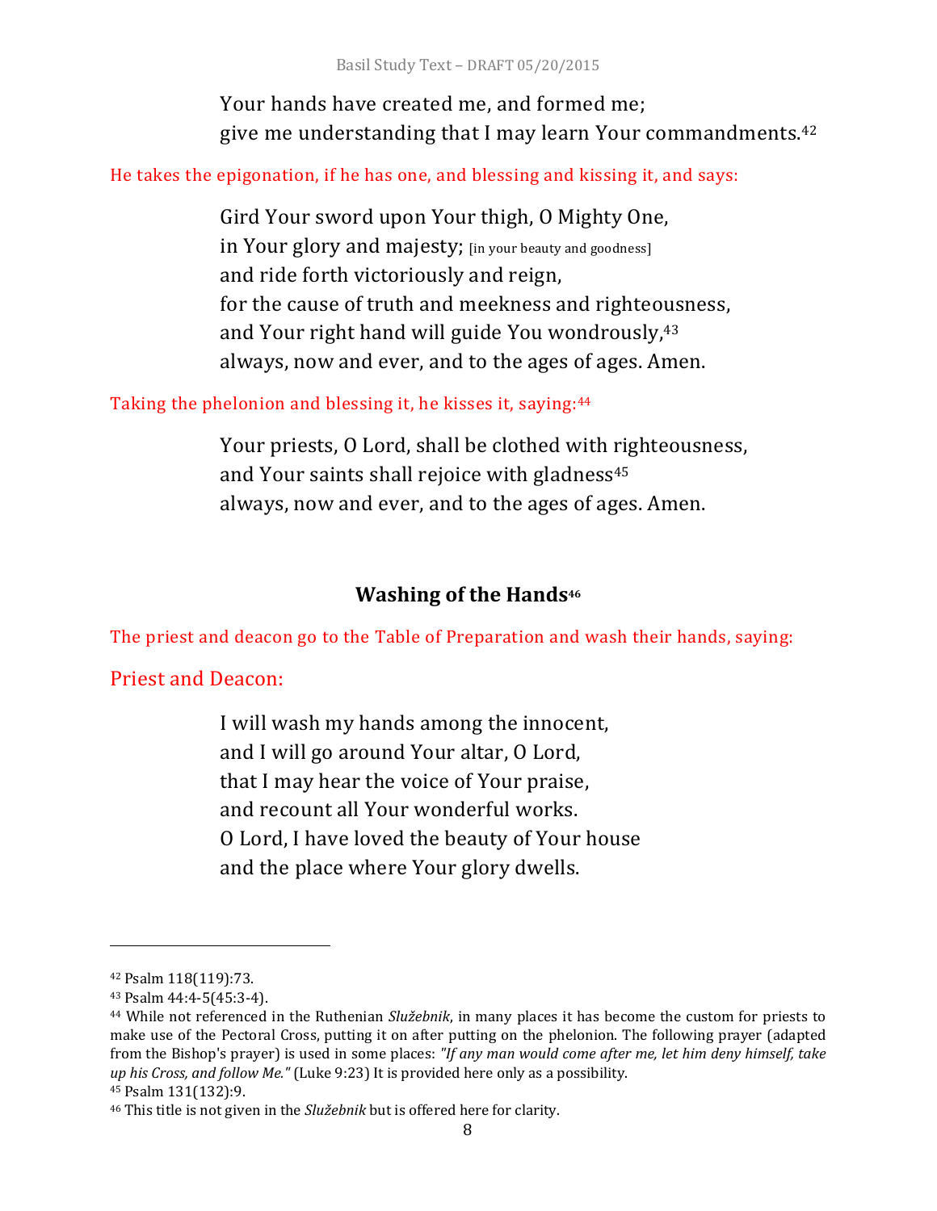Your hands have created me, and formed me;
give me understanding that I may learn Your commandments.[42]

He takes the epigonation, if he has one, and blessing and kissing it, and says:

Gird Your sword upon Your thigh, O Mighty One,
in Your glory and majesty; [in your beauty and goodness]
and ride forth victoriously and reign,
for the cause of truth and meekness and righteousness,
and Your right hand will guide You wondrously,[43]
always, now and ever, and to the ages of ages. Amen.

Taking the phelonion and blessing it, he kisses it, saying:[44]

Your priests, O Lord, shall be clothed with righteousness,
and Your saints shall rejoice with gladness[45]
always, now and ever, and to the ages of ages. Amen.

## Washing of the Hands[46]

The priest and deacon go to the Table of Preparation and wash their hands, saying:

Priest and Deacon:

I will wash my hands among the innocent,
and I will go around Your altar, O Lord,
that I may hear the voice of Your praise,
and recount all Your wonderful works.
O Lord, I have loved the beauty of Your house
and the place where Your glory dwells.

---

[42] Psalm 118(119):73.

[43] Psalm 44:4-5(45:3-4).

[44] While not referenced in the Ruthenian *Služebnik*, in many places it has become the custom for priests to make use of the Pectoral Cross, putting it on after putting on the phelonion. The following prayer (adapted from the Bishop's prayer) is used in some places: *"If any man would come after me, let him deny himself, take up his Cross, and follow Me."* (Luke 9:23) It is provided here only as a possibility.

[45] Psalm 131(132):9.

[46] This title is not given in the *Služebnik* but is offered here for clarity.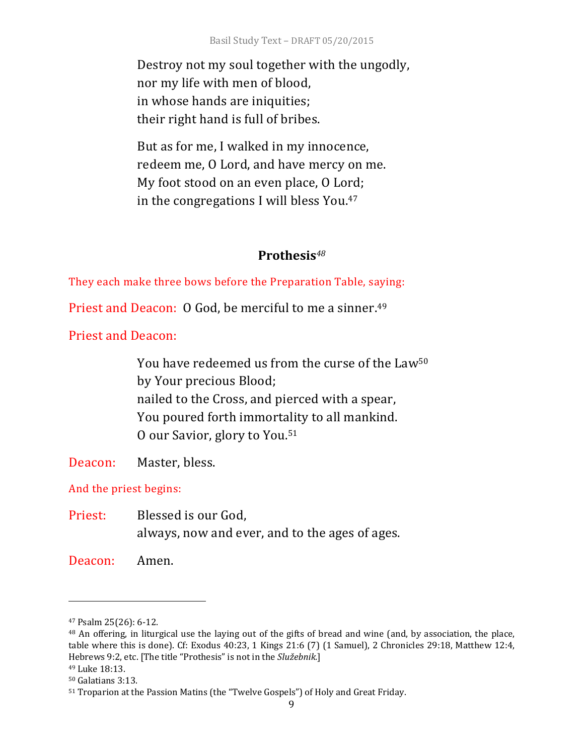Destroy not my soul together with the ungodly,
nor my life with men of blood,
in whose hands are iniquities;
their right hand is full of bribes.

But as for me, I walked in my innocence,
redeem me, O Lord, and have mercy on me.
My foot stood on an even place, O Lord;
in the congregations I will bless You.[47]

## Prothesis[48]

They each make three bows before the Preparation Table, saying:

Priest and Deacon: O God, be merciful to me a sinner.[49]

Priest and Deacon:

> You have redeemed us from the curse of the Law[50]
> by Your precious Blood;
> nailed to the Cross, and pierced with a spear,
> You poured forth immortality to all mankind.
> O our Savior, glory to You.[51]

Deacon: Master, bless.

And the priest begins:

Priest: Blessed is our God,
always, now and ever, and to the ages of ages.

Deacon: Amen.

---

[47] Psalm 25(26): 6-12.

[48] An offering, in liturgical use the laying out of the gifts of bread and wine (and, by association, the place, table where this is done). Cf: Exodus 40:23, 1 Kings 21:6 (7) (1 Samuel), 2 Chronicles 29:18, Matthew 12:4, Hebrews 9:2, etc. [The title "Prothesis" is not in the *Služebnik*.]

[49] Luke 18:13.

[50] Galatians 3:13.

[51] Troparion at the Passion Matins (the "Twelve Gospels") of Holy and Great Friday.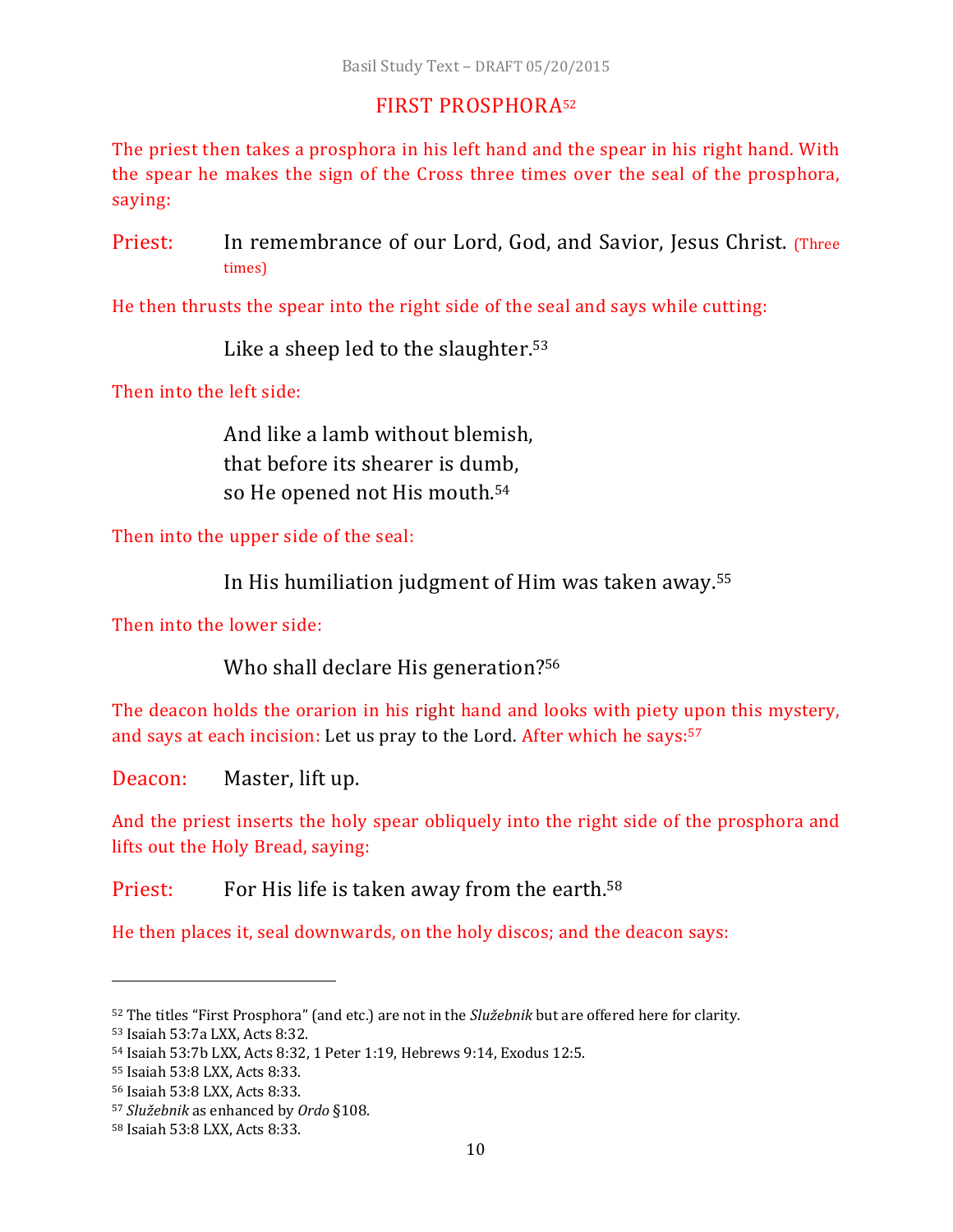## FIRST PROSPHORA[52]

The priest then takes a prosphora in his left hand and the spear in his right hand. With the spear he makes the sign of the Cross three times over the seal of the prosphora, saying:

Priest: In remembrance of our Lord, God, and Savior, Jesus Christ. (Three times)

He then thrusts the spear into the right side of the seal and says while cutting:

Like a sheep led to the slaughter.[53]

Then into the left side:

And like a lamb without blemish,
that before its shearer is dumb,
so He opened not His mouth.[54]

Then into the upper side of the seal:

In His humiliation judgment of Him was taken away.[55]

Then into the lower side:

Who shall declare His generation?[56]

The deacon holds the orarion in his right hand and looks with piety upon this mystery, and says at each incision: Let us pray to the Lord. After which he says:[57]

Deacon: Master, lift up.

And the priest inserts the holy spear obliquely into the right side of the prosphora and lifts out the Holy Bread, saying:

Priest: For His life is taken away from the earth.[58]

He then places it, seal downwards, on the holy discos; and the deacon says:

---

[52] The titles "First Prosphora" (and etc.) are not in the *Služebnik* but are offered here for clarity.
[53] Isaiah 53:7a LXX, Acts 8:32.
[54] Isaiah 53:7b LXX, Acts 8:32, 1 Peter 1:19, Hebrews 9:14, Exodus 12:5.
[55] Isaiah 53:8 LXX, Acts 8:33.
[56] Isaiah 53:8 LXX, Acts 8:33.
[57] *Služebnik* as enhanced by *Ordo* §108.
[58] Isaiah 53:8 LXX, Acts 8:33.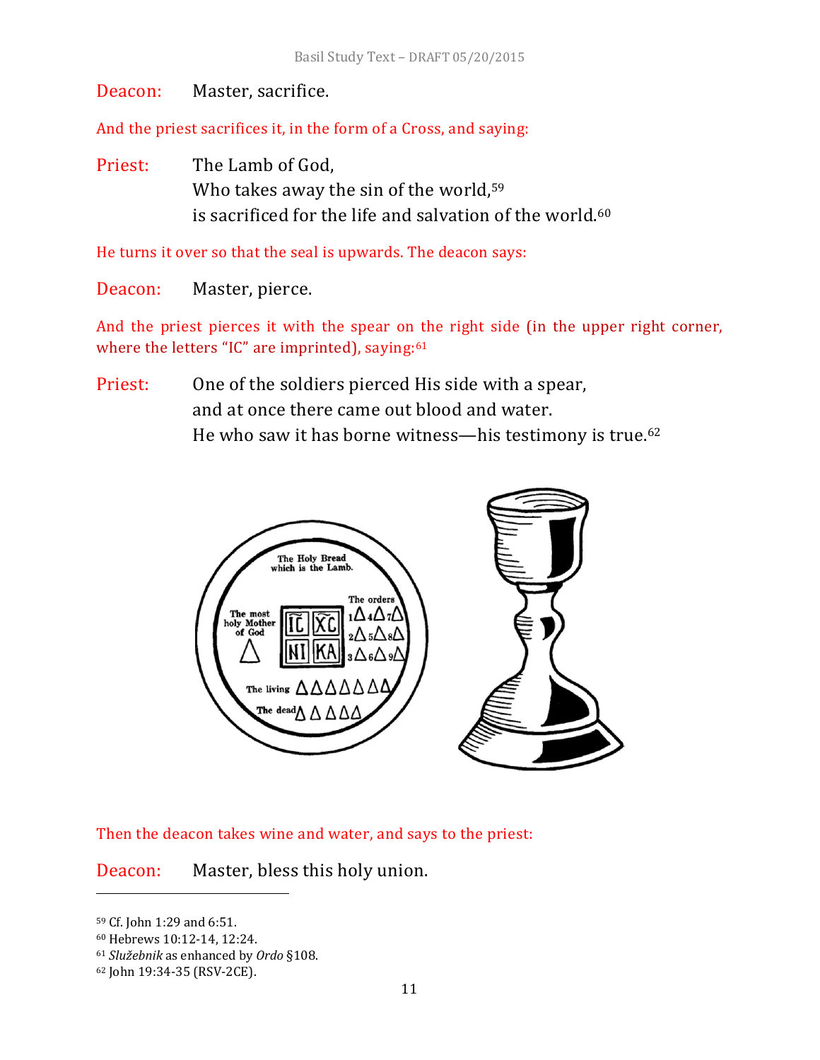Deacon: Master, sacrifice.

And the priest sacrifices it, in the form of a Cross, and saying:

Priest: The Lamb of God,
Who takes away the sin of the world,[59]
is sacrificed for the life and salvation of the world.[60]

He turns it over so that the seal is upwards. The deacon says:

Deacon: Master, pierce.

And the priest pierces it with the spear on the right side (in the upper right corner, where the letters "IC" are imprinted), saying:[61]

Priest: One of the soldiers pierced His side with a spear,
and at once there came out blood and water.
He who saw it has borne witness—his testimony is true.[62]

Then the deacon takes wine and water, and says to the priest:

Deacon: Master, bless this holy union.

---

[59] Cf. John 1:29 and 6:51.

[60] Hebrews 10:12-14, 12:24.

[61] *Služebnik* as enhanced by *Ordo* §108.

[62] John 19:34-35 (RSV-2CE).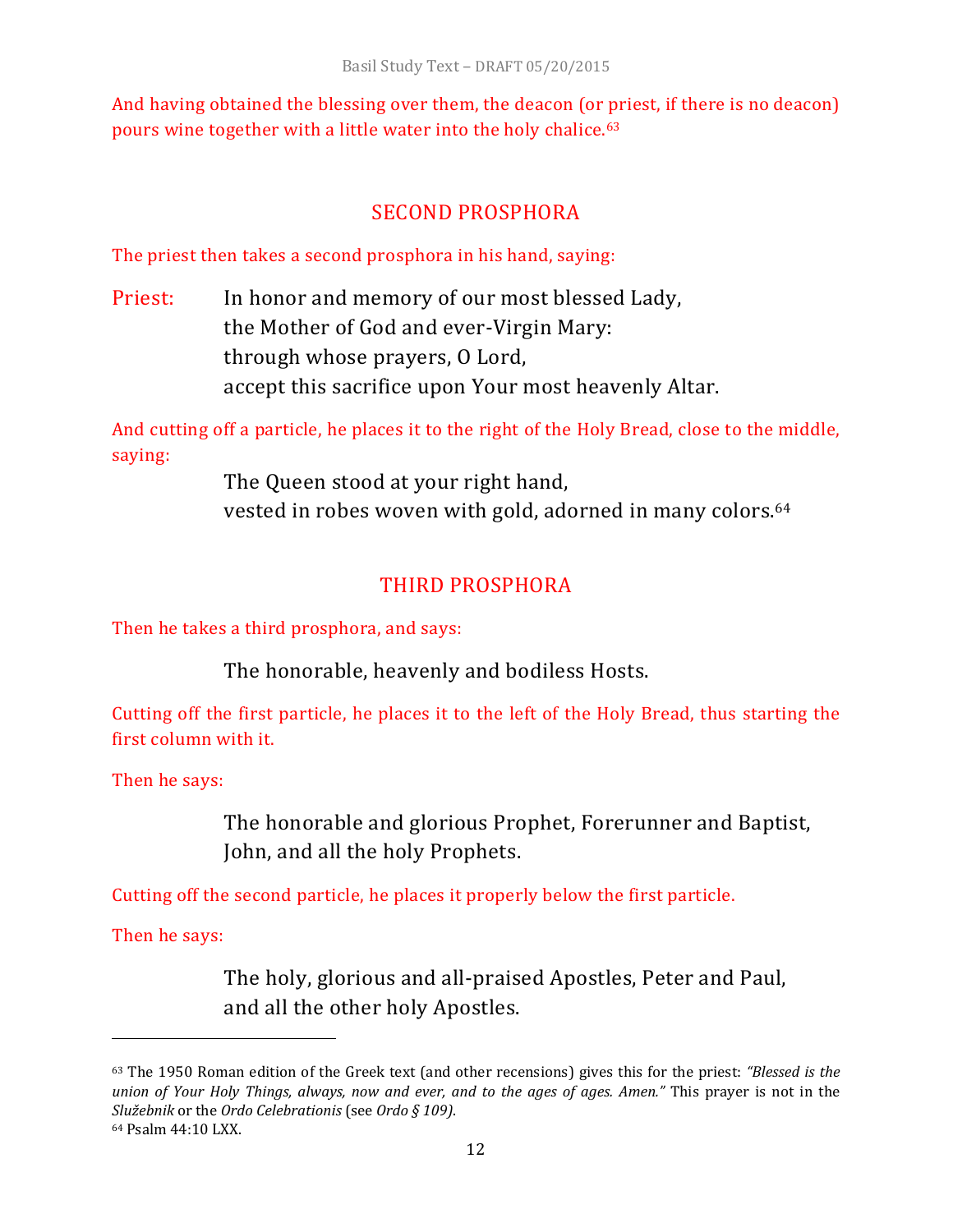And having obtained the blessing over them, the deacon (or priest, if there is no deacon) pours wine together with a little water into the holy chalice.[63]

## SECOND PROSPHORA

The priest then takes a second prosphora in his hand, saying:

Priest: In honor and memory of our most blessed Lady,
the Mother of God and ever-Virgin Mary:
through whose prayers, O Lord,
accept this sacrifice upon Your most heavenly Altar.

And cutting off a particle, he places it to the right of the Holy Bread, close to the middle, saying:

The Queen stood at your right hand,
vested in robes woven with gold, adorned in many colors.[64]

## THIRD PROSPHORA

Then he takes a third prosphora, and says:

The honorable, heavenly and bodiless Hosts.

Cutting off the first particle, he places it to the left of the Holy Bread, thus starting the first column with it.

Then he says:

The honorable and glorious Prophet, Forerunner and Baptist,
John, and all the holy Prophets.

Cutting off the second particle, he places it properly below the first particle.

Then he says:

The holy, glorious and all-praised Apostles, Peter and Paul,
and all the other holy Apostles.

---

[63] The 1950 Roman edition of the Greek text (and other recensions) gives this for the priest: *"Blessed is the union of Your Holy Things, always, now and ever, and to the ages of ages. Amen."* This prayer is not in the *Služebnik* or the *Ordo Celebrationis* (see *Ordo § 109)*.

[64] Psalm 44:10 LXX.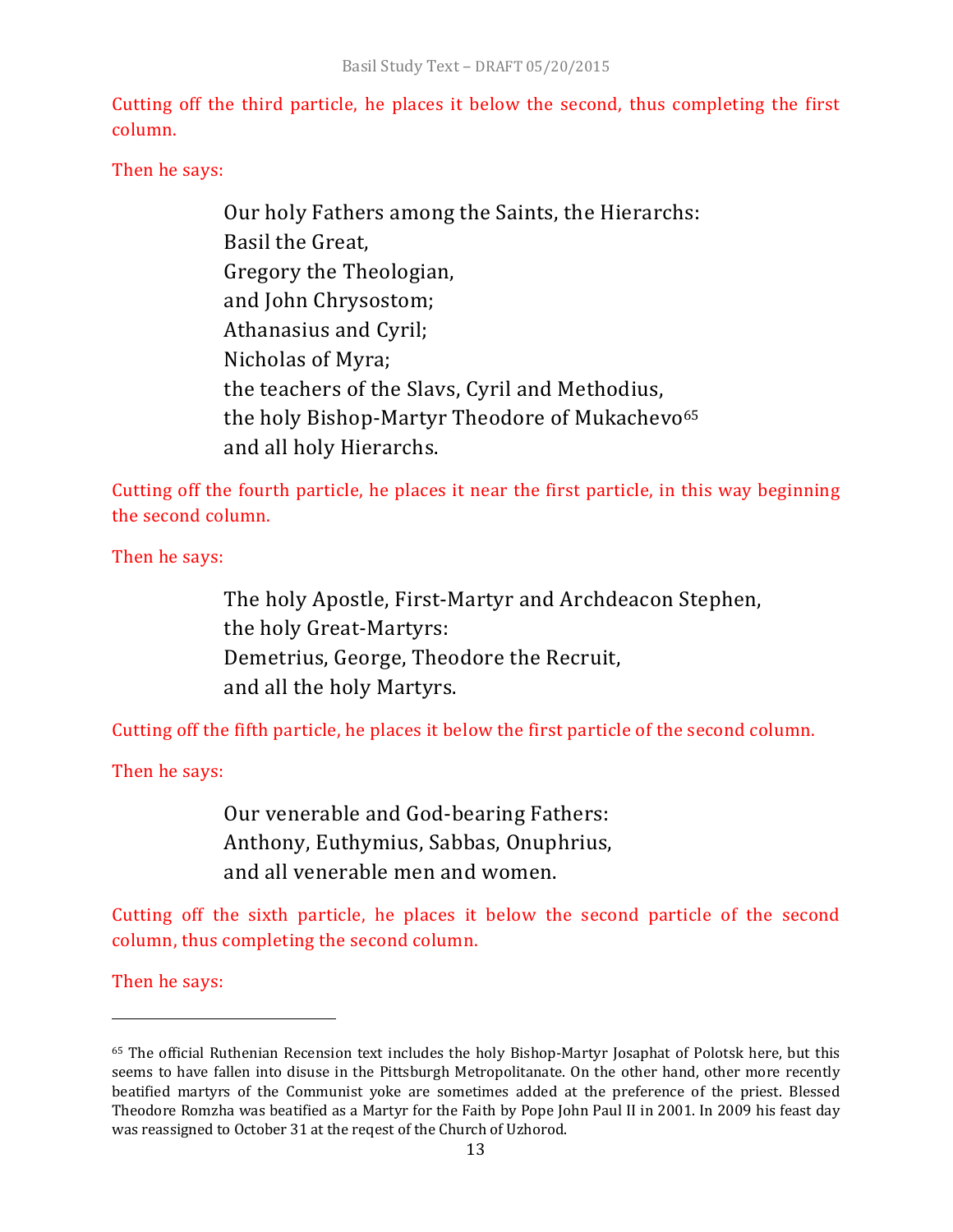Cutting off the third particle, he places it below the second, thus completing the first column.

Then he says:

> Our holy Fathers among the Saints, the Hierarchs:
> Basil the Great,
> Gregory the Theologian,
> and John Chrysostom;
> Athanasius and Cyril;
> Nicholas of Myra;
> the teachers of the Slavs, Cyril and Methodius,
> the holy Bishop-Martyr Theodore of Mukachevo[65]
> and all holy Hierarchs.

Cutting off the fourth particle, he places it near the first particle, in this way beginning the second column.

Then he says:

> The holy Apostle, First-Martyr and Archdeacon Stephen,
> the holy Great-Martyrs:
> Demetrius, George, Theodore the Recruit,
> and all the holy Martyrs.

Cutting off the fifth particle, he places it below the first particle of the second column.

Then he says:

> Our venerable and God-bearing Fathers:
> Anthony, Euthymius, Sabbas, Onuphrius,
> and all venerable men and women.

Cutting off the sixth particle, he places it below the second particle of the second column, thus completing the second column.

Then he says:

---

[65] The official Ruthenian Recension text includes the holy Bishop-Martyr Josaphat of Polotsk here, but this seems to have fallen into disuse in the Pittsburgh Metropolitanate. On the other hand, other more recently beatified martyrs of the Communist yoke are sometimes added at the preference of the priest. Blessed Theodore Romzha was beatified as a Martyr for the Faith by Pope John Paul II in 2001. In 2009 his feast day was reassigned to October 31 at the reqest of the Church of Uzhorod.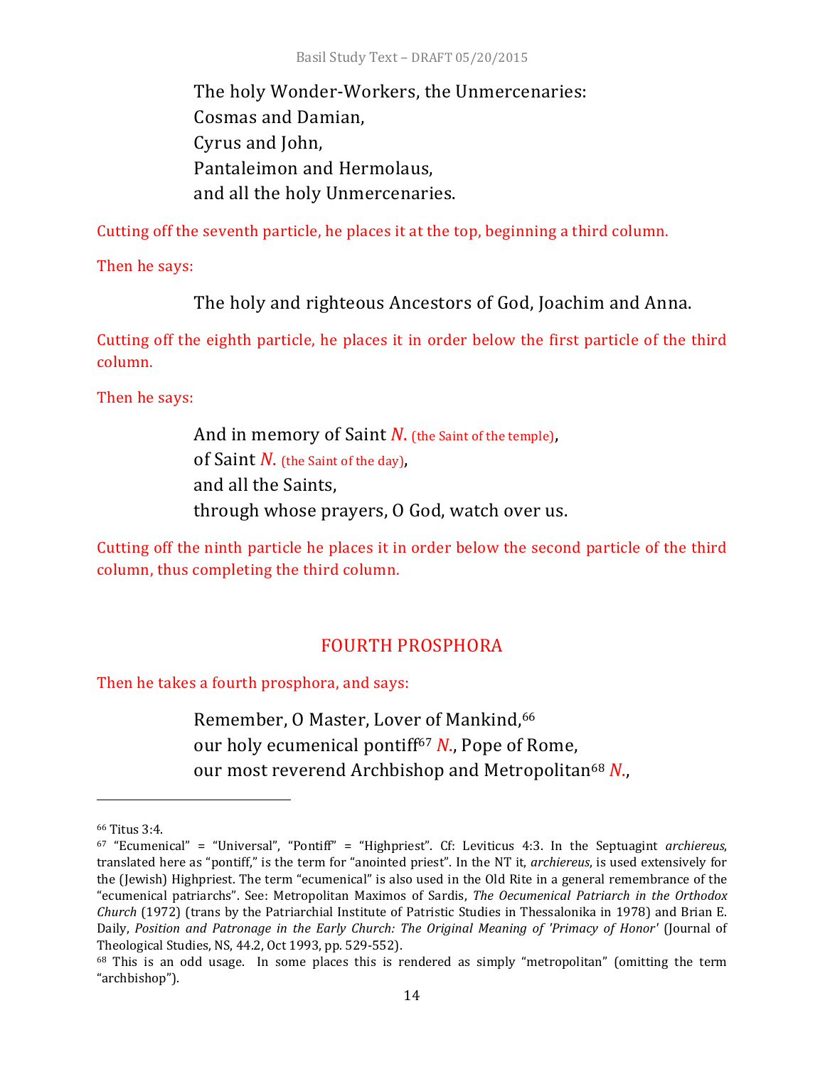The holy Wonder-Workers, the Unmercenaries:
Cosmas and Damian,
Cyrus and John,
Pantaleimon and Hermolaus,
and all the holy Unmercenaries.

Cutting off the seventh particle, he places it at the top, beginning a third column.

Then he says:

The holy and righteous Ancestors of God, Joachim and Anna.

Cutting off the eighth particle, he places it in order below the first particle of the third column.

Then he says:

And in memory of Saint *N.* (the Saint of the temple),
of Saint *N.* (the Saint of the day),
and all the Saints,
through whose prayers, O God, watch over us.

Cutting off the ninth particle he places it in order below the second particle of the third column, thus completing the third column.

## FOURTH PROSPHORA

Then he takes a fourth prosphora, and says:

Remember, O Master, Lover of Mankind,[66]
our holy ecumenical pontiff[67] *N.*, Pope of Rome,
our most reverend Archbishop and Metropolitan[68] *N.*,

---

[66] Titus 3:4.

[67] "Ecumenical" = "Universal", "Pontiff" = "Highpriest". Cf: Leviticus 4:3. In the Septuagint *archiereus*, translated here as "pontiff," is the term for "anointed priest". In the NT it, *archiereus*, is used extensively for the (Jewish) Highpriest. The term "ecumenical" is also used in the Old Rite in a general remembrance of the "ecumenical patriarchs". See: Metropolitan Maximos of Sardis, *The Oecumenical Patriarch in the Orthodox Church* (1972) (trans by the Patriarchial Institute of Patristic Studies in Thessalonika in 1978) and Brian E. Daily, *Position and Patronage in the Early Church: The Original Meaning of 'Primacy of Honor'* (Journal of Theological Studies, NS, 44.2, Oct 1993, pp. 529-552).

[68] This is an odd usage. In some places this is rendered as simply "metropolitan" (omitting the term "archbishop").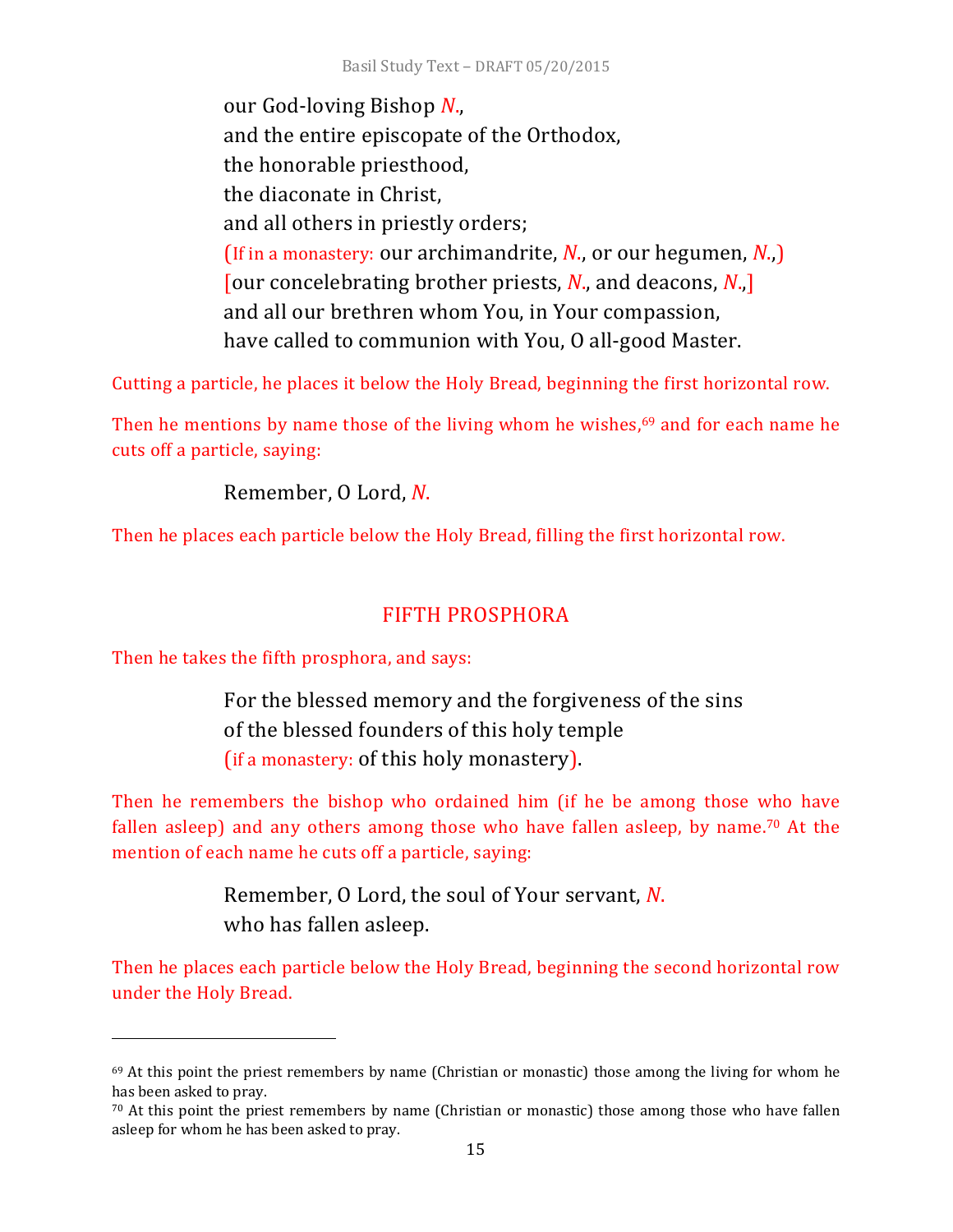our God-loving Bishop *N*.,
and the entire episcopate of the Orthodox,
the honorable priesthood,
the diaconate in Christ,
and all others in priestly orders;
(If in a monastery: our archimandrite, *N*., or our hegumen, *N*.,)
[our concelebrating brother priests, *N*., and deacons, *N*.,]
and all our brethren whom You, in Your compassion,
have called to communion with You, O all-good Master.

Cutting a particle, he places it below the Holy Bread, beginning the first horizontal row.

Then he mentions by name those of the living whom he wishes,[69] and for each name he cuts off a particle, saying:

Remember, O Lord, *N*.

Then he places each particle below the Holy Bread, filling the first horizontal row.

## FIFTH PROSPHORA

Then he takes the fifth prosphora, and says:

For the blessed memory and the forgiveness of the sins
of the blessed founders of this holy temple
(if a monastery: of this holy monastery).

Then he remembers the bishop who ordained him (if he be among those who have fallen asleep) and any others among those who have fallen asleep, by name.[70] At the mention of each name he cuts off a particle, saying:

Remember, O Lord, the soul of Your servant, *N*.
who has fallen asleep.

Then he places each particle below the Holy Bread, beginning the second horizontal row under the Holy Bread.

---

[69] At this point the priest remembers by name (Christian or monastic) those among the living for whom he has been asked to pray.

[70] At this point the priest remembers by name (Christian or monastic) those among those who have fallen asleep for whom he has been asked to pray.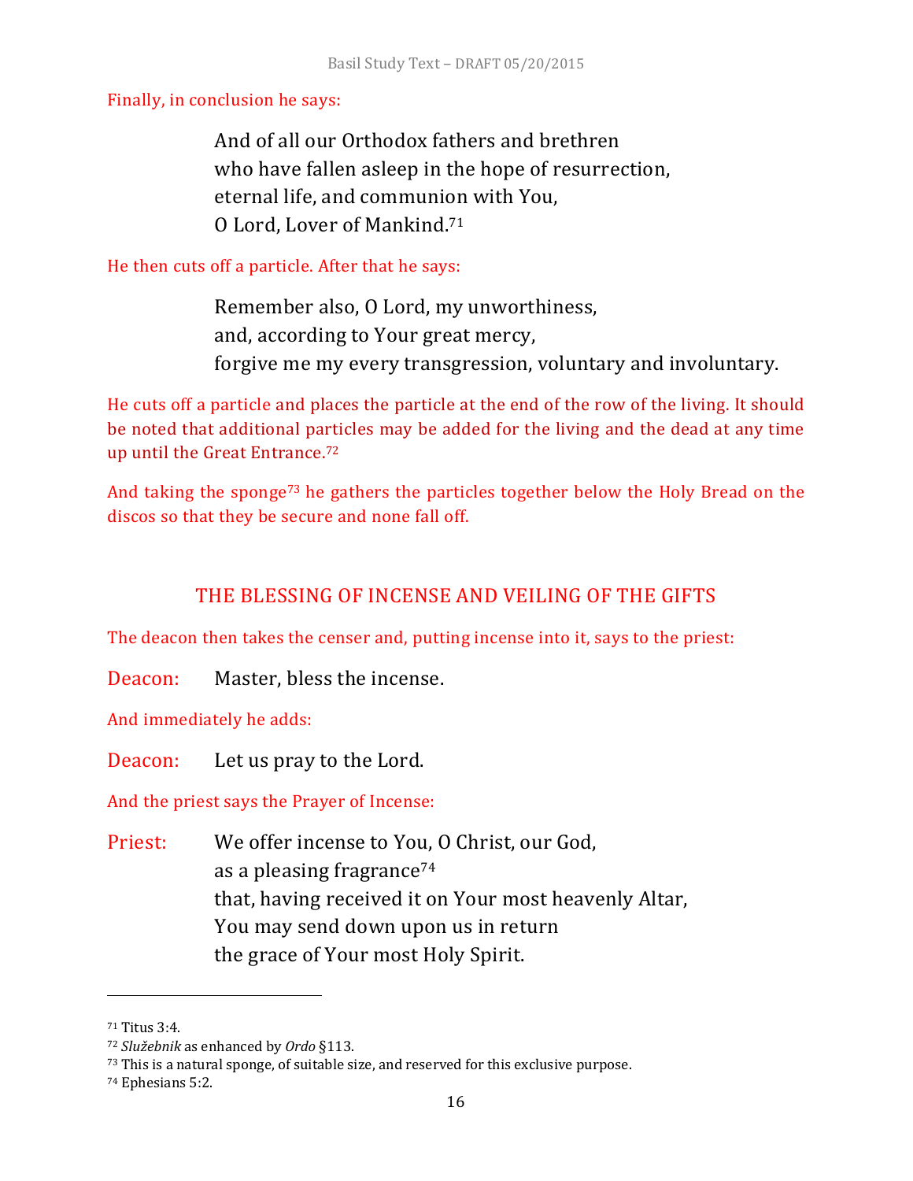Finally, in conclusion he says:

> And of all our Orthodox fathers and brethren
> who have fallen asleep in the hope of resurrection,
> eternal life, and communion with You,
> O Lord, Lover of Mankind.[71]

He then cuts off a particle. After that he says:

> Remember also, O Lord, my unworthiness,
> and, according to Your great mercy,
> forgive me my every transgression, voluntary and involuntary.

He cuts off a particle and places the particle at the end of the row of the living. It should be noted that additional particles may be added for the living and the dead at any time up until the Great Entrance.[72]

And taking the sponge[73] he gathers the particles together below the Holy Bread on the discos so that they be secure and none fall off.

## THE BLESSING OF INCENSE AND VEILING OF THE GIFTS

The deacon then takes the censer and, putting incense into it, says to the priest:

Deacon: Master, bless the incense.

And immediately he adds:

Deacon: Let us pray to the Lord.

And the priest says the Prayer of Incense:

Priest: We offer incense to You, O Christ, our God,
as a pleasing fragrance[74]
that, having received it on Your most heavenly Altar,
You may send down upon us in return
the grace of Your most Holy Spirit.

---

[71] Titus 3:4.

[72] *Služebnik* as enhanced by *Ordo* §113.

[73] This is a natural sponge, of suitable size, and reserved for this exclusive purpose.

[74] Ephesians 5:2.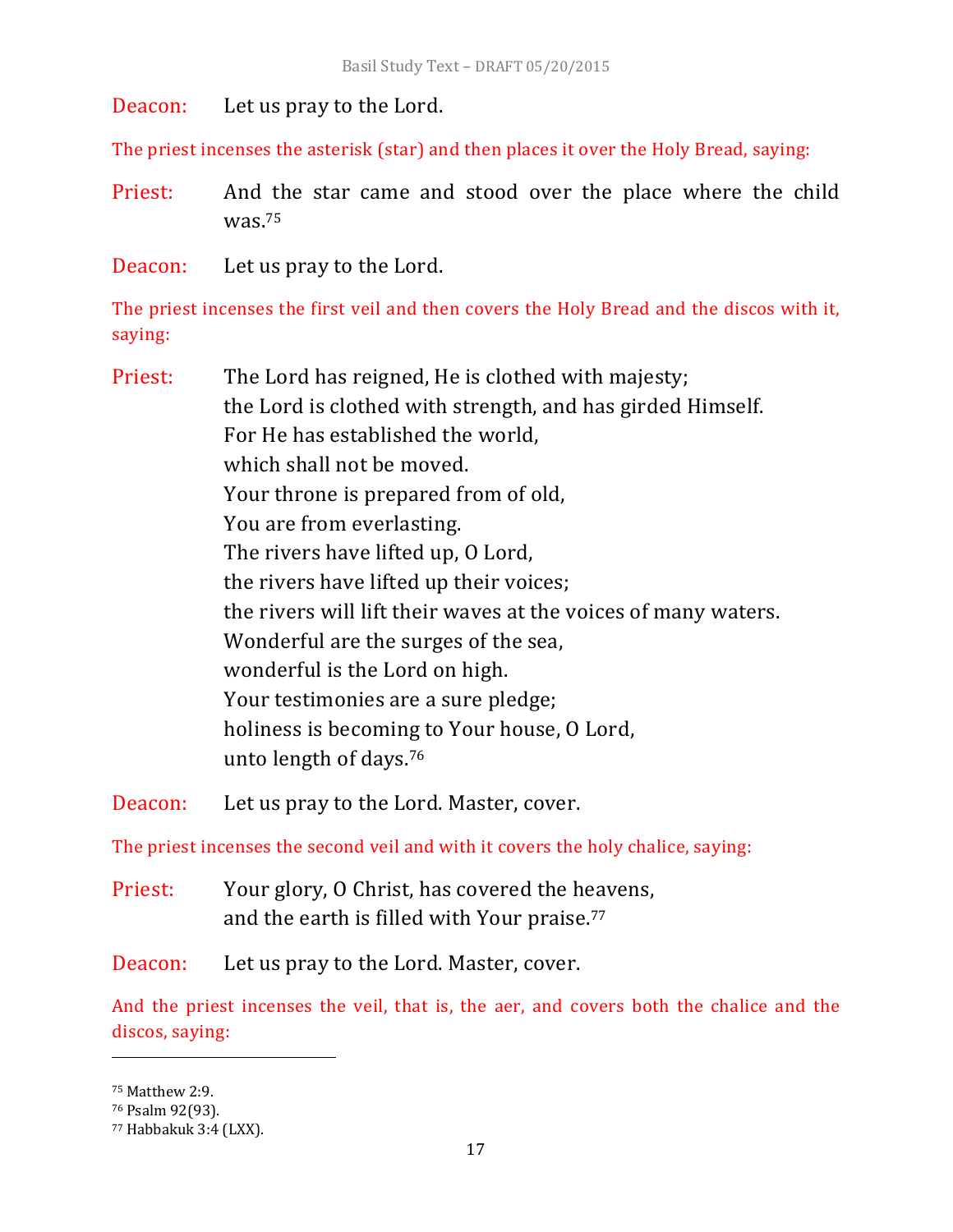Deacon: Let us pray to the Lord.

The priest incenses the asterisk (star) and then places it over the Holy Bread, saying:

Priest: And the star came and stood over the place where the child was.[75]

Deacon: Let us pray to the Lord.

The priest incenses the first veil and then covers the Holy Bread and the discos with it, saying:

Priest: The Lord has reigned, He is clothed with majesty;
the Lord is clothed with strength, and has girded Himself.
For He has established the world,
which shall not be moved.
Your throne is prepared from of old,
You are from everlasting.
The rivers have lifted up, O Lord,
the rivers have lifted up their voices;
the rivers will lift their waves at the voices of many waters.
Wonderful are the surges of the sea,
wonderful is the Lord on high.
Your testimonies are a sure pledge;
holiness is becoming to Your house, O Lord,
unto length of days.[76]

Deacon: Let us pray to the Lord. Master, cover.

The priest incenses the second veil and with it covers the holy chalice, saying:

Priest: Your glory, O Christ, has covered the heavens,
and the earth is filled with Your praise.[77]

Deacon: Let us pray to the Lord. Master, cover.

And the priest incenses the veil, that is, the aer, and covers both the chalice and the discos, saying:

---

[75] Matthew 2:9.
[76] Psalm 92(93).
[77] Habbakuk 3:4 (LXX).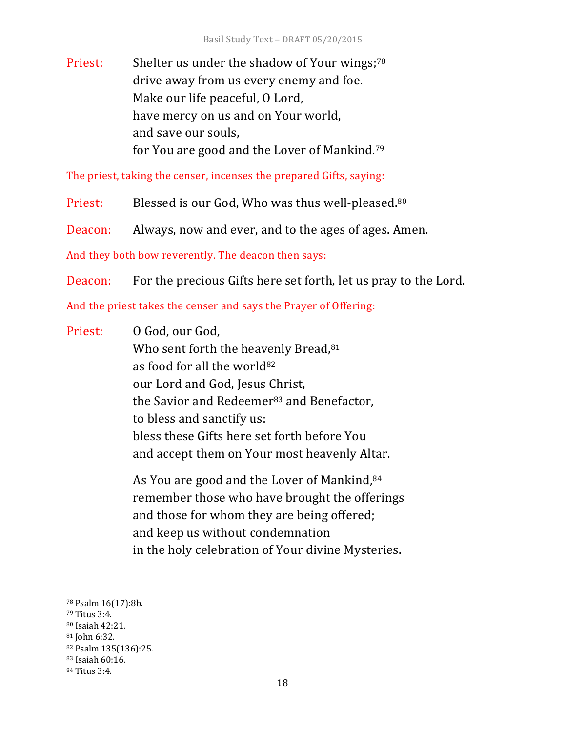**Priest:** Shelter us under the shadow of Your wings;[78]
drive away from us every enemy and foe.
Make our life peaceful, O Lord,
have mercy on us and on Your world,
and save our souls,
for You are good and the Lover of Mankind.[79]

*The priest, taking the censer, incenses the prepared Gifts, saying:*

**Priest:** Blessed is our God, Who was thus well-pleased.[80]

**Deacon:** Always, now and ever, and to the ages of ages. Amen.

*And they both bow reverently. The deacon then says:*

**Deacon:** For the precious Gifts here set forth, let us pray to the Lord.

*And the priest takes the censer and says the Prayer of Offering:*

**Priest:** O God, our God,
Who sent forth the heavenly Bread,[81]
as food for all the world[82]
our Lord and God, Jesus Christ,
the Savior and Redeemer[83] and Benefactor,
to bless and sanctify us:
bless these Gifts here set forth before You
and accept them on Your most heavenly Altar.

As You are good and the Lover of Mankind,[84]
remember those who have brought the offerings
and those for whom they are being offered;
and keep us without condemnation
in the holy celebration of Your divine Mysteries.

---

[78] Psalm 16(17):8b.
[79] Titus 3:4.
[80] Isaiah 42:21.
[81] John 6:32.
[82] Psalm 135(136):25.
[83] Isaiah 60:16.
[84] Titus 3:4.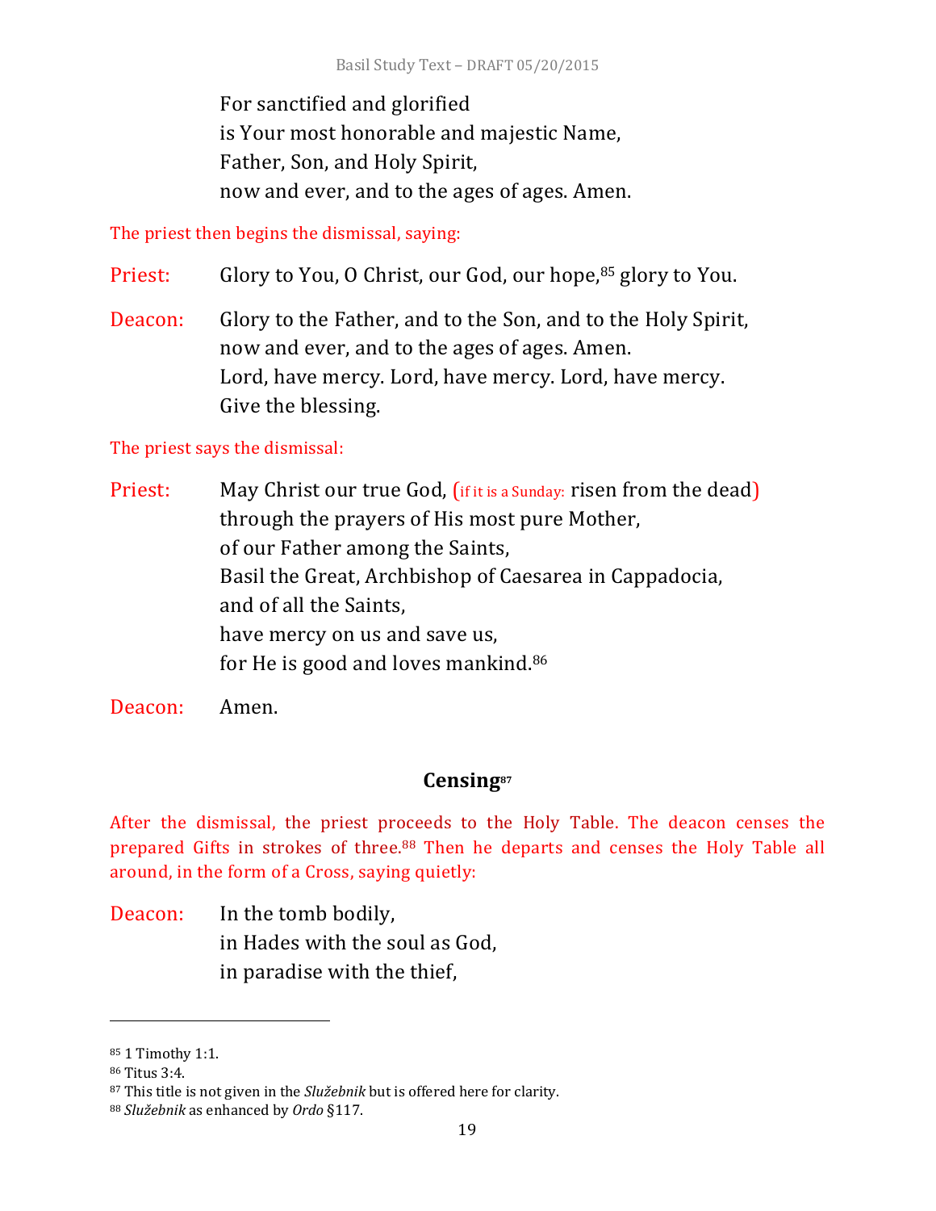For sanctified and glorified
is Your most honorable and majestic Name,
Father, Son, and Holy Spirit,
now and ever, and to the ages of ages. Amen.

The priest then begins the dismissal, saying:

Priest: Glory to You, O Christ, our God, our hope,[85] glory to You.

Deacon: Glory to the Father, and to the Son, and to the Holy Spirit,
now and ever, and to the ages of ages. Amen.
Lord, have mercy. Lord, have mercy. Lord, have mercy.
Give the blessing.

The priest says the dismissal:

Priest: May Christ our true God, (if it is a Sunday: risen from the dead)
through the prayers of His most pure Mother,
of our Father among the Saints,
Basil the Great, Archbishop of Caesarea in Cappadocia,
and of all the Saints,
have mercy on us and save us,
for He is good and loves mankind.[86]

Deacon: Amen.

## Censing[87]

After the dismissal, the priest proceeds to the Holy Table. The deacon censes the prepared Gifts in strokes of three.[88] Then he departs and censes the Holy Table all around, in the form of a Cross, saying quietly:

Deacon: In the tomb bodily,
in Hades with the soul as God,
in paradise with the thief,

---

[85] 1 Timothy 1:1.
[86] Titus 3:4.
[87] This title is not given in the *Služebnik* but is offered here for clarity.
[88] *Služebnik* as enhanced by *Ordo* §117.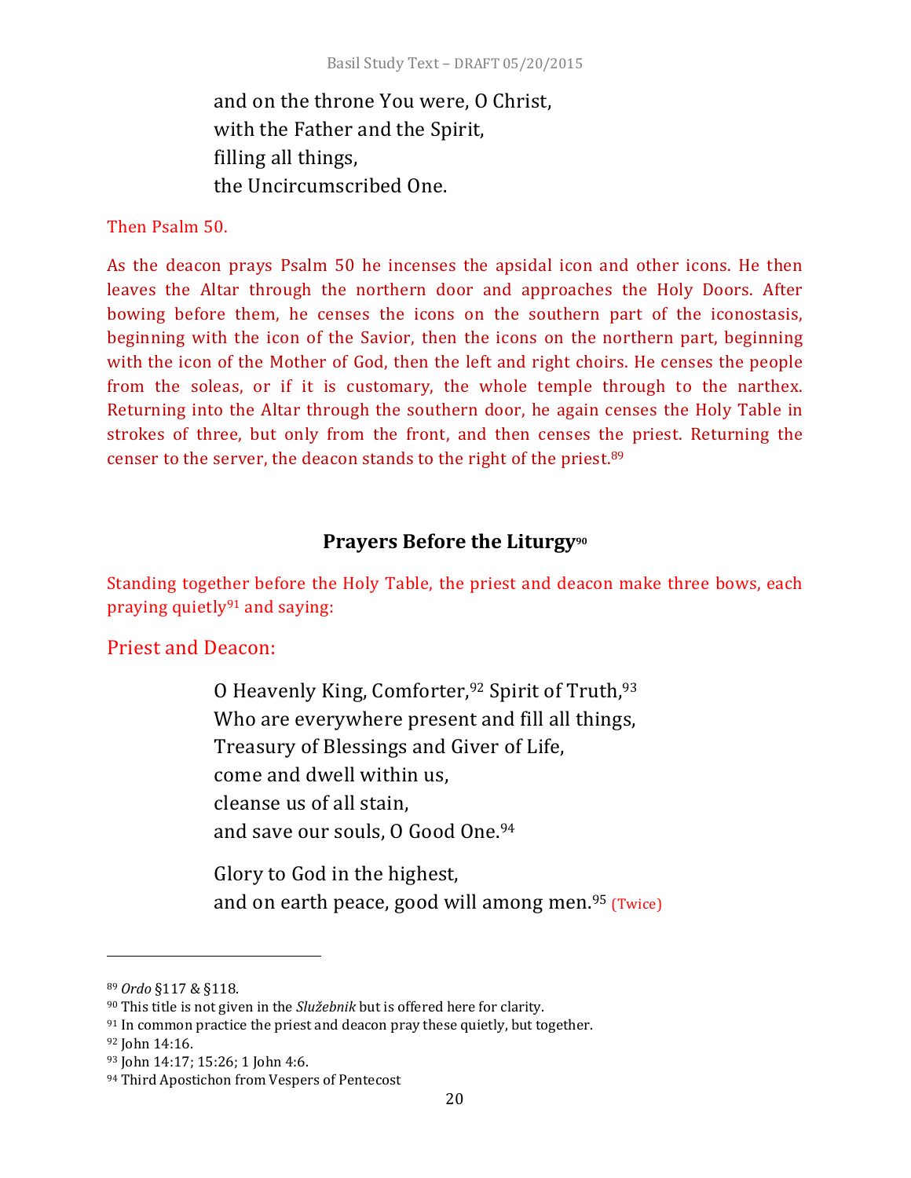and on the throne You were, O Christ,
with the Father and the Spirit,
filling all things,
the Uncircumscribed One.

Then Psalm 50.

As the deacon prays Psalm 50 he incenses the apsidal icon and other icons. He then leaves the Altar through the northern door and approaches the Holy Doors. After bowing before them, he censes the icons on the southern part of the iconostasis, beginning with the icon of the Savior, then the icons on the northern part, beginning with the icon of the Mother of God, then the left and right choirs. He censes the people from the soleas, or if it is customary, the whole temple through to the narthex. Returning into the Altar through the southern door, he again censes the Holy Table in strokes of three, but only from the front, and then censes the priest. Returning the censer to the server, the deacon stands to the right of the priest.[89]

## Prayers Before the Liturgy[90]

Standing together before the Holy Table, the priest and deacon make three bows, each praying quietly[91] and saying:

Priest and Deacon:

O Heavenly King, Comforter,[92] Spirit of Truth,[93]
Who are everywhere present and fill all things,
Treasury of Blessings and Giver of Life,
come and dwell within us,
cleanse us of all stain,
and save our souls, O Good One.[94]

Glory to God in the highest,
and on earth peace, good will among men.[95] (Twice)

---

[89] *Ordo* §117 & §118.
[90] This title is not given in the *Služebnik* but is offered here for clarity.
[91] In common practice the priest and deacon pray these quietly, but together.
[92] John 14:16.
[93] John 14:17; 15:26; 1 John 4:6.
[94] Third Apostichon from Vespers of Pentecost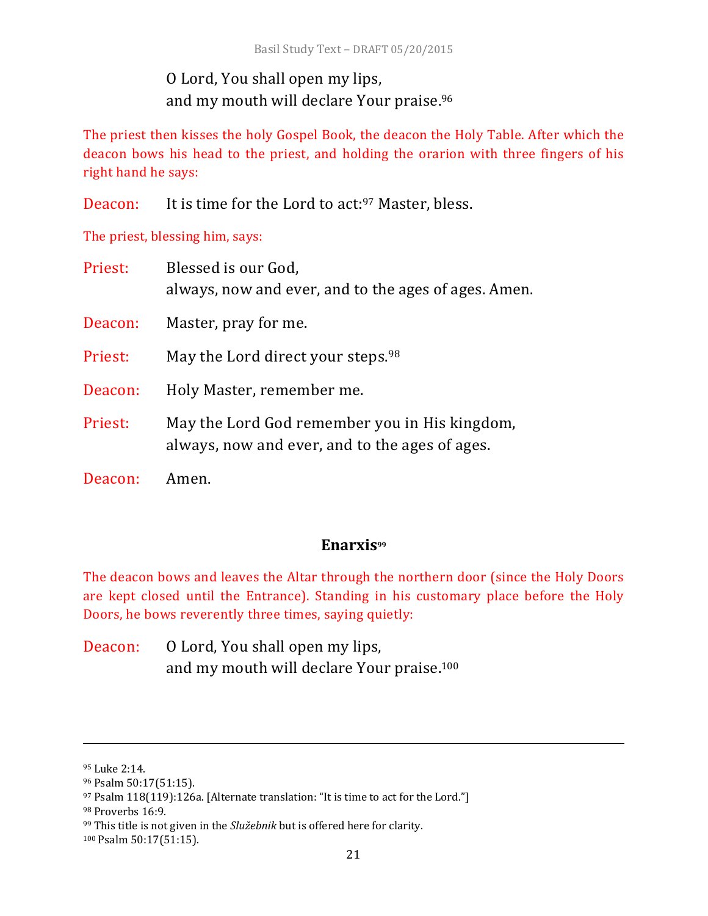O Lord, You shall open my lips,
and my mouth will declare Your praise.[96]

The priest then kisses the holy Gospel Book, the deacon the Holy Table. After which the deacon bows his head to the priest, and holding the orarion with three fingers of his right hand he says:

Deacon: It is time for the Lord to act:[97] Master, bless.

The priest, blessing him, says:

Priest: Blessed is our God,
always, now and ever, and to the ages of ages. Amen.

Deacon: Master, pray for me.

Priest: May the Lord direct your steps.[98]

Deacon: Holy Master, remember me.

Priest: May the Lord God remember you in His kingdom,
always, now and ever, and to the ages of ages.

Deacon: Amen.

### Enarxis[99]

The deacon bows and leaves the Altar through the northern door (since the Holy Doors are kept closed until the Entrance). Standing in his customary place before the Holy Doors, he bows reverently three times, saying quietly:

Deacon: O Lord, You shall open my lips,
and my mouth will declare Your praise.[100]

---

[95] Luke 2:14.

[96] Psalm 50:17(51:15).

[97] Psalm 118(119):126a. [Alternate translation: "It is time to act for the Lord."]

[98] Proverbs 16:9.

[99] This title is not given in the *Služebnik* but is offered here for clarity.

[100] Psalm 50:17(51:15).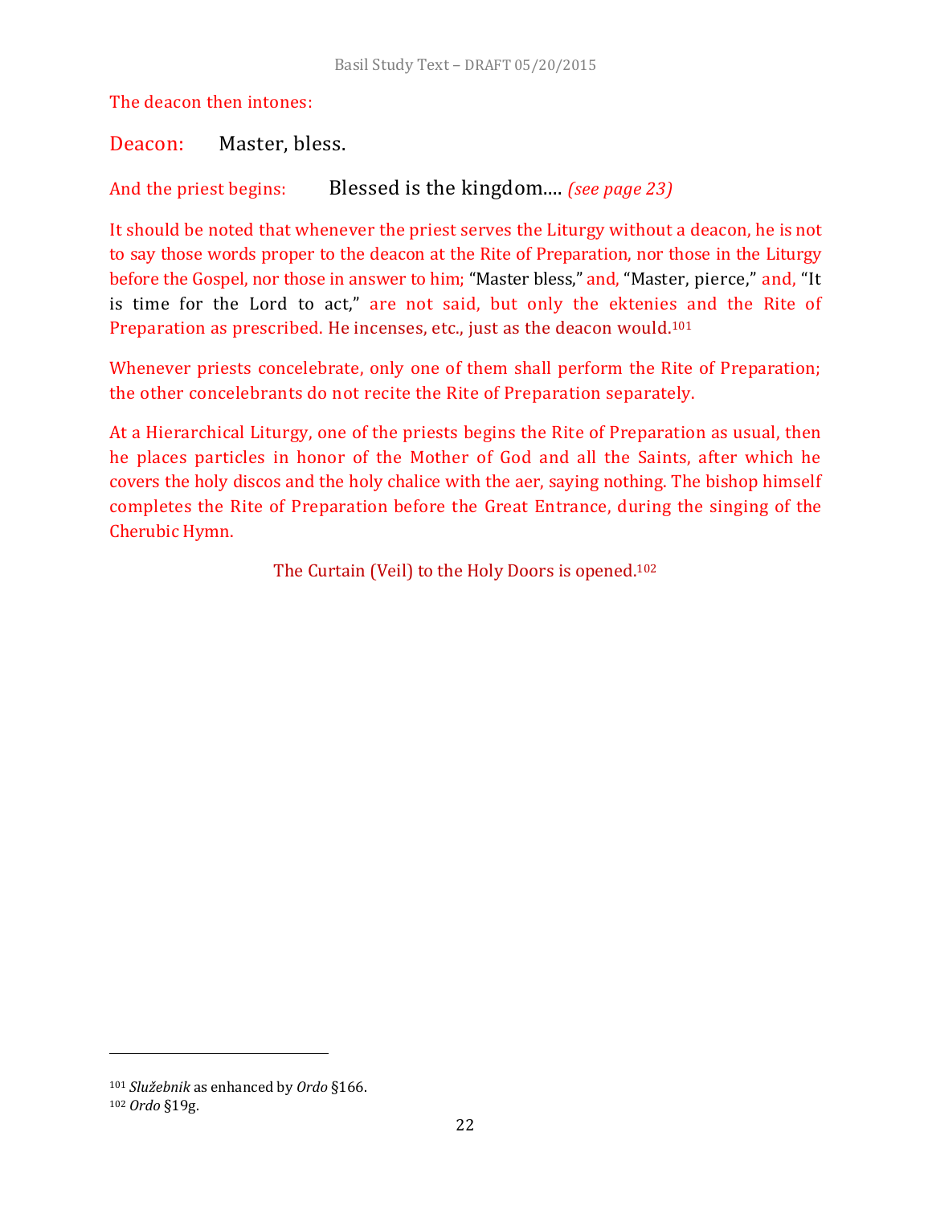The deacon then intones:

Deacon: Master, bless.

And the priest begins: Blessed is the kingdom.... *(see page 23)*

It should be noted that whenever the priest serves the Liturgy without a deacon, he is not to say those words proper to the deacon at the Rite of Preparation, nor those in the Liturgy before the Gospel, nor those in answer to him; "Master bless," and, "Master, pierce," and, "It is time for the Lord to act," are not said, but only the ektenies and the Rite of Preparation as prescribed. He incenses, etc., just as the deacon would.[101]

Whenever priests concelebrate, only one of them shall perform the Rite of Preparation; the other concelebrants do not recite the Rite of Preparation separately.

At a Hierarchical Liturgy, one of the priests begins the Rite of Preparation as usual, then he places particles in honor of the Mother of God and all the Saints, after which he covers the holy discos and the holy chalice with the aer, saying nothing. The bishop himself completes the Rite of Preparation before the Great Entrance, during the singing of the Cherubic Hymn.

The Curtain (Veil) to the Holy Doors is opened.[102]

---

[101] *Služebnik* as enhanced by *Ordo* §166.

[102] *Ordo* §19g.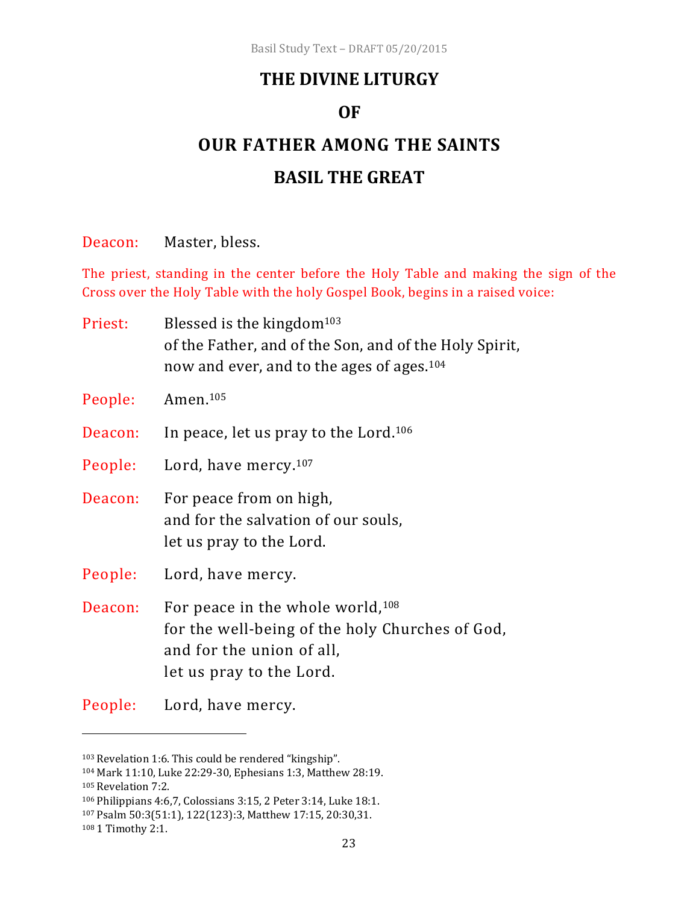# THE DIVINE LITURGY

# OF

# OUR FATHER AMONG THE SAINTS

# BASIL THE GREAT

Deacon: Master, bless.

The priest, standing in the center before the Holy Table and making the sign of the Cross over the Holy Table with the holy Gospel Book, begins in a raised voice:

Priest: Blessed is the kingdom[103]
of the Father, and of the Son, and of the Holy Spirit,
now and ever, and to the ages of ages.[104]

People: Amen.[105]

Deacon: In peace, let us pray to the Lord.[106]

People: Lord, have mercy.[107]

Deacon: For peace from on high,
and for the salvation of our souls,
let us pray to the Lord.

People: Lord, have mercy.

Deacon: For peace in the whole world,[108]
for the well-being of the holy Churches of God,
and for the union of all,
let us pray to the Lord.

People: Lord, have mercy.

---

[103] Revelation 1:6. This could be rendered "kingship".
[104] Mark 11:10, Luke 22:29-30, Ephesians 1:3, Matthew 28:19.
[105] Revelation 7:2.
[106] Philippians 4:6,7, Colossians 3:15, 2 Peter 3:14, Luke 18:1.
[107] Psalm 50:3(51:1), 122(123):3, Matthew 17:15, 20:30,31.
[108] 1 Timothy 2:1.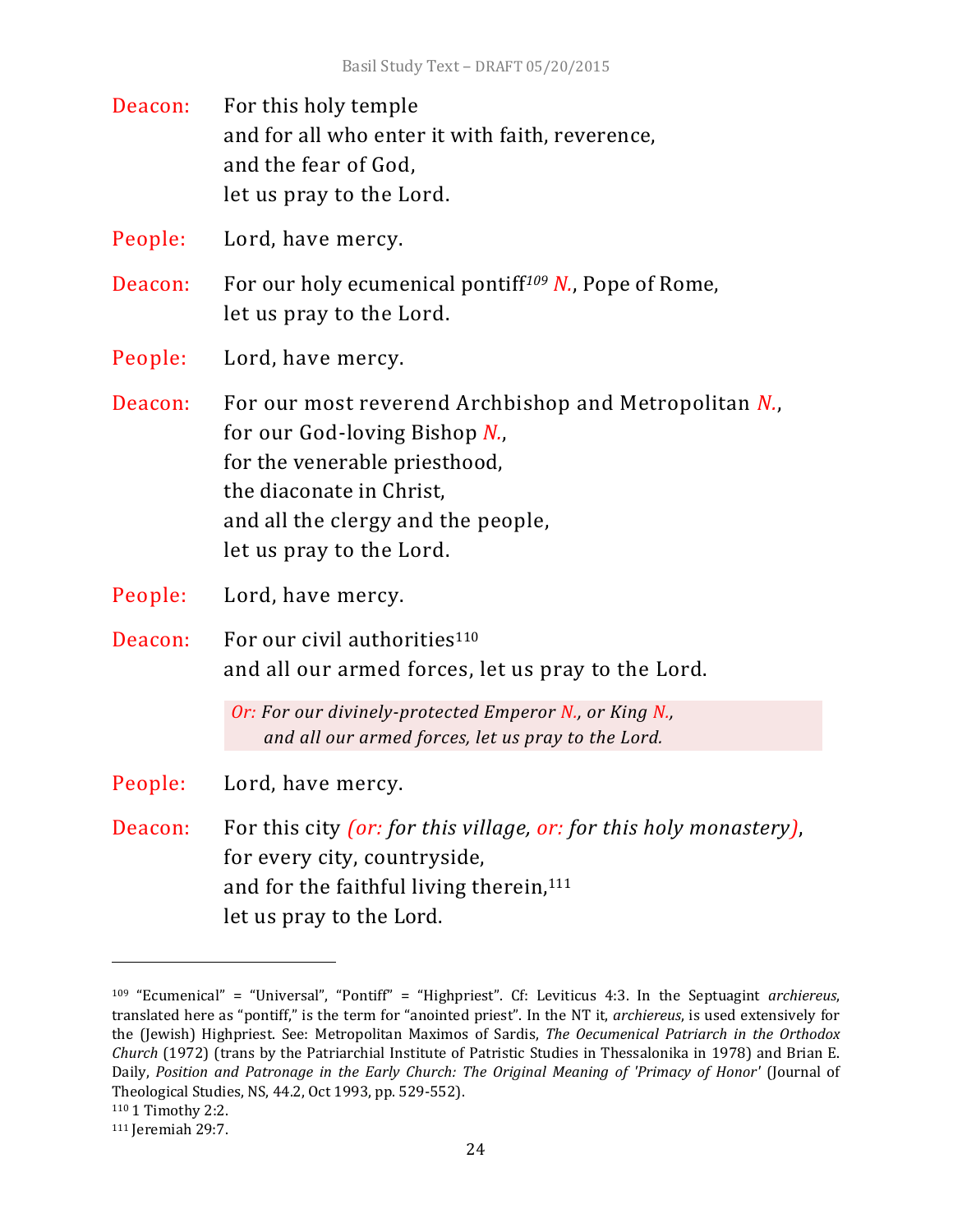Deacon: For this holy temple
and for all who enter it with faith, reverence,
and the fear of God,
let us pray to the Lord.

People: Lord, have mercy.

Deacon: For our holy ecumenical pontiff[109] *N.*, Pope of Rome,
let us pray to the Lord.

People: Lord, have mercy.

Deacon: For our most reverend Archbishop and Metropolitan *N.*,
for our God-loving Bishop *N.*,
for the venerable priesthood,
the diaconate in Christ,
and all the clergy and the people,
let us pray to the Lord.

People: Lord, have mercy.

Deacon: For our civil authorities[110]
and all our armed forces, let us pray to the Lord.

> *Or: For our divinely-protected Emperor N., or King N.,*
> *and all our armed forces, let us pray to the Lord.*

People: Lord, have mercy.

Deacon: For this city *(or: for this village, or: for this holy monastery)*,
for every city, countryside,
and for the faithful living therein,[111]
let us pray to the Lord.

---

[109] "Ecumenical" = "Universal", "Pontiff" = "Highpriest". Cf: Leviticus 4:3. In the Septuagint *archiereus*, translated here as "pontiff," is the term for "anointed priest". In the NT it, *archiereus*, is used extensively for the (Jewish) Highpriest. See: Metropolitan Maximos of Sardis, *The Oecumenical Patriarch in the Orthodox Church* (1972) (trans by the Patriarchial Institute of Patristic Studies in Thessalonika in 1978) and Brian E. Daily, *Position and Patronage in the Early Church: The Original Meaning of 'Primacy of Honor'* (Journal of Theological Studies, NS, 44.2, Oct 1993, pp. 529-552).

[110] 1 Timothy 2:2.

[111] Jeremiah 29:7.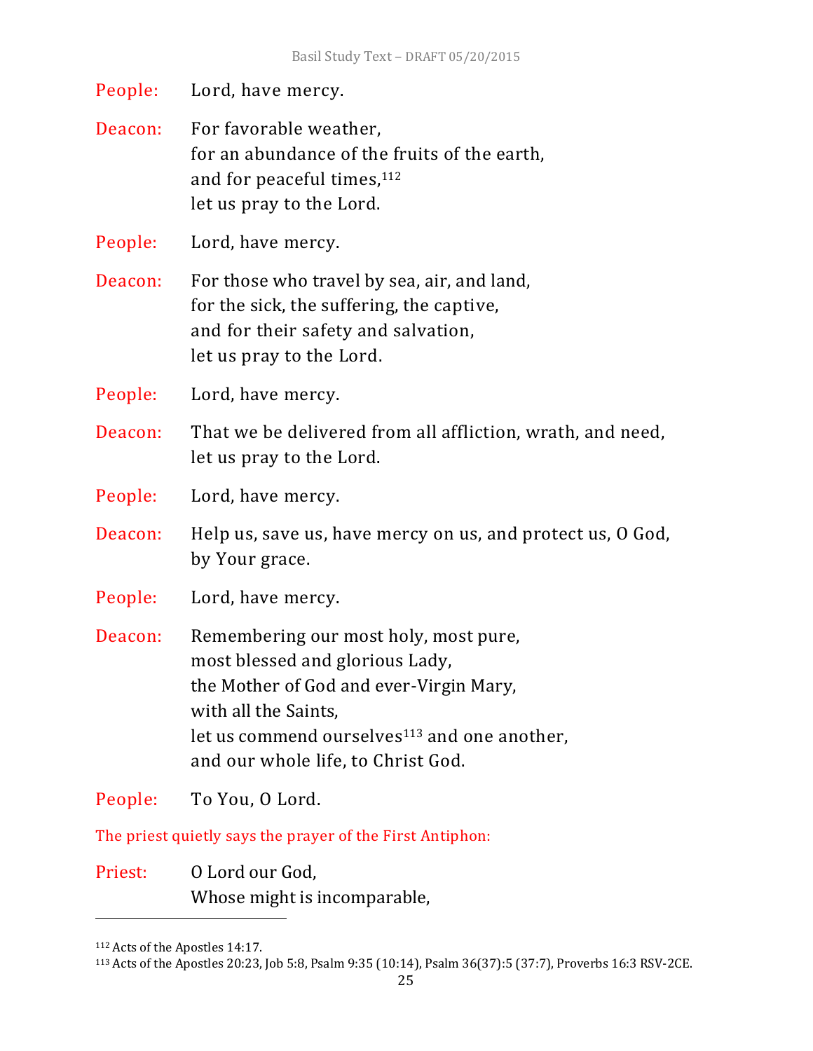People: Lord, have mercy.

Deacon: For favorable weather,
for an abundance of the fruits of the earth,
and for peaceful times,[112]
let us pray to the Lord.

People: Lord, have mercy.

Deacon: For those who travel by sea, air, and land,
for the sick, the suffering, the captive,
and for their safety and salvation,
let us pray to the Lord.

People: Lord, have mercy.

Deacon: That we be delivered from all affliction, wrath, and need,
let us pray to the Lord.

People: Lord, have mercy.

Deacon: Help us, save us, have mercy on us, and protect us, O God,
by Your grace.

People: Lord, have mercy.

Deacon: Remembering our most holy, most pure,
most blessed and glorious Lady,
the Mother of God and ever-Virgin Mary,
with all the Saints,
let us commend ourselves[113] and one another,
and our whole life, to Christ God.

People: To You, O Lord.

The priest quietly says the prayer of the First Antiphon:

Priest: O Lord our God,
Whose might is incomparable,

---

[112] Acts of the Apostles 14:17.

[113] Acts of the Apostles 20:23, Job 5:8, Psalm 9:35 (10:14), Psalm 36(37):5 (37:7), Proverbs 16:3 RSV-2CE.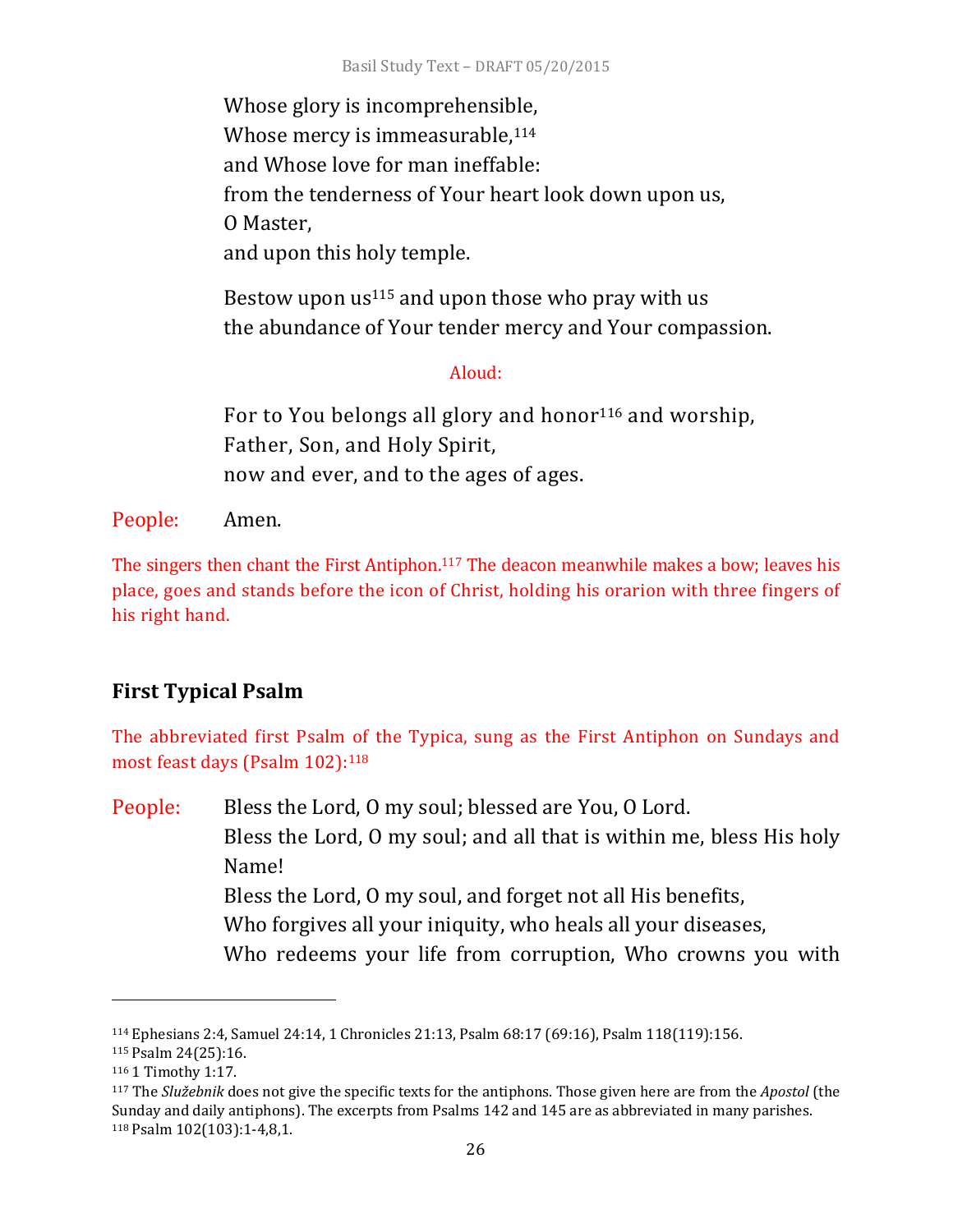Whose glory is incomprehensible,
Whose mercy is immeasurable,[114]
and Whose love for man ineffable:
from the tenderness of Your heart look down upon us,
O Master,
and upon this holy temple.

Bestow upon us[115] and upon those who pray with us
the abundance of Your tender mercy and Your compassion.

Aloud:

For to You belongs all glory and honor[116] and worship,
Father, Son, and Holy Spirit,
now and ever, and to the ages of ages.

People: Amen.

The singers then chant the First Antiphon.[117] The deacon meanwhile makes a bow; leaves his place, goes and stands before the icon of Christ, holding his orarion with three fingers of his right hand.

## First Typical Psalm

The abbreviated first Psalm of the Typica, sung as the First Antiphon on Sundays and most feast days (Psalm 102):[118]

People: Bless the Lord, O my soul; blessed are You, O Lord.
Bless the Lord, O my soul; and all that is within me, bless His holy Name!
Bless the Lord, O my soul, and forget not all His benefits,
Who forgives all your iniquity, who heals all your diseases,
Who redeems your life from corruption, Who crowns you with

---

[114] Ephesians 2:4, Samuel 24:14, 1 Chronicles 21:13, Psalm 68:17 (69:16), Psalm 118(119):156.

[115] Psalm 24(25):16.

[116] 1 Timothy 1:17.

[117] The *Služebnik* does not give the specific texts for the antiphons. Those given here are from the *Apostol* (the Sunday and daily antiphons). The excerpts from Psalms 142 and 145 are as abbreviated in many parishes.

[118] Psalm 102(103):1-4,8,1.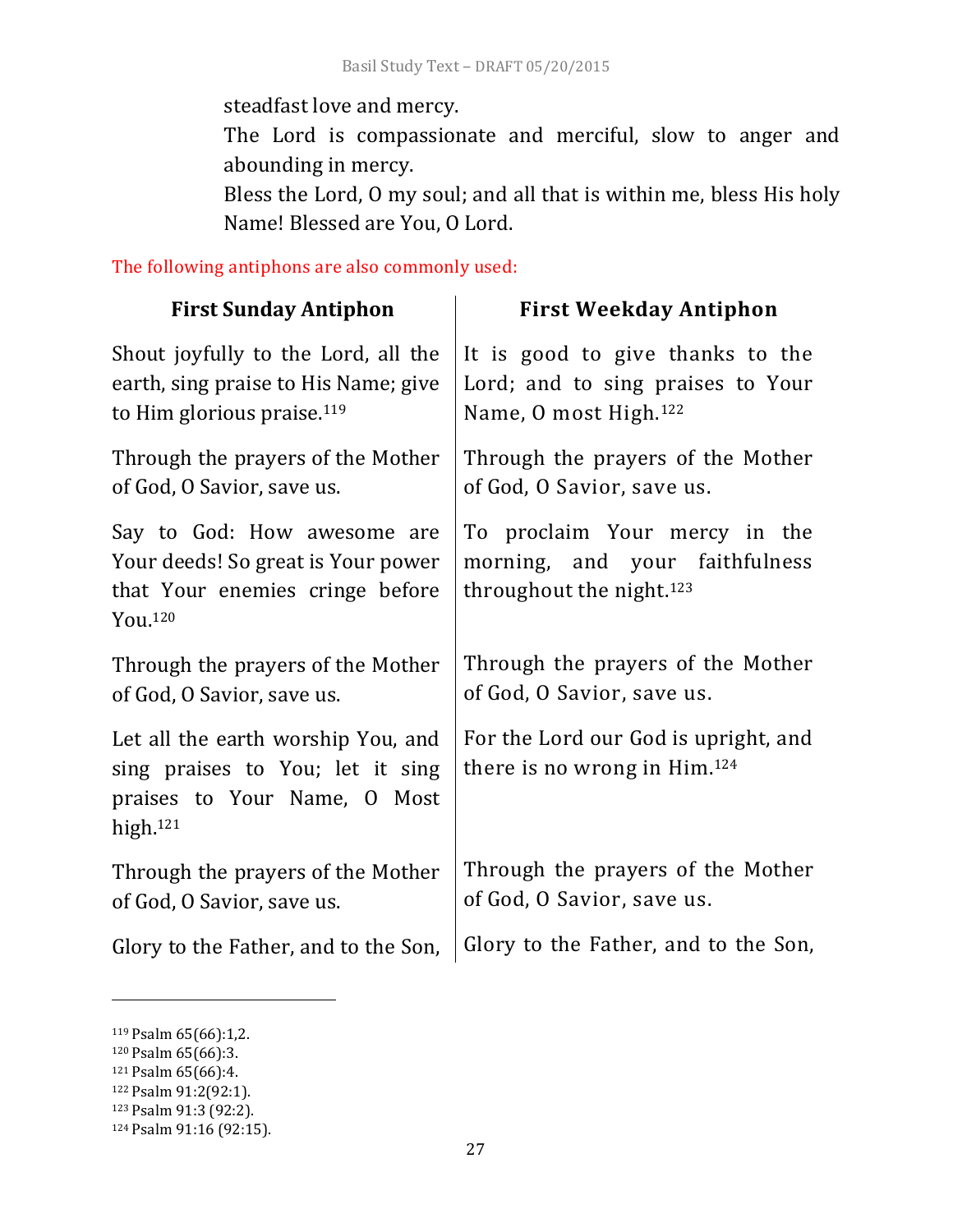steadfast love and mercy.
The Lord is compassionate and merciful, slow to anger and abounding in mercy.
Bless the Lord, O my soul; and all that is within me, bless His holy Name! Blessed are You, O Lord.

The following antiphons are also commonly used:

| First Sunday Antiphon | First Weekday Antiphon |
|---|---|
| Shout joyfully to the Lord, all the earth, sing praise to His Name; give to Him glorious praise.[119] | It is good to give thanks to the Lord; and to sing praises to Your Name, O most High.[122] |
| Through the prayers of the Mother of God, O Savior, save us. | Through the prayers of the Mother of God, O Savior, save us. |
| Say to God: How awesome are Your deeds! So great is Your power that Your enemies cringe before You.[120] | To proclaim Your mercy in the morning, and your faithfulness throughout the night.[123] |
| Through the prayers of the Mother of God, O Savior, save us. | Through the prayers of the Mother of God, O Savior, save us. |
| Let all the earth worship You, and sing praises to You; let it sing praises to Your Name, O Most high.[121] | For the Lord our God is upright, and there is no wrong in Him.[124] |
| Through the prayers of the Mother of God, O Savior, save us. | Through the prayers of the Mother of God, O Savior, save us. |
| Glory to the Father, and to the Son, | Glory to the Father, and to the Son, |

[119] Psalm 65(66):1,2.
[120] Psalm 65(66):3.
[121] Psalm 65(66):4.
[122] Psalm 91:2(92:1).
[123] Psalm 91:3 (92:2).
[124] Psalm 91:16 (92:15).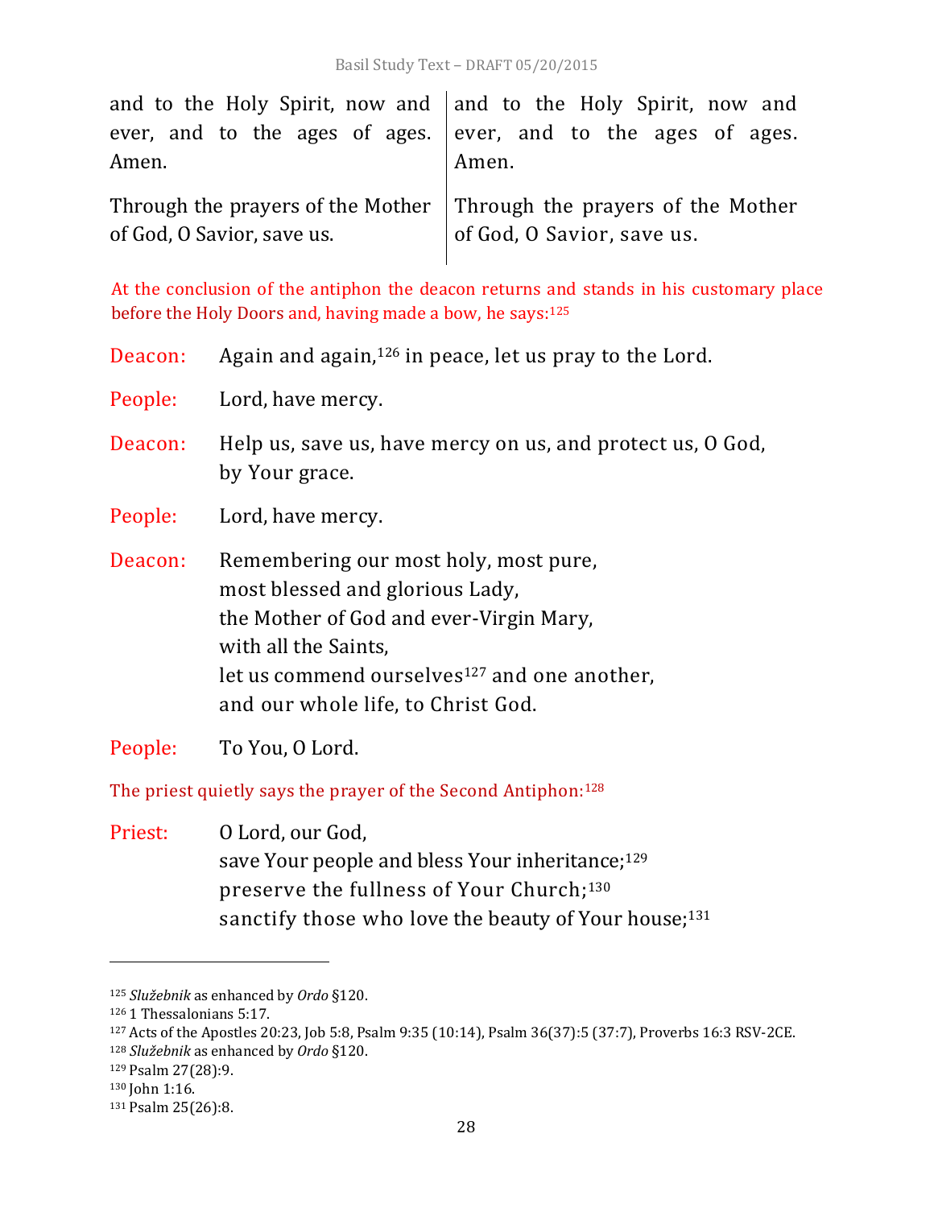| | |
|---|---|
| and to the Holy Spirit, now and ever, and to the ages of ages. Amen. | and to the Holy Spirit, now and ever, and to the ages of ages. Amen. |
| Through the prayers of the Mother of God, O Savior, save us. | Through the prayers of the Mother of God, O Savior, save us. |

At the conclusion of the antiphon the deacon returns and stands in his customary place before the Holy Doors and, having made a bow, he says:[125]

Deacon: Again and again,[126] in peace, let us pray to the Lord.

People: Lord, have mercy.

Deacon: Help us, save us, have mercy on us, and protect us, O God, by Your grace.

People: Lord, have mercy.

Deacon: Remembering our most holy, most pure,
most blessed and glorious Lady,
the Mother of God and ever-Virgin Mary,
with all the Saints,
let us commend ourselves[127] and one another,
and our whole life, to Christ God.

People: To You, O Lord.

The priest quietly says the prayer of the Second Antiphon:[128]

Priest: O Lord, our God,
save Your people and bless Your inheritance;[129]
preserve the fullness of Your Church;[130]
sanctify those who love the beauty of Your house;[131]

---

[125] *Služebnik* as enhanced by *Ordo* §120.
[126] 1 Thessalonians 5:17.
[127] Acts of the Apostles 20:23, Job 5:8, Psalm 9:35 (10:14), Psalm 36(37):5 (37:7), Proverbs 16:3 RSV-2CE.
[128] *Služebnik* as enhanced by *Ordo* §120.
[129] Psalm 27(28):9.
[130] John 1:16.
[131] Psalm 25(26):8.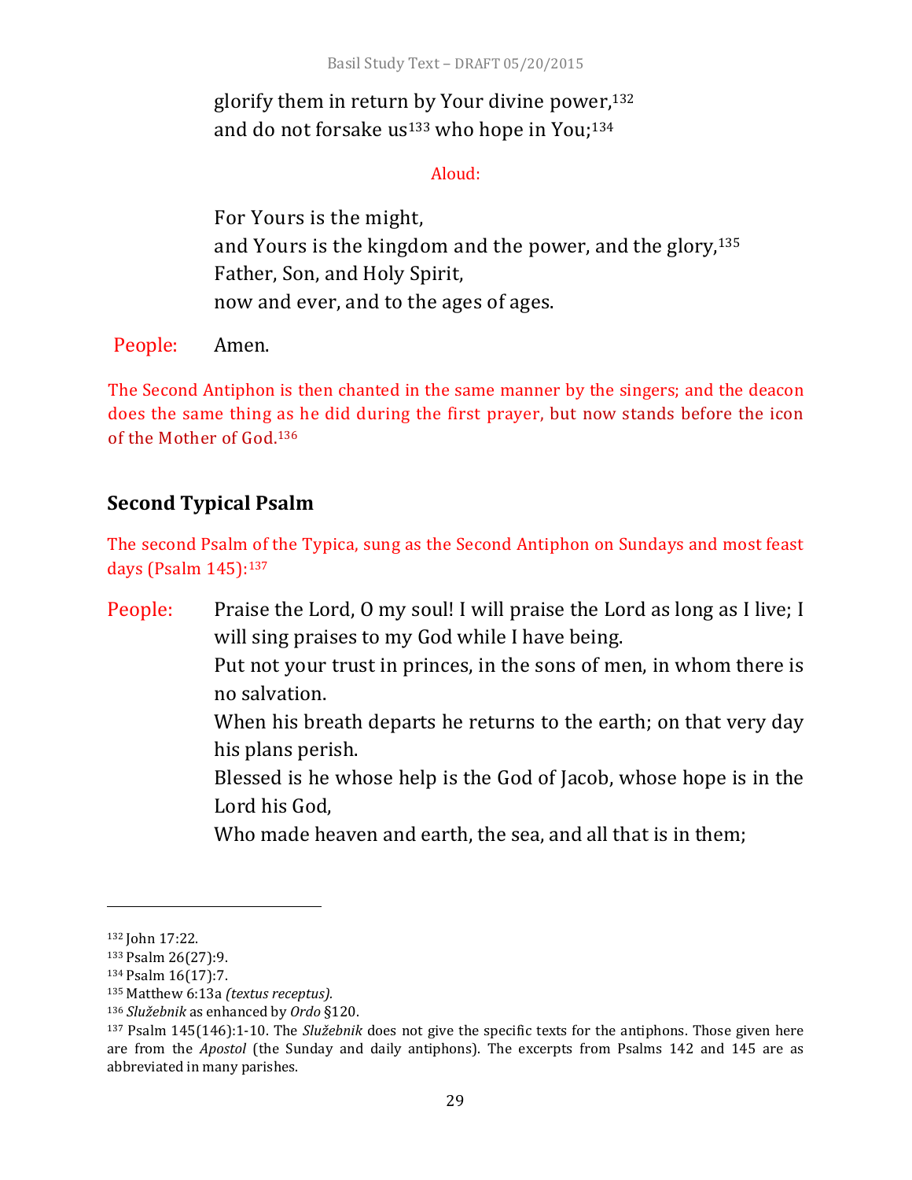glorify them in return by Your divine power,[132]
and do not forsake us[133] who hope in You;[134]

Aloud:

For Yours is the might,
and Yours is the kingdom and the power, and the glory,[135]
Father, Son, and Holy Spirit,
now and ever, and to the ages of ages.

People: Amen.

The Second Antiphon is then chanted in the same manner by the singers; and the deacon does the same thing as he did during the first prayer, but now stands before the icon of the Mother of God.[136]

## Second Typical Psalm

The second Psalm of the Typica, sung as the Second Antiphon on Sundays and most feast days (Psalm 145):[137]

People: Praise the Lord, O my soul! I will praise the Lord as long as I live; I will sing praises to my God while I have being.
Put not your trust in princes, in the sons of men, in whom there is no salvation.
When his breath departs he returns to the earth; on that very day his plans perish.
Blessed is he whose help is the God of Jacob, whose hope is in the Lord his God,
Who made heaven and earth, the sea, and all that is in them;

---

[132] John 17:22.
[133] Psalm 26(27):9.
[134] Psalm 16(17):7.
[135] Matthew 6:13a *(textus receptus).*
[136] *Služebnik* as enhanced by *Ordo* §120.
[137] Psalm 145(146):1-10. The *Služebnik* does not give the specific texts for the antiphons. Those given here are from the *Apostol* (the Sunday and daily antiphons). The excerpts from Psalms 142 and 145 are as abbreviated in many parishes.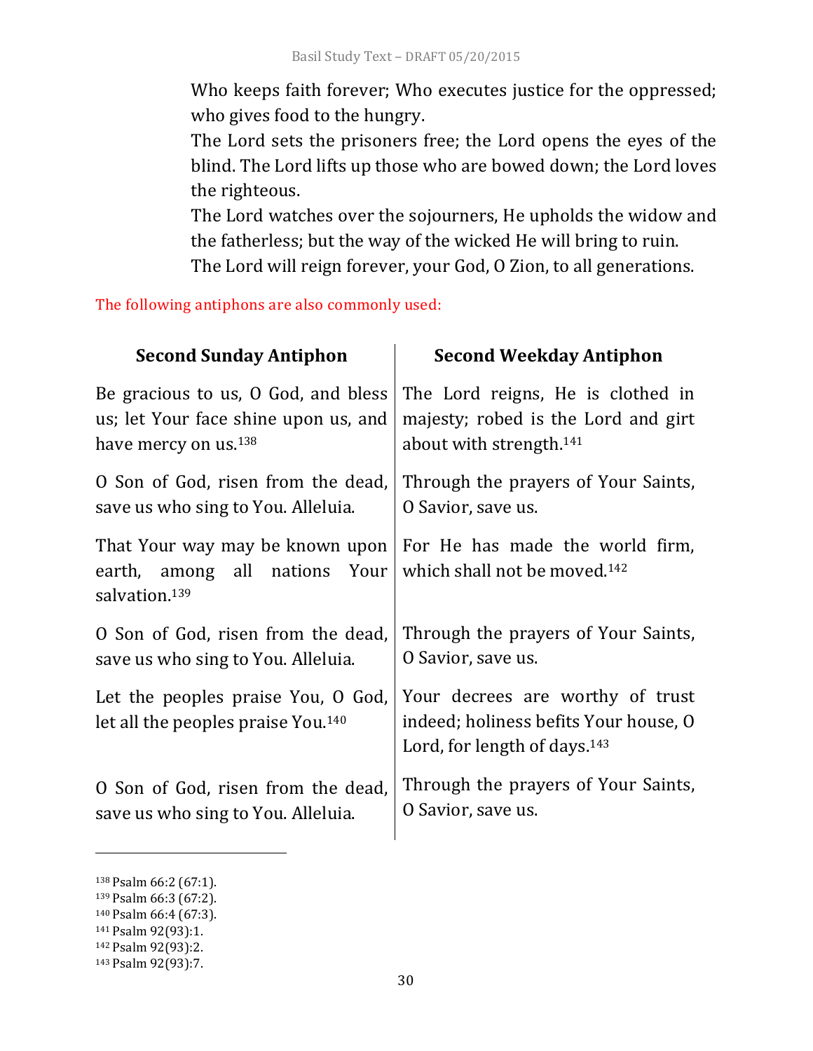Who keeps faith forever; Who executes justice for the oppressed; who gives food to the hungry.
The Lord sets the prisoners free; the Lord opens the eyes of the blind. The Lord lifts up those who are bowed down; the Lord loves the righteous.
The Lord watches over the sojourners, He upholds the widow and the fatherless; but the way of the wicked He will bring to ruin.
The Lord will reign forever, your God, O Zion, to all generations.

The following antiphons are also commonly used:

| **Second Sunday Antiphon** | **Second Weekday Antiphon** |
|---|---|
| Be gracious to us, O God, and bless us; let Your face shine upon us, and have mercy on us.[138] | The Lord reigns, He is clothed in majesty; robed is the Lord and girt about with strength.[141] |
| O Son of God, risen from the dead, save us who sing to You. Alleluia. | Through the prayers of Your Saints, O Savior, save us. |
| That Your way may be known upon earth, among all nations Your salvation.[139] | For He has made the world firm, which shall not be moved.[142] |
| O Son of God, risen from the dead, save us who sing to You. Alleluia. | Through the prayers of Your Saints, O Savior, save us. |
| Let the peoples praise You, O God, let all the peoples praise You.[140] | Your decrees are worthy of trust indeed; holiness befits Your house, O Lord, for length of days.[143] |
| O Son of God, risen from the dead, save us who sing to You. Alleluia. | Through the prayers of Your Saints, O Savior, save us. |

[138] Psalm 66:2 (67:1).
[139] Psalm 66:3 (67:2).
[140] Psalm 66:4 (67:3).
[141] Psalm 92(93):1.
[142] Psalm 92(93):2.
[143] Psalm 92(93):7.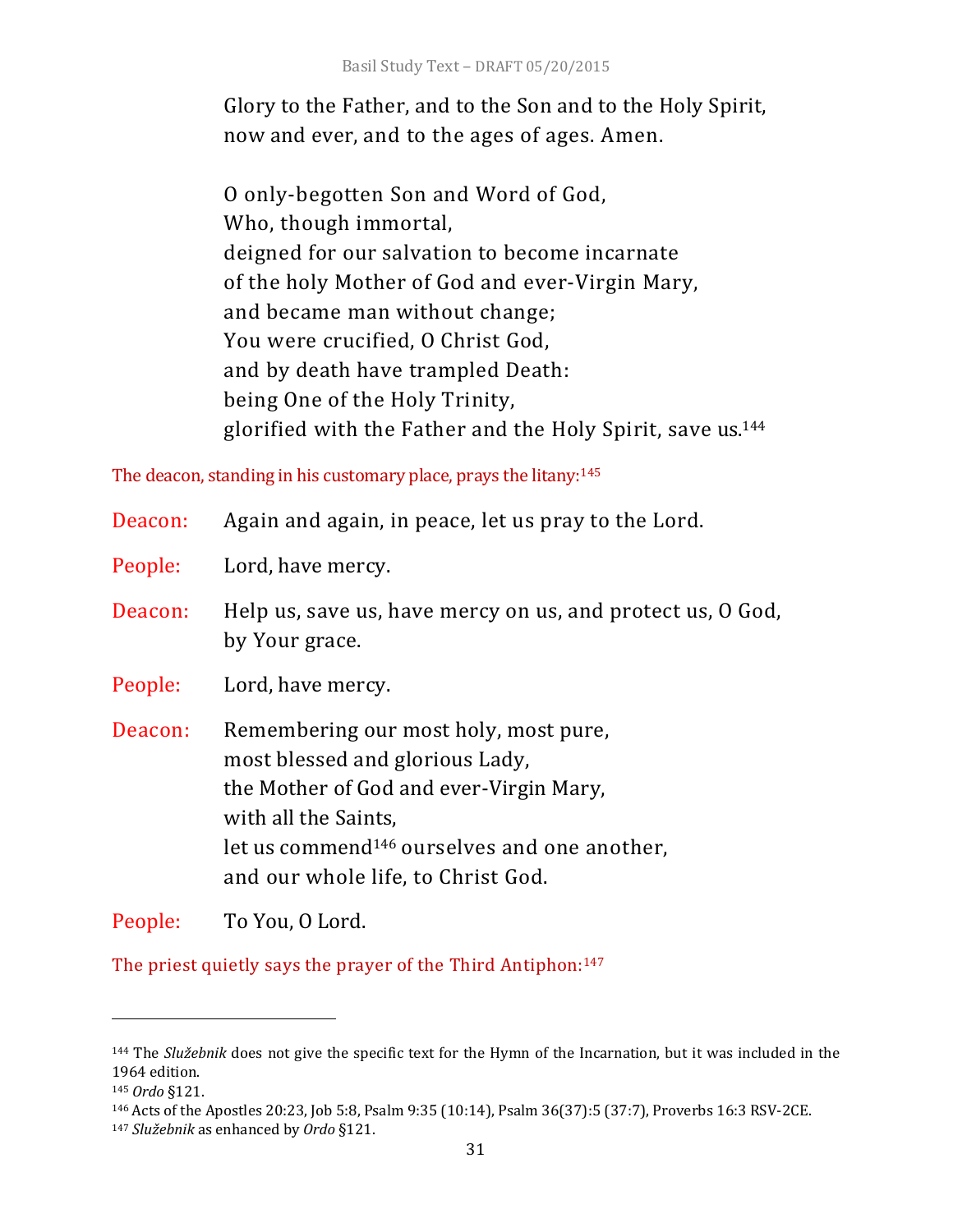Glory to the Father, and to the Son and to the Holy Spirit,
now and ever, and to the ages of ages. Amen.

O only-begotten Son and Word of God,
Who, though immortal,
deigned for our salvation to become incarnate
of the holy Mother of God and ever-Virgin Mary,
and became man without change;
You were crucified, O Christ God,
and by death have trampled Death:
being One of the Holy Trinity,
glorified with the Father and the Holy Spirit, save us.[144]

The deacon, standing in his customary place, prays the litany:[145]

Deacon: Again and again, in peace, let us pray to the Lord.

People: Lord, have mercy.

Deacon: Help us, save us, have mercy on us, and protect us, O God, by Your grace.

People: Lord, have mercy.

Deacon: Remembering our most holy, most pure,
most blessed and glorious Lady,
the Mother of God and ever-Virgin Mary,
with all the Saints,
let us commend[146] ourselves and one another,
and our whole life, to Christ God.

People: To You, O Lord.

The priest quietly says the prayer of the Third Antiphon:[147]

---

[144] The *Služebnik* does not give the specific text for the Hymn of the Incarnation, but it was included in the 1964 edition.

[145] *Ordo* §121.

[146] Acts of the Apostles 20:23, Job 5:8, Psalm 9:35 (10:14), Psalm 36(37):5 (37:7), Proverbs 16:3 RSV-2CE.

[147] *Služebnik* as enhanced by *Ordo* §121.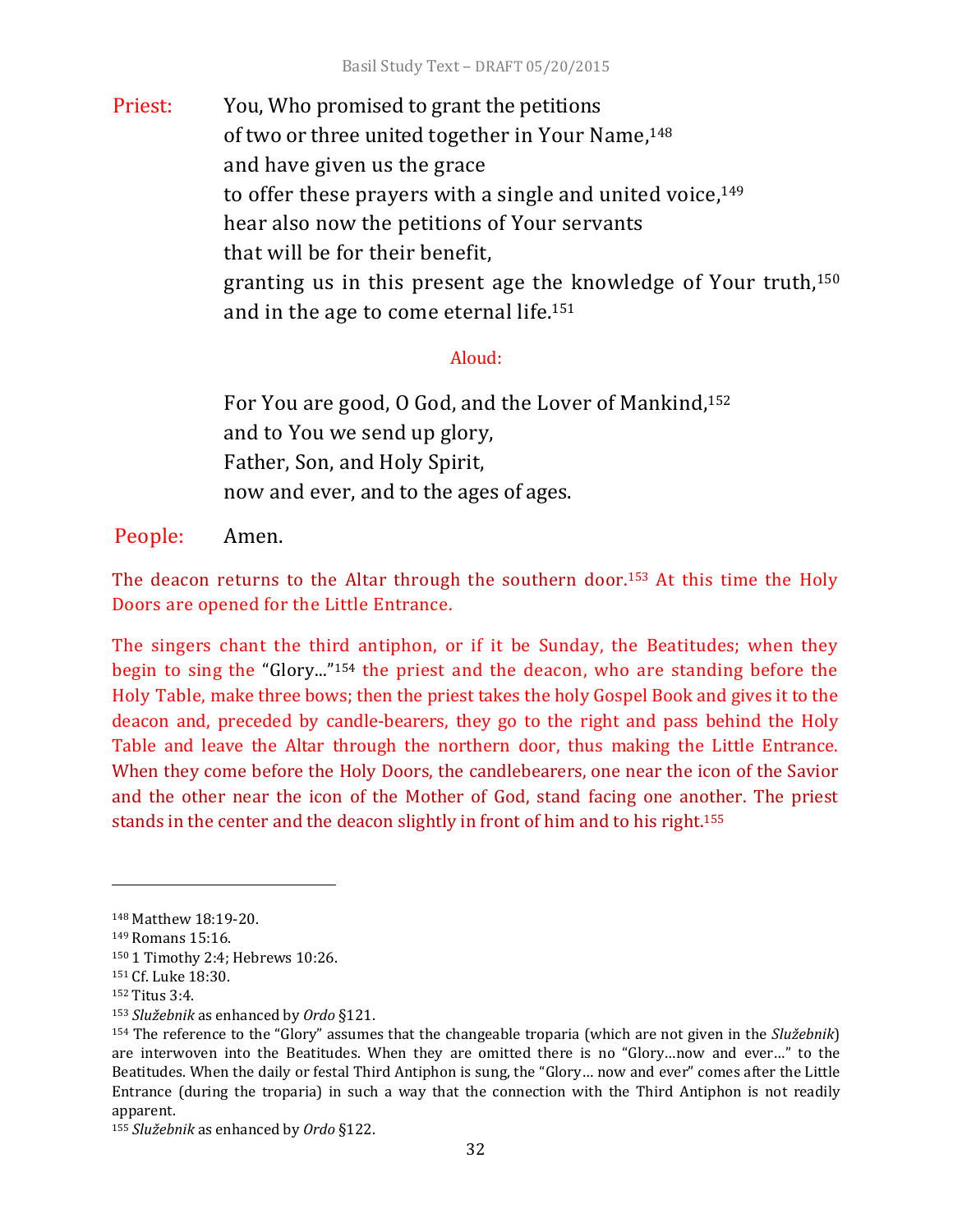Priest: You, Who promised to grant the petitions
of two or three united together in Your Name,[148]
and have given us the grace
to offer these prayers with a single and united voice,[149]
hear also now the petitions of Your servants
that will be for their benefit,
granting us in this present age the knowledge of Your truth,[150]
and in the age to come eternal life.[151]

Aloud:

For You are good, O God, and the Lover of Mankind,[152]
and to You we send up glory,
Father, Son, and Holy Spirit,
now and ever, and to the ages of ages.

People: Amen.

The deacon returns to the Altar through the southern door.[153] At this time the Holy Doors are opened for the Little Entrance.

The singers chant the third antiphon, or if it be Sunday, the Beatitudes; when they begin to sing the "Glory..."[154] the priest and the deacon, who are standing before the Holy Table, make three bows; then the priest takes the holy Gospel Book and gives it to the deacon and, preceded by candle-bearers, they go to the right and pass behind the Holy Table and leave the Altar through the northern door, thus making the Little Entrance. When they come before the Holy Doors, the candlebearers, one near the icon of the Savior and the other near the icon of the Mother of God, stand facing one another. The priest stands in the center and the deacon slightly in front of him and to his right.[155]

---

148 Matthew 18:19-20.
149 Romans 15:16.
150 1 Timothy 2:4; Hebrews 10:26.
151 Cf. Luke 18:30.
152 Titus 3:4.
153 *Služebnik* as enhanced by *Ordo* §121.
154 The reference to the "Glory" assumes that the changeable troparia (which are not given in the *Služebnik*) are interwoven into the Beatitudes. When they are omitted there is no "Glory…now and ever…" to the Beatitudes. When the daily or festal Third Antiphon is sung, the "Glory… now and ever" comes after the Little Entrance (during the troparia) in such a way that the connection with the Third Antiphon is not readily apparent.
155 *Služebnik* as enhanced by *Ordo* §122.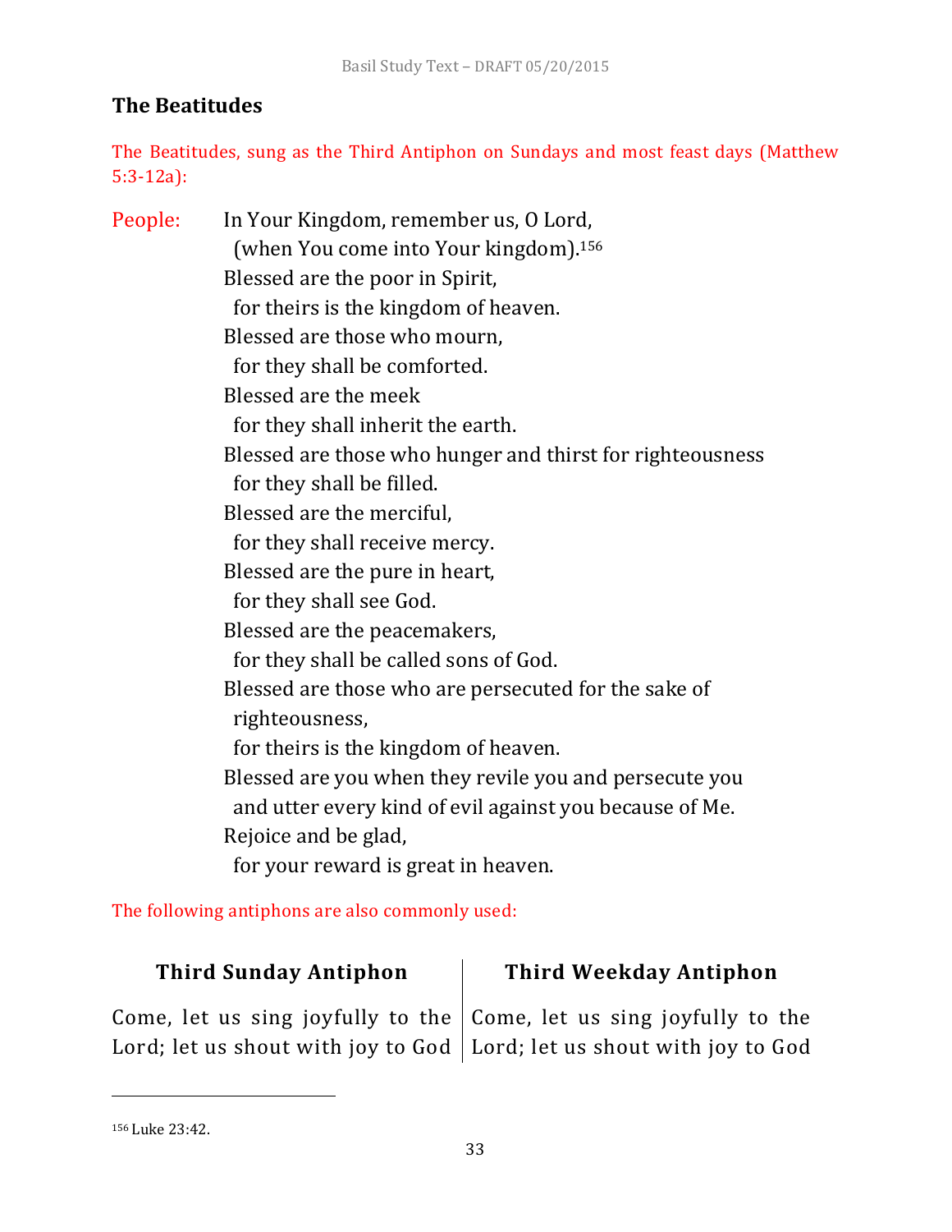## The Beatitudes

The Beatitudes, sung as the Third Antiphon on Sundays and most feast days (Matthew 5:3-12a):

People: In Your Kingdom, remember us, O Lord,
(when You come into Your kingdom).[156]
Blessed are the poor in Spirit,
for theirs is the kingdom of heaven.
Blessed are those who mourn,
for they shall be comforted.
Blessed are the meek
for they shall inherit the earth.
Blessed are those who hunger and thirst for righteousness
for they shall be filled.
Blessed are the merciful,
for they shall receive mercy.
Blessed are the pure in heart,
for they shall see God.
Blessed are the peacemakers,
for they shall be called sons of God.
Blessed are those who are persecuted for the sake of righteousness,
for theirs is the kingdom of heaven.
Blessed are you when they revile you and persecute you
and utter every kind of evil against you because of Me.
Rejoice and be glad,
for your reward is great in heaven.

The following antiphons are also commonly used:

| Third Sunday Antiphon | Third Weekday Antiphon |
|---|---|
| Come, let us sing joyfully to the Lord; let us shout with joy to God | Come, let us sing joyfully to the Lord; let us shout with joy to God |

[156] Luke 23:42.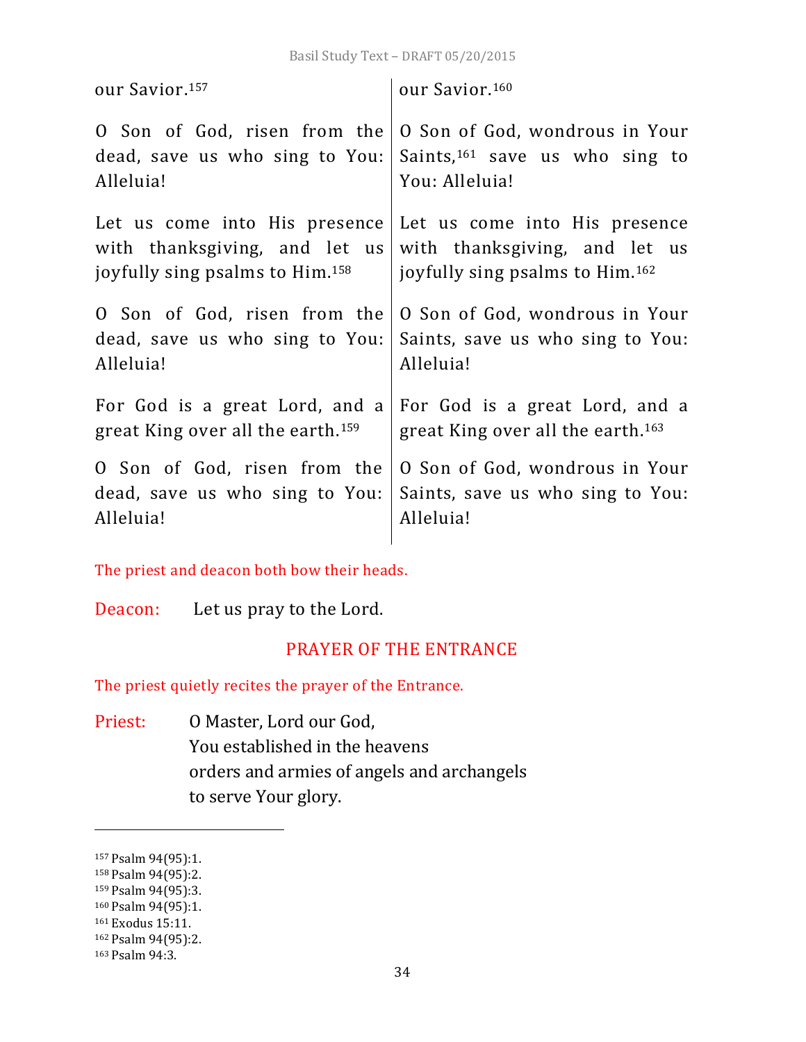| | |
|---|---|
| our Savior.[157] | our Savior.[160] |
| O Son of God, risen from the dead, save us who sing to You: Alleluia! | O Son of God, wondrous in Your Saints,[161] save us who sing to You: Alleluia! |
| Let us come into His presence with thanksgiving, and let us joyfully sing psalms to Him.[158] | Let us come into His presence with thanksgiving, and let us joyfully sing psalms to Him.[162] |
| O Son of God, risen from the dead, save us who sing to You: Alleluia! | O Son of God, wondrous in Your Saints, save us who sing to You: Alleluia! |
| For God is a great Lord, and a great King over all the earth.[159] | For God is a great Lord, and a great King over all the earth.[163] |
| O Son of God, risen from the dead, save us who sing to You: Alleluia! | O Son of God, wondrous in Your Saints, save us who sing to You: Alleluia! |

The priest and deacon both bow their heads.

Deacon: Let us pray to the Lord.

## PRAYER OF THE ENTRANCE

The priest quietly recites the prayer of the Entrance.

Priest: O Master, Lord our God,
You established in the heavens
orders and armies of angels and archangels
to serve Your glory.

---

[157] Psalm 94(95):1.
[158] Psalm 94(95):2.
[159] Psalm 94(95):3.
[160] Psalm 94(95):1.
[161] Exodus 15:11.
[162] Psalm 94(95):2.
[163] Psalm 94:3.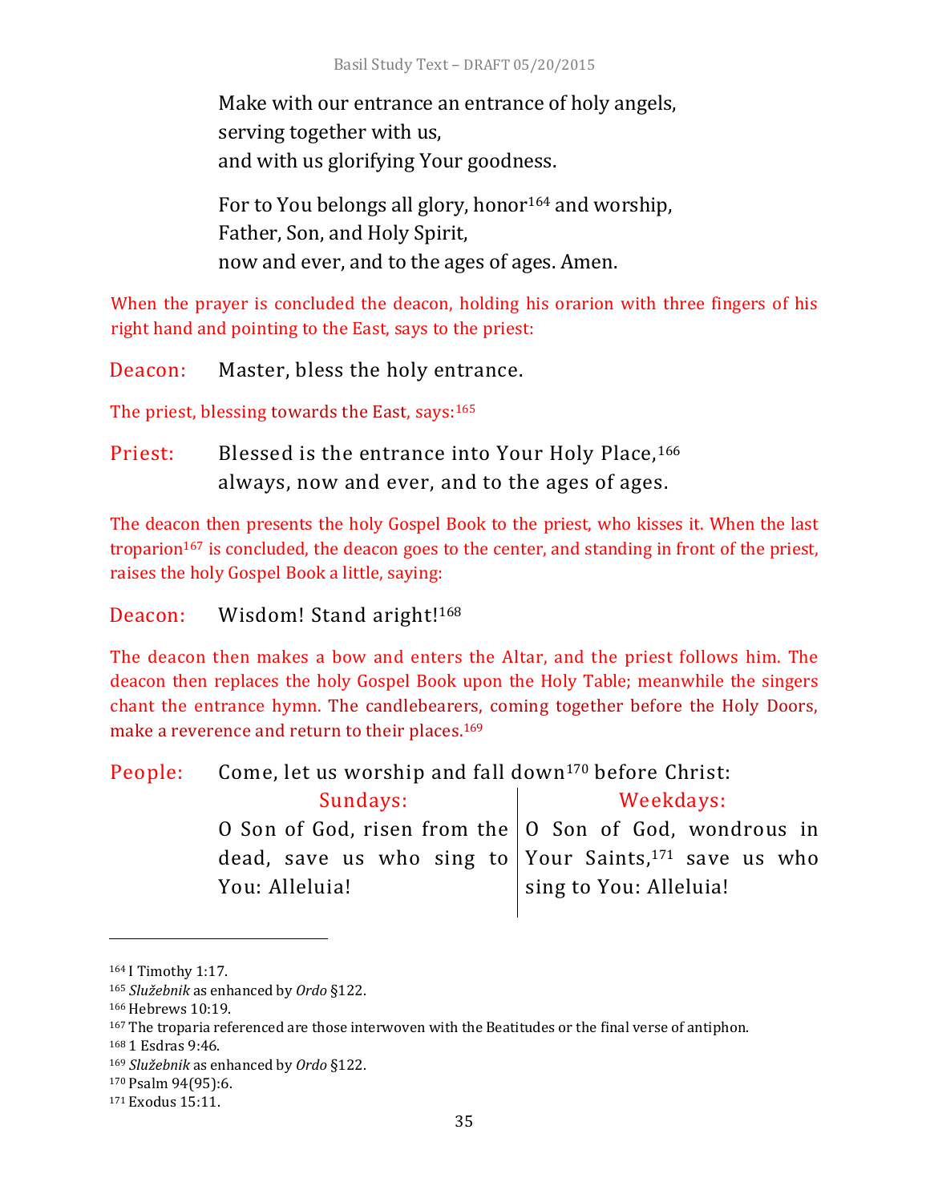Make with our entrance an entrance of holy angels,
serving together with us,
and with us glorifying Your goodness.

For to You belongs all glory, honor[164] and worship,
Father, Son, and Holy Spirit,
now and ever, and to the ages of ages. Amen.

When the prayer is concluded the deacon, holding his orarion with three fingers of his right hand and pointing to the East, says to the priest:

Deacon: Master, bless the holy entrance.

The priest, blessing towards the East, says:[165]

Priest: Blessed is the entrance into Your Holy Place,[166]
always, now and ever, and to the ages of ages.

The deacon then presents the holy Gospel Book to the priest, who kisses it. When the last troparion[167] is concluded, the deacon goes to the center, and standing in front of the priest, raises the holy Gospel Book a little, saying:

Deacon: Wisdom! Stand aright![168]

The deacon then makes a bow and enters the Altar, and the priest follows him. The deacon then replaces the holy Gospel Book upon the Holy Table; meanwhile the singers chant the entrance hymn. The candlebearers, coming together before the Holy Doors, make a reverence and return to their places.[169]

People: Come, let us worship and fall down[170] before Christ:

| Sundays: | Weekdays: |
|---|---|
| O Son of God, risen from the dead, save us who sing to You: Alleluia! | O Son of God, wondrous in Your Saints,[171] save us who sing to You: Alleluia! |

---

[164] I Timothy 1:17.
[165] *Služebnik* as enhanced by *Ordo* §122.
[166] Hebrews 10:19.
[167] The troparia referenced are those interwoven with the Beatitudes or the final verse of antiphon.
[168] 1 Esdras 9:46.
[169] *Služebnik* as enhanced by *Ordo* §122.
[170] Psalm 94(95):6.
[171] Exodus 15:11.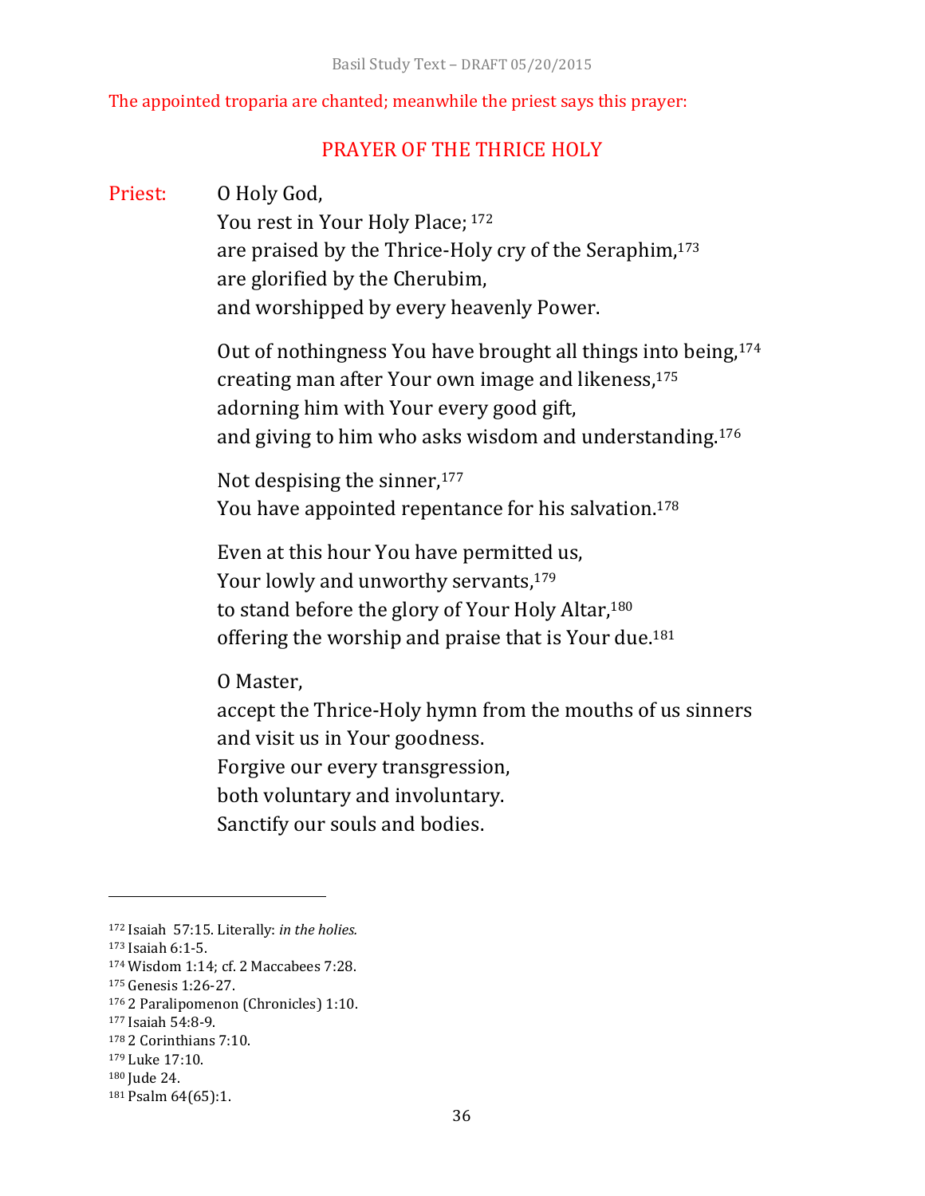The appointed troparia are chanted; meanwhile the priest says this prayer:

## PRAYER OF THE THRICE HOLY

Priest: O Holy God,
You rest in Your Holy Place; [172]
are praised by the Thrice-Holy cry of the Seraphim,[173]
are glorified by the Cherubim,
and worshipped by every heavenly Power.

Out of nothingness You have brought all things into being,[174]
creating man after Your own image and likeness,[175]
adorning him with Your every good gift,
and giving to him who asks wisdom and understanding.[176]

Not despising the sinner,[177]
You have appointed repentance for his salvation.[178]

Even at this hour You have permitted us,
Your lowly and unworthy servants,[179]
to stand before the glory of Your Holy Altar,[180]
offering the worship and praise that is Your due.[181]

O Master,
accept the Thrice-Holy hymn from the mouths of us sinners
and visit us in Your goodness.
Forgive our every transgression,
both voluntary and involuntary.
Sanctify our souls and bodies.

---

[172] Isaiah 57:15. Literally: *in the holies.*
[173] Isaiah 6:1-5.
[174] Wisdom 1:14; cf. 2 Maccabees 7:28.
[175] Genesis 1:26-27.
[176] 2 Paralipomenon (Chronicles) 1:10.
[177] Isaiah 54:8-9.
[178] 2 Corinthians 7:10.
[179] Luke 17:10.
[180] Jude 24.
[181] Psalm 64(65):1.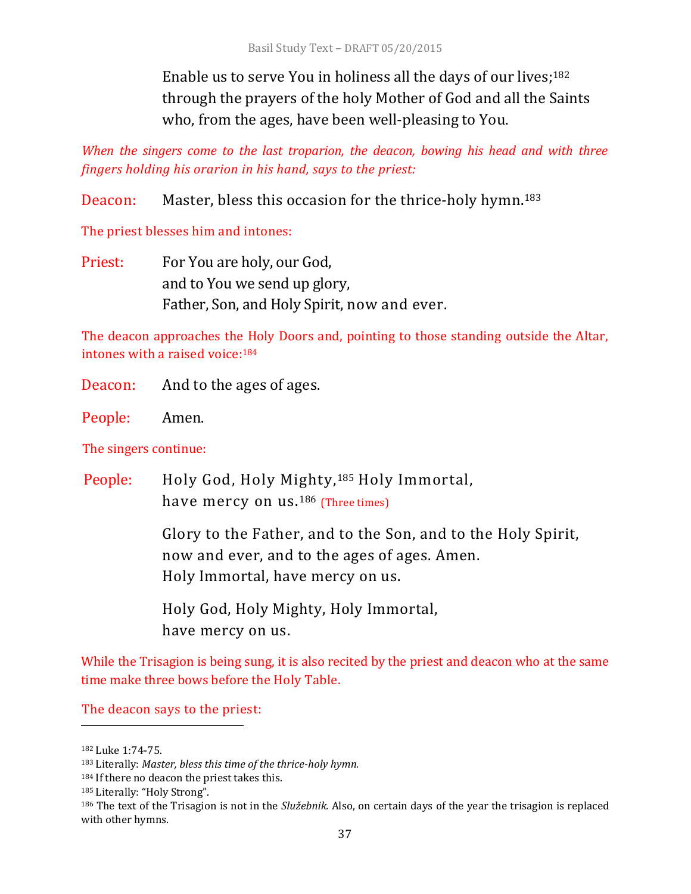Enable us to serve You in holiness all the days of our lives;[182] through the prayers of the holy Mother of God and all the Saints who, from the ages, have been well-pleasing to You.

*When the singers come to the last troparion, the deacon, bowing his head and with three fingers holding his orarion in his hand, says to the priest:*

Deacon: Master, bless this occasion for the thrice-holy hymn.[183]

The priest blesses him and intones:

Priest: For You are holy, our God,
and to You we send up glory,
Father, Son, and Holy Spirit, now and ever.

The deacon approaches the Holy Doors and, pointing to those standing outside the Altar, intones with a raised voice:[184]

Deacon: And to the ages of ages.

People: Amen.

The singers continue:

People: Holy God, Holy Mighty,[185] Holy Immortal,
have mercy on us.[186] (Three times)

Glory to the Father, and to the Son, and to the Holy Spirit,
now and ever, and to the ages of ages. Amen.
Holy Immortal, have mercy on us.

Holy God, Holy Mighty, Holy Immortal,
have mercy on us.

While the Trisagion is being sung, it is also recited by the priest and deacon who at the same time make three bows before the Holy Table.

The deacon says to the priest:

---

[182] Luke 1:74-75.

[183] Literally: *Master, bless this time of the thrice-holy hymn.*

[184] If there no deacon the priest takes this.

[185] Literally: "Holy Strong".

[186] The text of the Trisagion is not in the *Služebnik.* Also, on certain days of the year the trisagion is replaced with other hymns.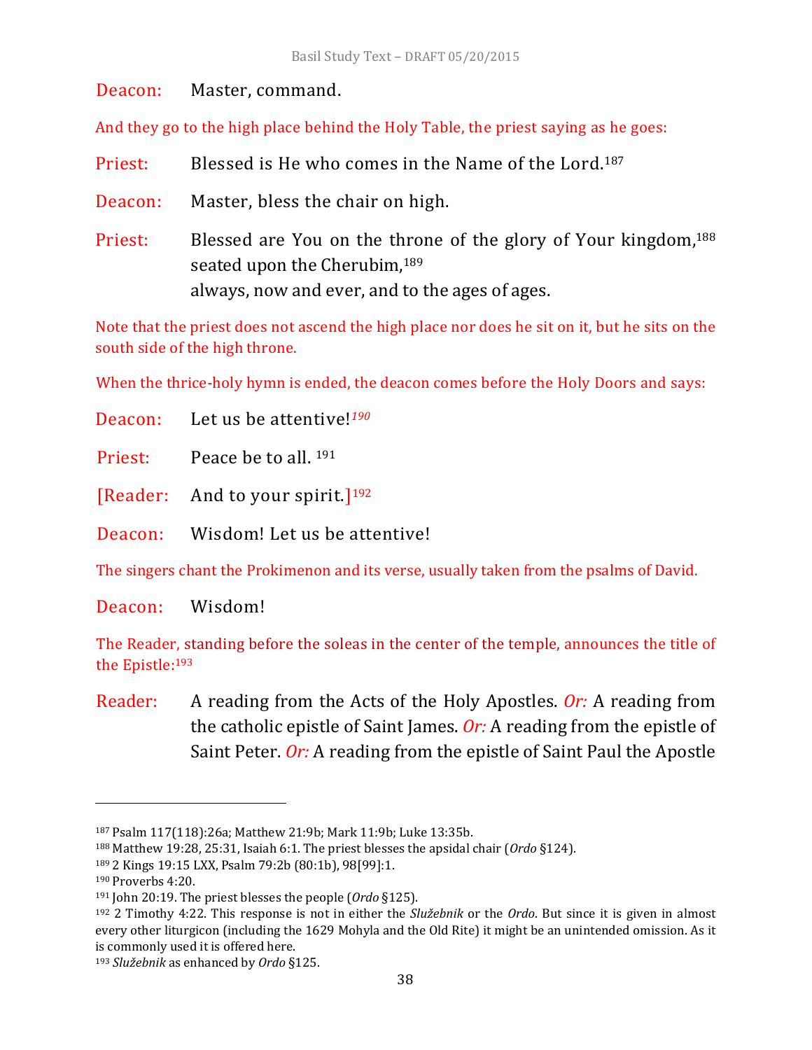Deacon: Master, command.

*And they go to the high place behind the Holy Table, the priest saying as he goes:*

Priest: Blessed is He who comes in the Name of the Lord.[187]

Deacon: Master, bless the chair on high.

Priest: Blessed are You on the throne of the glory of Your kingdom,[188] seated upon the Cherubim,[189]
always, now and ever, and to the ages of ages.

*Note that the priest does not ascend the high place nor does he sit on it, but he sits on the south side of the high throne.*

*When the thrice-holy hymn is ended, the deacon comes before the Holy Doors and says:*

Deacon: Let us be attentive![190]

Priest: Peace be to all. [191]

[Reader: And to your spirit.][192]

Deacon: Wisdom! Let us be attentive!

*The singers chant the Prokimenon and its verse, usually taken from the psalms of David.*

Deacon: Wisdom!

*The Reader, standing before the soleas in the center of the temple, announces the title of the Epistle:*[193]

Reader: A reading from the Acts of the Holy Apostles. *Or:* A reading from the catholic epistle of Saint James. *Or:* A reading from the epistle of Saint Peter. *Or:* A reading from the epistle of Saint Paul the Apostle

---

[187] Psalm 117(118):26a; Matthew 21:9b; Mark 11:9b; Luke 13:35b.

[188] Matthew 19:28, 25:31, Isaiah 6:1. The priest blesses the apsidal chair (*Ordo* §124).

[189] 2 Kings 19:15 LXX, Psalm 79:2b (80:1b), 98[99]:1.

[190] Proverbs 4:20.

[191] John 20:19. The priest blesses the people (*Ordo* §125).

[192] 2 Timothy 4:22. This response is not in either the *Služebnik* or the *Ordo*. But since it is given in almost every other liturgicon (including the 1629 Mohyla and the Old Rite) it might be an unintended omission. As it is commonly used it is offered here.

[193] *Služebnik* as enhanced by *Ordo* §125.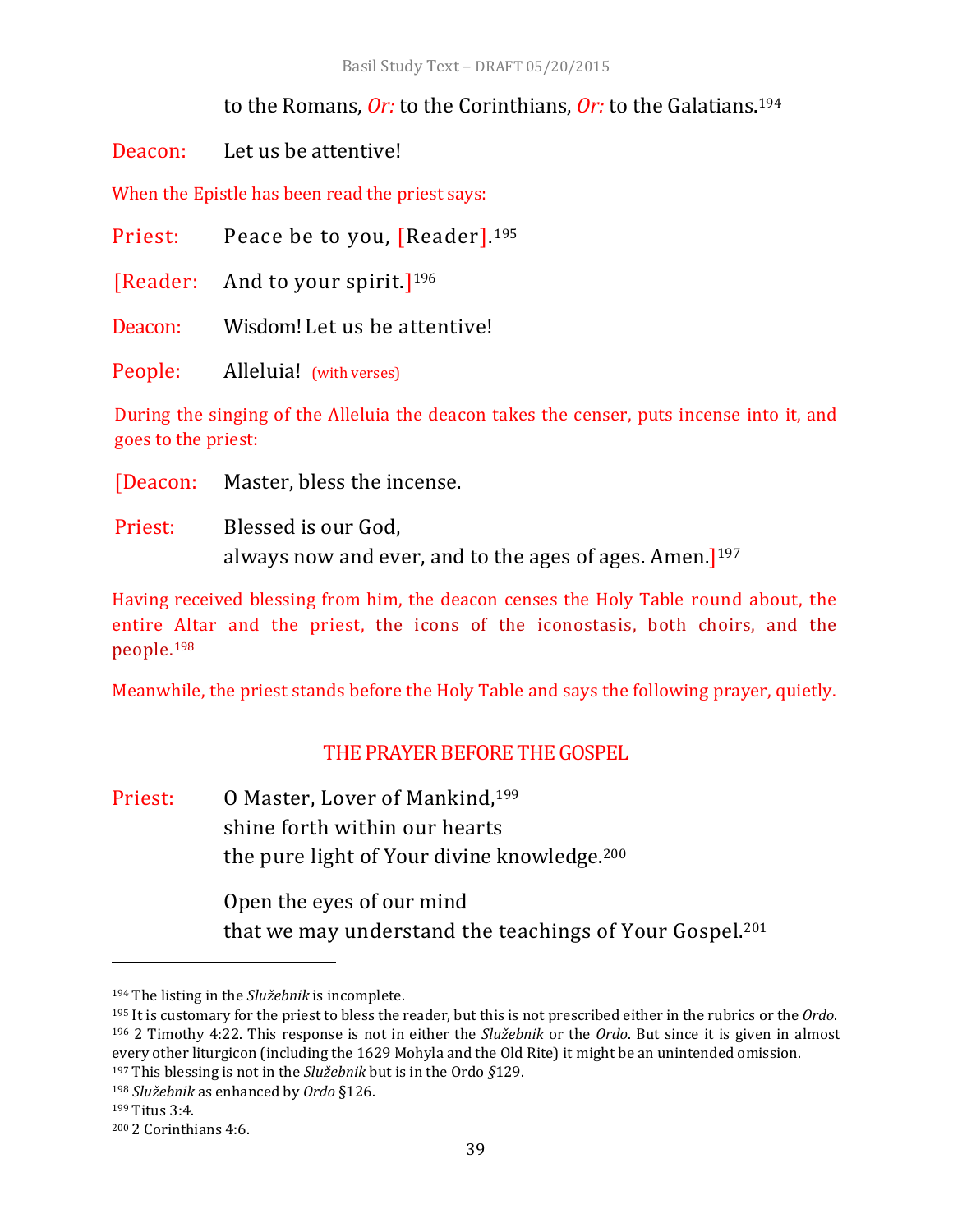to the Romans, *Or:* to the Corinthians, *Or:* to the Galatians.[194]

Deacon: Let us be attentive!

When the Epistle has been read the priest says:

Priest: Peace be to you, [Reader].[195]

[Reader: And to your spirit.][196]

Deacon: Wisdom! Let us be attentive!

People: Alleluia! (with verses)

During the singing of the Alleluia the deacon takes the censer, puts incense into it, and goes to the priest:

[Deacon: Master, bless the incense.

Priest: Blessed is our God,
always now and ever, and to the ages of ages. Amen.][197]

Having received blessing from him, the deacon censes the Holy Table round about, the entire Altar and the priest, the icons of the iconostasis, both choirs, and the people.[198]

Meanwhile, the priest stands before the Holy Table and says the following prayer, quietly.

## THE PRAYER BEFORE THE GOSPEL

Priest: O Master, Lover of Mankind,[199]
shine forth within our hearts
the pure light of Your divine knowledge.[200]

Open the eyes of our mind
that we may understand the teachings of Your Gospel.[201]

---

[194] The listing in the *Služebnik* is incomplete.

[195] It is customary for the priest to bless the reader, but this is not prescribed either in the rubrics or the *Ordo*.

[196] 2 Timothy 4:22. This response is not in either the *Služebnik* or the *Ordo*. But since it is given in almost every other liturgicon (including the 1629 Mohyla and the Old Rite) it might be an unintended omission.

[197] This blessing is not in the *Služebnik* but is in the Ordo *§*129.

[198] *Služebnik* as enhanced by *Ordo* §126.

[199] Titus 3:4.

[200] 2 Corinthians 4:6.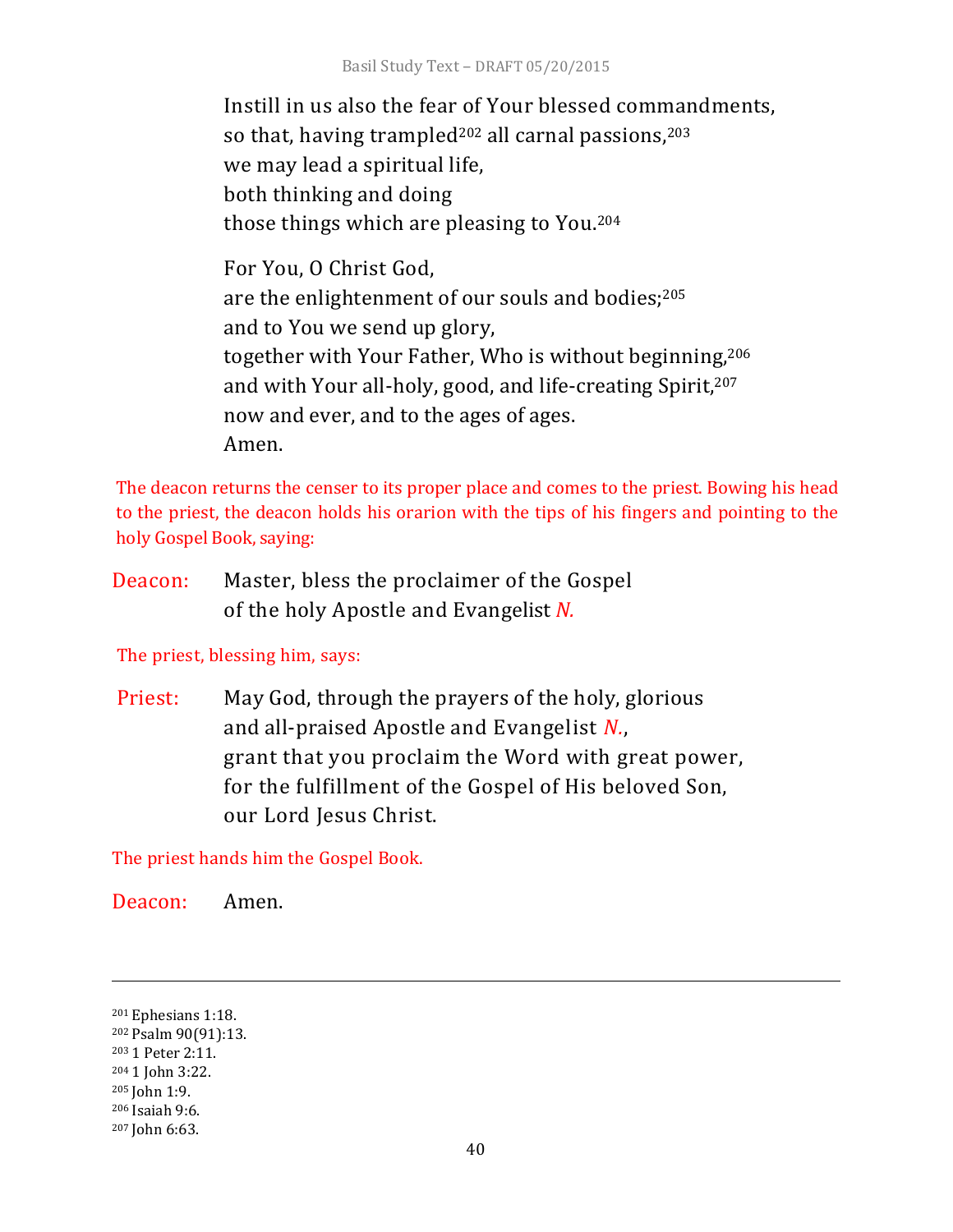Instill in us also the fear of Your blessed commandments,
so that, having trampled[202] all carnal passions,[203]
we may lead a spiritual life,
both thinking and doing
those things which are pleasing to You.[204]

For You, O Christ God,
are the enlightenment of our souls and bodies;[205]
and to You we send up glory,
together with Your Father, Who is without beginning,[206]
and with Your all-holy, good, and life-creating Spirit,[207]
now and ever, and to the ages of ages.
Amen.

The deacon returns the censer to its proper place and comes to the priest. Bowing his head to the priest, the deacon holds his orarion with the tips of his fingers and pointing to the holy Gospel Book, saying:

Deacon: Master, bless the proclaimer of the Gospel
of the holy Apostle and Evangelist *N.*

The priest, blessing him, says:

Priest: May God, through the prayers of the holy, glorious
and all-praised Apostle and Evangelist *N.*,
grant that you proclaim the Word with great power,
for the fulfillment of the Gospel of His beloved Son,
our Lord Jesus Christ.

The priest hands him the Gospel Book.

Deacon: Amen.

---

[201] Ephesians 1:18.
[202] Psalm 90(91):13.
[203] 1 Peter 2:11.
[204] 1 John 3:22.
[205] John 1:9.
[206] Isaiah 9:6.
[207] John 6:63.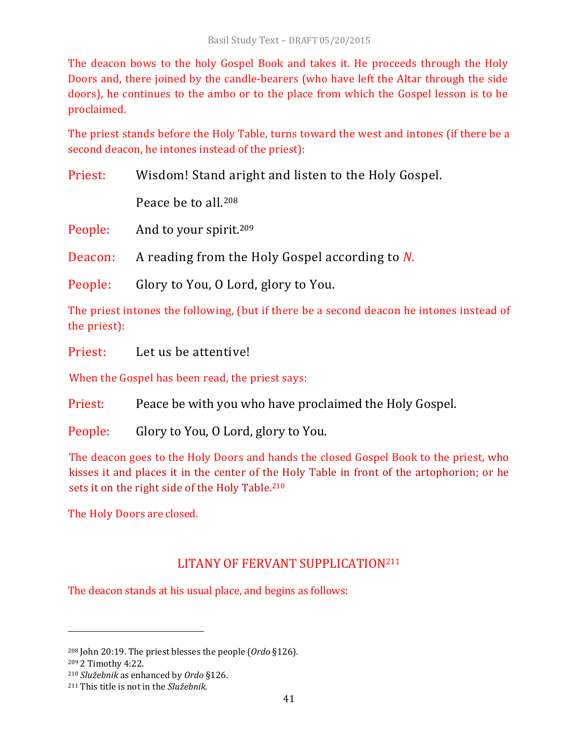The deacon bows to the holy Gospel Book and takes it. He proceeds through the Holy Doors and, there joined by the candle-bearers (who have left the Altar through the side doors), he continues to the ambo or to the place from which the Gospel lesson is to be proclaimed.

The priest stands before the Holy Table, turns toward the west and intones (if there be a second deacon, he intones instead of the priest):

Priest: Wisdom! Stand aright and listen to the Holy Gospel.

Peace be to all.[208]

People: And to your spirit.[209]

Deacon: A reading from the Holy Gospel according to *N.*

People: Glory to You, O Lord, glory to You.

The priest intones the following, (but if there be a second deacon he intones instead of the priest):

Priest: Let us be attentive!

When the Gospel has been read, the priest says:

Priest: Peace be with you who have proclaimed the Holy Gospel.

People: Glory to You, O Lord, glory to You.

The deacon goes to the Holy Doors and hands the closed Gospel Book to the priest, who kisses it and places it in the center of the Holy Table in front of the artophorion; or he sets it on the right side of the Holy Table.[210]

The Holy Doors are closed.

## LITANY OF FERVANT SUPPLICATION[211]

The deacon stands at his usual place, and begins as follows:

---

[208] John 20:19. The priest blesses the people (*Ordo* §126).

[209] 2 Timothy 4:22.

[210] *Služebnik* as enhanced by *Ordo* §126.

[211] This title is not in the *Služebnik.*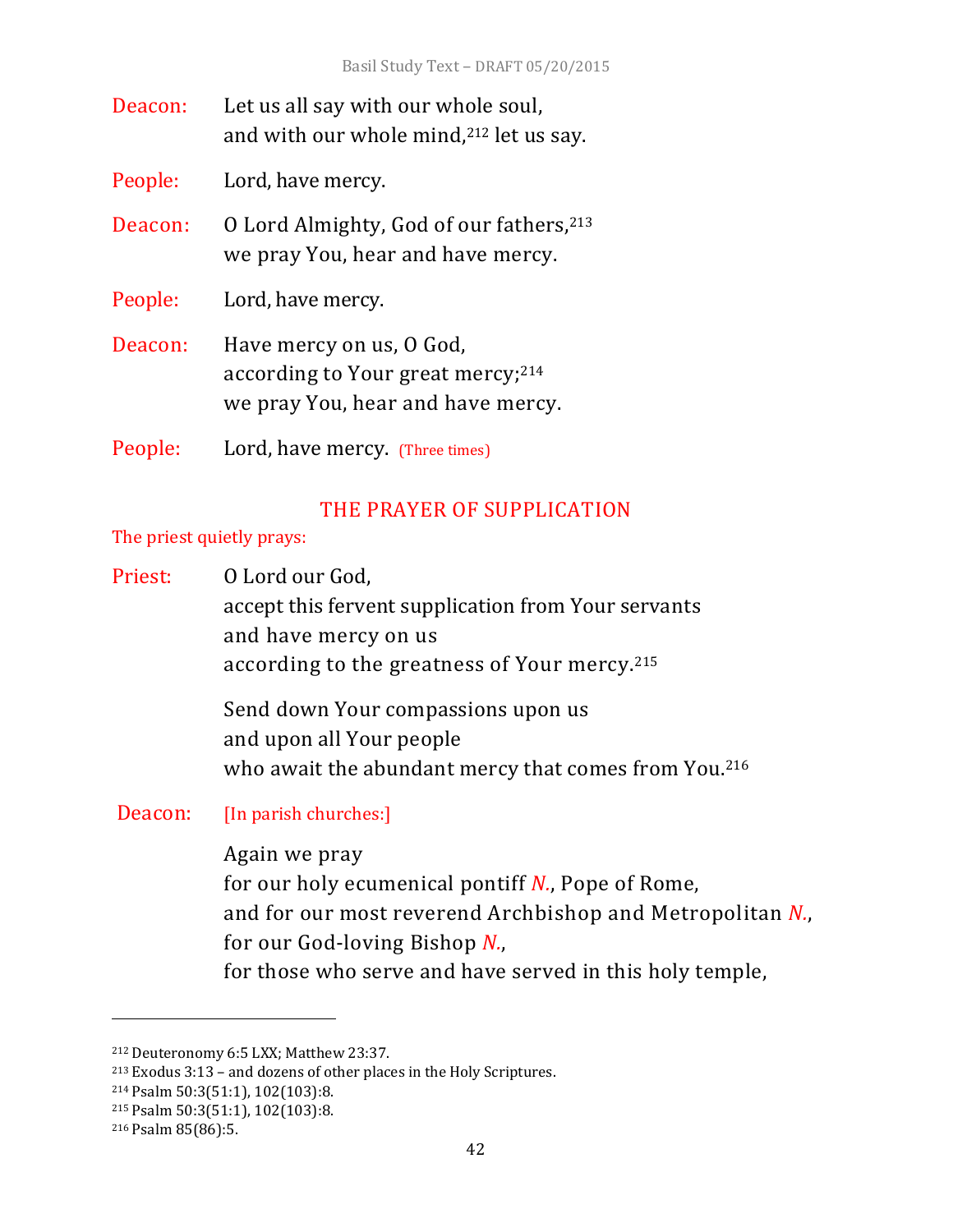Deacon: Let us all say with our whole soul,
and with our whole mind,[212] let us say.

People: Lord, have mercy.

Deacon: O Lord Almighty, God of our fathers,[213]
we pray You, hear and have mercy.

People: Lord, have mercy.

Deacon: Have mercy on us, O God,
according to Your great mercy;[214]
we pray You, hear and have mercy.

People: Lord, have mercy. (Three times)

## THE PRAYER OF SUPPLICATION

The priest quietly prays:

Priest: O Lord our God,
accept this fervent supplication from Your servants
and have mercy on us
according to the greatness of Your mercy.[215]

Send down Your compassions upon us
and upon all Your people
who await the abundant mercy that comes from You.[216]

Deacon: [In parish churches:]

Again we pray
for our holy ecumenical pontiff *N.*, Pope of Rome,
and for our most reverend Archbishop and Metropolitan *N.*,
for our God-loving Bishop *N.*,
for those who serve and have served in this holy temple,

---

[212] Deuteronomy 6:5 LXX; Matthew 23:37.
[213] Exodus 3:13 – and dozens of other places in the Holy Scriptures.
[214] Psalm 50:3(51:1), 102(103):8.
[215] Psalm 50:3(51:1), 102(103):8.
[216] Psalm 85(86):5.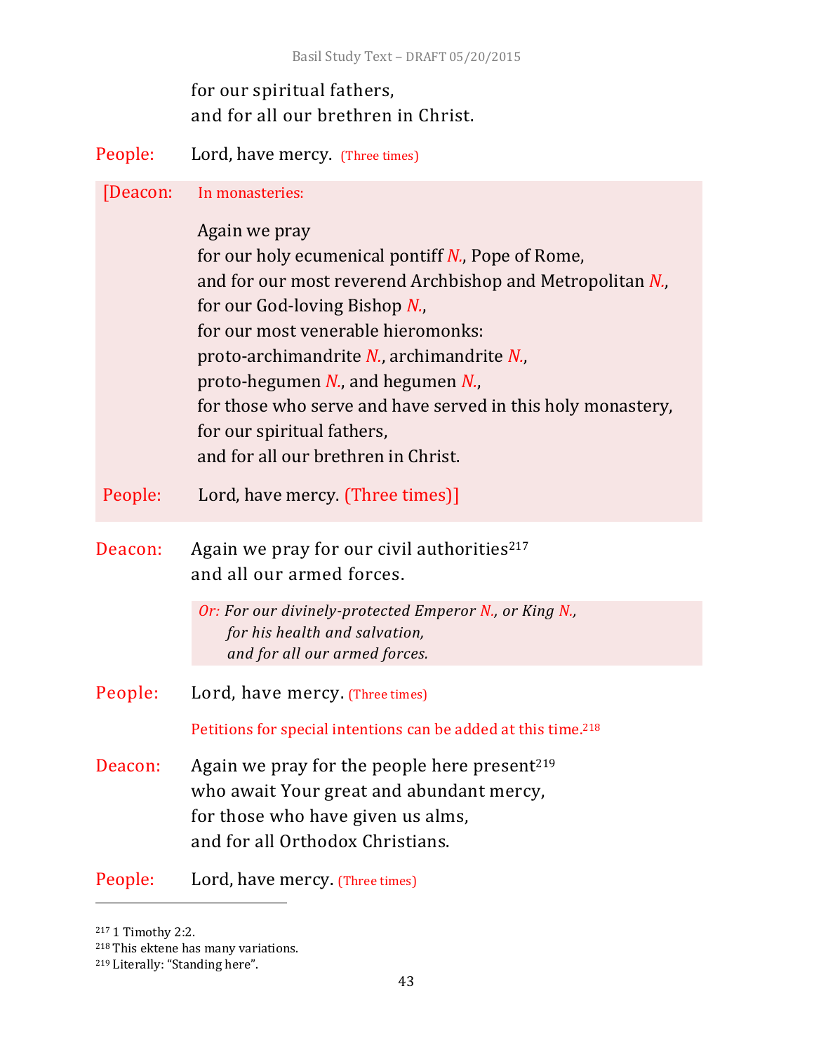for our spiritual fathers,
and for all our brethren in Christ.

People: Lord, have mercy. (Three times)

[Deacon: In monasteries:

Again we pray
for our holy ecumenical pontiff *N.*, Pope of Rome,
and for our most reverend Archbishop and Metropolitan *N.*,
for our God-loving Bishop *N.*,
for our most venerable hieromonks:
proto-archimandrite *N.*, archimandrite *N.*,
proto-hegumen *N.*, and hegumen *N.*,
for those who serve and have served in this holy monastery,
for our spiritual fathers,
and for all our brethren in Christ.

People: Lord, have mercy. (Three times)]

Deacon: Again we pray for our civil authorities[217]
and all our armed forces.

*Or: For our divinely-protected Emperor N., or King N.,*
*for his health and salvation,*
*and for all our armed forces.*

People: Lord, have mercy. (Three times)

Petitions for special intentions can be added at this time.[218]

Deacon: Again we pray for the people here present[219]
who await Your great and abundant mercy,
for those who have given us alms,
and for all Orthodox Christians.

People: Lord, have mercy. (Three times)

---

[217] 1 Timothy 2:2.
[218] This ektene has many variations.
[219] Literally: "Standing here".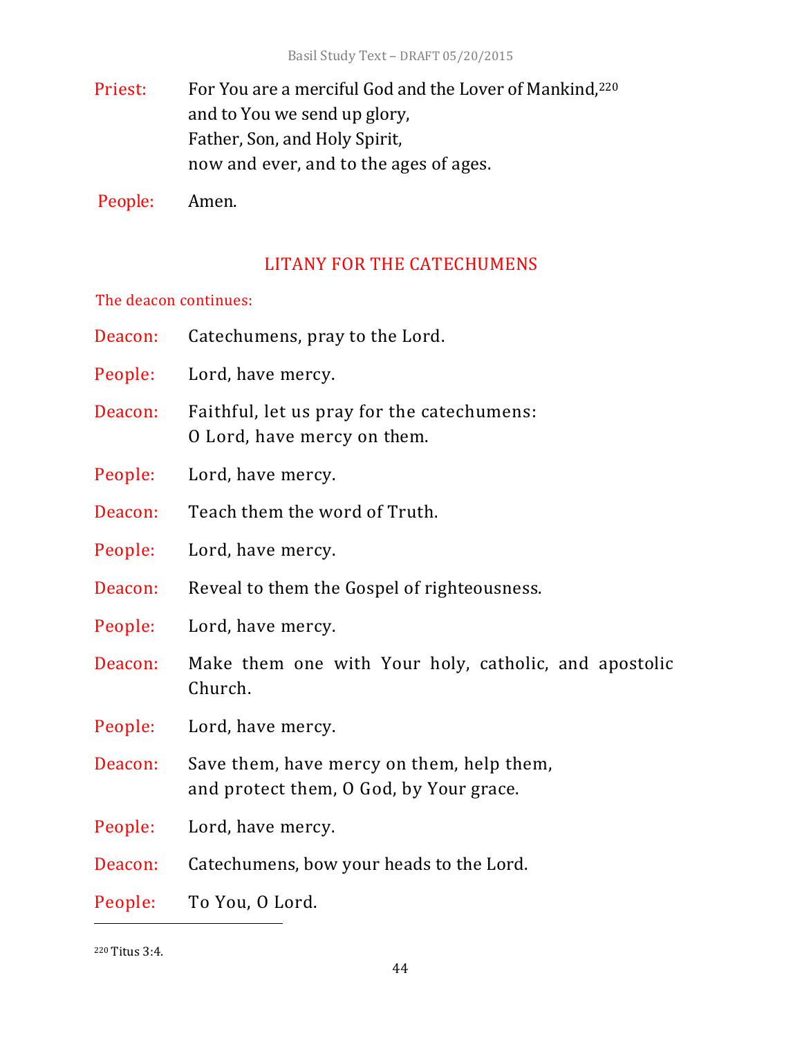**Priest:** For You are a merciful God and the Lover of Mankind,[220]
and to You we send up glory,
Father, Son, and Holy Spirit,
now and ever, and to the ages of ages.

**People:** Amen.

## LITANY FOR THE CATECHUMENS

*The deacon continues:*

**Deacon:** Catechumens, pray to the Lord.

**People:** Lord, have mercy.

**Deacon:** Faithful, let us pray for the catechumens:
O Lord, have mercy on them.

**People:** Lord, have mercy.

**Deacon:** Teach them the word of Truth.

**People:** Lord, have mercy.

**Deacon:** Reveal to them the Gospel of righteousness.

**People:** Lord, have mercy.

**Deacon:** Make them one with Your holy, catholic, and apostolic Church.

**People:** Lord, have mercy.

**Deacon:** Save them, have mercy on them, help them,
and protect them, O God, by Your grace.

**People:** Lord, have mercy.

**Deacon:** Catechumens, bow your heads to the Lord.

**People:** To You, O Lord.

---

[220] Titus 3:4.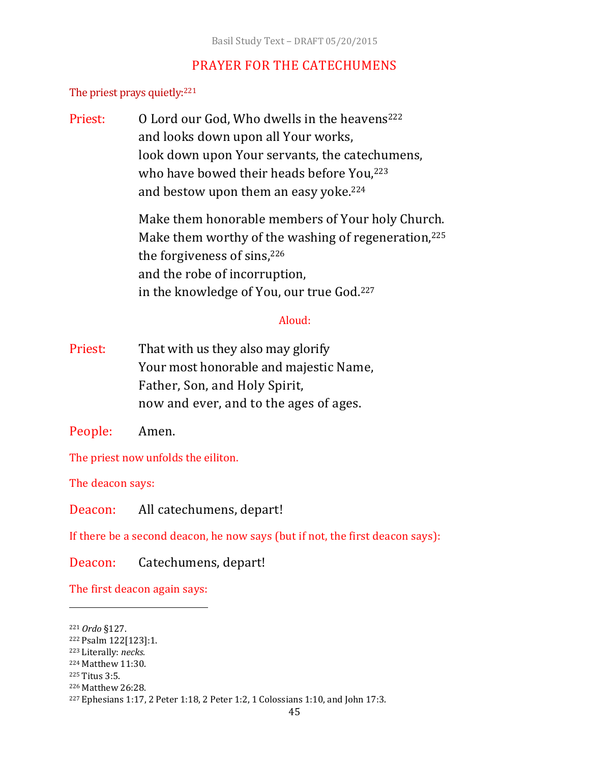## PRAYER FOR THE CATECHUMENS

The priest prays quietly:[221]

Priest: O Lord our God, Who dwells in the heavens[222]
and looks down upon all Your works,
look down upon Your servants, the catechumens,
who have bowed their heads before You,[223]
and bestow upon them an easy yoke.[224]

Make them honorable members of Your holy Church.
Make them worthy of the washing of regeneration,[225]
the forgiveness of sins,[226]
and the robe of incorruption,
in the knowledge of You, our true God.[227]

Aloud:

Priest: That with us they also may glorify
Your most honorable and majestic Name,
Father, Son, and Holy Spirit,
now and ever, and to the ages of ages.

People: Amen.

The priest now unfolds the eiliton.

The deacon says:

Deacon: All catechumens, depart!

If there be a second deacon, he now says (but if not, the first deacon says):

Deacon: Catechumens, depart!

The first deacon again says:

---

[221] *Ordo* §127.
[222] Psalm 122[123]:1.
[223] Literally: *necks.*
[224] Matthew 11:30.
[225] Titus 3:5.
[226] Matthew 26:28.
[227] Ephesians 1:17, 2 Peter 1:18, 2 Peter 1:2, 1 Colossians 1:10, and John 17:3.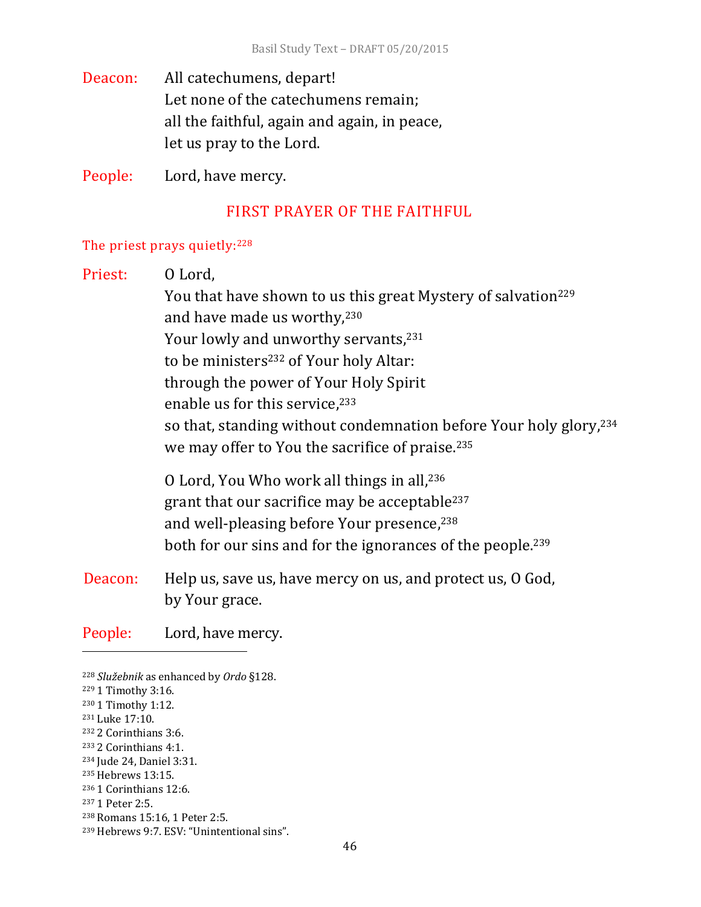Deacon: All catechumens, depart!
Let none of the catechumens remain;
all the faithful, again and again, in peace,
let us pray to the Lord.

People: Lord, have mercy.

## FIRST PRAYER OF THE FAITHFUL

The priest prays quietly:[228]

Priest: O Lord,
You that have shown to us this great Mystery of salvation[229]
and have made us worthy,[230]
Your lowly and unworthy servants,[231]
to be ministers[232] of Your holy Altar:
through the power of Your Holy Spirit
enable us for this service,[233]
so that, standing without condemnation before Your holy glory,[234]
we may offer to You the sacrifice of praise.[235]

O Lord, You Who work all things in all,[236]
grant that our sacrifice may be acceptable[237]
and well-pleasing before Your presence,[238]
both for our sins and for the ignorances of the people.[239]

Deacon: Help us, save us, have mercy on us, and protect us, O God,
by Your grace.

People: Lord, have mercy.

---

[228] *Služebnik* as enhanced by *Ordo* §128.
[229] 1 Timothy 3:16.
[230] 1 Timothy 1:12.
[231] Luke 17:10.
[232] 2 Corinthians 3:6.
[233] 2 Corinthians 4:1.
[234] Jude 24, Daniel 3:31.
[235] Hebrews 13:15.
[236] 1 Corinthians 12:6.
[237] 1 Peter 2:5.
[238] Romans 15:16, 1 Peter 2:5.
[239] Hebrews 9:7. ESV: "Unintentional sins".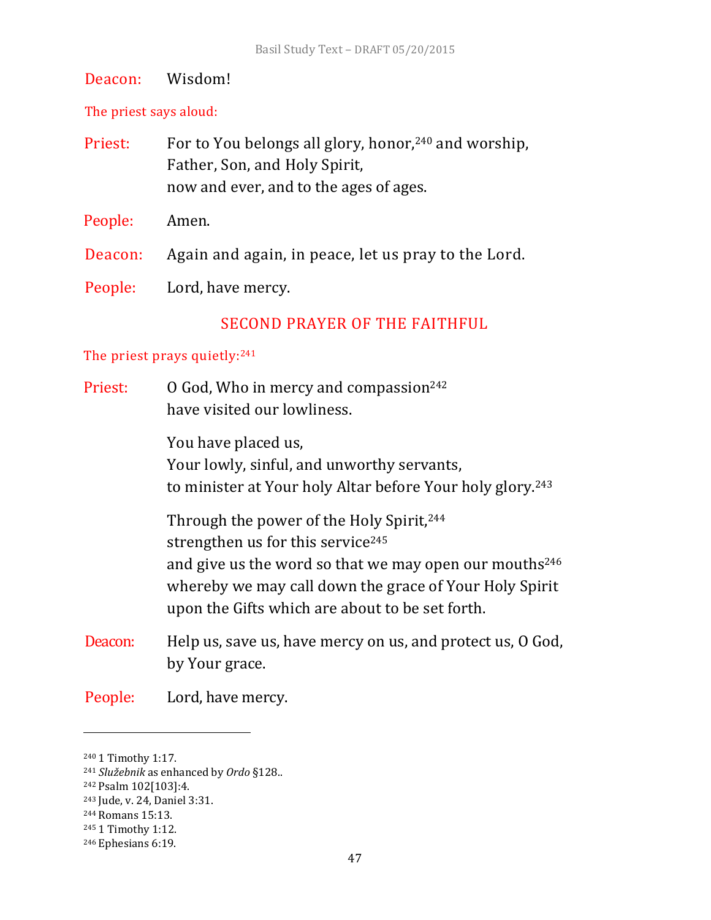Deacon: Wisdom!

The priest says aloud:

Priest: For to You belongs all glory, honor,[240] and worship,
Father, Son, and Holy Spirit,
now and ever, and to the ages of ages.

People: Amen.

Deacon: Again and again, in peace, let us pray to the Lord.

People: Lord, have mercy.

## SECOND PRAYER OF THE FAITHFUL

The priest prays quietly:[241]

Priest: O God, Who in mercy and compassion[242]
have visited our lowliness.

You have placed us,
Your lowly, sinful, and unworthy servants,
to minister at Your holy Altar before Your holy glory.[243]

Through the power of the Holy Spirit,[244]
strengthen us for this service[245]
and give us the word so that we may open our mouths[246]
whereby we may call down the grace of Your Holy Spirit
upon the Gifts which are about to be set forth.

Deacon: Help us, save us, have mercy on us, and protect us, O God,
by Your grace.

People: Lord, have mercy.

---

[240] 1 Timothy 1:17.
[241] *Služebnik* as enhanced by *Ordo* §128..
[242] Psalm 102[103]:4.
[243] Jude, v. 24, Daniel 3:31.
[244] Romans 15:13.
[245] 1 Timothy 1:12.
[246] Ephesians 6:19.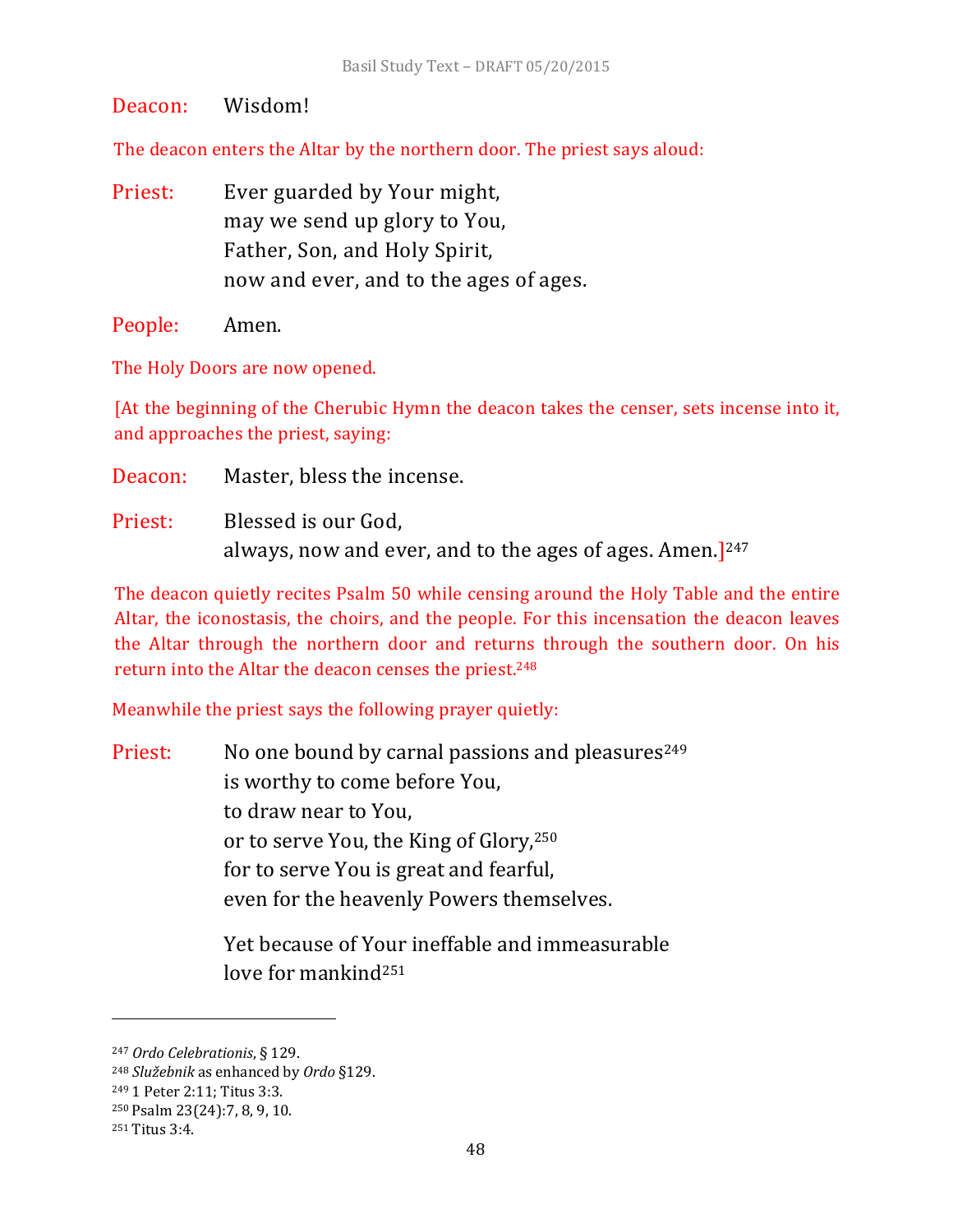Deacon: Wisdom!

The deacon enters the Altar by the northern door. The priest says aloud:

Priest: Ever guarded by Your might,
may we send up glory to You,
Father, Son, and Holy Spirit,
now and ever, and to the ages of ages.

People: Amen.

The Holy Doors are now opened.

[At the beginning of the Cherubic Hymn the deacon takes the censer, sets incense into it, and approaches the priest, saying:

Deacon: Master, bless the incense.

Priest: Blessed is our God,
always, now and ever, and to the ages of ages. Amen.][247]

The deacon quietly recites Psalm 50 while censing around the Holy Table and the entire Altar, the iconostasis, the choirs, and the people. For this incensation the deacon leaves the Altar through the northern door and returns through the southern door. On his return into the Altar the deacon censes the priest.[248]

Meanwhile the priest says the following prayer quietly:

Priest: No one bound by carnal passions and pleasures[249]
is worthy to come before You,
to draw near to You,
or to serve You, the King of Glory,[250]
for to serve You is great and fearful,
even for the heavenly Powers themselves.

Yet because of Your ineffable and immeasurable
love for mankind[251]

---

[247] *Ordo Celebrationis*, § 129.
[248] *Služebnik* as enhanced by *Ordo* §129.
[249] 1 Peter 2:11; Titus 3:3.
[250] Psalm 23(24):7, 8, 9, 10.
[251] Titus 3:4.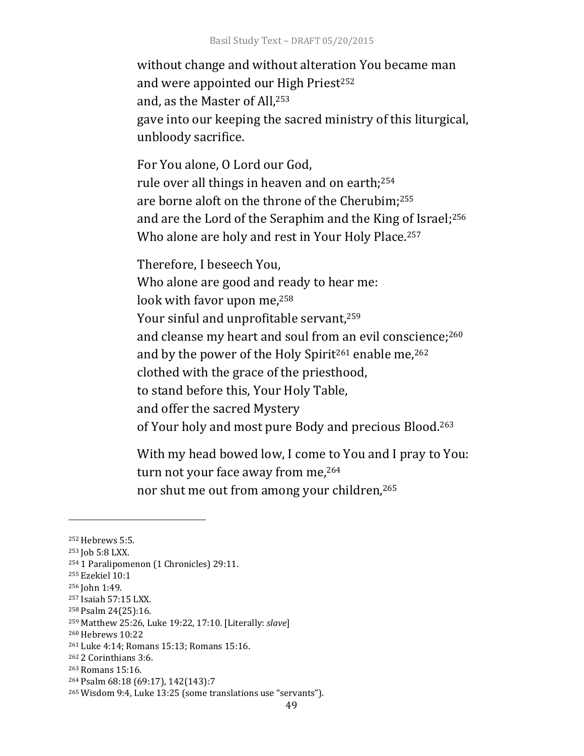without change and without alteration You became man  
and were appointed our High Priest[252]  
and, as the Master of All,[253]  
gave into our keeping the sacred ministry of this liturgical, unbloody sacrifice.

For You alone, O Lord our God,  
rule over all things in heaven and on earth;[254]  
are borne aloft on the throne of the Cherubim;[255]  
and are the Lord of the Seraphim and the King of Israel;[256]  
Who alone are holy and rest in Your Holy Place.[257]

Therefore, I beseech You,  
Who alone are good and ready to hear me:  
look with favor upon me,[258]  
Your sinful and unprofitable servant,[259]  
and cleanse my heart and soul from an evil conscience;[260]  
and by the power of the Holy Spirit[261] enable me,[262]  
clothed with the grace of the priesthood,  
to stand before this, Your Holy Table,  
and offer the sacred Mystery  
of Your holy and most pure Body and precious Blood.[263]

With my head bowed low, I come to You and I pray to You:  
turn not your face away from me,[264]  
nor shut me out from among your children,[265]

---

[252] Hebrews 5:5.  
[253] Job 5:8 LXX.  
[254] 1 Paralipomenon (1 Chronicles) 29:11.  
[255] Ezekiel 10:1  
[256] John 1:49.  
[257] Isaiah 57:15 LXX.  
[258] Psalm 24(25):16.  
[259] Matthew 25:26, Luke 19:22, 17:10. [Literally: *slave*]  
[260] Hebrews 10:22  
[261] Luke 4:14; Romans 15:13; Romans 15:16.  
[262] 2 Corinthians 3:6.  
[263] Romans 15:16.  
[264] Psalm 68:18 (69:17), 142(143):7  
[265] Wisdom 9:4, Luke 13:25 (some translations use "servants").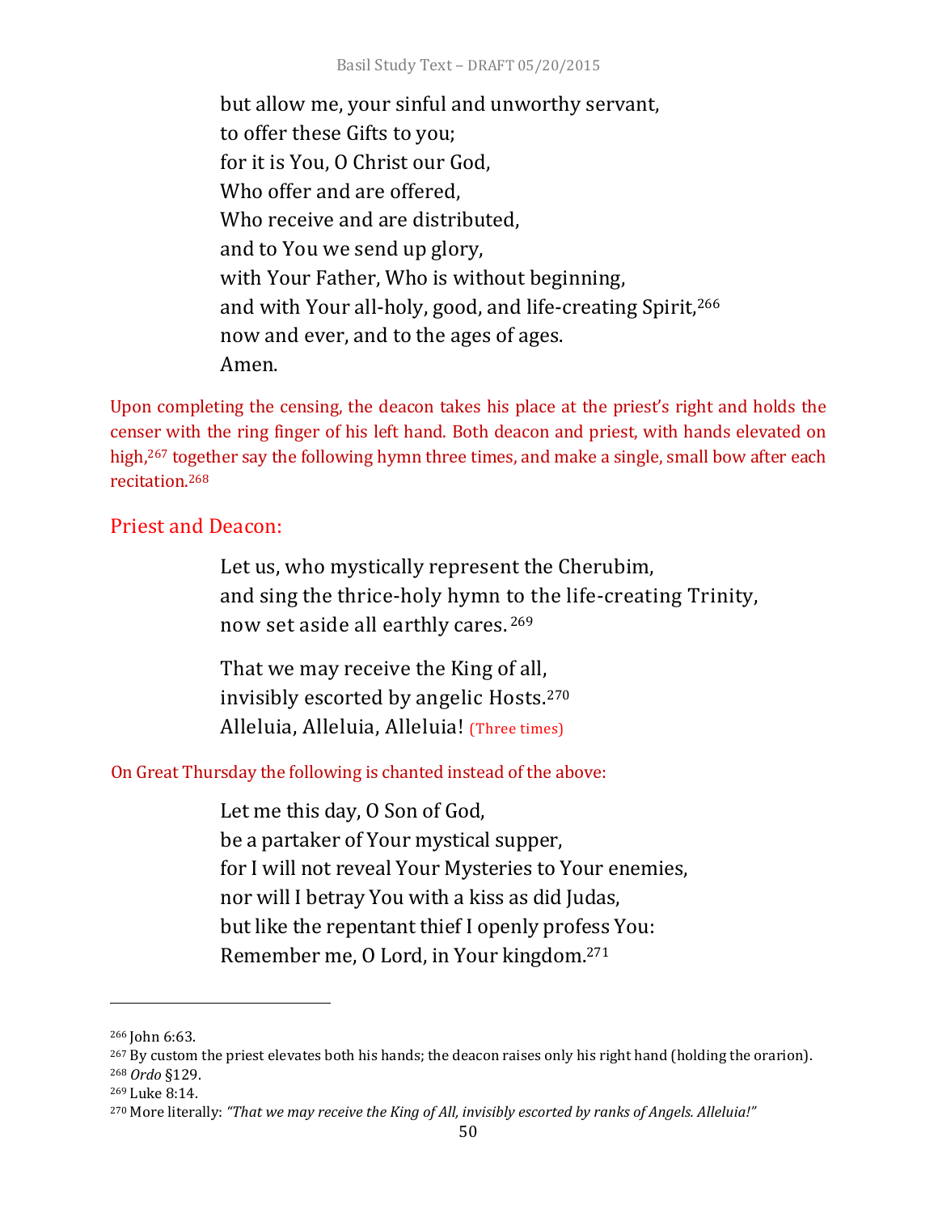but allow me, your sinful and unworthy servant,
to offer these Gifts to you;
for it is You, O Christ our God,
Who offer and are offered,
Who receive and are distributed,
and to You we send up glory,
with Your Father, Who is without beginning,
and with Your all-holy, good, and life-creating Spirit,[266]
now and ever, and to the ages of ages.
Amen.

Upon completing the censing, the deacon takes his place at the priest's right and holds the censer with the ring finger of his left hand. Both deacon and priest, with hands elevated on high,[267] together say the following hymn three times, and make a single, small bow after each recitation.[268]

## Priest and Deacon:

Let us, who mystically represent the Cherubim,
and sing the thrice-holy hymn to the life-creating Trinity,
now set aside all earthly cares.[269]

That we may receive the King of all,
invisibly escorted by angelic Hosts.[270]
Alleluia, Alleluia, Alleluia! (Three times)

On Great Thursday the following is chanted instead of the above:

Let me this day, O Son of God,
be a partaker of Your mystical supper,
for I will not reveal Your Mysteries to Your enemies,
nor will I betray You with a kiss as did Judas,
but like the repentant thief I openly profess You:
Remember me, O Lord, in Your kingdom.[271]

---

[266] John 6:63.
[267] By custom the priest elevates both his hands; the deacon raises only his right hand (holding the orarion).
[268] *Ordo* §129.
[269] Luke 8:14.
[270] More literally: *"That we may receive the King of All, invisibly escorted by ranks of Angels. Alleluia!"*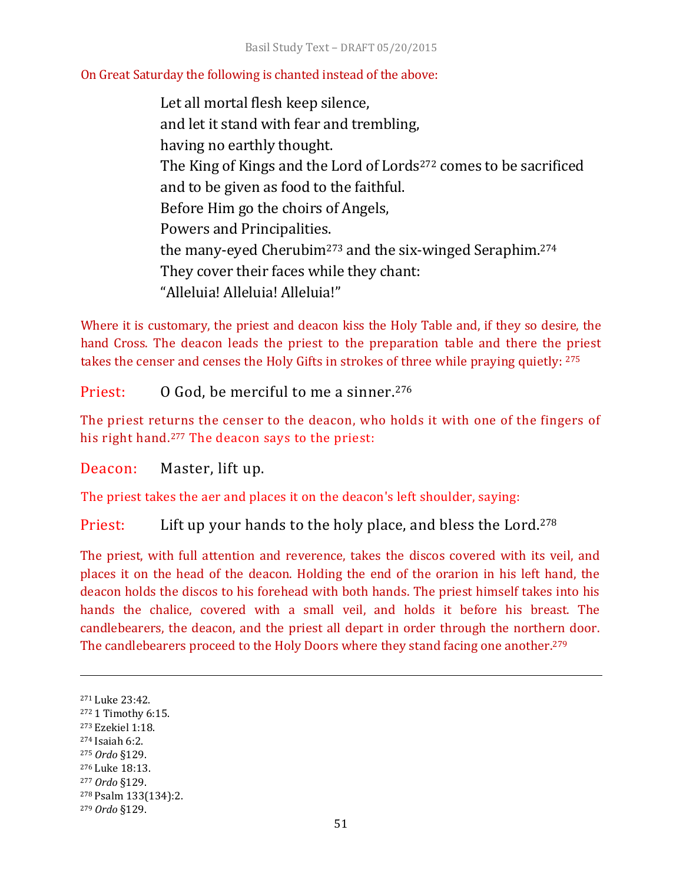On Great Saturday the following is chanted instead of the above:

> Let all mortal flesh keep silence,
> and let it stand with fear and trembling,
> having no earthly thought.
> The King of Kings and the Lord of Lords[272] comes to be sacrificed
> and to be given as food to the faithful.
> Before Him go the choirs of Angels,
> Powers and Principalities.
> the many-eyed Cherubim[273] and the six-winged Seraphim.[274]
> They cover their faces while they chant:
> "Alleluia! Alleluia! Alleluia!"

Where it is customary, the priest and deacon kiss the Holy Table and, if they so desire, the hand Cross. The deacon leads the priest to the preparation table and there the priest takes the censer and censes the Holy Gifts in strokes of three while praying quietly: [275]

Priest: O God, be merciful to me a sinner.[276]

The priest returns the censer to the deacon, who holds it with one of the fingers of his right hand.[277] The deacon says to the priest:

Deacon: Master, lift up.

The priest takes the aer and places it on the deacon's left shoulder, saying:

Priest: Lift up your hands to the holy place, and bless the Lord.[278]

The priest, with full attention and reverence, takes the discos covered with its veil, and places it on the head of the deacon. Holding the end of the orarion in his left hand, the deacon holds the discos to his forehead with both hands. The priest himself takes into his hands the chalice, covered with a small veil, and holds it before his breast. The candlebearers, the deacon, and the priest all depart in order through the northern door. The candlebearers proceed to the Holy Doors where they stand facing one another.[279]

---

[271] Luke 23:42.
[272] 1 Timothy 6:15.
[273] Ezekiel 1:18.
[274] Isaiah 6:2.
[275] *Ordo* §129.
[276] Luke 18:13.
[277] *Ordo* §129.
[278] Psalm 133(134):2.
[279] *Ordo* §129.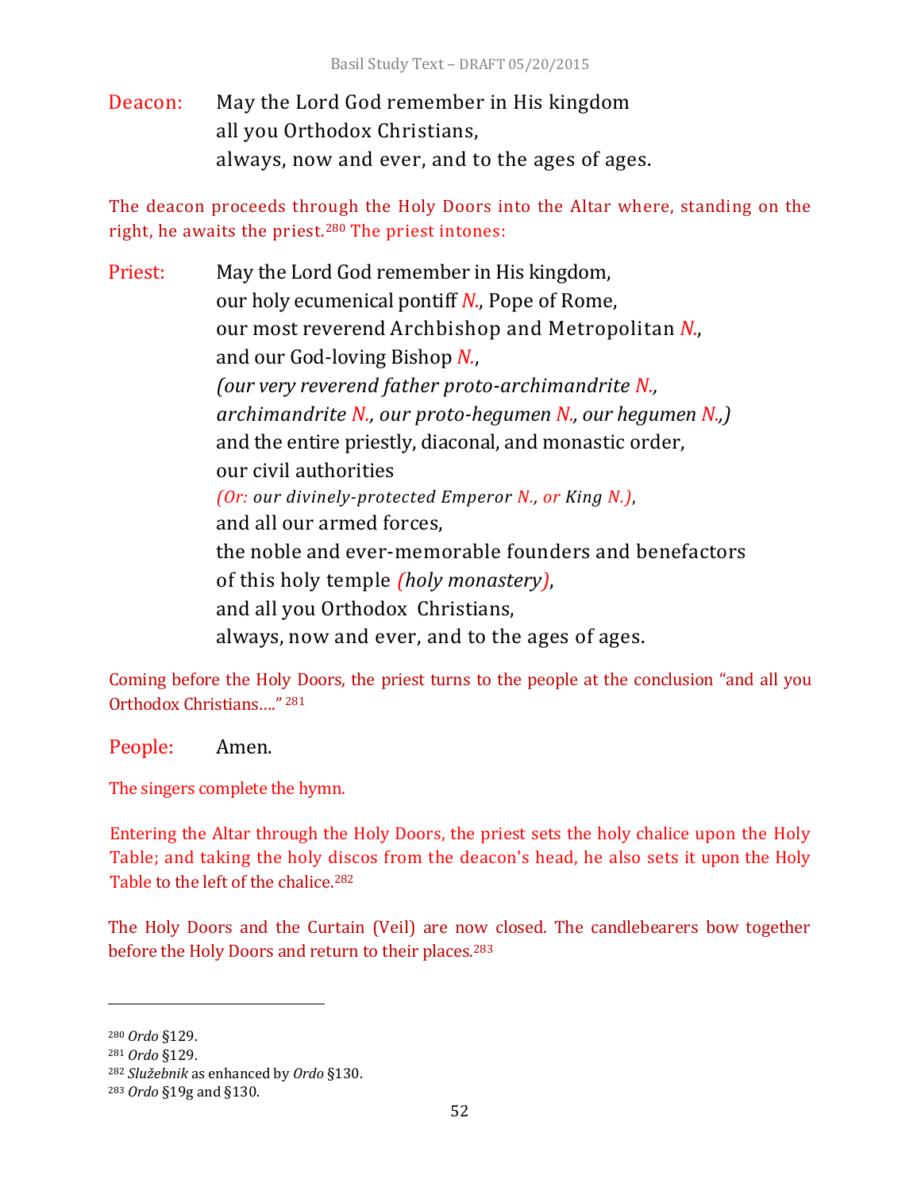Deacon: May the Lord God remember in His kingdom
all you Orthodox Christians,
always, now and ever, and to the ages of ages.

The deacon proceeds through the Holy Doors into the Altar where, standing on the right, he awaits the priest.[280] The priest intones:

Priest: May the Lord God remember in His kingdom,
our holy ecumenical pontiff *N.*, Pope of Rome,
our most reverend Archbishop and Metropolitan *N.*,
and our God-loving Bishop *N.*,
*(our very reverend father proto-archimandrite N.,
archimandrite N., our proto-hegumen N., our hegumen N.,)*
and the entire priestly, diaconal, and monastic order,
our civil authorities
*(Or: our divinely-protected Emperor N., or King N.)*,
and all our armed forces,
the noble and ever-memorable founders and benefactors
of this holy temple *(holy monastery)*,
and all you Orthodox Christians,
always, now and ever, and to the ages of ages.

Coming before the Holy Doors, the priest turns to the people at the conclusion "and all you Orthodox Christians…."[281]

People: Amen.

The singers complete the hymn.

Entering the Altar through the Holy Doors, the priest sets the holy chalice upon the Holy Table; and taking the holy discos from the deacon's head, he also sets it upon the Holy Table to the left of the chalice.[282]

The Holy Doors and the Curtain (Veil) are now closed. The candlebearers bow together before the Holy Doors and return to their places.[283]

---

[280] *Ordo* §129.
[281] *Ordo* §129.
[282] *Služebnik* as enhanced by *Ordo* §130.
[283] *Ordo* §19g and §130.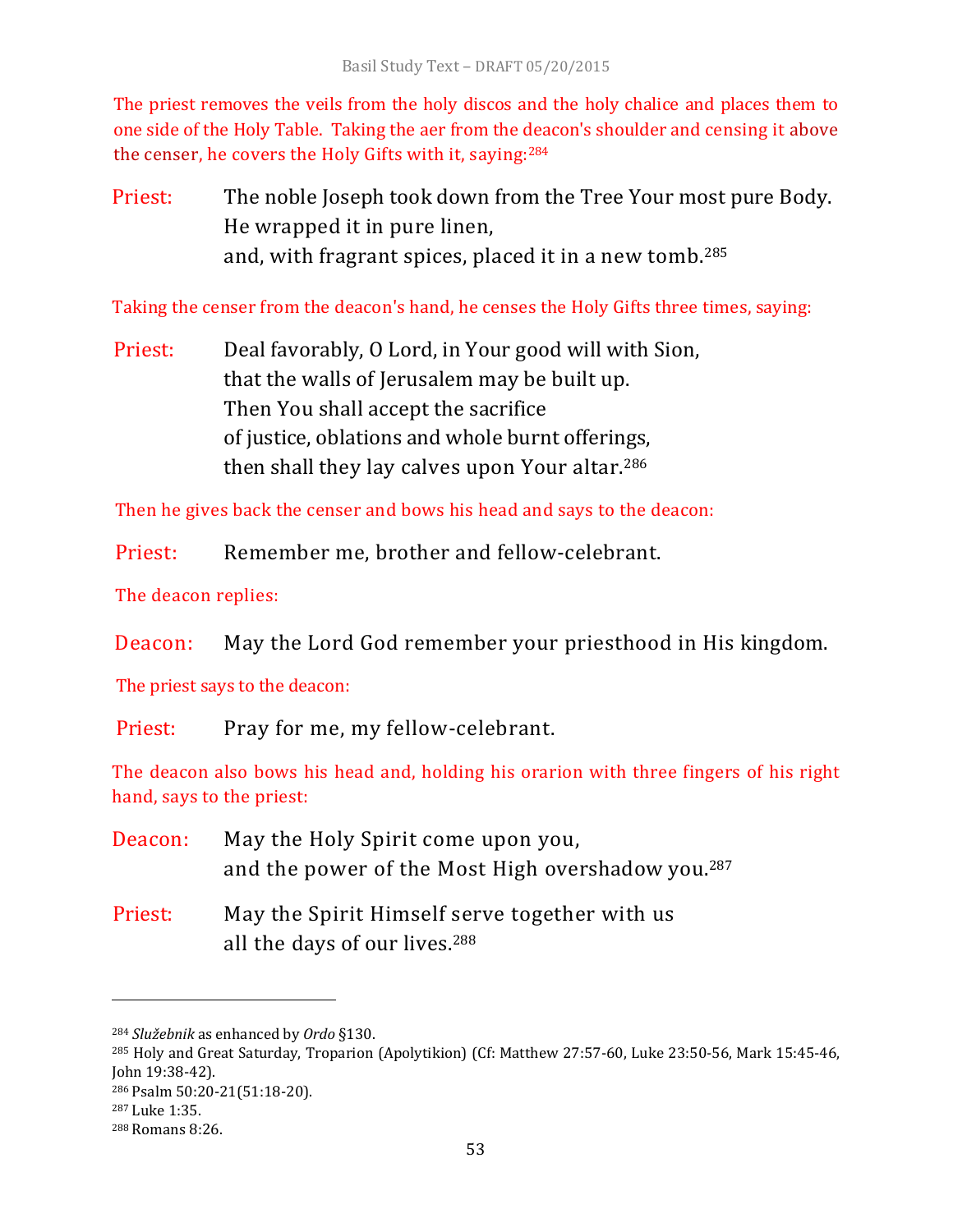The priest removes the veils from the holy discos and the holy chalice and places them to one side of the Holy Table. Taking the aer from the deacon's shoulder and censing it above the censer, he covers the Holy Gifts with it, saying:[284]

Priest: The noble Joseph took down from the Tree Your most pure Body.
He wrapped it in pure linen,
and, with fragrant spices, placed it in a new tomb.[285]

Taking the censer from the deacon's hand, he censes the Holy Gifts three times, saying:

Priest: Deal favorably, O Lord, in Your good will with Sion,
that the walls of Jerusalem may be built up.
Then You shall accept the sacrifice
of justice, oblations and whole burnt offerings,
then shall they lay calves upon Your altar.[286]

Then he gives back the censer and bows his head and says to the deacon:

Priest: Remember me, brother and fellow-celebrant.

The deacon replies:

Deacon: May the Lord God remember your priesthood in His kingdom.

The priest says to the deacon:

Priest: Pray for me, my fellow-celebrant.

The deacon also bows his head and, holding his orarion with three fingers of his right hand, says to the priest:

Deacon: May the Holy Spirit come upon you,
and the power of the Most High overshadow you.[287]

Priest: May the Spirit Himself serve together with us
all the days of our lives.[288]

---

[284] *Služebnik* as enhanced by *Ordo* §130.
[285] Holy and Great Saturday, Troparion (Apolytikion) (Cf: Matthew 27:57-60, Luke 23:50-56, Mark 15:45-46, John 19:38-42).
[286] Psalm 50:20-21(51:18-20).
[287] Luke 1:35.
[288] Romans 8:26.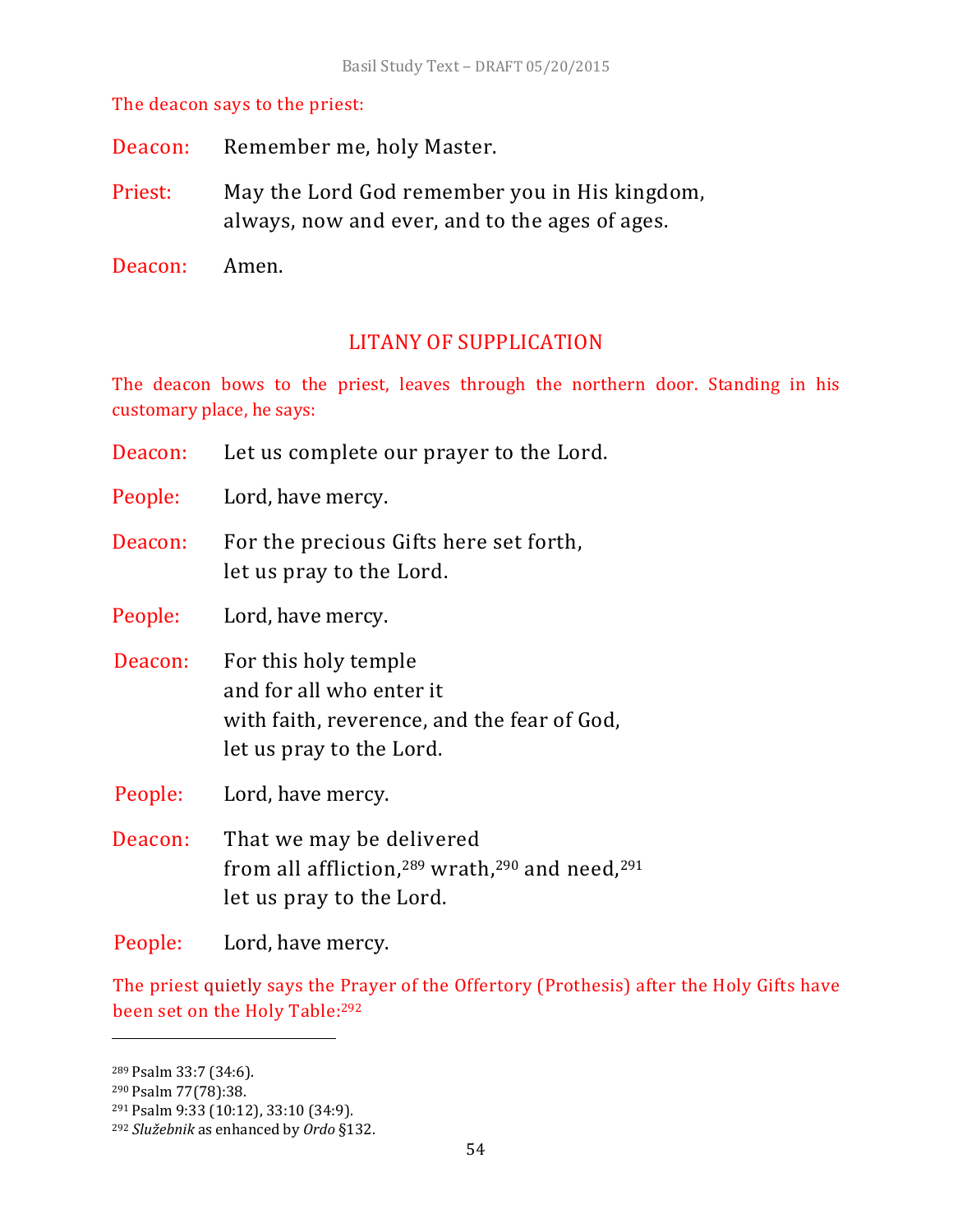The deacon says to the priest:

Deacon: Remember me, holy Master.

Priest: May the Lord God remember you in His kingdom,
always, now and ever, and to the ages of ages.

Deacon: Amen.

## LITANY OF SUPPLICATION

The deacon bows to the priest, leaves through the northern door. Standing in his customary place, he says:

Deacon: Let us complete our prayer to the Lord.

People: Lord, have mercy.

Deacon: For the precious Gifts here set forth,
let us pray to the Lord.

People: Lord, have mercy.

Deacon: For this holy temple
and for all who enter it
with faith, reverence, and the fear of God,
let us pray to the Lord.

People: Lord, have mercy.

Deacon: That we may be delivered
from all affliction,[289] wrath,[290] and need,[291]
let us pray to the Lord.

People: Lord, have mercy.

The priest quietly says the Prayer of the Offertory (Prothesis) after the Holy Gifts have been set on the Holy Table:[292]

---

[289] Psalm 33:7 (34:6).
[290] Psalm 77(78):38.
[291] Psalm 9:33 (10:12), 33:10 (34:9).
[292] *Služebnik* as enhanced by *Ordo* §132.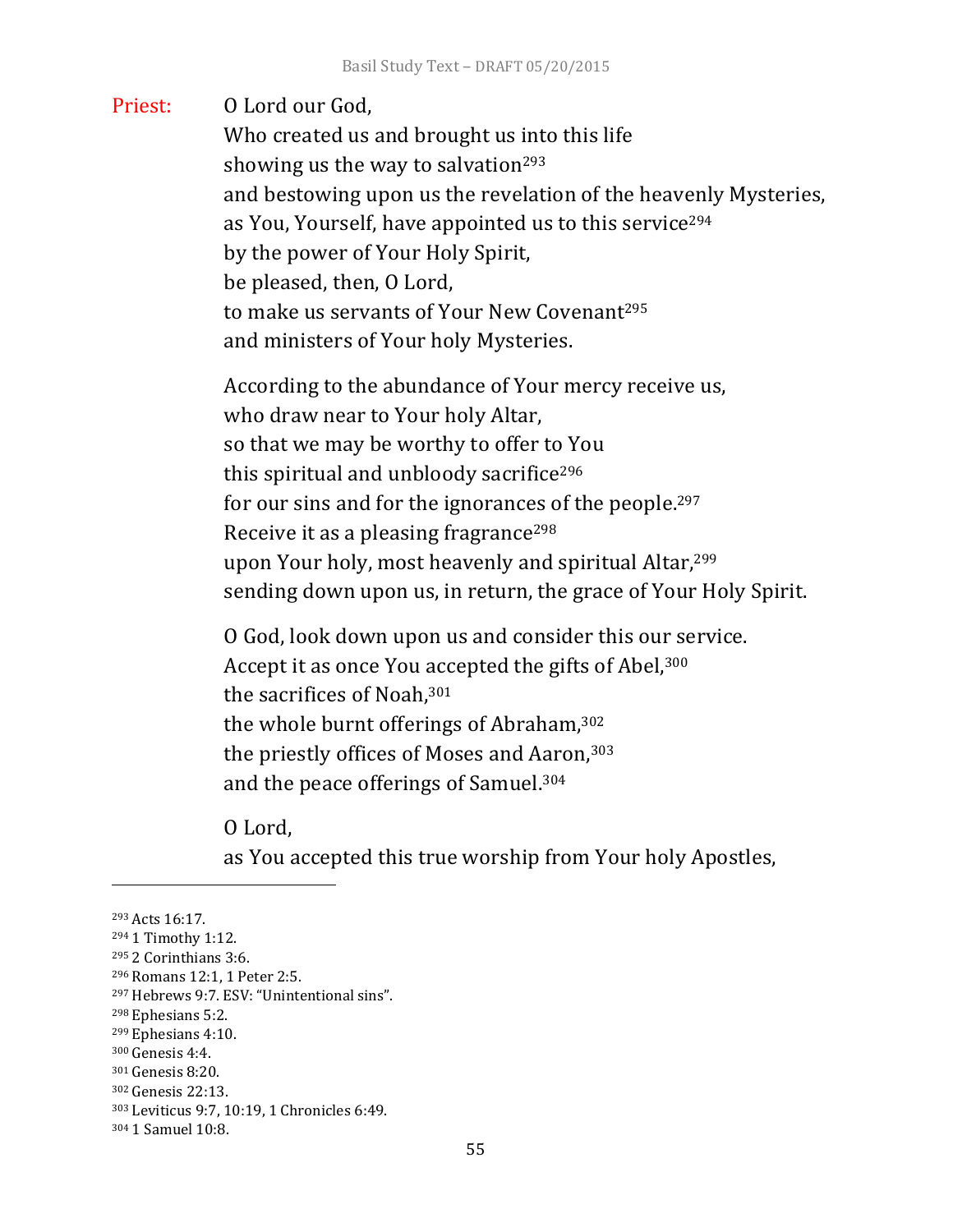Priest: O Lord our God,
Who created us and brought us into this life
showing us the way to salvation[293]
and bestowing upon us the revelation of the heavenly Mysteries,
as You, Yourself, have appointed us to this service[294]
by the power of Your Holy Spirit,
be pleased, then, O Lord,
to make us servants of Your New Covenant[295]
and ministers of Your holy Mysteries.

According to the abundance of Your mercy receive us,
who draw near to Your holy Altar,
so that we may be worthy to offer to You
this spiritual and unbloody sacrifice[296]
for our sins and for the ignorances of the people.[297]
Receive it as a pleasing fragrance[298]
upon Your holy, most heavenly and spiritual Altar,[299]
sending down upon us, in return, the grace of Your Holy Spirit.

O God, look down upon us and consider this our service.
Accept it as once You accepted the gifts of Abel,[300]
the sacrifices of Noah,[301]
the whole burnt offerings of Abraham,[302]
the priestly offices of Moses and Aaron,[303]
and the peace offerings of Samuel.[304]

O Lord,
as You accepted this true worship from Your holy Apostles,

---

[293] Acts 16:17.
[294] 1 Timothy 1:12.
[295] 2 Corinthians 3:6.
[296] Romans 12:1, 1 Peter 2:5.
[297] Hebrews 9:7. ESV: "Unintentional sins".
[298] Ephesians 5:2.
[299] Ephesians 4:10.
[300] Genesis 4:4.
[301] Genesis 8:20.
[302] Genesis 22:13.
[303] Leviticus 9:7, 10:19, 1 Chronicles 6:49.
[304] 1 Samuel 10:8.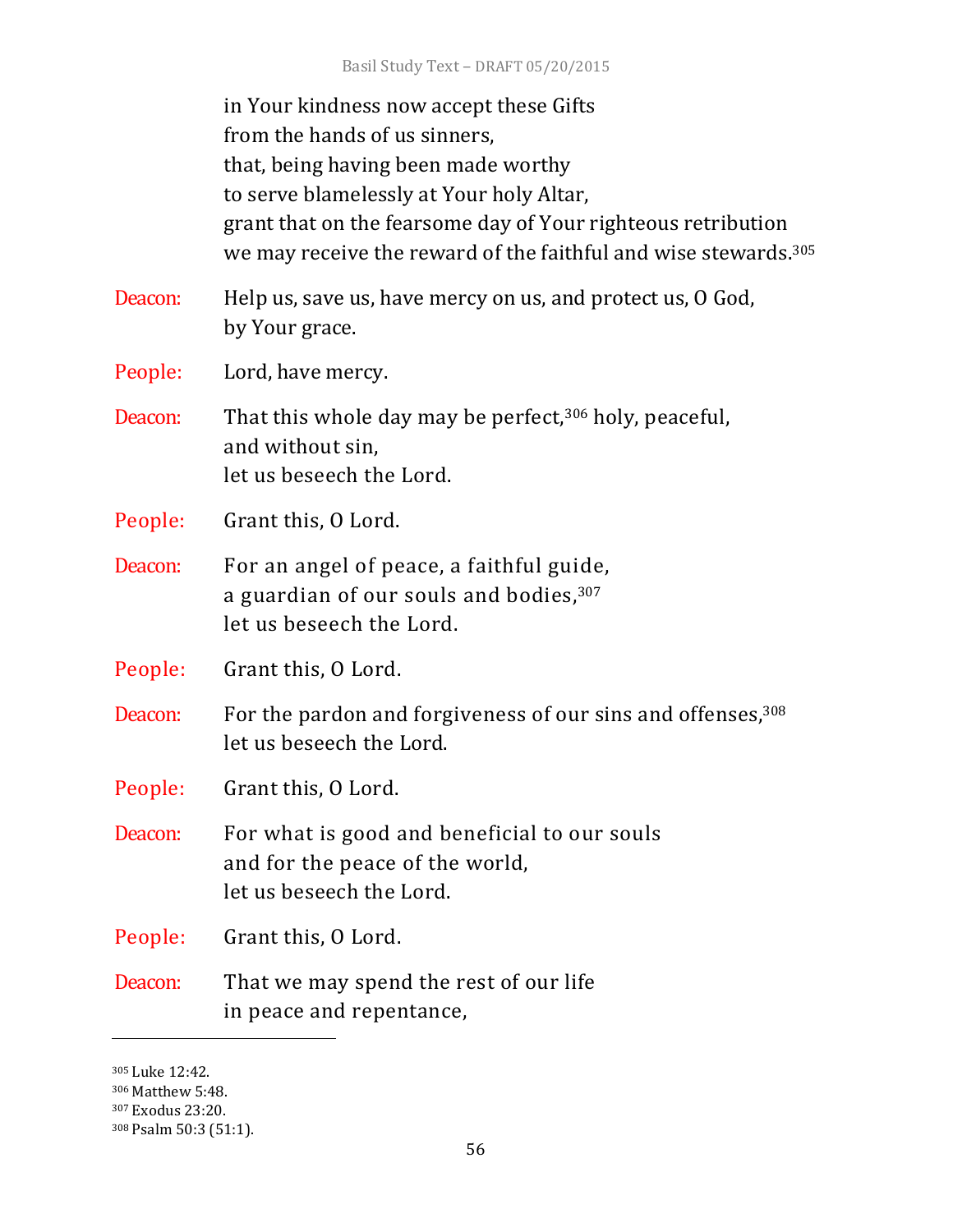in Your kindness now accept these Gifts
from the hands of us sinners,
that, being having been made worthy
to serve blamelessly at Your holy Altar,
grant that on the fearsome day of Your righteous retribution
we may receive the reward of the faithful and wise stewards.[305]

**Deacon:** Help us, save us, have mercy on us, and protect us, O God,
by Your grace.

**People:** Lord, have mercy.

**Deacon:** That this whole day may be perfect,[306] holy, peaceful,
and without sin,
let us beseech the Lord.

**People:** Grant this, O Lord.

**Deacon:** For an angel of peace, a faithful guide,
a guardian of our souls and bodies,[307]
let us beseech the Lord.

**People:** Grant this, O Lord.

**Deacon:** For the pardon and forgiveness of our sins and offenses,[308]
let us beseech the Lord.

**People:** Grant this, O Lord.

**Deacon:** For what is good and beneficial to our souls
and for the peace of the world,
let us beseech the Lord.

**People:** Grant this, O Lord.

**Deacon:** That we may spend the rest of our life
in peace and repentance,

---

[305] Luke 12:42.
[306] Matthew 5:48.
[307] Exodus 23:20.
[308] Psalm 50:3 (51:1).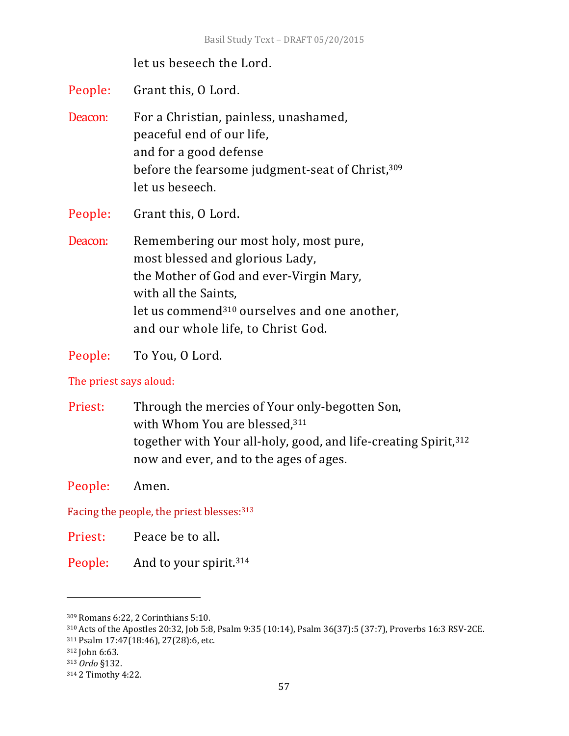let us beseech the Lord.

People: Grant this, O Lord.

Deacon: For a Christian, painless, unashamed,
peaceful end of our life,
and for a good defense
before the fearsome judgment-seat of Christ,[309]
let us beseech.

People: Grant this, O Lord.

Deacon: Remembering our most holy, most pure,
most blessed and glorious Lady,
the Mother of God and ever-Virgin Mary,
with all the Saints,
let us commend[310] ourselves and one another,
and our whole life, to Christ God.

People: To You, O Lord.

The priest says aloud:

Priest: Through the mercies of Your only-begotten Son,
with Whom You are blessed,[311]
together with Your all-holy, good, and life-creating Spirit,[312]
now and ever, and to the ages of ages.

People: Amen.

Facing the people, the priest blesses:[313]

Priest: Peace be to all.

People: And to your spirit.[314]

---

[309] Romans 6:22, 2 Corinthians 5:10.
[310] Acts of the Apostles 20:32, Job 5:8, Psalm 9:35 (10:14), Psalm 36(37):5 (37:7), Proverbs 16:3 RSV-2CE.
[311] Psalm 17:47(18:46), 27(28):6, etc.
[312] John 6:63.
[313] *Ordo* §132.
[314] 2 Timothy 4:22.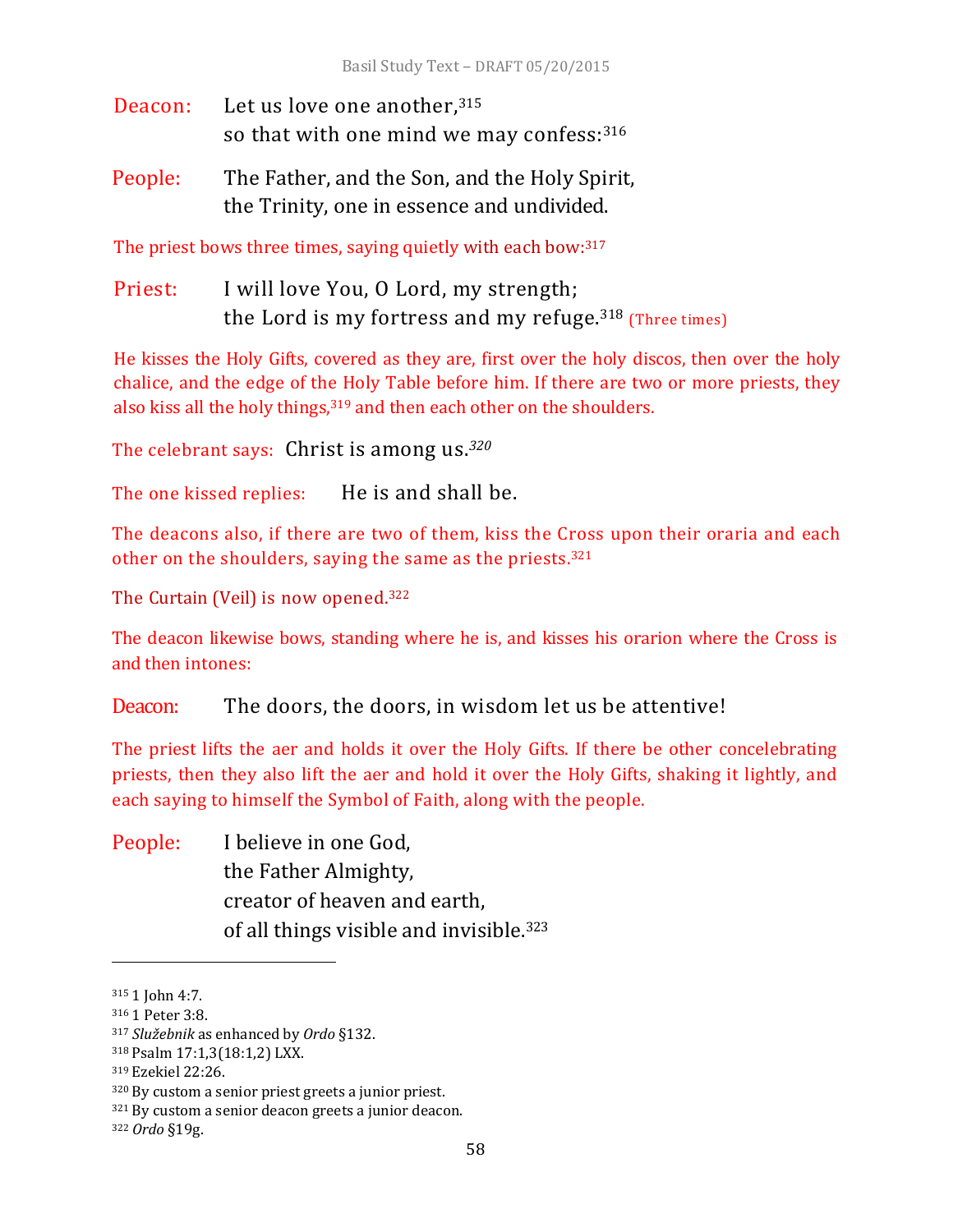Deacon: Let us love one another,[315]
so that with one mind we may confess:[316]

People: The Father, and the Son, and the Holy Spirit,
the Trinity, one in essence and undivided.

The priest bows three times, saying quietly with each bow:[317]

Priest: I will love You, O Lord, my strength;
the Lord is my fortress and my refuge.[318] (Three times)

He kisses the Holy Gifts, covered as they are, first over the holy discos, then over the holy chalice, and the edge of the Holy Table before him. If there are two or more priests, they also kiss all the holy things,[319] and then each other on the shoulders.

The celebrant says: Christ is among us.[320]

The one kissed replies: He is and shall be.

The deacons also, if there are two of them, kiss the Cross upon their oraria and each other on the shoulders, saying the same as the priests.[321]

The Curtain (Veil) is now opened.[322]

The deacon likewise bows, standing where he is, and kisses his orarion where the Cross is and then intones:

Deacon: The doors, the doors, in wisdom let us be attentive!

The priest lifts the aer and holds it over the Holy Gifts. If there be other concelebrating priests, then they also lift the aer and hold it over the Holy Gifts, shaking it lightly, and each saying to himself the Symbol of Faith, along with the people.

People: I believe in one God,
the Father Almighty,
creator of heaven and earth,
of all things visible and invisible.[323]

---

[315] 1 John 4:7.
[316] 1 Peter 3:8.
[317] *Služebnik* as enhanced by *Ordo* §132.
[318] Psalm 17:1,3(18:1,2) LXX.
[319] Ezekiel 22:26.
[320] By custom a senior priest greets a junior priest.
[321] By custom a senior deacon greets a junior deacon.
[322] *Ordo* §19g.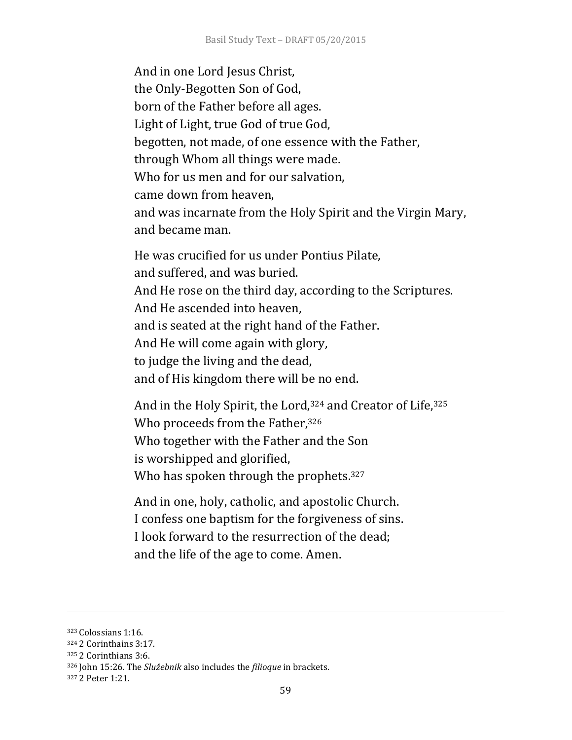And in one Lord Jesus Christ,
the Only-Begotten Son of God,
born of the Father before all ages.
Light of Light, true God of true God,
begotten, not made, of one essence with the Father,
through Whom all things were made.
Who for us men and for our salvation,
came down from heaven,
and was incarnate from the Holy Spirit and the Virgin Mary,
and became man.

He was crucified for us under Pontius Pilate,
and suffered, and was buried.
And He rose on the third day, according to the Scriptures.
And He ascended into heaven,
and is seated at the right hand of the Father.
And He will come again with glory,
to judge the living and the dead,
and of His kingdom there will be no end.

And in the Holy Spirit, the Lord,[324] and Creator of Life,[325]
Who proceeds from the Father,[326]
Who together with the Father and the Son
is worshipped and glorified,
Who has spoken through the prophets.[327]

And in one, holy, catholic, and apostolic Church.
I confess one baptism for the forgiveness of sins.
I look forward to the resurrection of the dead;
and the life of the age to come. Amen.

---

[323] Colossians 1:16.
[324] 2 Corinthains 3:17.
[325] 2 Corinthians 3:6.
[326] John 15:26. The *Služebnik* also includes the *filioque* in brackets.
[327] 2 Peter 1:21.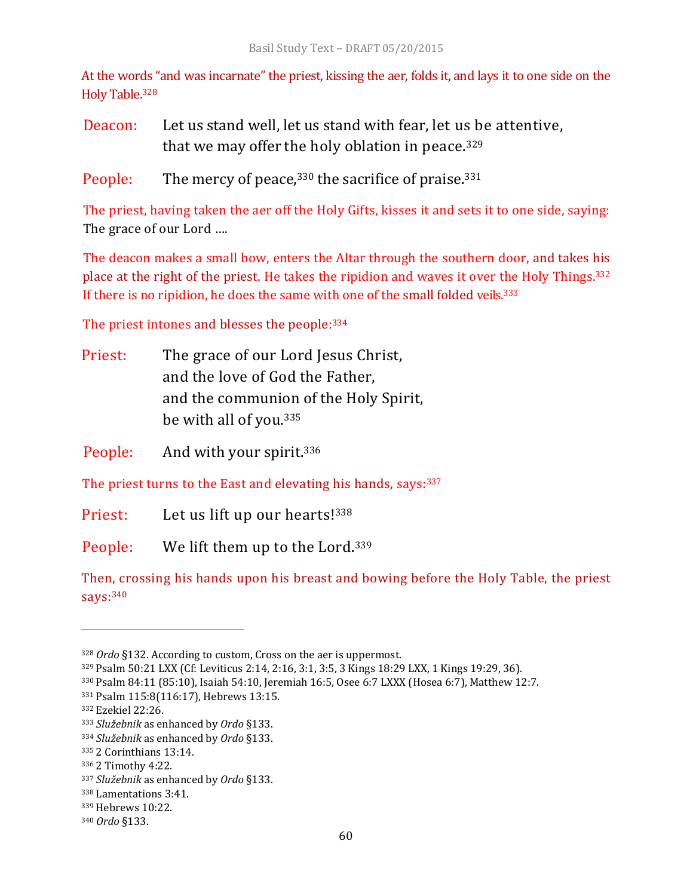At the words "and was incarnate" the priest, kissing the aer, folds it, and lays it to one side on the Holy Table.[328]

Deacon: Let us stand well, let us stand with fear, let us be attentive,
that we may offer the holy oblation in peace.[329]

People: The mercy of peace,[330] the sacrifice of praise.[331]

The priest, having taken the aer off the Holy Gifts, kisses it and sets it to one side, saying: The grace of our Lord ….

The deacon makes a small bow, enters the Altar through the southern door, and takes his place at the right of the priest. He takes the ripidion and waves it over the Holy Things.[332] If there is no ripidion, he does the same with one of the small folded veils.[333]

The priest intones and blesses the people:[334]

Priest: The grace of our Lord Jesus Christ,
and the love of God the Father,
and the communion of the Holy Spirit,
be with all of you.[335]

People: And with your spirit.[336]

The priest turns to the East and elevating his hands, says:[337]

Priest: Let us lift up our hearts![338]

People: We lift them up to the Lord.[339]

Then, crossing his hands upon his breast and bowing before the Holy Table, the priest says:[340]

---

[328] *Ordo* §132. According to custom, Cross on the aer is uppermost.
[329] Psalm 50:21 LXX (Cf: Leviticus 2:14, 2:16, 3:1, 3:5, 3 Kings 18:29 LXX, 1 Kings 19:29, 36).
[330] Psalm 84:11 (85:10), Isaiah 54:10, Jeremiah 16:5, Osee 6:7 LXXX (Hosea 6:7), Matthew 12:7.
[331] Psalm 115:8(116:17), Hebrews 13:15.
[332] Ezekiel 22:26.
[333] *Služebnik* as enhanced by *Ordo* §133.
[334] *Služebnik* as enhanced by *Ordo* §133.
[335] 2 Corinthians 13:14.
[336] 2 Timothy 4:22.
[337] *Služebnik* as enhanced by *Ordo* §133.
[338] Lamentations 3:41.
[339] Hebrews 10:22.
[340] *Ordo* §133.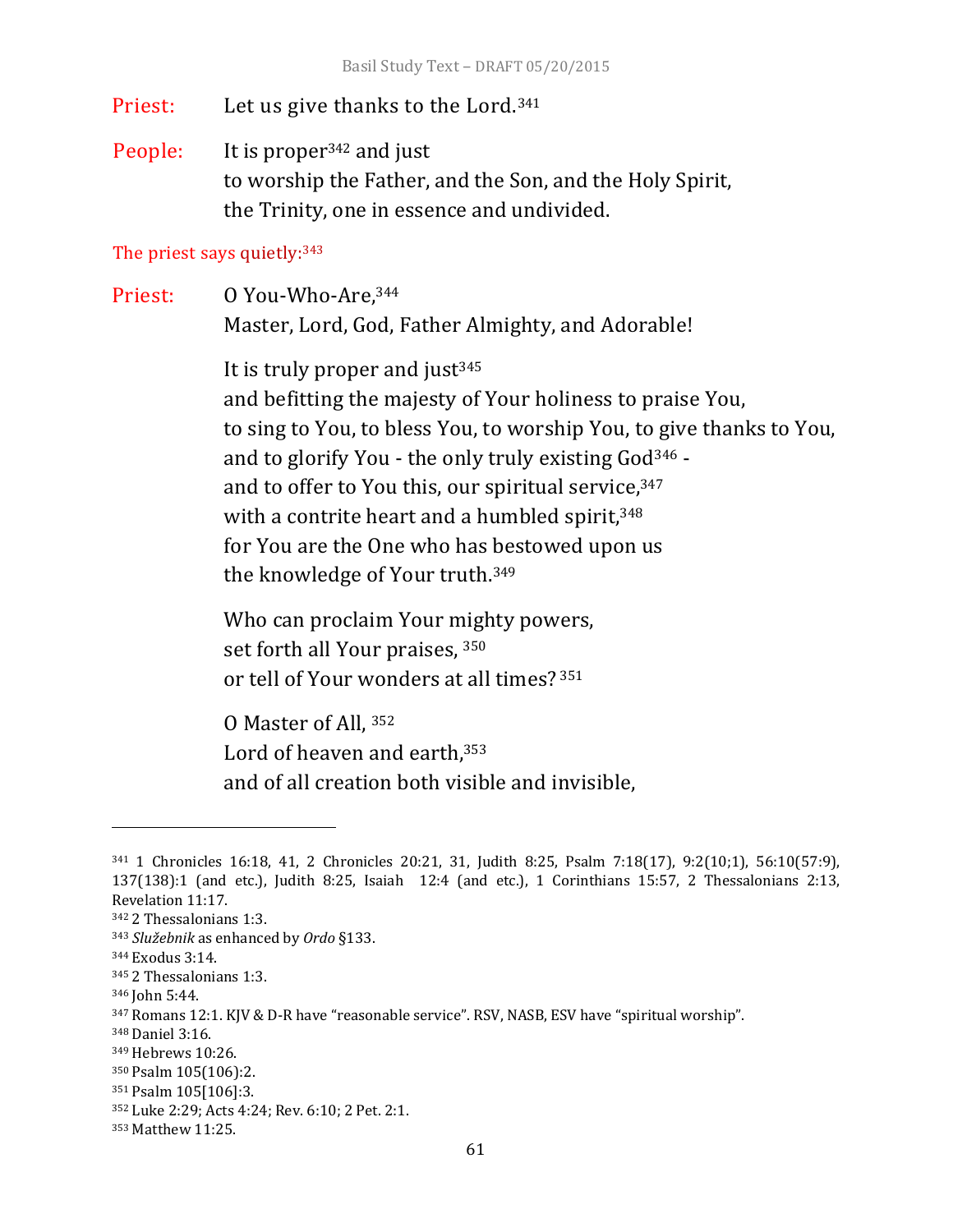Priest: Let us give thanks to the Lord.[341]

People: It is proper[342] and just
to worship the Father, and the Son, and the Holy Spirit,
the Trinity, one in essence and undivided.

The priest says quietly:[343]

Priest: O You-Who-Are,[344]
Master, Lord, God, Father Almighty, and Adorable!

It is truly proper and just[345]
and befitting the majesty of Your holiness to praise You,
to sing to You, to bless You, to worship You, to give thanks to You,
and to glorify You - the only truly existing God[346] -
and to offer to You this, our spiritual service,[347]
with a contrite heart and a humbled spirit,[348]
for You are the One who has bestowed upon us
the knowledge of Your truth.[349]

Who can proclaim Your mighty powers,
set forth all Your praises, [350]
or tell of Your wonders at all times? [351]

O Master of All, [352]
Lord of heaven and earth,[353]
and of all creation both visible and invisible,

---

[341] 1 Chronicles 16:18, 41, 2 Chronicles 20:21, 31, Judith 8:25, Psalm 7:18(17), 9:2(10;1), 56:10(57:9), 137(138):1 (and etc.), Judith 8:25, Isaiah 12:4 (and etc.), 1 Corinthians 15:57, 2 Thessalonians 2:13, Revelation 11:17.

[342] 2 Thessalonians 1:3.

[343] *Služebnik* as enhanced by *Ordo* §133.

[344] Exodus 3:14.

[345] 2 Thessalonians 1:3.

[346] John 5:44.

[347] Romans 12:1. KJV & D-R have "reasonable service". RSV, NASB, ESV have "spiritual worship".

[348] Daniel 3:16.

[349] Hebrews 10:26.

[350] Psalm 105(106):2.

[351] Psalm 105[106]:3.

[352] Luke 2:29; Acts 4:24; Rev. 6:10; 2 Pet. 2:1.

[353] Matthew 11:25.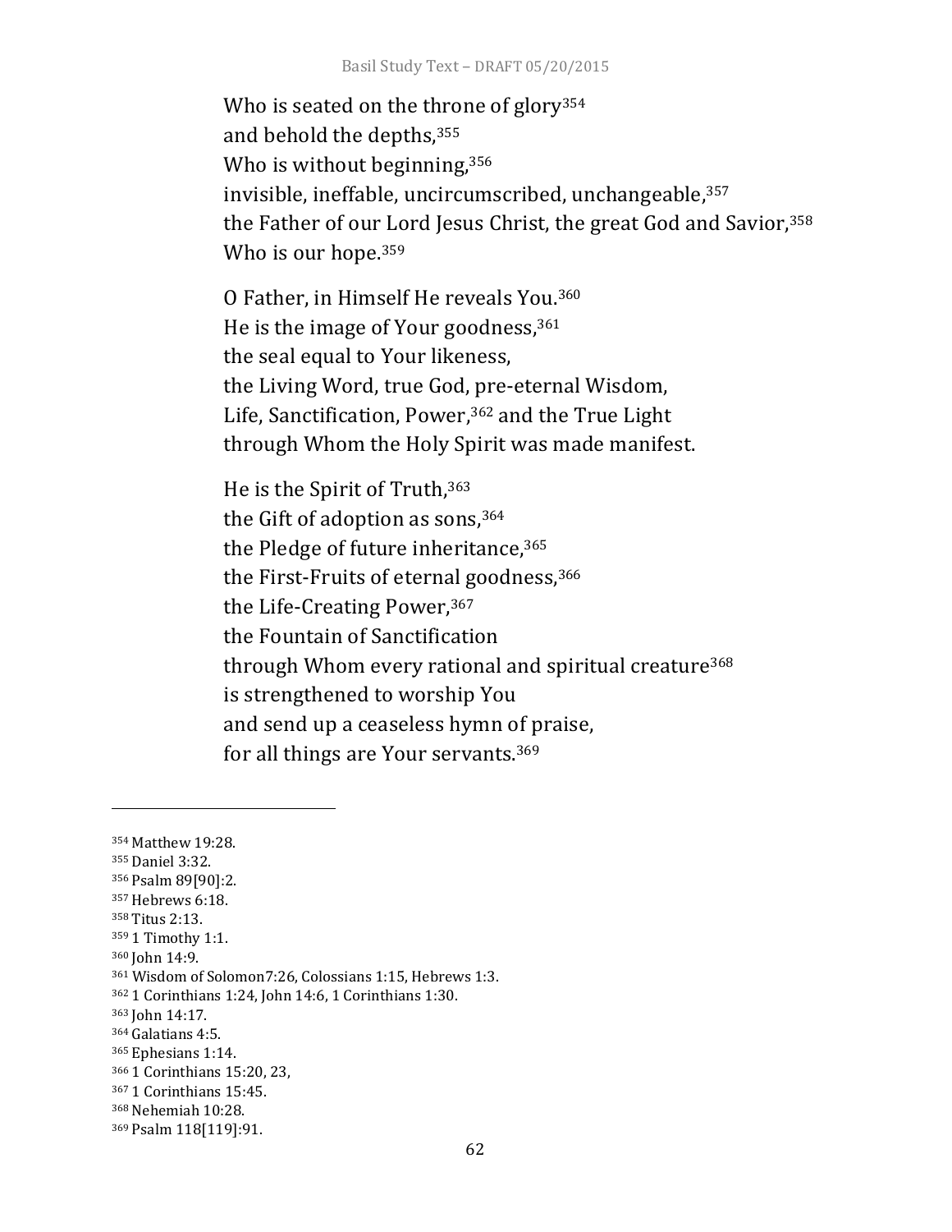Who is seated on the throne of glory[354]
and behold the depths,[355]
Who is without beginning,[356]
invisible, ineffable, uncircumscribed, unchangeable,[357]
the Father of our Lord Jesus Christ, the great God and Savior,[358]
Who is our hope.[359]

O Father, in Himself He reveals You.[360]
He is the image of Your goodness,[361]
the seal equal to Your likeness,
the Living Word, true God, pre-eternal Wisdom,
Life, Sanctification, Power,[362] and the True Light
through Whom the Holy Spirit was made manifest.

He is the Spirit of Truth,[363]
the Gift of adoption as sons,[364]
the Pledge of future inheritance,[365]
the First-Fruits of eternal goodness,[366]
the Life-Creating Power,[367]
the Fountain of Sanctification
through Whom every rational and spiritual creature[368]
is strengthened to worship You
and send up a ceaseless hymn of praise,
for all things are Your servants.[369]

---

[354] Matthew 19:28.
[355] Daniel 3:32.
[356] Psalm 89[90]:2.
[357] Hebrews 6:18.
[358] Titus 2:13.
[359] 1 Timothy 1:1.
[360] John 14:9.
[361] Wisdom of Solomon7:26, Colossians 1:15, Hebrews 1:3.
[362] 1 Corinthians 1:24, John 14:6, 1 Corinthians 1:30.
[363] John 14:17.
[364] Galatians 4:5.
[365] Ephesians 1:14.
[366] 1 Corinthians 15:20, 23,
[367] 1 Corinthians 15:45.
[368] Nehemiah 10:28.
[369] Psalm 118[119]:91.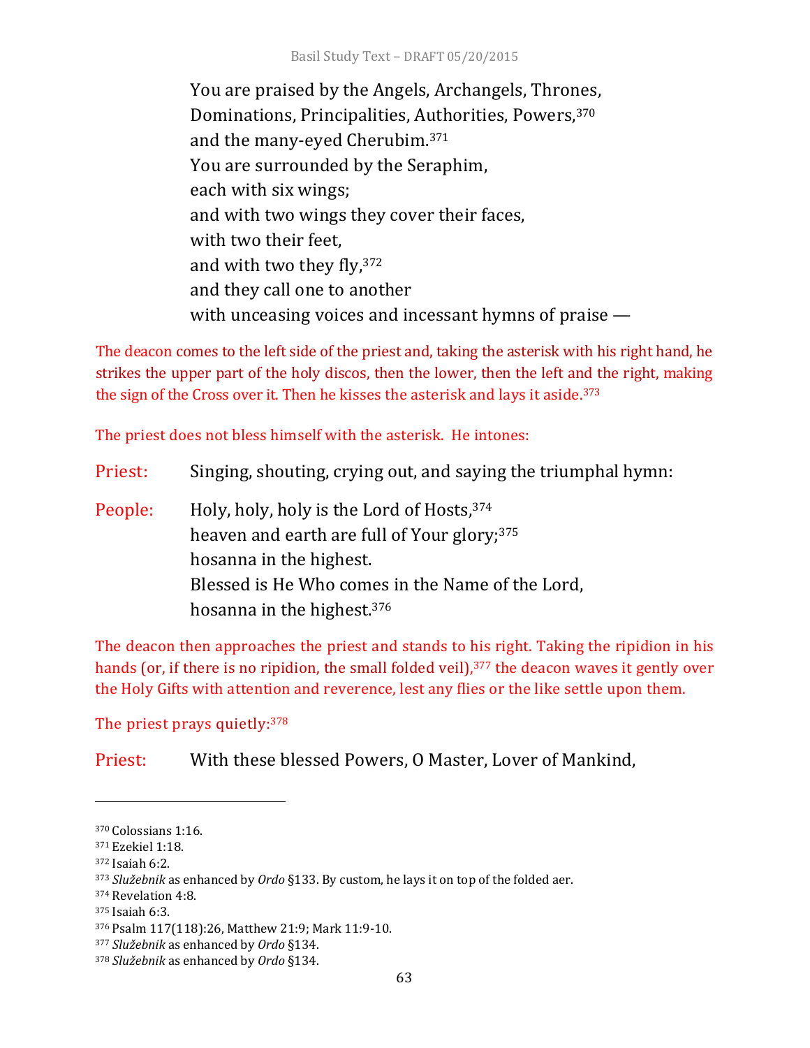You are praised by the Angels, Archangels, Thrones,
Dominations, Principalities, Authorities, Powers,[370]
and the many-eyed Cherubim.[371]
You are surrounded by the Seraphim,
each with six wings;
and with two wings they cover their faces,
with two their feet,
and with two they fly,[372]
and they call one to another
with unceasing voices and incessant hymns of praise —

The deacon comes to the left side of the priest and, taking the asterisk with his right hand, he strikes the upper part of the holy discos, then the lower, then the left and the right, making the sign of the Cross over it. Then he kisses the asterisk and lays it aside.[373]

The priest does not bless himself with the asterisk. He intones:

Priest: Singing, shouting, crying out, and saying the triumphal hymn:

People: Holy, holy, holy is the Lord of Hosts,[374]
heaven and earth are full of Your glory;[375]
hosanna in the highest.
Blessed is He Who comes in the Name of the Lord,
hosanna in the highest.[376]

The deacon then approaches the priest and stands to his right. Taking the ripidion in his hands (or, if there is no ripidion, the small folded veil),[377] the deacon waves it gently over the Holy Gifts with attention and reverence, lest any flies or the like settle upon them.

The priest prays quietly:[378]

Priest: With these blessed Powers, O Master, Lover of Mankind,

---

[370] Colossians 1:16.
[371] Ezekiel 1:18.
[372] Isaiah 6:2.
[373] *Služebnik* as enhanced by *Ordo* §133. By custom, he lays it on top of the folded aer.
[374] Revelation 4:8.
[375] Isaiah 6:3.
[376] Psalm 117(118):26, Matthew 21:9; Mark 11:9-10.
[377] *Služebnik* as enhanced by *Ordo* §134.
[378] *Služebnik* as enhanced by *Ordo* §134.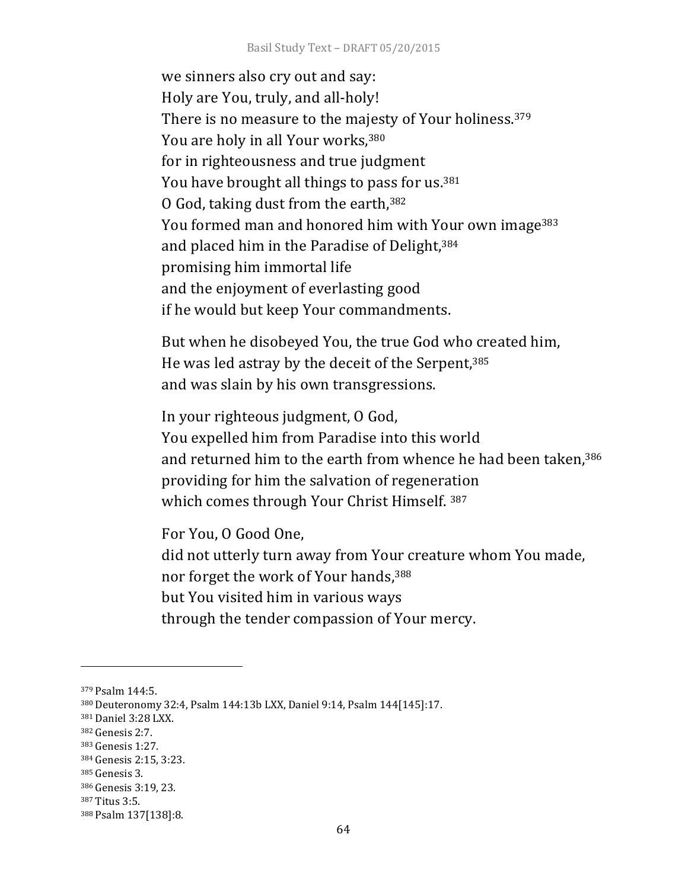we sinners also cry out and say:  
Holy are You, truly, and all-holy!  
There is no measure to the majesty of Your holiness.[379]  
You are holy in all Your works,[380]  
for in righteousness and true judgment  
You have brought all things to pass for us.[381]  
O God, taking dust from the earth,[382]  
You formed man and honored him with Your own image[383]  
and placed him in the Paradise of Delight,[384]  
promising him immortal life  
and the enjoyment of everlasting good  
if he would but keep Your commandments.

But when he disobeyed You, the true God who created him,  
He was led astray by the deceit of the Serpent,[385]  
and was slain by his own transgressions.

In your righteous judgment, O God,  
You expelled him from Paradise into this world  
and returned him to the earth from whence he had been taken,[386]  
providing for him the salvation of regeneration  
which comes through Your Christ Himself. [387]

For You, O Good One,  
did not utterly turn away from Your creature whom You made,  
nor forget the work of Your hands,[388]  
but You visited him in various ways  
through the tender compassion of Your mercy.

---

[379] Psalm 144:5.  
[380] Deuteronomy 32:4, Psalm 144:13b LXX, Daniel 9:14, Psalm 144[145]:17.  
[381] Daniel 3:28 LXX.  
[382] Genesis 2:7.  
[383] Genesis 1:27.  
[384] Genesis 2:15, 3:23.  
[385] Genesis 3.  
[386] Genesis 3:19, 23.  
[387] Titus 3:5.  
[388] Psalm 137[138]:8.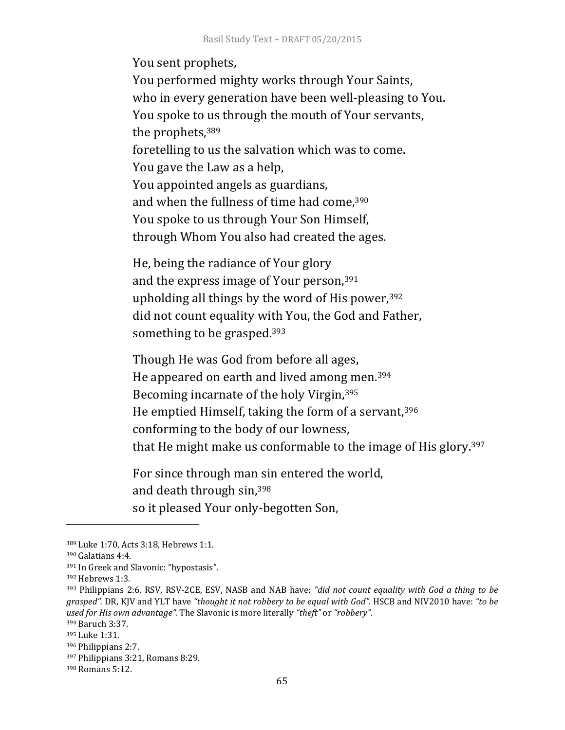You sent prophets,
You performed mighty works through Your Saints,
who in every generation have been well-pleasing to You.
You spoke to us through the mouth of Your servants,
the prophets,[389]
foretelling to us the salvation which was to come.
You gave the Law as a help,
You appointed angels as guardians,
and when the fullness of time had come,[390]
You spoke to us through Your Son Himself,
through Whom You also had created the ages.

He, being the radiance of Your glory
and the express image of Your person,[391]
upholding all things by the word of His power,[392]
did not count equality with You, the God and Father,
something to be grasped.[393]

Though He was God from before all ages,
He appeared on earth and lived among men.[394]
Becoming incarnate of the holy Virgin,[395]
He emptied Himself, taking the form of a servant,[396]
conforming to the body of our lowness,
that He might make us conformable to the image of His glory.[397]

For since through man sin entered the world,
and death through sin,[398]
so it pleased Your only-begotten Son,

---

[389] Luke 1:70, Acts 3:18, Hebrews 1:1.

[390] Galatians 4:4.

[391] In Greek and Slavonic: "hypostasis".

[392] Hebrews 1:3.

[393] Philippians 2:6. RSV, RSV-2CE, ESV, NASB and NAB have: *"did not count equality with God a thing to be grasped".* DR, KJV and YLT have *"thought it not robbery to be equal with God".* HSCB and NIV2010 have: *"to be used for His own advantage".* The Slavonic is more literally *"theft"* or *"robbery"*.

[394] Baruch 3:37.

[395] Luke 1:31.

[396] Philippians 2:7.

[397] Philippians 3:21, Romans 8:29.

[398] Romans 5:12.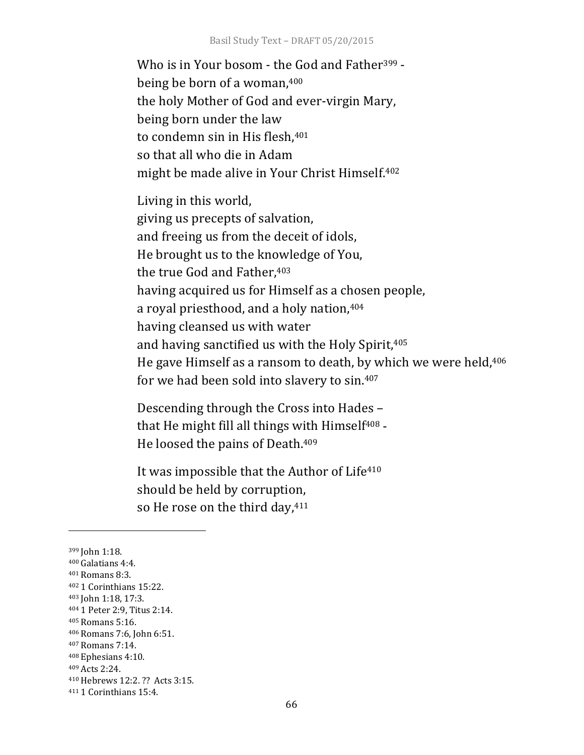Who is in Your bosom - the God and Father[399] -  
being be born of a woman,[400]  
the holy Mother of God and ever-virgin Mary,  
being born under the law  
to condemn sin in His flesh,[401]  
so that all who die in Adam  
might be made alive in Your Christ Himself.[402]

Living in this world,  
giving us precepts of salvation,  
and freeing us from the deceit of idols,  
He brought us to the knowledge of You,  
the true God and Father,[403]  
having acquired us for Himself as a chosen people,  
a royal priesthood, and a holy nation,[404]  
having cleansed us with water  
and having sanctified us with the Holy Spirit,[405]  
He gave Himself as a ransom to death, by which we were held,[406]  
for we had been sold into slavery to sin.[407]

Descending through the Cross into Hades –  
that He might fill all things with Himself[408] -  
He loosed the pains of Death.[409]

It was impossible that the Author of Life[410]  
should be held by corruption,  
so He rose on the third day,[411]

---

[399] John 1:18.  
[400] Galatians 4:4.  
[401] Romans 8:3.  
[402] 1 Corinthians 15:22.  
[403] John 1:18, 17:3.  
[404] 1 Peter 2:9, Titus 2:14.  
[405] Romans 5:16.  
[406] Romans 7:6, John 6:51.  
[407] Romans 7:14.  
[408] Ephesians 4:10.  
[409] Acts 2:24.  
[410] Hebrews 12:2. ?? Acts 3:15.  
[411] 1 Corinthians 15:4.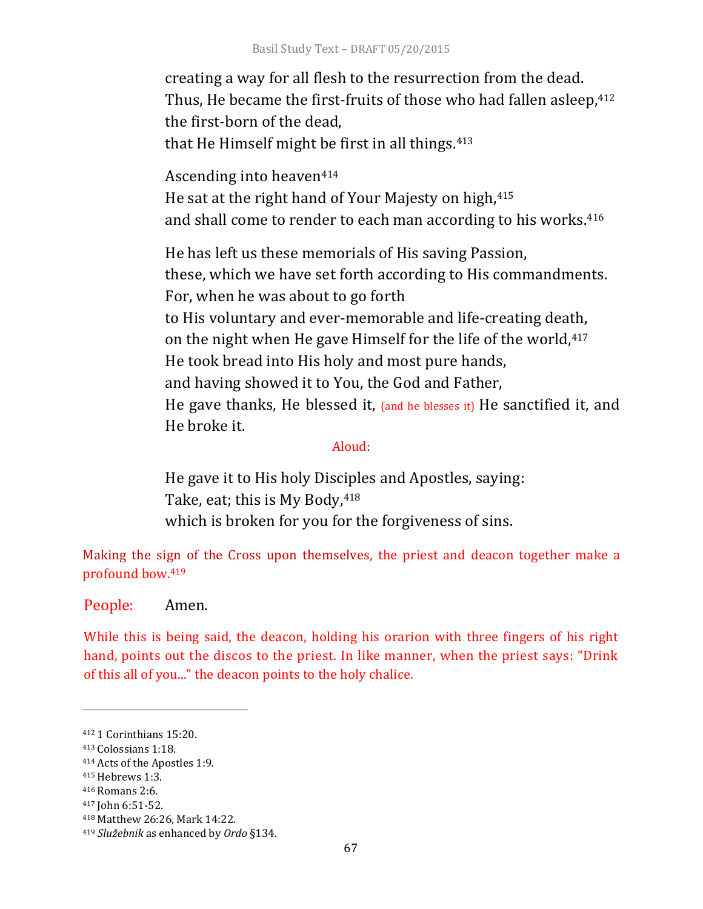creating a way for all flesh to the resurrection from the dead.
Thus, He became the first-fruits of those who had fallen asleep,[412]
the first-born of the dead,
that He Himself might be first in all things.[413]

Ascending into heaven[414]
He sat at the right hand of Your Majesty on high,[415]
and shall come to render to each man according to his works.[416]

He has left us these memorials of His saving Passion,
these, which we have set forth according to His commandments.
For, when he was about to go forth
to His voluntary and ever-memorable and life-creating death,
on the night when He gave Himself for the life of the world,[417]
He took bread into His holy and most pure hands,
and having showed it to You, the God and Father,
He gave thanks, He blessed it, (and he blesses it) He sanctified it, and He broke it.

Aloud:

He gave it to His holy Disciples and Apostles, saying:
Take, eat; this is My Body,[418]
which is broken for you for the forgiveness of sins.

Making the sign of the Cross upon themselves, the priest and deacon together make a profound bow.[419]

People: Amen.

While this is being said, the deacon, holding his orarion with three fingers of his right hand, points out the discos to the priest. In like manner, when the priest says: "Drink of this all of you..." the deacon points to the holy chalice.

---

[412] 1 Corinthians 15:20.
[413] Colossians 1:18.
[414] Acts of the Apostles 1:9.
[415] Hebrews 1:3.
[416] Romans 2:6.
[417] John 6:51-52.
[418] Matthew 26:26, Mark 14:22.
[419] *Služebnik* as enhanced by *Ordo* §134.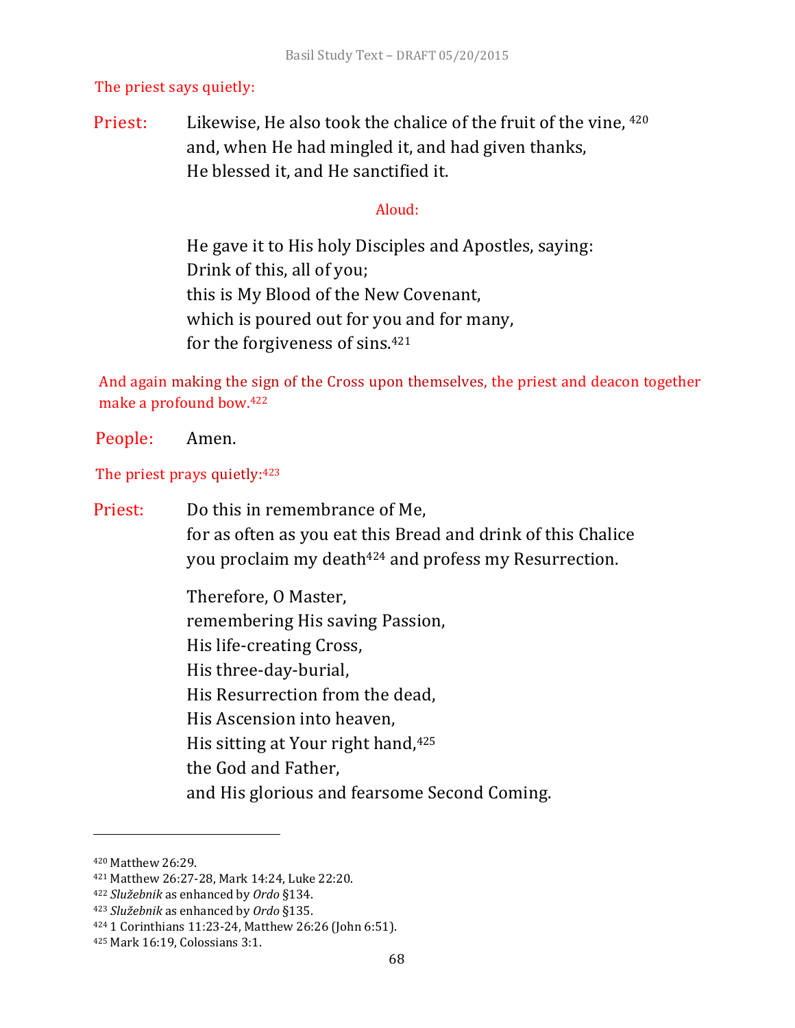The priest says quietly:

Priest: Likewise, He also took the chalice of the fruit of the vine, [420]
and, when He had mingled it, and had given thanks,
He blessed it, and He sanctified it.

Aloud:

He gave it to His holy Disciples and Apostles, saying:
Drink of this, all of you;
this is My Blood of the New Covenant,
which is poured out for you and for many,
for the forgiveness of sins.[421]

And again making the sign of the Cross upon themselves, the priest and deacon together make a profound bow.[422]

People: Amen.

The priest prays quietly:[423]

Priest: Do this in remembrance of Me,
for as often as you eat this Bread and drink of this Chalice
you proclaim my death[424] and profess my Resurrection.

Therefore, O Master,
remembering His saving Passion,
His life-creating Cross,
His three-day-burial,
His Resurrection from the dead,
His Ascension into heaven,
His sitting at Your right hand,[425]
the God and Father,
and His glorious and fearsome Second Coming.

---

[420] Matthew 26:29.
[421] Matthew 26:27-28, Mark 14:24, Luke 22:20.
[422] *Služebnik* as enhanced by *Ordo* §134.
[423] *Služebnik* as enhanced by *Ordo* §135.
[424] 1 Corinthians 11:23-24, Matthew 26:26 (John 6:51).
[425] Mark 16:19, Colossians 3:1.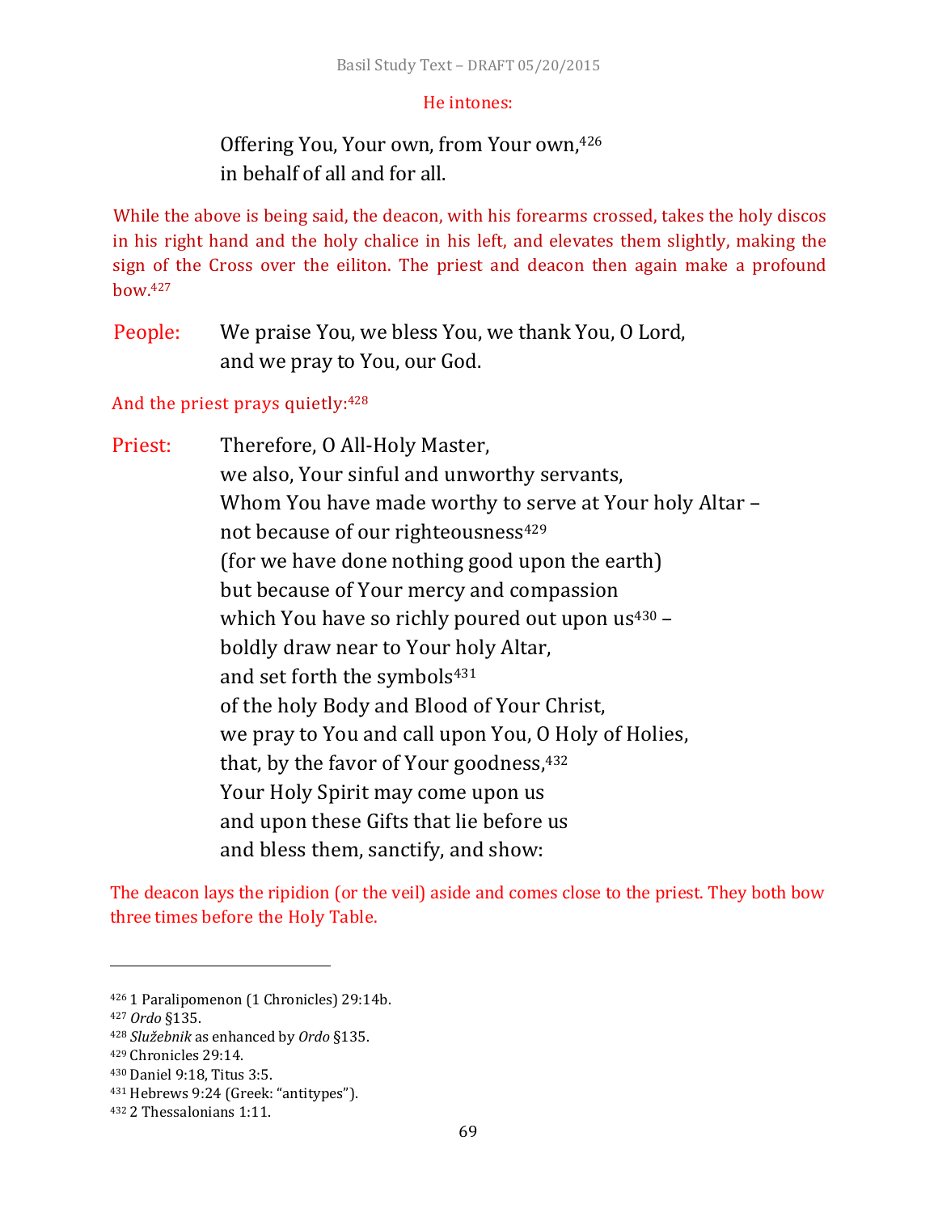He intones:

Offering You, Your own, from Your own,[426]
in behalf of all and for all.

While the above is being said, the deacon, with his forearms crossed, takes the holy discos in his right hand and the holy chalice in his left, and elevates them slightly, making the sign of the Cross over the eiliton. The priest and deacon then again make a profound bow.[427]

People: We praise You, we bless You, we thank You, O Lord,
and we pray to You, our God.

And the priest prays quietly:[428]

Priest: Therefore, O All-Holy Master,
we also, Your sinful and unworthy servants,
Whom You have made worthy to serve at Your holy Altar –
not because of our righteousness[429]
(for we have done nothing good upon the earth)
but because of Your mercy and compassion
which You have so richly poured out upon us[430] –
boldly draw near to Your holy Altar,
and set forth the symbols[431]
of the holy Body and Blood of Your Christ,
we pray to You and call upon You, O Holy of Holies,
that, by the favor of Your goodness,[432]
Your Holy Spirit may come upon us
and upon these Gifts that lie before us
and bless them, sanctify, and show:

The deacon lays the ripidion (or the veil) aside and comes close to the priest. They both bow three times before the Holy Table.

---

[426] 1 Paralipomenon (1 Chronicles) 29:14b.
[427] *Ordo* §135.
[428] *Služebnik* as enhanced by *Ordo* §135.
[429] Chronicles 29:14.
[430] Daniel 9:18, Titus 3:5.
[431] Hebrews 9:24 (Greek: "antitypes").
[432] 2 Thessalonians 1:11.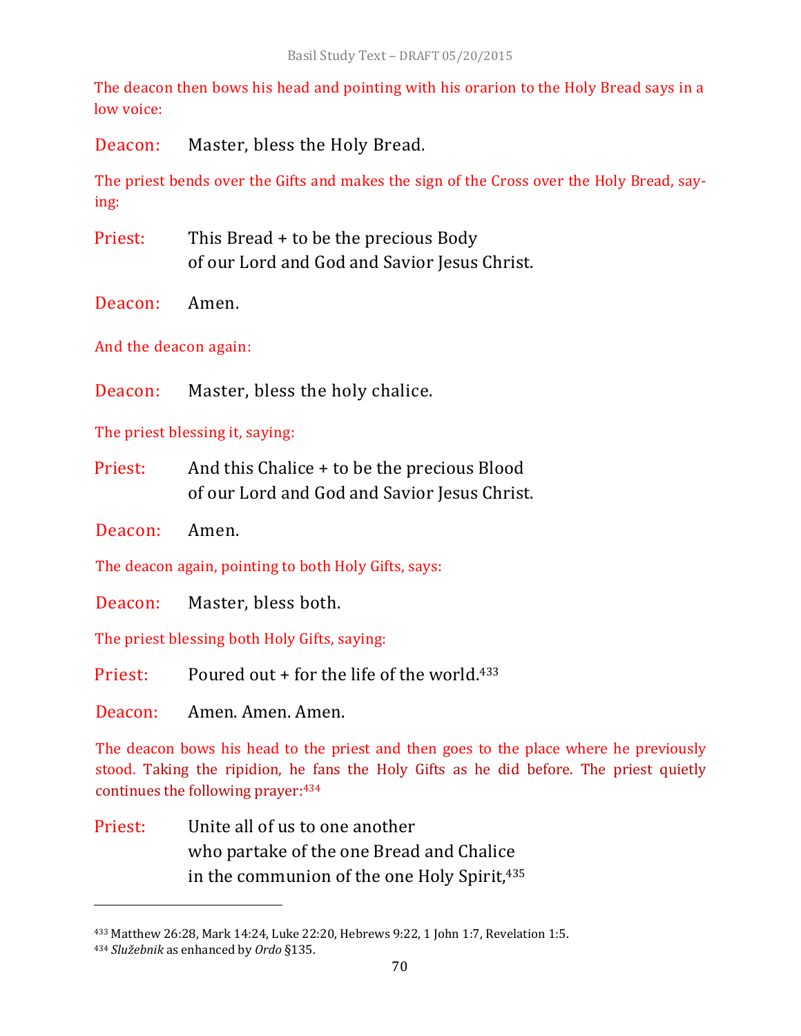The deacon then bows his head and pointing with his orarion to the Holy Bread says in a low voice:

Deacon: Master, bless the Holy Bread.

The priest bends over the Gifts and makes the sign of the Cross over the Holy Bread, saying:

Priest: This Bread + to be the precious Body
of our Lord and God and Savior Jesus Christ.

Deacon: Amen.

And the deacon again:

Deacon: Master, bless the holy chalice.

The priest blessing it, saying:

Priest: And this Chalice + to be the precious Blood
of our Lord and God and Savior Jesus Christ.

Deacon: Amen.

The deacon again, pointing to both Holy Gifts, says:

Deacon: Master, bless both.

The priest blessing both Holy Gifts, saying:

Priest: Poured out + for the life of the world.[433]

Deacon: Amen. Amen. Amen.

The deacon bows his head to the priest and then goes to the place where he previously stood. Taking the ripidion, he fans the Holy Gifts as he did before. The priest quietly continues the following prayer:[434]

Priest: Unite all of us to one another
who partake of the one Bread and Chalice
in the communion of the one Holy Spirit,[435]

---

[433] Matthew 26:28, Mark 14:24, Luke 22:20, Hebrews 9:22, 1 John 1:7, Revelation 1:5.

[434] *Služebnik* as enhanced by *Ordo* §135.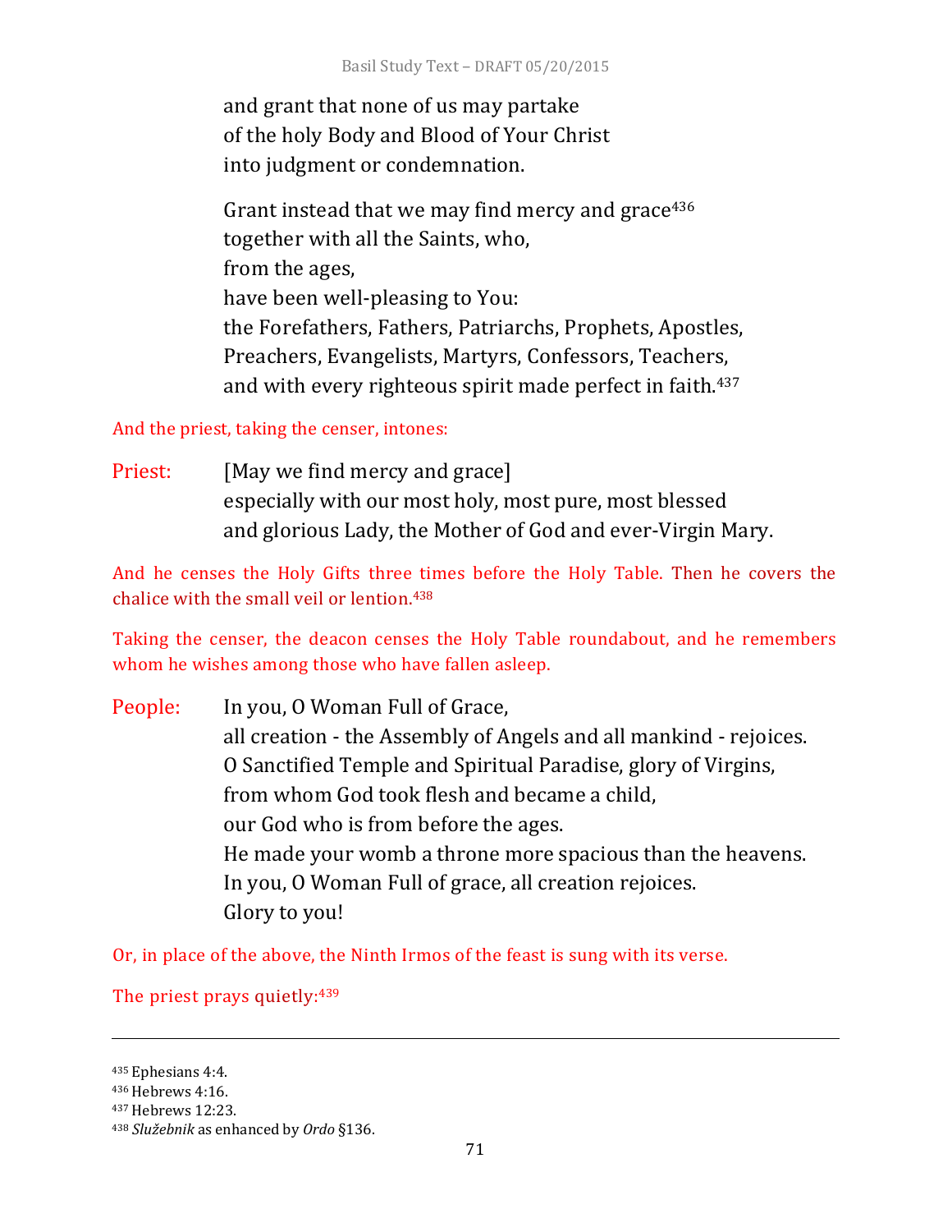and grant that none of us may partake
of the holy Body and Blood of Your Christ
into judgment or condemnation.

Grant instead that we may find mercy and grace[436]
together with all the Saints, who,
from the ages,
have been well-pleasing to You:
the Forefathers, Fathers, Patriarchs, Prophets, Apostles,
Preachers, Evangelists, Martyrs, Confessors, Teachers,
and with every righteous spirit made perfect in faith.[437]

And the priest, taking the censer, intones:

Priest: [May we find mercy and grace]
especially with our most holy, most pure, most blessed
and glorious Lady, the Mother of God and ever-Virgin Mary.

And he censes the Holy Gifts three times before the Holy Table. Then he covers the chalice with the small veil or lention.[438]

Taking the censer, the deacon censes the Holy Table roundabout, and he remembers whom he wishes among those who have fallen asleep.

People: In you, O Woman Full of Grace,
all creation - the Assembly of Angels and all mankind - rejoices.
O Sanctified Temple and Spiritual Paradise, glory of Virgins,
from whom God took flesh and became a child,
our God who is from before the ages.
He made your womb a throne more spacious than the heavens.
In you, O Woman Full of grace, all creation rejoices.
Glory to you!

Or, in place of the above, the Ninth Irmos of the feast is sung with its verse.

The priest prays quietly:[439]

---

[435] Ephesians 4:4.
[436] Hebrews 4:16.
[437] Hebrews 12:23.
[438] *Služebnik* as enhanced by *Ordo* §136.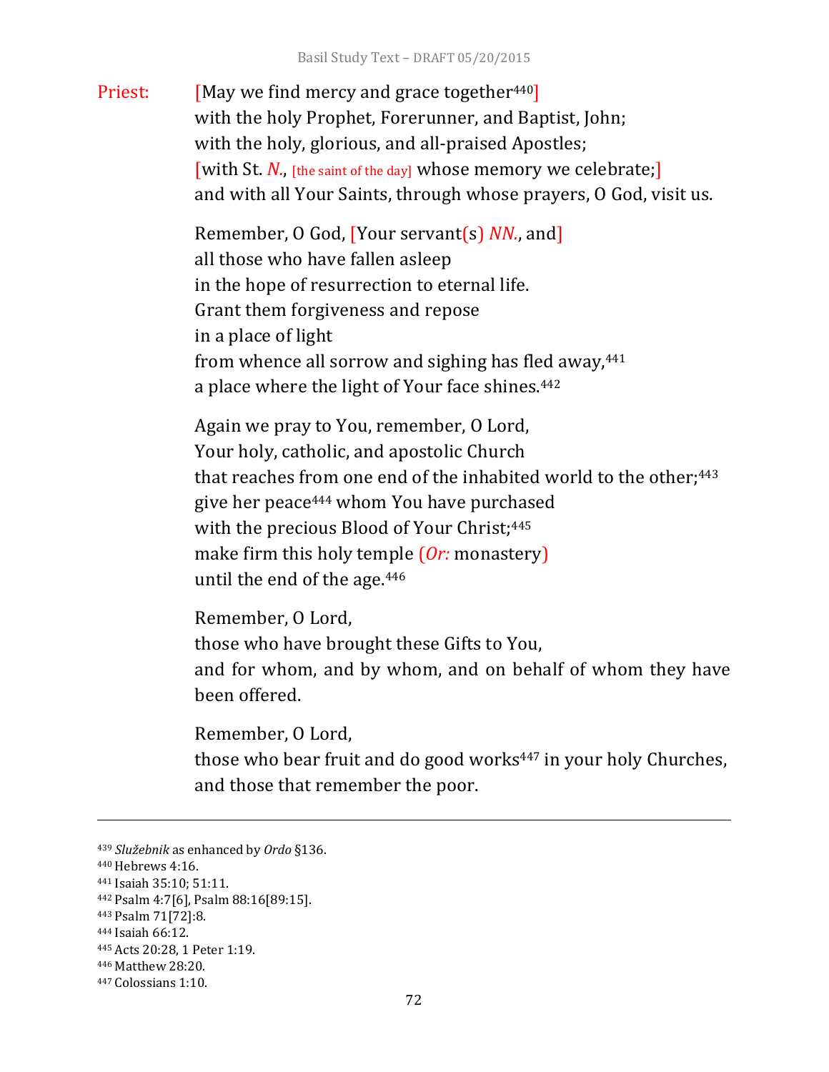Priest: [May we find mercy and grace together[440]]
with the holy Prophet, Forerunner, and Baptist, John;
with the holy, glorious, and all-praised Apostles;
[with St. *N.*, [the saint of the day] whose memory we celebrate;]
and with all Your Saints, through whose prayers, O God, visit us.

Remember, O God, [Your servant(s) *NN.*, and]
all those who have fallen asleep
in the hope of resurrection to eternal life.
Grant them forgiveness and repose
in a place of light
from whence all sorrow and sighing has fled away,[441]
a place where the light of Your face shines.[442]

Again we pray to You, remember, O Lord,
Your holy, catholic, and apostolic Church
that reaches from one end of the inhabited world to the other;[443]
give her peace[444] whom You have purchased
with the precious Blood of Your Christ;[445]
make firm this holy temple (*Or:* monastery)
until the end of the age.[446]

Remember, O Lord,
those who have brought these Gifts to You,
and for whom, and by whom, and on behalf of whom they have been offered.

Remember, O Lord,
those who bear fruit and do good works[447] in your holy Churches,
and those that remember the poor.

---

[439] *Služebnik* as enhanced by *Ordo* §136.
[440] Hebrews 4:16.
[441] Isaiah 35:10; 51:11.
[442] Psalm 4:7[6], Psalm 88:16[89:15].
[443] Psalm 71[72]:8.
[444] Isaiah 66:12.
[445] Acts 20:28, 1 Peter 1:19.
[446] Matthew 28:20.
[447] Colossians 1:10.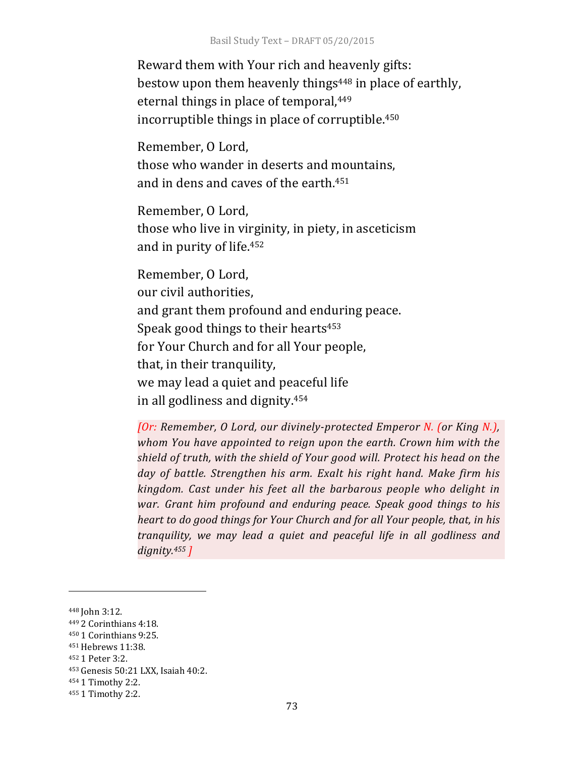Reward them with Your rich and heavenly gifts:
bestow upon them heavenly things[448] in place of earthly,
eternal things in place of temporal,[449]
incorruptible things in place of corruptible.[450]

Remember, O Lord,
those who wander in deserts and mountains,
and in dens and caves of the earth.[451]

Remember, O Lord,
those who live in virginity, in piety, in asceticism
and in purity of life.[452]

Remember, O Lord,
our civil authorities,
and grant them profound and enduring peace.
Speak good things to their hearts[453]
for Your Church and for all Your people,
that, in their tranquility,
we may lead a quiet and peaceful life
in all godliness and dignity.[454]

*[Or: Remember, O Lord, our divinely-protected Emperor N. (or King N.), whom You have appointed to reign upon the earth. Crown him with the shield of truth, with the shield of Your good will. Protect his head on the day of battle. Strengthen his arm. Exalt his right hand. Make firm his kingdom. Cast under his feet all the barbarous people who delight in war. Grant him profound and enduring peace. Speak good things to his heart to do good things for Your Church and for all Your people, that, in his tranquility, we may lead a quiet and peaceful life in all godliness and dignity.[455] ]*

---

[448] John 3:12.
[449] 2 Corinthians 4:18.
[450] 1 Corinthians 9:25.
[451] Hebrews 11:38.
[452] 1 Peter 3:2.
[453] Genesis 50:21 LXX, Isaiah 40:2.
[454] 1 Timothy 2:2.
[455] 1 Timothy 2:2.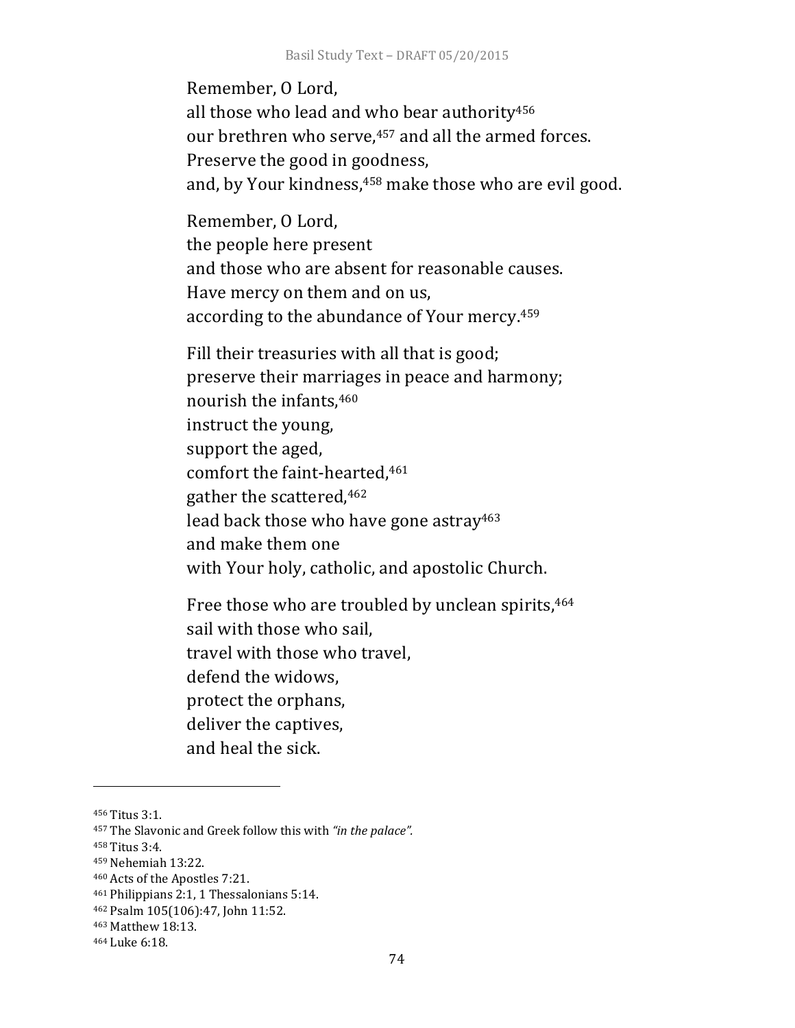Remember, O Lord,  
all those who lead and who bear authority[456]  
our brethren who serve,[457] and all the armed forces.  
Preserve the good in goodness,  
and, by Your kindness,[458] make those who are evil good.

Remember, O Lord,  
the people here present  
and those who are absent for reasonable causes.  
Have mercy on them and on us,  
according to the abundance of Your mercy.[459]

Fill their treasuries with all that is good;  
preserve their marriages in peace and harmony;  
nourish the infants,[460]  
instruct the young,  
support the aged,  
comfort the faint-hearted,[461]  
gather the scattered,[462]  
lead back those who have gone astray[463]  
and make them one  
with Your holy, catholic, and apostolic Church.

Free those who are troubled by unclean spirits,[464]  
sail with those who sail,  
travel with those who travel,  
defend the widows,  
protect the orphans,  
deliver the captives,  
and heal the sick.

---

[456] Titus 3:1.  
[457] The Slavonic and Greek follow this with *"in the palace"*.  
[458] Titus 3:4.  
[459] Nehemiah 13:22.  
[460] Acts of the Apostles 7:21.  
[461] Philippians 2:1, 1 Thessalonians 5:14.  
[462] Psalm 105(106):47, John 11:52.  
[463] Matthew 18:13.  
[464] Luke 6:18.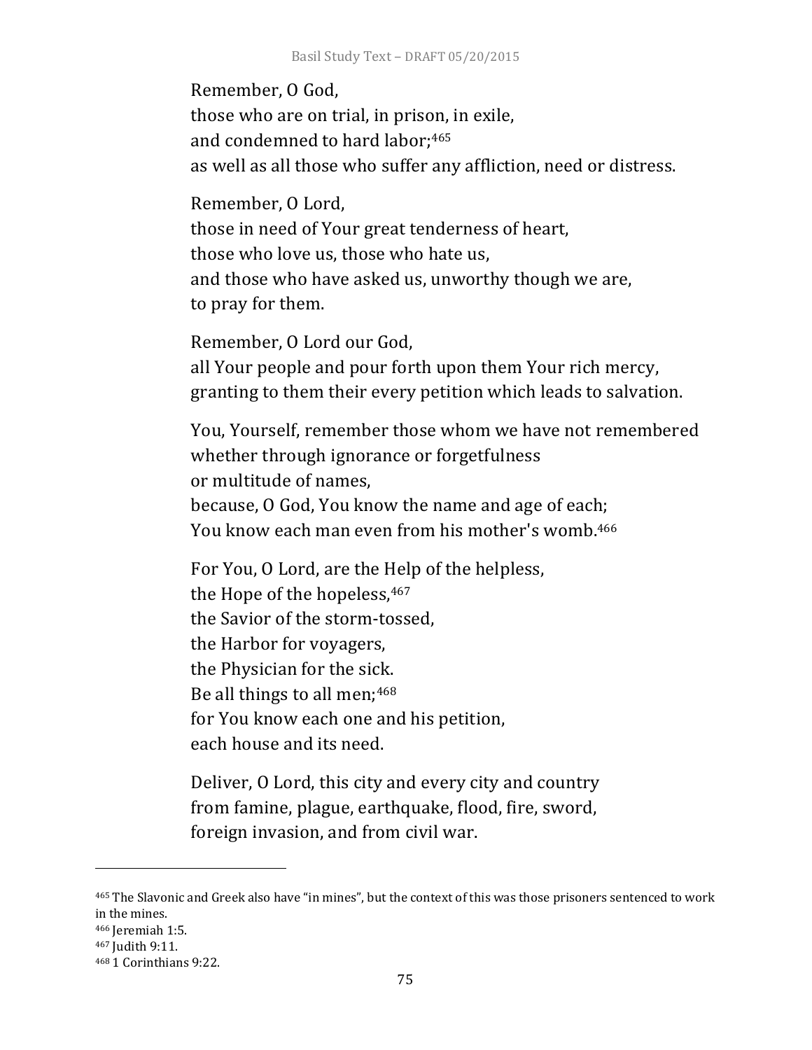Remember, O God,
those who are on trial, in prison, in exile,
and condemned to hard labor;[465]
as well as all those who suffer any affliction, need or distress.

Remember, O Lord,
those in need of Your great tenderness of heart,
those who love us, those who hate us,
and those who have asked us, unworthy though we are,
to pray for them.

Remember, O Lord our God,
all Your people and pour forth upon them Your rich mercy,
granting to them their every petition which leads to salvation.

You, Yourself, remember those whom we have not remembered
whether through ignorance or forgetfulness
or multitude of names,
because, O God, You know the name and age of each;
You know each man even from his mother's womb.[466]

For You, O Lord, are the Help of the helpless,
the Hope of the hopeless,[467]
the Savior of the storm-tossed,
the Harbor for voyagers,
the Physician for the sick.
Be all things to all men;[468]
for You know each one and his petition,
each house and its need.

Deliver, O Lord, this city and every city and country
from famine, plague, earthquake, flood, fire, sword,
foreign invasion, and from civil war.

---

[465] The Slavonic and Greek also have "in mines", but the context of this was those prisoners sentenced to work in the mines.

[466] Jeremiah 1:5.

[467] Judith 9:11.

[468] 1 Corinthians 9:22.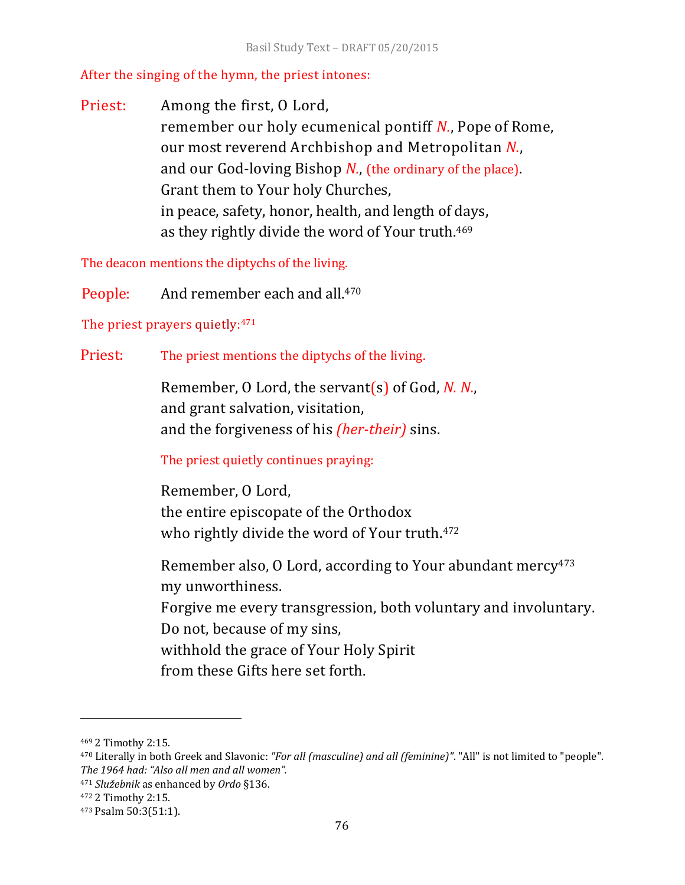After the singing of the hymn, the priest intones:

Priest: Among the first, O Lord,
remember our holy ecumenical pontiff *N.*, Pope of Rome,
our most reverend Archbishop and Metropolitan *N.*,
and our God-loving Bishop *N.*, (the ordinary of the place).
Grant them to Your holy Churches,
in peace, safety, honor, health, and length of days,
as they rightly divide the word of Your truth.[469]

The deacon mentions the diptychs of the living.

People: And remember each and all.[470]

The priest prayers quietly:[471]

Priest: The priest mentions the diptychs of the living.

Remember, O Lord, the servant(s) of God, *N. N.*,
and grant salvation, visitation,
and the forgiveness of his *(her-their)* sins.

The priest quietly continues praying:

Remember, O Lord,
the entire episcopate of the Orthodox
who rightly divide the word of Your truth.[472]

Remember also, O Lord, according to Your abundant mercy[473]
my unworthiness.
Forgive me every transgression, both voluntary and involuntary.
Do not, because of my sins,
withhold the grace of Your Holy Spirit
from these Gifts here set forth.

---

[469] 2 Timothy 2:15.

[470] Literally in both Greek and Slavonic: *"For all (masculine) and all (feminine)"*. "All" is not limited to "people". *The 1964 had: "Also all men and all women".*

[471] *Služebnik* as enhanced by *Ordo* §136.

[472] 2 Timothy 2:15.

[473] Psalm 50:3(51:1).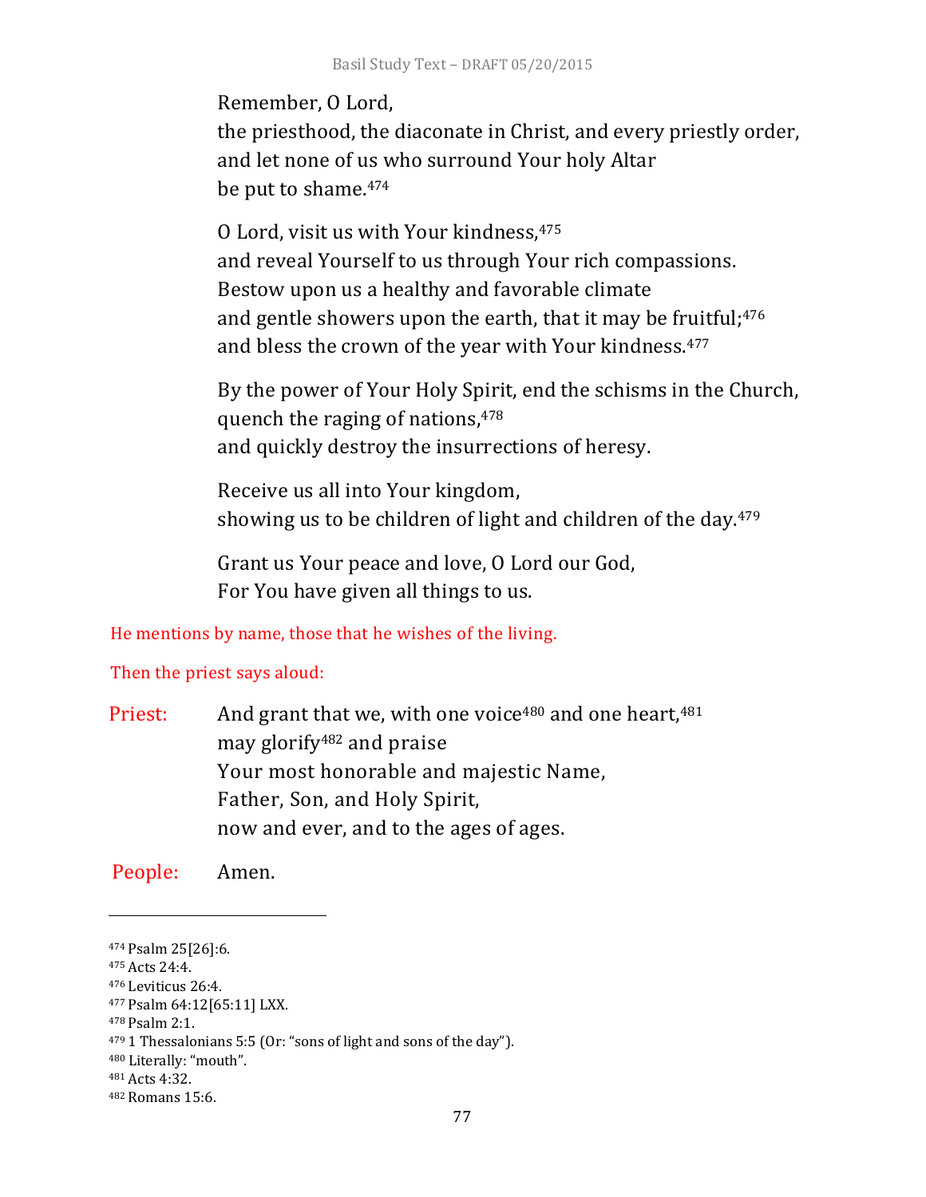Remember, O Lord,  
the priesthood, the diaconate in Christ, and every priestly order,  
and let none of us who surround Your holy Altar  
be put to shame.[474]

O Lord, visit us with Your kindness,[475]  
and reveal Yourself to us through Your rich compassions.  
Bestow upon us a healthy and favorable climate  
and gentle showers upon the earth, that it may be fruitful;[476]  
and bless the crown of the year with Your kindness.[477]

By the power of Your Holy Spirit, end the schisms in the Church,  
quench the raging of nations,[478]  
and quickly destroy the insurrections of heresy.

Receive us all into Your kingdom,  
showing us to be children of light and children of the day.[479]

Grant us Your peace and love, O Lord our God,  
For You have given all things to us.

He mentions by name, those that he wishes of the living.

Then the priest says aloud:

**Priest:** And grant that we, with one voice[480] and one heart,[481]  
may glorify[482] and praise  
Your most honorable and majestic Name,  
Father, Son, and Holy Spirit,  
now and ever, and to the ages of ages.

**People:** Amen.

---

[474] Psalm 25[26]:6.  
[475] Acts 24:4.  
[476] Leviticus 26:4.  
[477] Psalm 64:12[65:11] LXX.  
[478] Psalm 2:1.  
[479] 1 Thessalonians 5:5 (Or: "sons of light and sons of the day").  
[480] Literally: "mouth".  
[481] Acts 4:32.  
[482] Romans 15:6.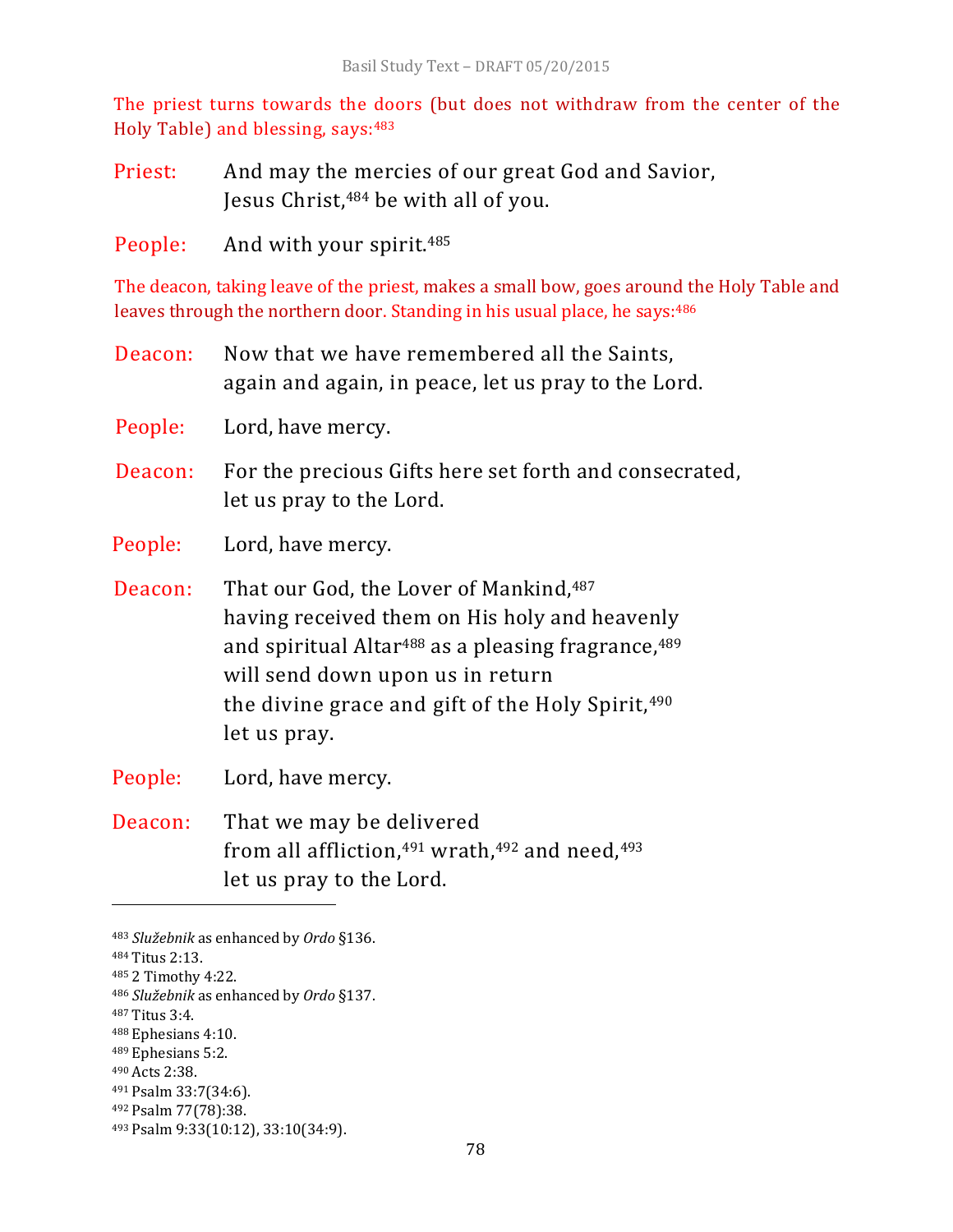The priest turns towards the doors (but does not withdraw from the center of the Holy Table) and blessing, says:[483]

Priest: And may the mercies of our great God and Savior,
Jesus Christ,[484] be with all of you.

People: And with your spirit.[485]

The deacon, taking leave of the priest, makes a small bow, goes around the Holy Table and leaves through the northern door. Standing in his usual place, he says:[486]

Deacon: Now that we have remembered all the Saints,
again and again, in peace, let us pray to the Lord.

People: Lord, have mercy.

Deacon: For the precious Gifts here set forth and consecrated,
let us pray to the Lord.

People: Lord, have mercy.

Deacon: That our God, the Lover of Mankind,[487]
having received them on His holy and heavenly
and spiritual Altar[488] as a pleasing fragrance,[489]
will send down upon us in return
the divine grace and gift of the Holy Spirit,[490]
let us pray.

People: Lord, have mercy.

Deacon: That we may be delivered
from all affliction,[491] wrath,[492] and need,[493]
let us pray to the Lord.

---

[483] *Služebnik* as enhanced by *Ordo* §136.
[484] Titus 2:13.
[485] 2 Timothy 4:22.
[486] *Služebnik* as enhanced by *Ordo* §137.
[487] Titus 3:4.
[488] Ephesians 4:10.
[489] Ephesians 5:2.
[490] Acts 2:38.
[491] Psalm 33:7(34:6).
[492] Psalm 77(78):38.
[493] Psalm 9:33(10:12), 33:10(34:9).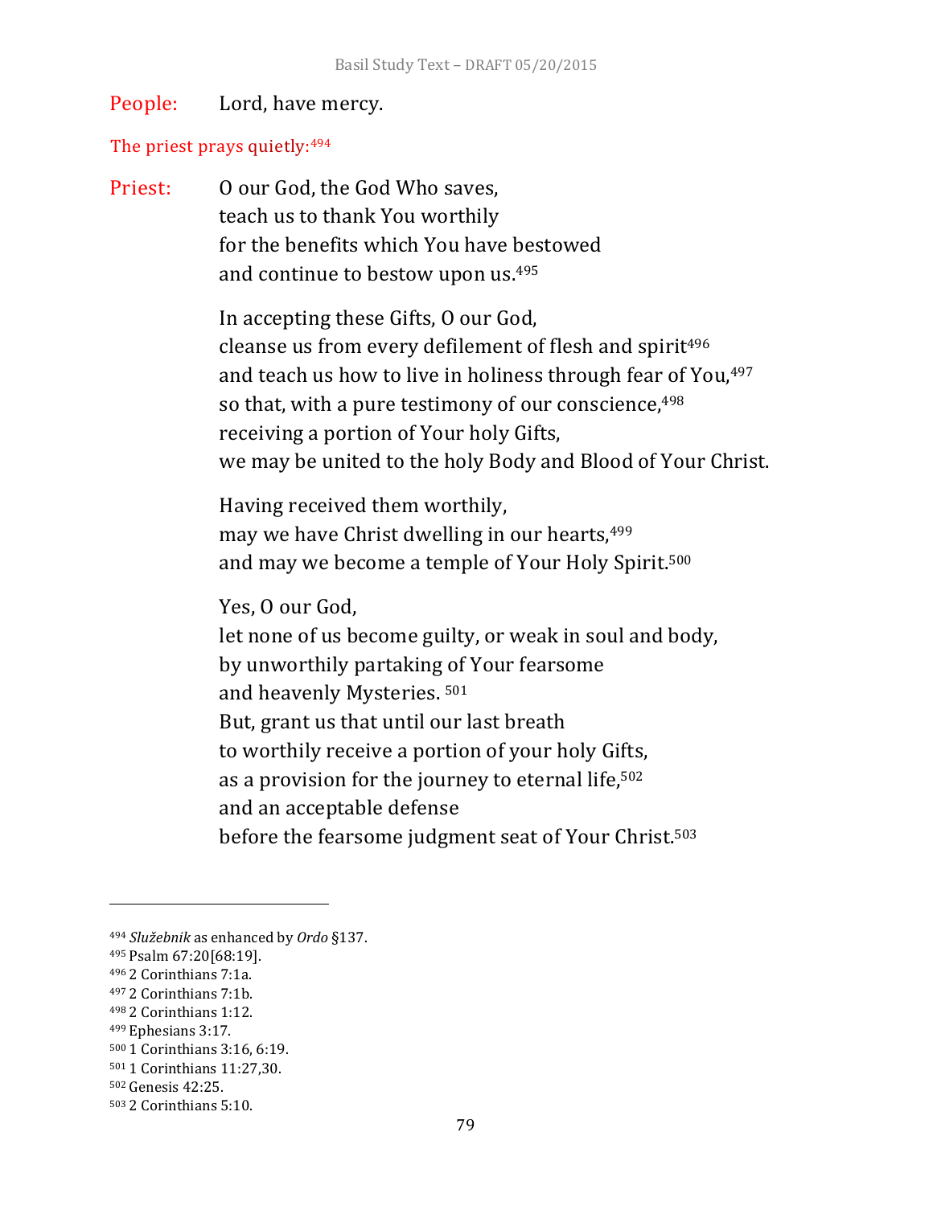People: Lord, have mercy.

The priest prays quietly:[494]

Priest: O our God, the God Who saves,
teach us to thank You worthily
for the benefits which You have bestowed
and continue to bestow upon us.[495]

In accepting these Gifts, O our God,
cleanse us from every defilement of flesh and spirit[496]
and teach us how to live in holiness through fear of You,[497]
so that, with a pure testimony of our conscience,[498]
receiving a portion of Your holy Gifts,
we may be united to the holy Body and Blood of Your Christ.

Having received them worthily,
may we have Christ dwelling in our hearts,[499]
and may we become a temple of Your Holy Spirit.[500]

Yes, O our God,
let none of us become guilty, or weak in soul and body,
by unworthily partaking of Your fearsome
and heavenly Mysteries. [501]
But, grant us that until our last breath
to worthily receive a portion of your holy Gifts,
as a provision for the journey to eternal life,[502]
and an acceptable defense
before the fearsome judgment seat of Your Christ.[503]

---

[494] *Služebnik* as enhanced by *Ordo* §137.
[495] Psalm 67:20[68:19].
[496] 2 Corinthians 7:1a.
[497] 2 Corinthians 7:1b.
[498] 2 Corinthians 1:12.
[499] Ephesians 3:17.
[500] 1 Corinthians 3:16, 6:19.
[501] 1 Corinthians 11:27,30.
[502] Genesis 42:25.
[503] 2 Corinthians 5:10.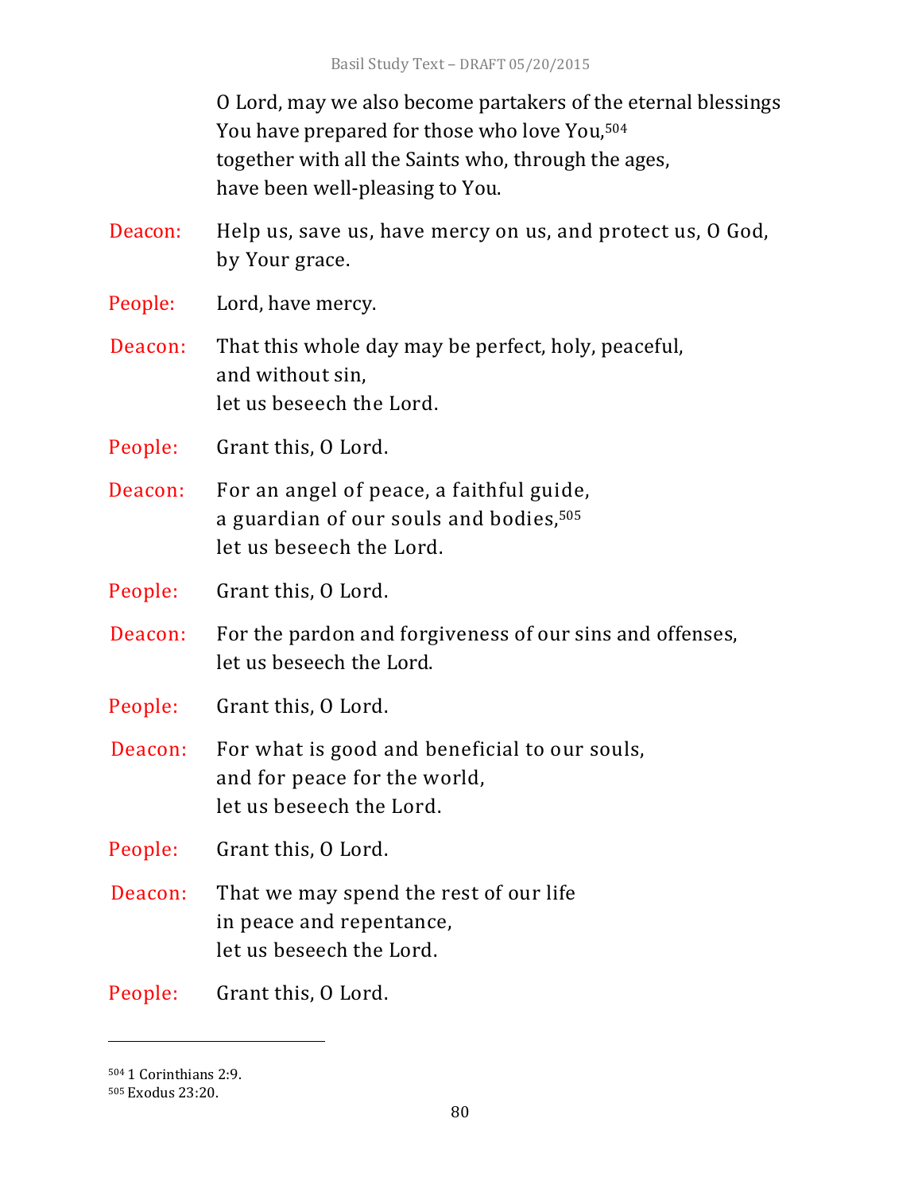O Lord, may we also become partakers of the eternal blessings
You have prepared for those who love You,[504]
together with all the Saints who, through the ages,
have been well-pleasing to You.

Deacon: Help us, save us, have mercy on us, and protect us, O God,
by Your grace.

People: Lord, have mercy.

Deacon: That this whole day may be perfect, holy, peaceful,
and without sin,
let us beseech the Lord.

People: Grant this, O Lord.

Deacon: For an angel of peace, a faithful guide,
a guardian of our souls and bodies,[505]
let us beseech the Lord.

People: Grant this, O Lord.

Deacon: For the pardon and forgiveness of our sins and offenses,
let us beseech the Lord.

People: Grant this, O Lord.

Deacon: For what is good and beneficial to our souls,
and for peace for the world,
let us beseech the Lord.

People: Grant this, O Lord.

Deacon: That we may spend the rest of our life
in peace and repentance,
let us beseech the Lord.

People: Grant this, O Lord.

---

[504] 1 Corinthians 2:9.
[505] Exodus 23:20.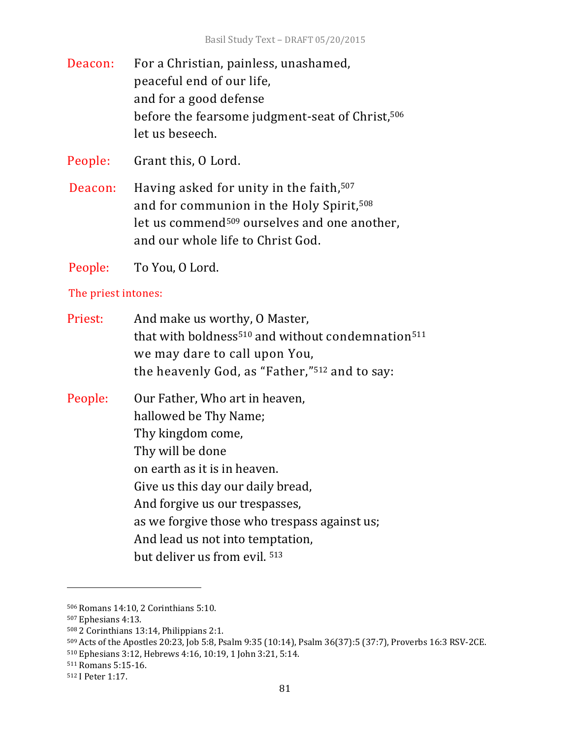Deacon: For a Christian, painless, unashamed,
peaceful end of our life,
and for a good defense
before the fearsome judgment-seat of Christ,[506]
let us beseech.

People: Grant this, O Lord.

Deacon: Having asked for unity in the faith,[507]
and for communion in the Holy Spirit,[508]
let us commend[509] ourselves and one another,
and our whole life to Christ God.

People: To You, O Lord.

The priest intones:

Priest: And make us worthy, O Master,
that with boldness[510] and without condemnation[511]
we may dare to call upon You,
the heavenly God, as "Father,"[512] and to say:

People: Our Father, Who art in heaven,
hallowed be Thy Name;
Thy kingdom come,
Thy will be done
on earth as it is in heaven.
Give us this day our daily bread,
And forgive us our trespasses,
as we forgive those who trespass against us;
And lead us not into temptation,
but deliver us from evil. [513]

---

[506] Romans 14:10, 2 Corinthians 5:10.

[507] Ephesians 4:13.

[508] 2 Corinthians 13:14, Philippians 2:1.

[509] Acts of the Apostles 20:23, Job 5:8, Psalm 9:35 (10:14), Psalm 36(37):5 (37:7), Proverbs 16:3 RSV-2CE.

[510] Ephesians 3:12, Hebrews 4:16, 10:19, 1 John 3:21, 5:14.

[511] Romans 5:15-16.

[512] I Peter 1:17.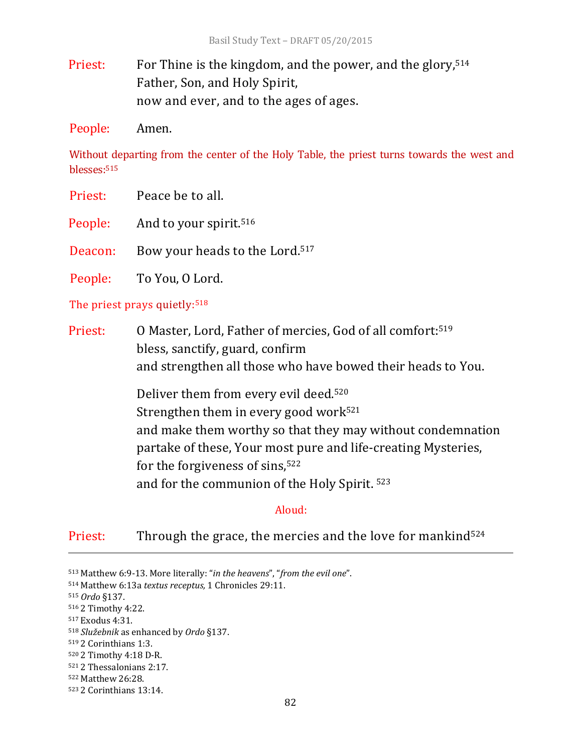**Priest:** For Thine is the kingdom, and the power, and the glory,[514]
Father, Son, and Holy Spirit,
now and ever, and to the ages of ages.

**People:** Amen.

*Without departing from the center of the Holy Table, the priest turns towards the west and blesses:*[515]

**Priest:** Peace be to all.

**People:** And to your spirit.[516]

**Deacon:** Bow your heads to the Lord.[517]

**People:** To You, O Lord.

*The priest prays quietly:*[518]

**Priest:** O Master, Lord, Father of mercies, God of all comfort:[519]
bless, sanctify, guard, confirm
and strengthen all those who have bowed their heads to You.

Deliver them from every evil deed.[520]
Strengthen them in every good work[521]
and make them worthy so that they may without condemnation
partake of these, Your most pure and life-creating Mysteries,
for the forgiveness of sins,[522]
and for the communion of the Holy Spirit.[523]

*Aloud:*

**Priest:** Through the grace, the mercies and the love for mankind[524]

---

[513] Matthew 6:9-13. More literally: "*in the heavens*", "*from the evil one*".
[514] Matthew 6:13a *textus receptus,* 1 Chronicles 29:11.
[515] *Ordo* §137.
[516] 2 Timothy 4:22.
[517] Exodus 4:31.
[518] *Služebnik* as enhanced by *Ordo* §137.
[519] 2 Corinthians 1:3.
[520] 2 Timothy 4:18 D-R.
[521] 2 Thessalonians 2:17.
[522] Matthew 26:28.
[523] 2 Corinthians 13:14.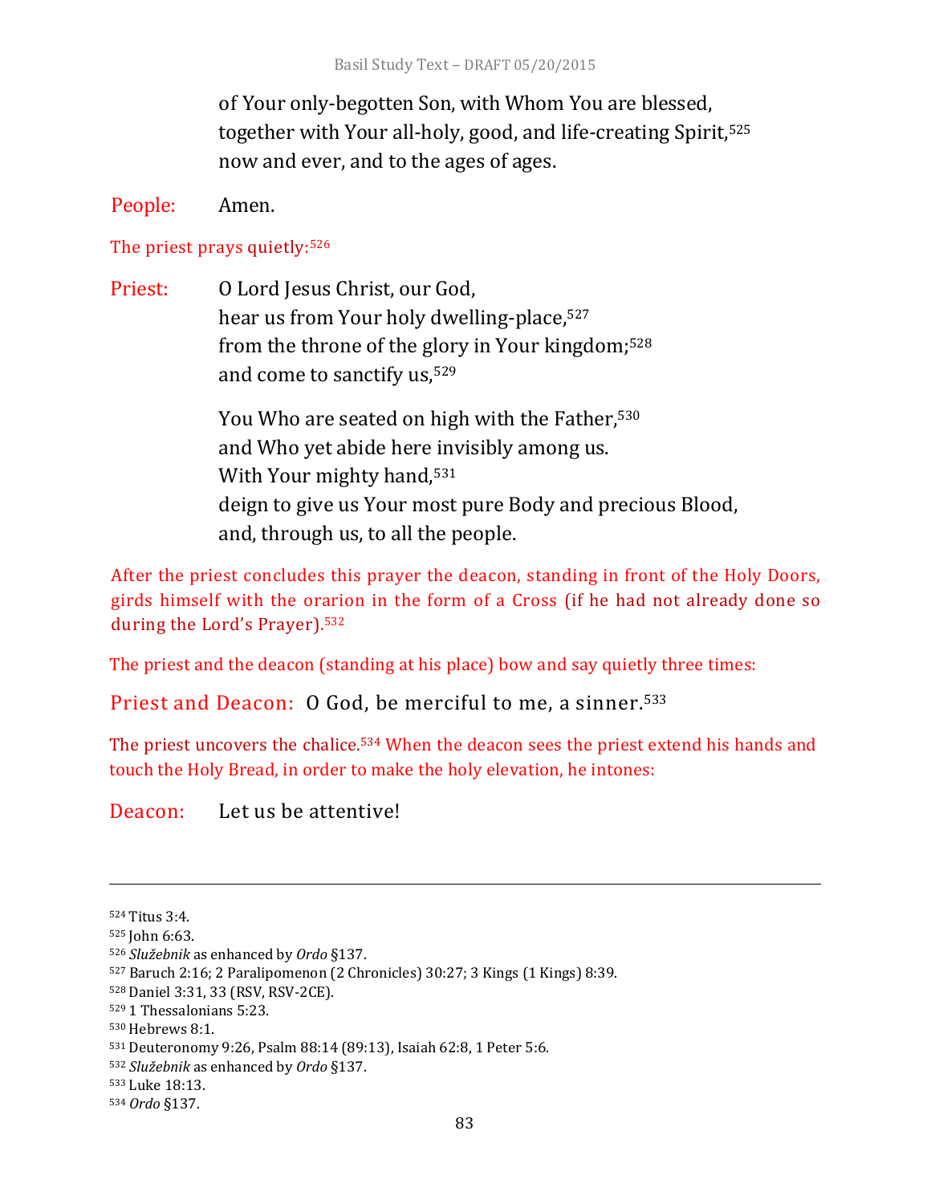of Your only-begotten Son, with Whom You are blessed,
together with Your all-holy, good, and life-creating Spirit,[525]
now and ever, and to the ages of ages.

People: Amen.

The priest prays quietly:[526]

Priest: O Lord Jesus Christ, our God,
hear us from Your holy dwelling-place,[527]
from the throne of the glory in Your kingdom;[528]
and come to sanctify us,[529]

You Who are seated on high with the Father,[530]
and Who yet abide here invisibly among us.
With Your mighty hand,[531]
deign to give us Your most pure Body and precious Blood,
and, through us, to all the people.

After the priest concludes this prayer the deacon, standing in front of the Holy Doors, girds himself with the orarion in the form of a Cross (if he had not already done so during the Lord's Prayer).[532]

The priest and the deacon (standing at his place) bow and say quietly three times:

Priest and Deacon: O God, be merciful to me, a sinner.[533]

The priest uncovers the chalice.[534] When the deacon sees the priest extend his hands and touch the Holy Bread, in order to make the holy elevation, he intones:

Deacon: Let us be attentive!

---

[524] Titus 3:4.
[525] John 6:63.
[526] *Služebnik* as enhanced by *Ordo* §137.
[527] Baruch 2:16; 2 Paralipomenon (2 Chronicles) 30:27; 3 Kings (1 Kings) 8:39.
[528] Daniel 3:31, 33 (RSV, RSV-2CE).
[529] 1 Thessalonians 5:23.
[530] Hebrews 8:1.
[531] Deuteronomy 9:26, Psalm 88:14 (89:13), Isaiah 62:8, 1 Peter 5:6.
[532] *Služebnik* as enhanced by *Ordo* §137.
[533] Luke 18:13.
[534] *Ordo* §137.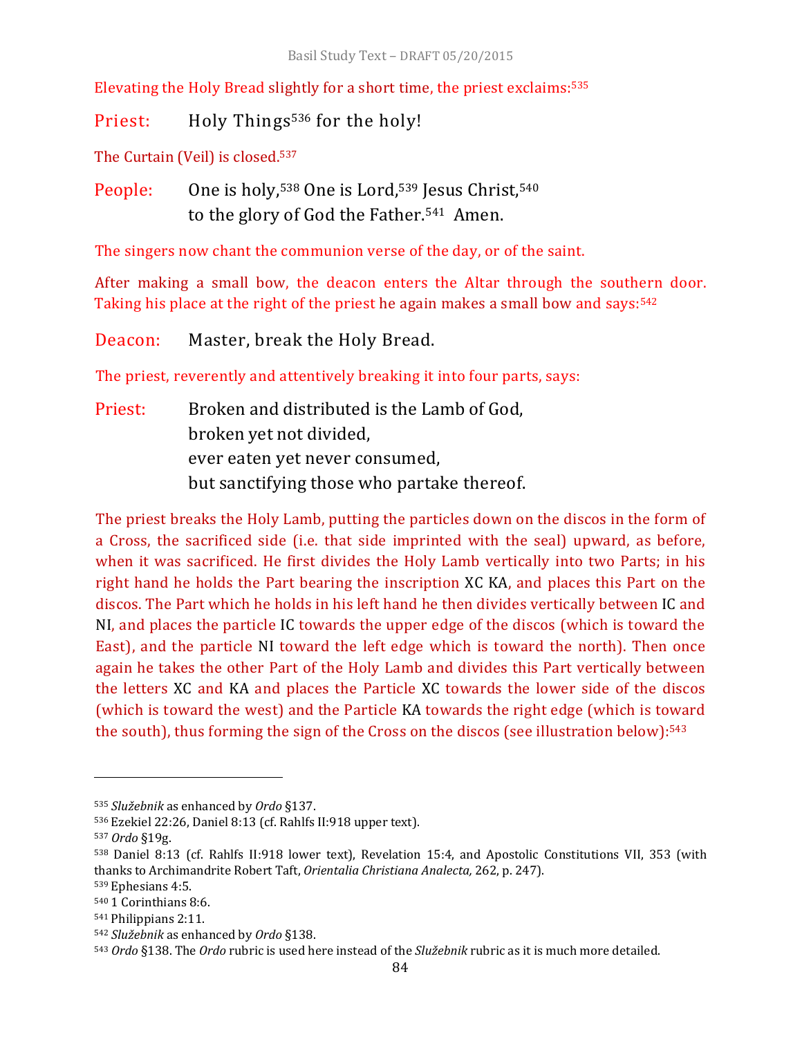Elevating the Holy Bread slightly for a short time, the priest exclaims:[535]

Priest: Holy Things[536] for the holy!

The Curtain (Veil) is closed.[537]

People: One is holy,[538] One is Lord,[539] Jesus Christ,[540]
to the glory of God the Father.[541] Amen.

The singers now chant the communion verse of the day, or of the saint.

After making a small bow, the deacon enters the Altar through the southern door. Taking his place at the right of the priest he again makes a small bow and says:[542]

Deacon: Master, break the Holy Bread.

The priest, reverently and attentively breaking it into four parts, says:

Priest: Broken and distributed is the Lamb of God,
broken yet not divided,
ever eaten yet never consumed,
but sanctifying those who partake thereof.

The priest breaks the Holy Lamb, putting the particles down on the discos in the form of a Cross, the sacrificed side (i.e. that side imprinted with the seal) upward, as before, when it was sacrificed. He first divides the Holy Lamb vertically into two Parts; in his right hand he holds the Part bearing the inscription XC KA, and places this Part on the discos. The Part which he holds in his left hand he then divides vertically between IC and NI, and places the particle IC towards the upper edge of the discos (which is toward the East), and the particle NI toward the left edge which is toward the north). Then once again he takes the other Part of the Holy Lamb and divides this Part vertically between the letters XC and KA and places the Particle XC towards the lower side of the discos (which is toward the west) and the Particle KA towards the right edge (which is toward the south), thus forming the sign of the Cross on the discos (see illustration below):[543]

---

[535] *Služebnik* as enhanced by *Ordo* §137.
[536] Ezekiel 22:26, Daniel 8:13 (cf. Rahlfs II:918 upper text).
[537] *Ordo* §19g.
[538] Daniel 8:13 (cf. Rahlfs II:918 lower text), Revelation 15:4, and Apostolic Constitutions VII, 353 (with thanks to Archimandrite Robert Taft, *Orientalia Christiana Analecta,* 262, p. 247).
[539] Ephesians 4:5.
[540] 1 Corinthians 8:6.
[541] Philippians 2:11.
[542] *Služebnik* as enhanced by *Ordo* §138.
[543] *Ordo* §138. The *Ordo* rubric is used here instead of the *Služebnik* rubric as it is much more detailed.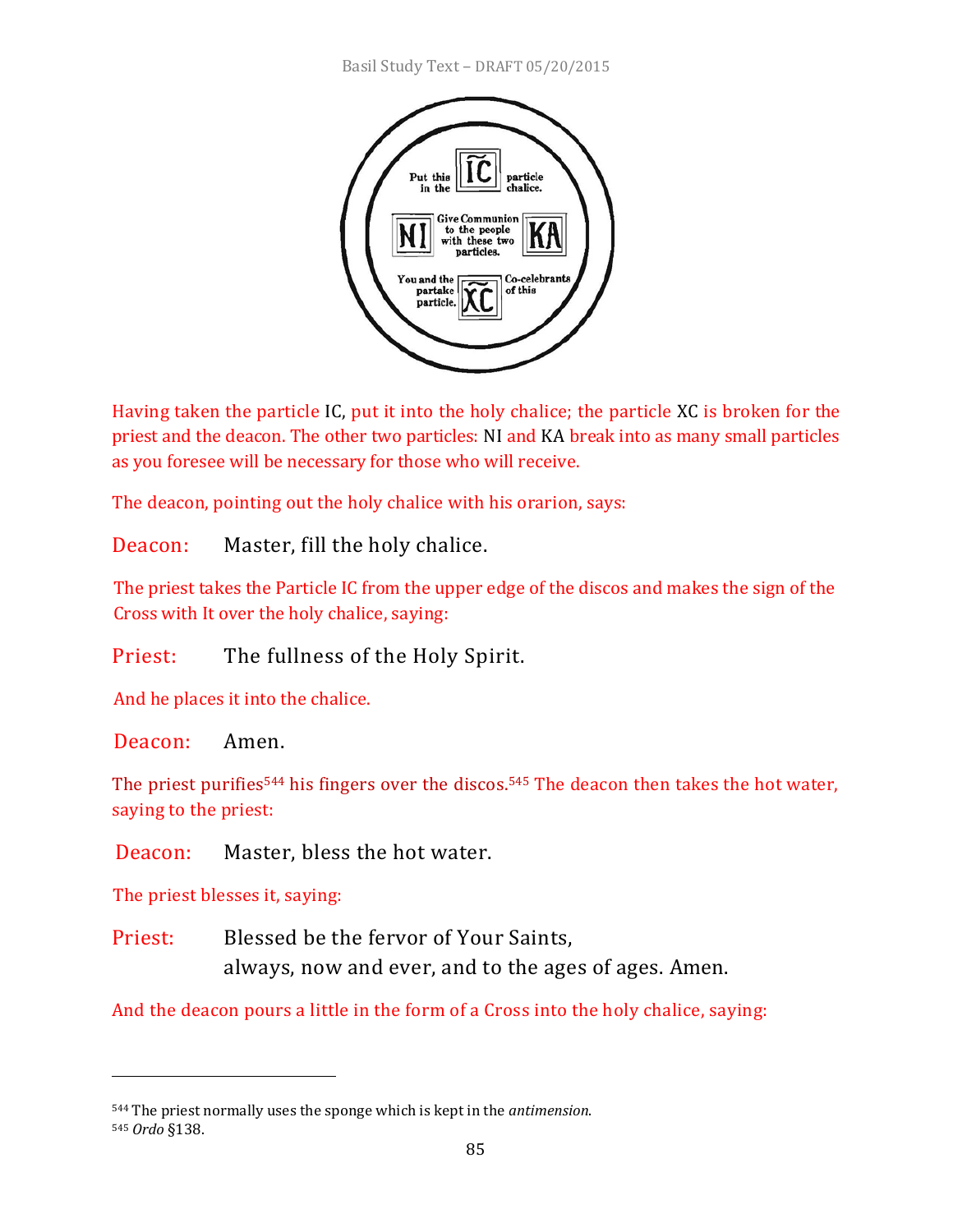Put this particle in the chalice.

IC

NI — Give Communion to the people with these two particles. — KA

You and the Co-celebrants partake of this particle.

XC

Having taken the particle IC, put it into the holy chalice; the particle XC is broken for the priest and the deacon. The other two particles: NI and KA break into as many small particles as you foresee will be necessary for those who will receive.

The deacon, pointing out the holy chalice with his orarion, says:

Deacon: Master, fill the holy chalice.

The priest takes the Particle IC from the upper edge of the discos and makes the sign of the Cross with It over the holy chalice, saying:

Priest: The fullness of the Holy Spirit.

And he places it into the chalice.

Deacon: Amen.

The priest purifies[544] his fingers over the discos.[545] The deacon then takes the hot water, saying to the priest:

Deacon: Master, bless the hot water.

The priest blesses it, saying:

Priest: Blessed be the fervor of Your Saints,
always, now and ever, and to the ages of ages. Amen.

And the deacon pours a little in the form of a Cross into the holy chalice, saying:

---

[544] The priest normally uses the sponge which is kept in the *antimension*.

[545] *Ordo* §138.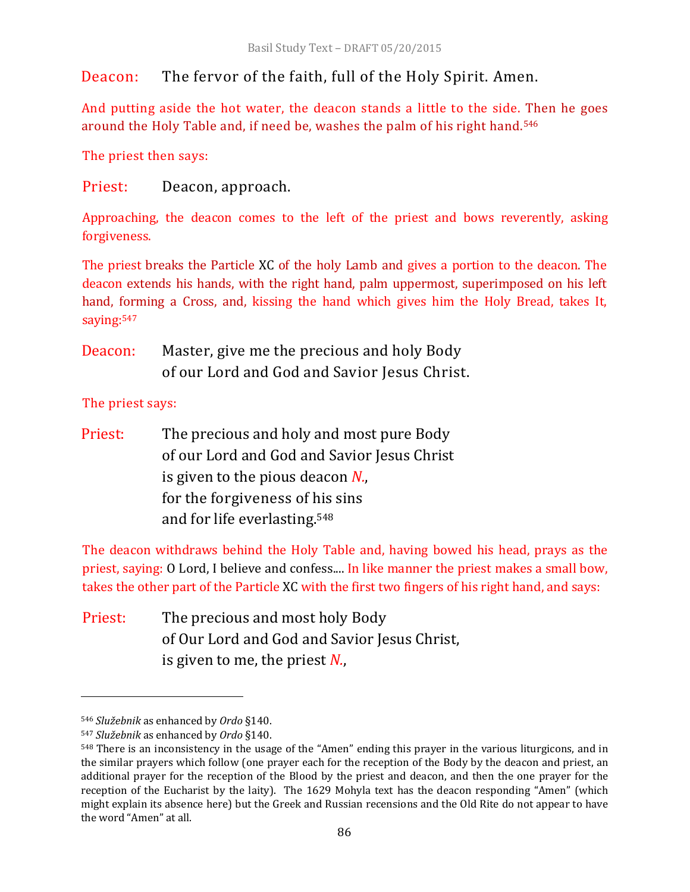Deacon: The fervor of the faith, full of the Holy Spirit. Amen.

And putting aside the hot water, the deacon stands a little to the side. Then he goes around the Holy Table and, if need be, washes the palm of his right hand.[546]

The priest then says:

Priest: Deacon, approach.

Approaching, the deacon comes to the left of the priest and bows reverently, asking forgiveness.

The priest breaks the Particle XC of the holy Lamb and gives a portion to the deacon. The deacon extends his hands, with the right hand, palm uppermost, superimposed on his left hand, forming a Cross, and, kissing the hand which gives him the Holy Bread, takes It, saying:[547]

Deacon: Master, give me the precious and holy Body
of our Lord and God and Savior Jesus Christ.

The priest says:

Priest: The precious and holy and most pure Body
of our Lord and God and Savior Jesus Christ
is given to the pious deacon *N.*,
for the forgiveness of his sins
and for life everlasting.[548]

The deacon withdraws behind the Holy Table and, having bowed his head, prays as the priest, saying: O Lord, I believe and confess.... In like manner the priest makes a small bow, takes the other part of the Particle XC with the first two fingers of his right hand, and says:

Priest: The precious and most holy Body
of Our Lord and God and Savior Jesus Christ,
is given to me, the priest *N.*,

---

[546] *Služebnik* as enhanced by *Ordo* §140.

[547] *Služebnik* as enhanced by *Ordo* §140.

[548] There is an inconsistency in the usage of the "Amen" ending this prayer in the various liturgicons, and in the similar prayers which follow (one prayer each for the reception of the Body by the deacon and priest, an additional prayer for the reception of the Blood by the priest and deacon, and then the one prayer for the reception of the Eucharist by the laity). The 1629 Mohyla text has the deacon responding "Amen" (which might explain its absence here) but the Greek and Russian recensions and the Old Rite do not appear to have the word "Amen" at all.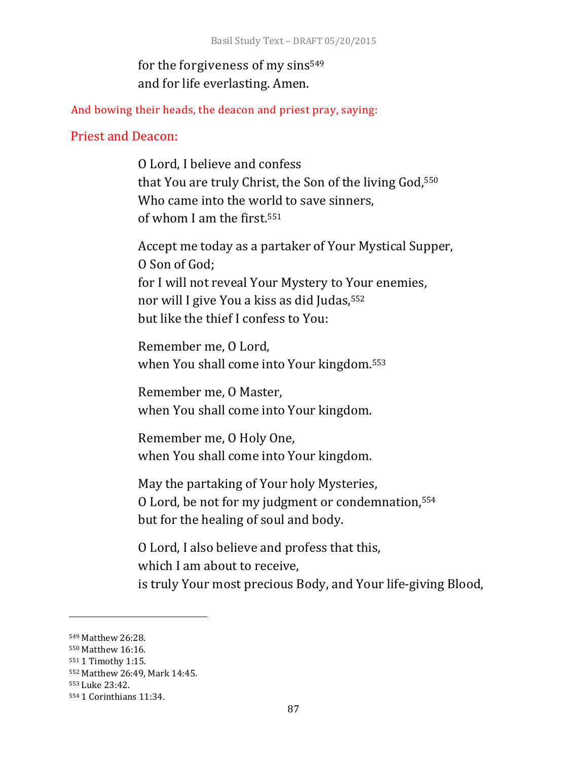for the forgiveness of my sins[549]
and for life everlasting. Amen.

And bowing their heads, the deacon and priest pray, saying:

Priest and Deacon:

O Lord, I believe and confess
that You are truly Christ, the Son of the living God,[550]
Who came into the world to save sinners,
of whom I am the first.[551]

Accept me today as a partaker of Your Mystical Supper,
O Son of God;
for I will not reveal Your Mystery to Your enemies,
nor will I give You a kiss as did Judas,[552]
but like the thief I confess to You:

Remember me, O Lord,
when You shall come into Your kingdom.[553]

Remember me, O Master,
when You shall come into Your kingdom.

Remember me, O Holy One,
when You shall come into Your kingdom.

May the partaking of Your holy Mysteries,
O Lord, be not for my judgment or condemnation,[554]
but for the healing of soul and body.

O Lord, I also believe and profess that this,
which I am about to receive,
is truly Your most precious Body, and Your life-giving Blood,

---

[549] Matthew 26:28.
[550] Matthew 16:16.
[551] 1 Timothy 1:15.
[552] Matthew 26:49, Mark 14:45.
[553] Luke 23:42.
[554] 1 Corinthians 11:34.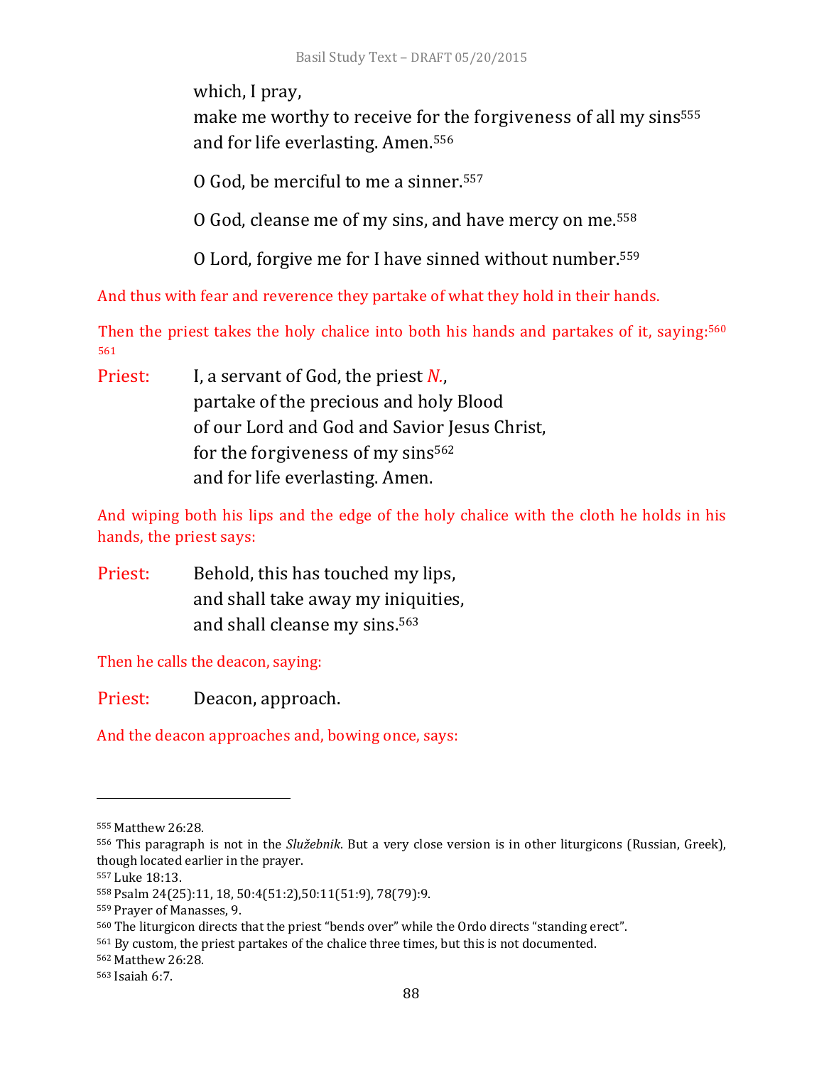which, I pray,
make me worthy to receive for the forgiveness of all my sins[555]
and for life everlasting. Amen.[556]

O God, be merciful to me a sinner.[557]

O God, cleanse me of my sins, and have mercy on me.[558]

O Lord, forgive me for I have sinned without number.[559]

And thus with fear and reverence they partake of what they hold in their hands.

Then the priest takes the holy chalice into both his hands and partakes of it, saying:[560] [561]

Priest: I, a servant of God, the priest *N.*,
partake of the precious and holy Blood
of our Lord and God and Savior Jesus Christ,
for the forgiveness of my sins[562]
and for life everlasting. Amen.

And wiping both his lips and the edge of the holy chalice with the cloth he holds in his hands, the priest says:

Priest: Behold, this has touched my lips,
and shall take away my iniquities,
and shall cleanse my sins.[563]

Then he calls the deacon, saying:

Priest: Deacon, approach.

And the deacon approaches and, bowing once, says:

---

[555] Matthew 26:28.
[556] This paragraph is not in the *Služebnik*. But a very close version is in other liturgicons (Russian, Greek), though located earlier in the prayer.
[557] Luke 18:13.
[558] Psalm 24(25):11, 18, 50:4(51:2),50:11(51:9), 78(79):9.
[559] Prayer of Manasses, 9.
[560] The liturgicon directs that the priest "bends over" while the Ordo directs "standing erect".
[561] By custom, the priest partakes of the chalice three times, but this is not documented.
[562] Matthew 26:28.
[563] Isaiah 6:7.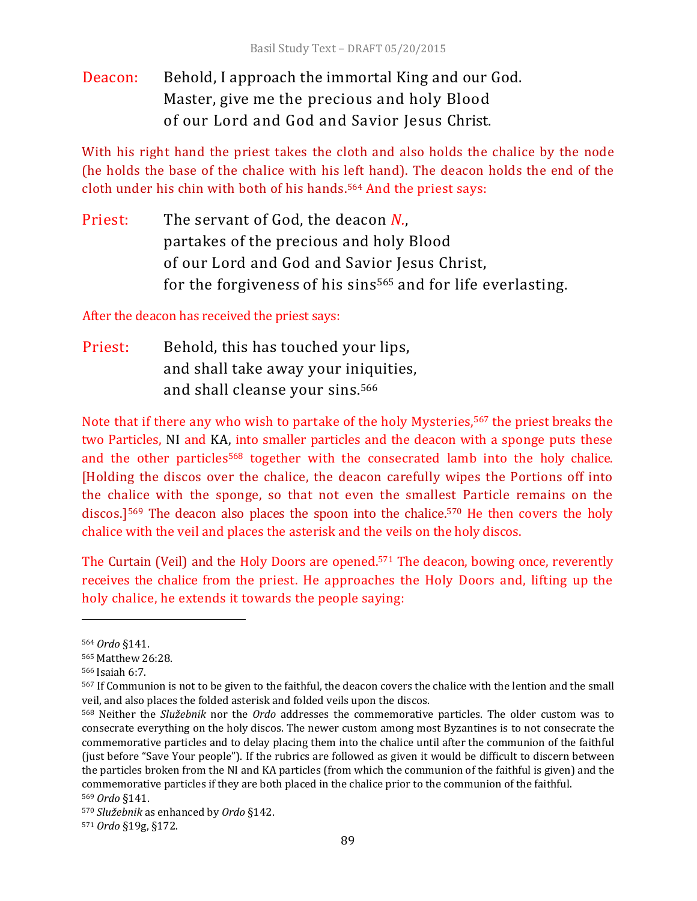Deacon: Behold, I approach the immortal King and our God.
Master, give me the precious and holy Blood
of our Lord and God and Savior Jesus Christ.

With his right hand the priest takes the cloth and also holds the chalice by the node (he holds the base of the chalice with his left hand). The deacon holds the end of the cloth under his chin with both of his hands.[564] And the priest says:

Priest: The servant of God, the deacon *N.*,
partakes of the precious and holy Blood
of our Lord and God and Savior Jesus Christ,
for the forgiveness of his sins[565] and for life everlasting.

After the deacon has received the priest says:

Priest: Behold, this has touched your lips,
and shall take away your iniquities,
and shall cleanse your sins.[566]

Note that if there any who wish to partake of the holy Mysteries,[567] the priest breaks the two Particles, NI and KA, into smaller particles and the deacon with a sponge puts these and the other particles[568] together with the consecrated lamb into the holy chalice. [Holding the discos over the chalice, the deacon carefully wipes the Portions off into the chalice with the sponge, so that not even the smallest Particle remains on the discos.][569] The deacon also places the spoon into the chalice.[570] He then covers the holy chalice with the veil and places the asterisk and the veils on the holy discos.

The Curtain (Veil) and the Holy Doors are opened.[571] The deacon, bowing once, reverently receives the chalice from the priest. He approaches the Holy Doors and, lifting up the holy chalice, he extends it towards the people saying:

---

[564] *Ordo* §141.

[565] Matthew 26:28.

[566] Isaiah 6:7.

[567] If Communion is not to be given to the faithful, the deacon covers the chalice with the lention and the small veil, and also places the folded asterisk and folded veils upon the discos.

[568] Neither the *Služebnik* nor the *Ordo* addresses the commemorative particles. The older custom was to consecrate everything on the holy discos. The newer custom among most Byzantines is to not consecrate the commemorative particles and to delay placing them into the chalice until after the communion of the faithful (just before "Save Your people"). If the rubrics are followed as given it would be difficult to discern between the particles broken from the NI and KA particles (from which the communion of the faithful is given) and the commemorative particles if they are both placed in the chalice prior to the communion of the faithful.

[569] *Ordo* §141.

[570] *Služebnik* as enhanced by *Ordo* §142.

[571] *Ordo* §19g, §172.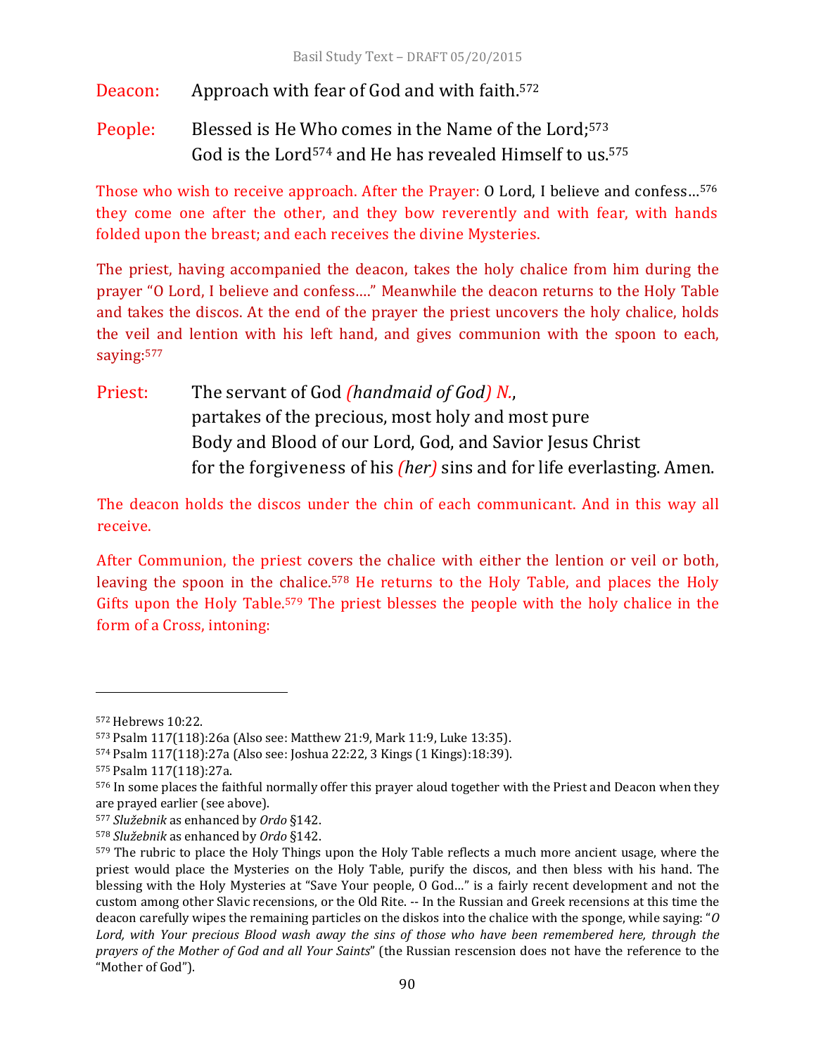Deacon: Approach with fear of God and with faith.[572]

People: Blessed is He Who comes in the Name of the Lord;[573]
God is the Lord[574] and He has revealed Himself to us.[575]

Those who wish to receive approach. After the Prayer: O Lord, I believe and confess…[576] they come one after the other, and they bow reverently and with fear, with hands folded upon the breast; and each receives the divine Mysteries.

The priest, having accompanied the deacon, takes the holy chalice from him during the prayer "O Lord, I believe and confess…." Meanwhile the deacon returns to the Holy Table and takes the discos. At the end of the prayer the priest uncovers the holy chalice, holds the veil and lention with his left hand, and gives communion with the spoon to each, saying:[577]

Priest: The servant of God *(handmaid of God) N.*,
partakes of the precious, most holy and most pure
Body and Blood of our Lord, God, and Savior Jesus Christ
for the forgiveness of his *(her)* sins and for life everlasting. Amen.

The deacon holds the discos under the chin of each communicant. And in this way all receive.

After Communion, the priest covers the chalice with either the lention or veil or both, leaving the spoon in the chalice.[578] He returns to the Holy Table, and places the Holy Gifts upon the Holy Table.[579] The priest blesses the people with the holy chalice in the form of a Cross, intoning:

---

[572] Hebrews 10:22.

[573] Psalm 117(118):26a (Also see: Matthew 21:9, Mark 11:9, Luke 13:35).

[574] Psalm 117(118):27a (Also see: Joshua 22:22, 3 Kings (1 Kings):18:39).

[575] Psalm 117(118):27a.

[576] In some places the faithful normally offer this prayer aloud together with the Priest and Deacon when they are prayed earlier (see above).

[577] *Služebnik* as enhanced by *Ordo* §142.

[578] *Služebnik* as enhanced by *Ordo* §142.

[579] The rubric to place the Holy Things upon the Holy Table reflects a much more ancient usage, where the priest would place the Mysteries on the Holy Table, purify the discos, and then bless with his hand. The blessing with the Holy Mysteries at "Save Your people, O God…" is a fairly recent development and not the custom among other Slavic recensions, or the Old Rite. -- In the Russian and Greek recensions at this time the deacon carefully wipes the remaining particles on the diskos into the chalice with the sponge, while saying: "*O Lord, with Your precious Blood wash away the sins of those who have been remembered here, through the prayers of the Mother of God and all Your Saints*" (the Russian rescension does not have the reference to the "Mother of God").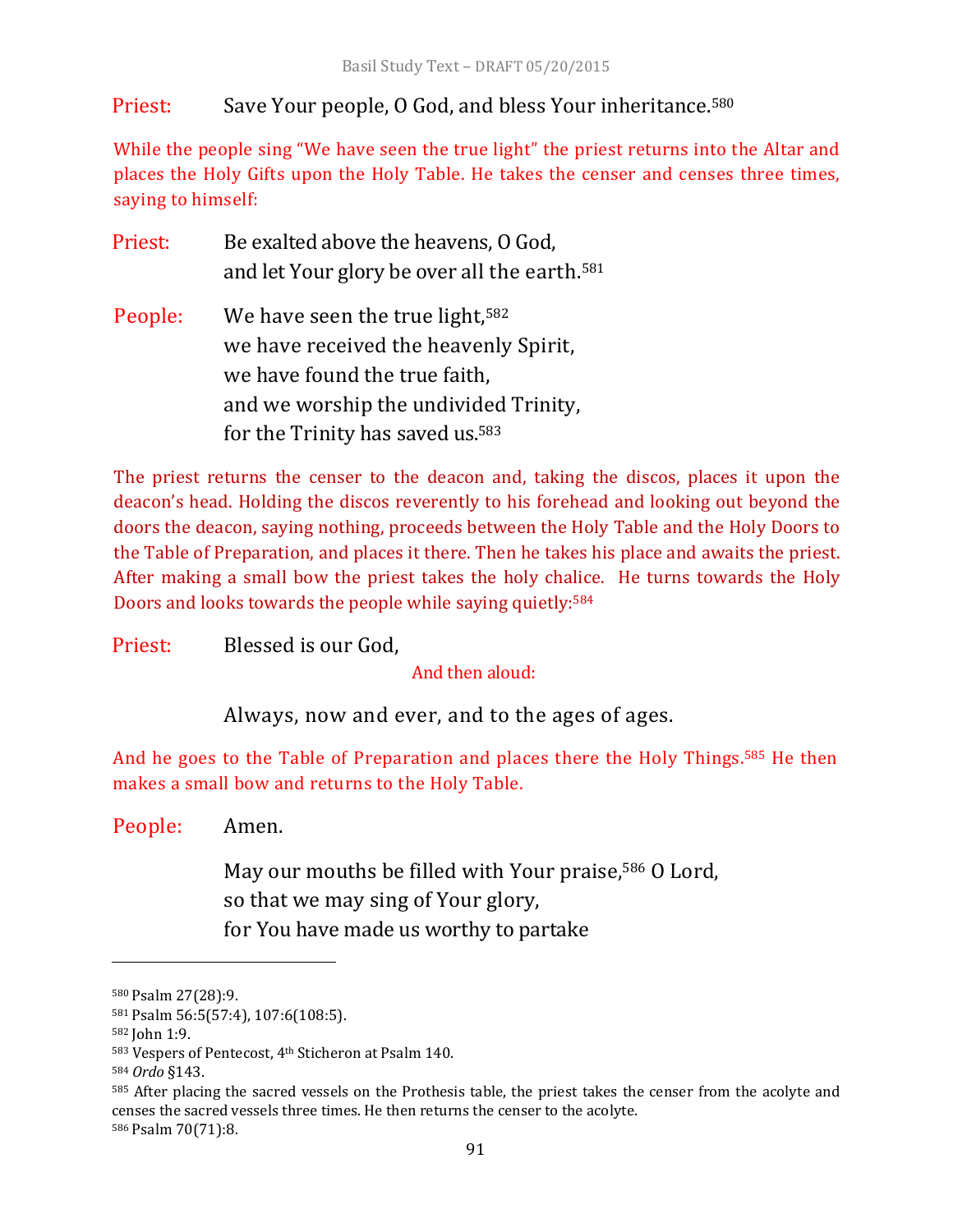Priest: Save Your people, O God, and bless Your inheritance.[580]

While the people sing "We have seen the true light" the priest returns into the Altar and places the Holy Gifts upon the Holy Table. He takes the censer and censes three times, saying to himself:

Priest: Be exalted above the heavens, O God,
and let Your glory be over all the earth.[581]

People: We have seen the true light,[582]
we have received the heavenly Spirit,
we have found the true faith,
and we worship the undivided Trinity,
for the Trinity has saved us.[583]

The priest returns the censer to the deacon and, taking the discos, places it upon the deacon's head. Holding the discos reverently to his forehead and looking out beyond the doors the deacon, saying nothing, proceeds between the Holy Table and the Holy Doors to the Table of Preparation, and places it there. Then he takes his place and awaits the priest. After making a small bow the priest takes the holy chalice. He turns towards the Holy Doors and looks towards the people while saying quietly:[584]

Priest: Blessed is our God,

And then aloud:

Always, now and ever, and to the ages of ages.

And he goes to the Table of Preparation and places there the Holy Things.[585] He then makes a small bow and returns to the Holy Table.

People: Amen.

May our mouths be filled with Your praise,[586] O Lord,
so that we may sing of Your glory,
for You have made us worthy to partake

---

[580] Psalm 27(28):9.

[581] Psalm 56:5(57:4), 107:6(108:5).

[582] John 1:9.

[583] Vespers of Pentecost, 4th Sticheron at Psalm 140.

[584] *Ordo* §143.

[585] After placing the sacred vessels on the Prothesis table, the priest takes the censer from the acolyte and censes the sacred vessels three times. He then returns the censer to the acolyte.

[586] Psalm 70(71):8.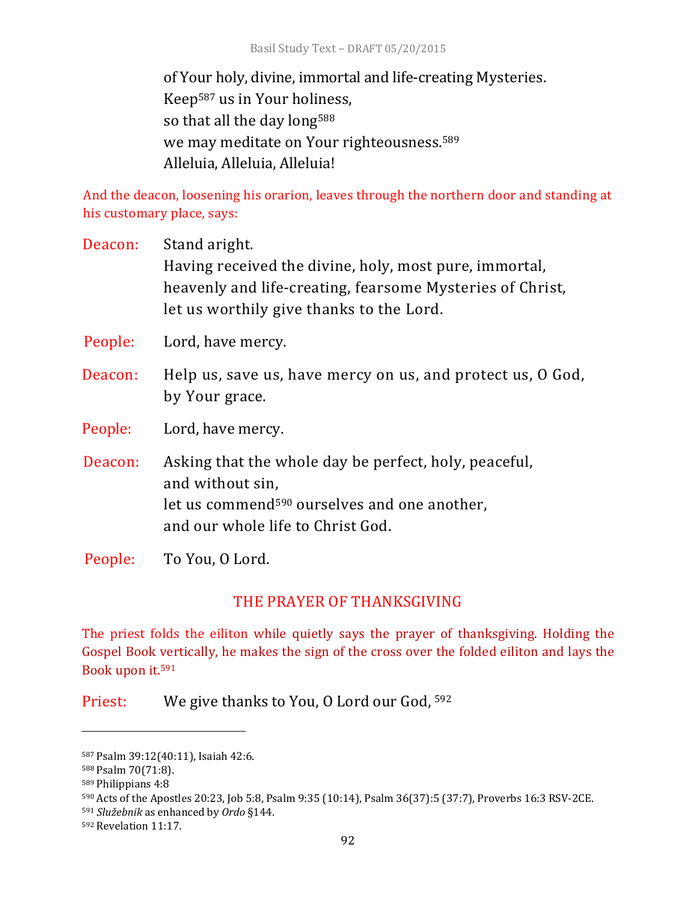of Your holy, divine, immortal and life-creating Mysteries.
Keep[587] us in Your holiness,
so that all the day long[588]
we may meditate on Your righteousness.[589]
Alleluia, Alleluia, Alleluia!

And the deacon, loosening his orarion, leaves through the northern door and standing at his customary place, says:

Deacon: Stand aright.
Having received the divine, holy, most pure, immortal,
heavenly and life-creating, fearsome Mysteries of Christ,
let us worthily give thanks to the Lord.

People: Lord, have mercy.

Deacon: Help us, save us, have mercy on us, and protect us, O God,
by Your grace.

People: Lord, have mercy.

Deacon: Asking that the whole day be perfect, holy, peaceful,
and without sin,
let us commend[590] ourselves and one another,
and our whole life to Christ God.

People: To You, O Lord.

## THE PRAYER OF THANKSGIVING

The priest folds the eiliton while quietly says the prayer of thanksgiving. Holding the Gospel Book vertically, he makes the sign of the cross over the folded eiliton and lays the Book upon it.[591]

Priest: We give thanks to You, O Lord our God, [592]

---

[587] Psalm 39:12(40:11), Isaiah 42:6.
[588] Psalm 70(71:8).
[589] Philippians 4:8
[590] Acts of the Apostles 20:23, Job 5:8, Psalm 9:35 (10:14), Psalm 36(37):5 (37:7), Proverbs 16:3 RSV-2CE.
[591] *Služebnik* as enhanced by *Ordo* §144.
[592] Revelation 11:17.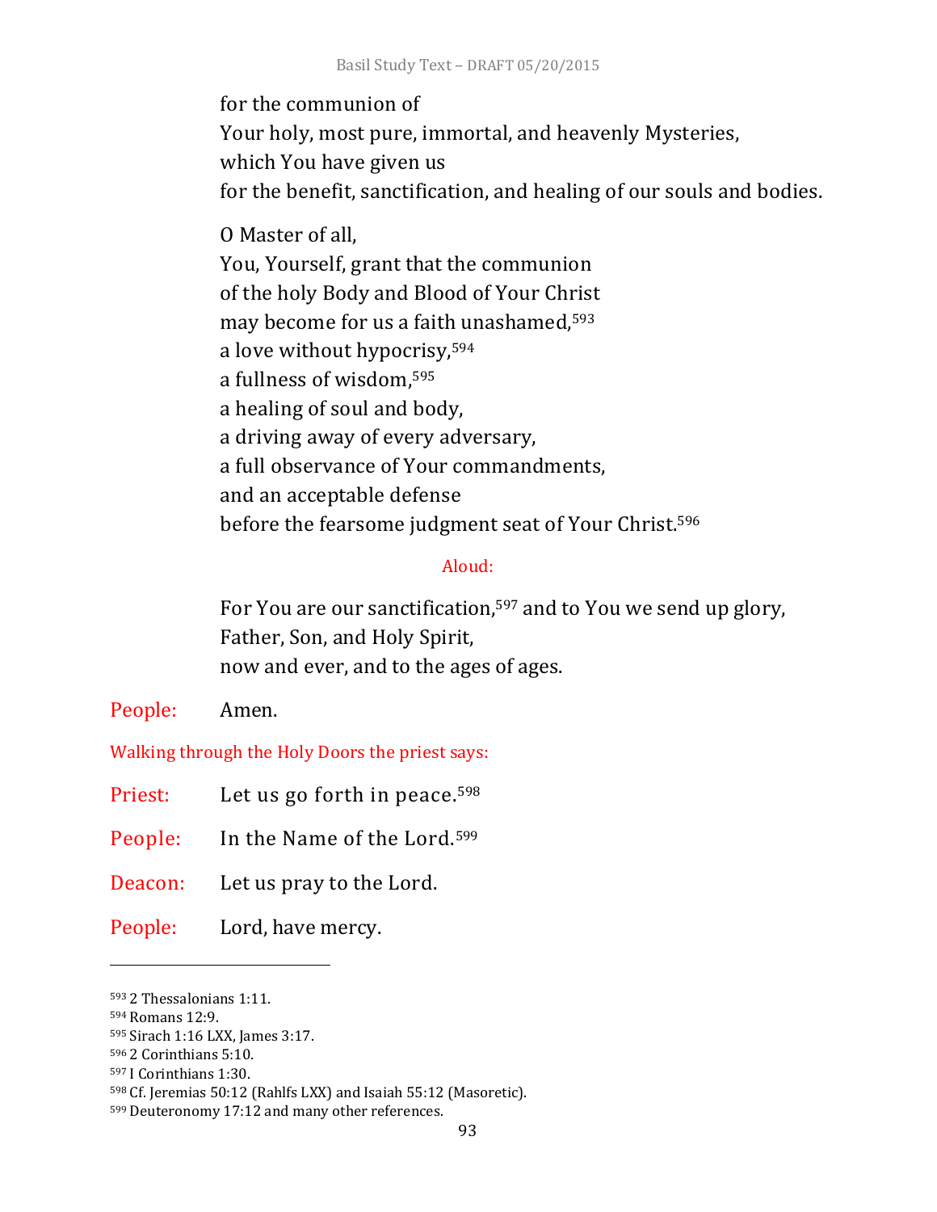for the communion of
Your holy, most pure, immortal, and heavenly Mysteries,
which You have given us
for the benefit, sanctification, and healing of our souls and bodies.

O Master of all,
You, Yourself, grant that the communion
of the holy Body and Blood of Your Christ
may become for us a faith unashamed,[593]
a love without hypocrisy,[594]
a fullness of wisdom,[595]
a healing of soul and body,
a driving away of every adversary,
a full observance of Your commandments,
and an acceptable defense
before the fearsome judgment seat of Your Christ.[596]

Aloud:

For You are our sanctification,[597] and to You we send up glory,
Father, Son, and Holy Spirit,
now and ever, and to the ages of ages.

People: Amen.

Walking through the Holy Doors the priest says:

Priest: Let us go forth in peace.[598]

People: In the Name of the Lord.[599]

Deacon: Let us pray to the Lord.

People: Lord, have mercy.

---

[593] 2 Thessalonians 1:11.
[594] Romans 12:9.
[595] Sirach 1:16 LXX, James 3:17.
[596] 2 Corinthians 5:10.
[597] I Corinthians 1:30.
[598] Cf. Jeremias 50:12 (Rahlfs LXX) and Isaiah 55:12 (Masoretic).
[599] Deuteronomy 17:12 and many other references.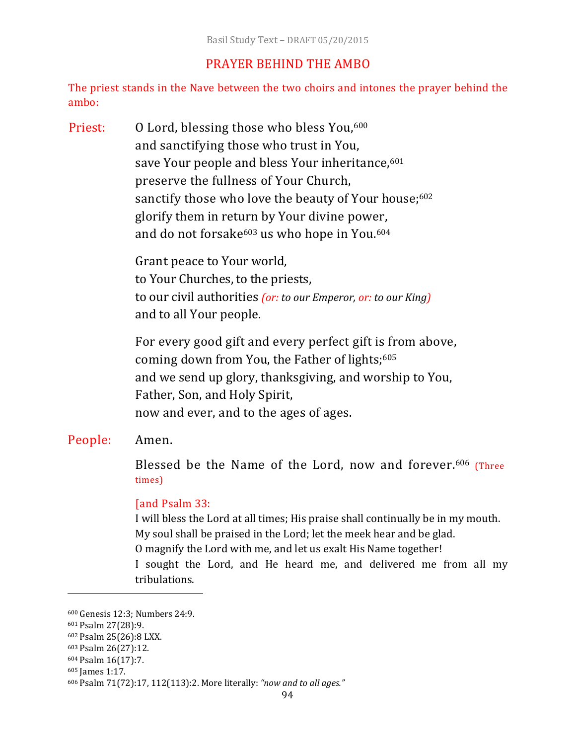## PRAYER BEHIND THE AMBO

The priest stands in the Nave between the two choirs and intones the prayer behind the ambo:

**Priest:** O Lord, blessing those who bless You,[600]
and sanctifying those who trust in You,
save Your people and bless Your inheritance,[601]
preserve the fullness of Your Church,
sanctify those who love the beauty of Your house;[602]
glorify them in return by Your divine power,
and do not forsake[603] us who hope in You.[604]

Grant peace to Your world,
to Your Churches, to the priests,
to our civil authorities *(or: to our Emperor, or: to our King)*
and to all Your people.

For every good gift and every perfect gift is from above,
coming down from You, the Father of lights;[605]
and we send up glory, thanksgiving, and worship to You,
Father, Son, and Holy Spirit,
now and ever, and to the ages of ages.

**People:** Amen.

Blessed be the Name of the Lord, now and forever.[606] (Three times)

[and Psalm 33:
I will bless the Lord at all times; His praise shall continually be in my mouth.
My soul shall be praised in the Lord; let the meek hear and be glad.
O magnify the Lord with me, and let us exalt His Name together!
I sought the Lord, and He heard me, and delivered me from all my tribulations.

---

[600] Genesis 12:3; Numbers 24:9.
[601] Psalm 27(28):9.
[602] Psalm 25(26):8 LXX.
[603] Psalm 26(27):12.
[604] Psalm 16(17):7.
[605] James 1:17.
[606] Psalm 71(72):17, 112(113):2. More literally: *"now and to all ages."*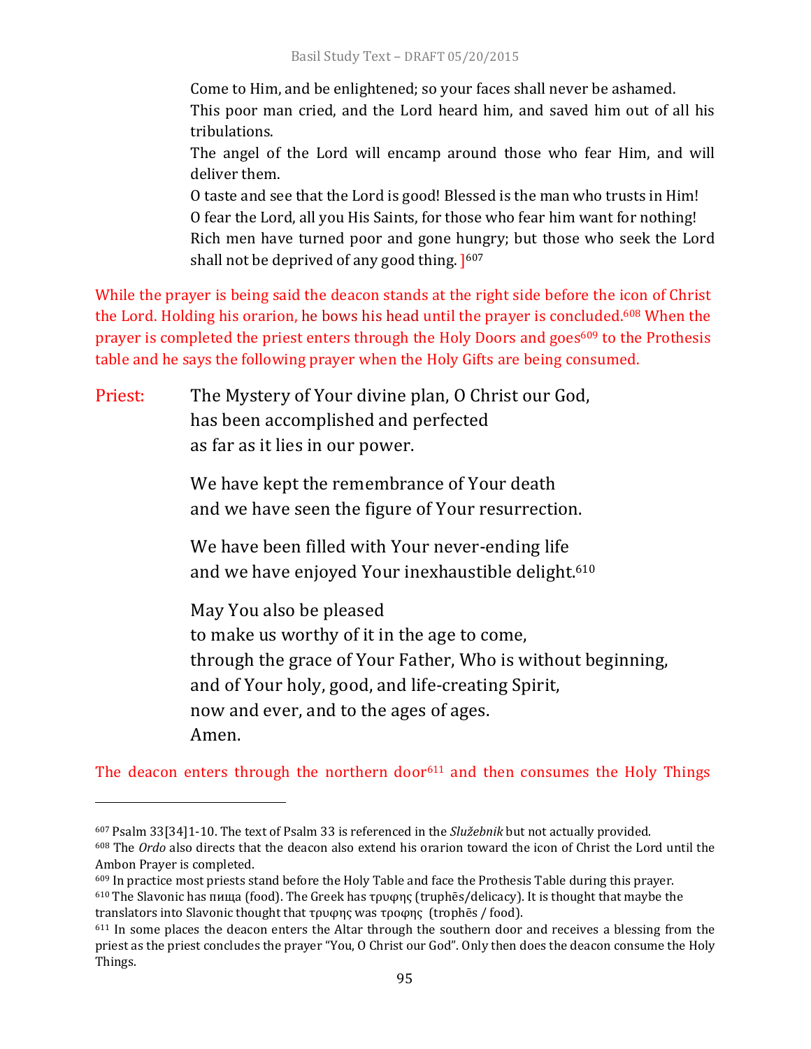Come to Him, and be enlightened; so your faces shall never be ashamed.
This poor man cried, and the Lord heard him, and saved him out of all his tribulations.
The angel of the Lord will encamp around those who fear Him, and will deliver them.
O taste and see that the Lord is good! Blessed is the man who trusts in Him!
O fear the Lord, all you His Saints, for those who fear him want for nothing!
Rich men have turned poor and gone hungry; but those who seek the Lord shall not be deprived of any good thing. ][607]

While the prayer is being said the deacon stands at the right side before the icon of Christ the Lord. Holding his orarion, he bows his head until the prayer is concluded.[608] When the prayer is completed the priest enters through the Holy Doors and goes[609] to the Prothesis table and he says the following prayer when the Holy Gifts are being consumed.

Priest: The Mystery of Your divine plan, O Christ our God,
has been accomplished and perfected
as far as it lies in our power.

We have kept the remembrance of Your death
and we have seen the figure of Your resurrection.

We have been filled with Your never-ending life
and we have enjoyed Your inexhaustible delight.[610]

May You also be pleased
to make us worthy of it in the age to come,
through the grace of Your Father, Who is without beginning,
and of Your holy, good, and life-creating Spirit,
now and ever, and to the ages of ages.
Amen.

The deacon enters through the northern door[611] and then consumes the Holy Things

---

[607] Psalm 33[34]1-10. The text of Psalm 33 is referenced in the *Služebnik* but not actually provided.

[608] The *Ordo* also directs that the deacon also extend his orarion toward the icon of Christ the Lord until the Ambon Prayer is completed.

[609] In practice most priests stand before the Holy Table and face the Prothesis Table during this prayer.

[610] The Slavonic has пища (food). The Greek has τρυφης (truphēs/delicacy). It is thought that maybe the translators into Slavonic thought that τρυφης was τροφης (trophēs / food).

[611] In some places the deacon enters the Altar through the southern door and receives a blessing from the priest as the priest concludes the prayer "You, O Christ our God". Only then does the deacon consume the Holy Things.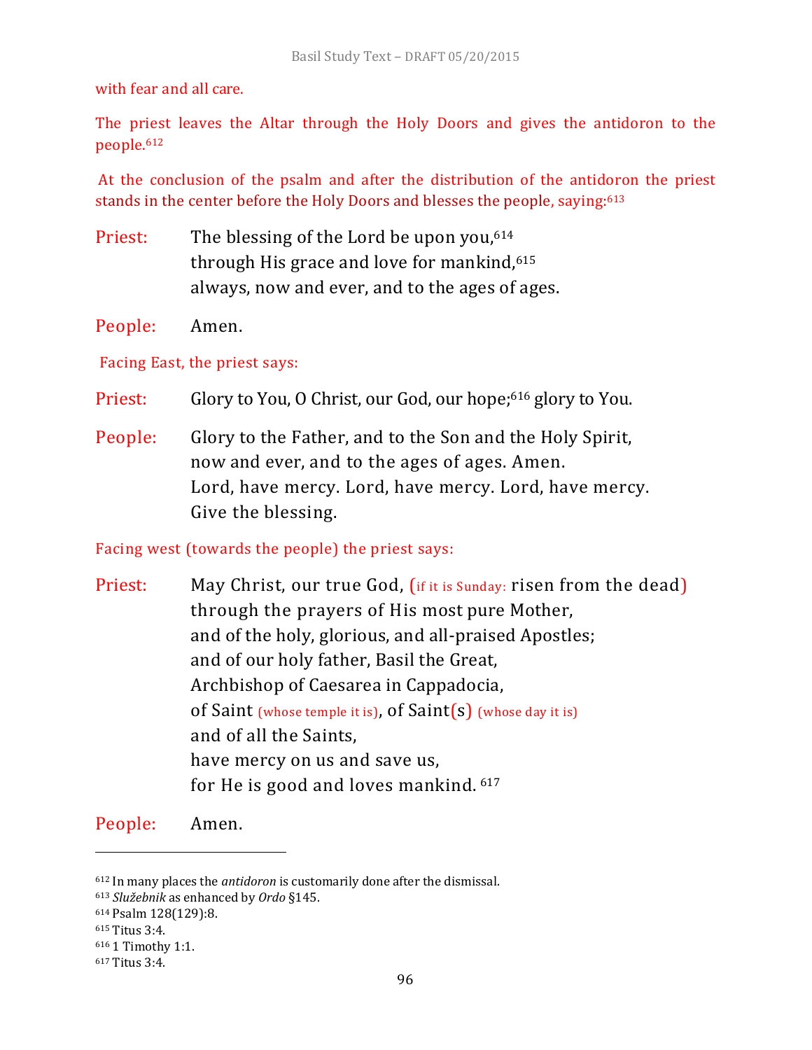with fear and all care.

The priest leaves the Altar through the Holy Doors and gives the antidoron to the people.[612]

At the conclusion of the psalm and after the distribution of the antidoron the priest stands in the center before the Holy Doors and blesses the people, saying:[613]

Priest: The blessing of the Lord be upon you,[614]
through His grace and love for mankind,[615]
always, now and ever, and to the ages of ages.

People: Amen.

Facing East, the priest says:

Priest: Glory to You, O Christ, our God, our hope;[616] glory to You.

People: Glory to the Father, and to the Son and the Holy Spirit,
now and ever, and to the ages of ages. Amen.
Lord, have mercy. Lord, have mercy. Lord, have mercy.
Give the blessing.

Facing west (towards the people) the priest says:

Priest: May Christ, our true God, (if it is Sunday: risen from the dead)
through the prayers of His most pure Mother,
and of the holy, glorious, and all-praised Apostles;
and of our holy father, Basil the Great,
Archbishop of Caesarea in Cappadocia,
of Saint (whose temple it is), of Saint(s) (whose day it is)
and of all the Saints,
have mercy on us and save us,
for He is good and loves mankind.[617]

People: Amen.

---

[612] In many places the *antidoron* is customarily done after the dismissal.
[613] *Služebnik* as enhanced by *Ordo* §145.
[614] Psalm 128(129):8.
[615] Titus 3:4.
[616] 1 Timothy 1:1.
[617] Titus 3:4.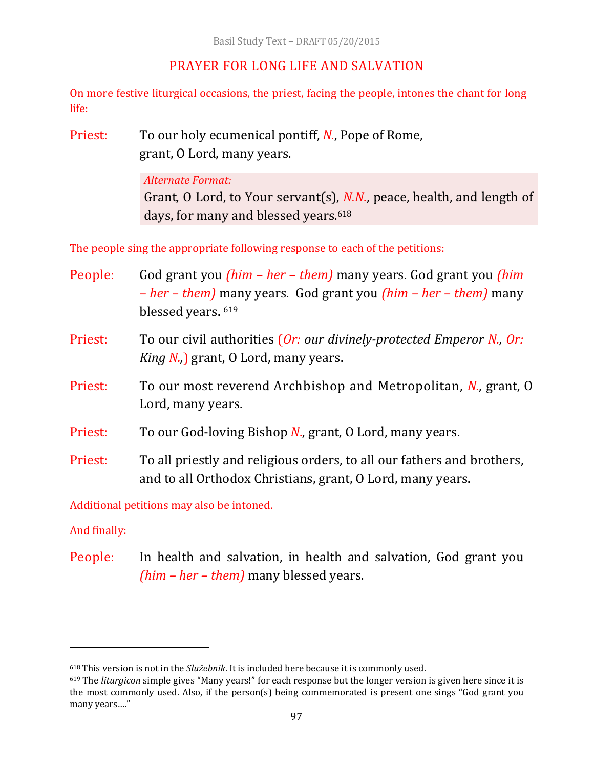## PRAYER FOR LONG LIFE AND SALVATION

On more festive liturgical occasions, the priest, facing the people, intones the chant for long life:

**Priest:** To our holy ecumenical pontiff, *N.*, Pope of Rome, grant, O Lord, many years.

> *Alternate Format:*
> Grant, O Lord, to Your servant(s), *N.N.*, peace, health, and length of days, for many and blessed years.[618]

The people sing the appropriate following response to each of the petitions:

**People:** God grant you *(him – her – them)* many years. God grant you *(him – her – them)* many years. God grant you *(him – her – them)* many blessed years.[619]

**Priest:** To our civil authorities (*Or: our divinely-protected Emperor N., Or: King N.,*) grant, O Lord, many years.

**Priest:** To our most reverend Archbishop and Metropolitan, *N.*, grant, O Lord, many years.

**Priest:** To our God-loving Bishop *N.*, grant, O Lord, many years.

**Priest:** To all priestly and religious orders, to all our fathers and brothers, and to all Orthodox Christians, grant, O Lord, many years.

Additional petitions may also be intoned.

And finally:

**People:** In health and salvation, in health and salvation, God grant you *(him – her – them)* many blessed years.

---

[618] This version is not in the *Služebnik*. It is included here because it is commonly used.

[619] The *liturgicon* simple gives "Many years!" for each response but the longer version is given here since it is the most commonly used. Also, if the person(s) being commemorated is present one sings "God grant you many years...."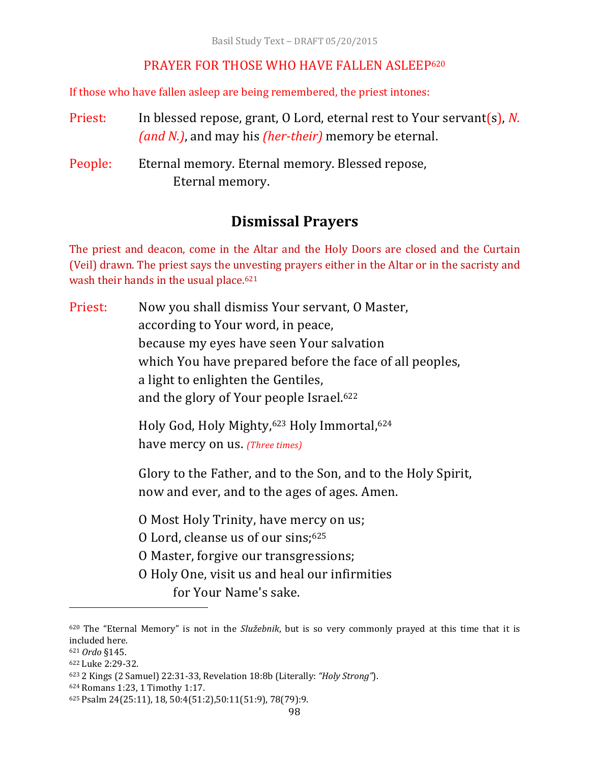## PRAYER FOR THOSE WHO HAVE FALLEN ASLEEP[620]

If those who have fallen asleep are being remembered, the priest intones:

Priest: In blessed repose, grant, O Lord, eternal rest to Your servant(s), *N. (and N.)*, and may his *(her-their)* memory be eternal.

People: Eternal memory. Eternal memory. Blessed repose,
Eternal memory.

# Dismissal Prayers

The priest and deacon, come in the Altar and the Holy Doors are closed and the Curtain (Veil) drawn. The priest says the unvesting prayers either in the Altar or in the sacristy and wash their hands in the usual place.[621]

Priest: Now you shall dismiss Your servant, O Master,
according to Your word, in peace,
because my eyes have seen Your salvation
which You have prepared before the face of all peoples,
a light to enlighten the Gentiles,
and the glory of Your people Israel.[622]

Holy God, Holy Mighty,[623] Holy Immortal,[624]
have mercy on us. *(Three times)*

Glory to the Father, and to the Son, and to the Holy Spirit,
now and ever, and to the ages of ages. Amen.

O Most Holy Trinity, have mercy on us;
O Lord, cleanse us of our sins;[625]
O Master, forgive our transgressions;
O Holy One, visit us and heal our infirmities
for Your Name's sake.

---

[620] The "Eternal Memory" is not in the *Služebnik*, but is so very commonly prayed at this time that it is included here.
[621] *Ordo* §145.
[622] Luke 2:29-32.
[623] 2 Kings (2 Samuel) 22:31-33, Revelation 18:8b (Literally: *"Holy Strong"*).
[624] Romans 1:23, 1 Timothy 1:17.
[625] Psalm 24(25:11), 18, 50:4(51:2),50:11(51:9), 78(79):9.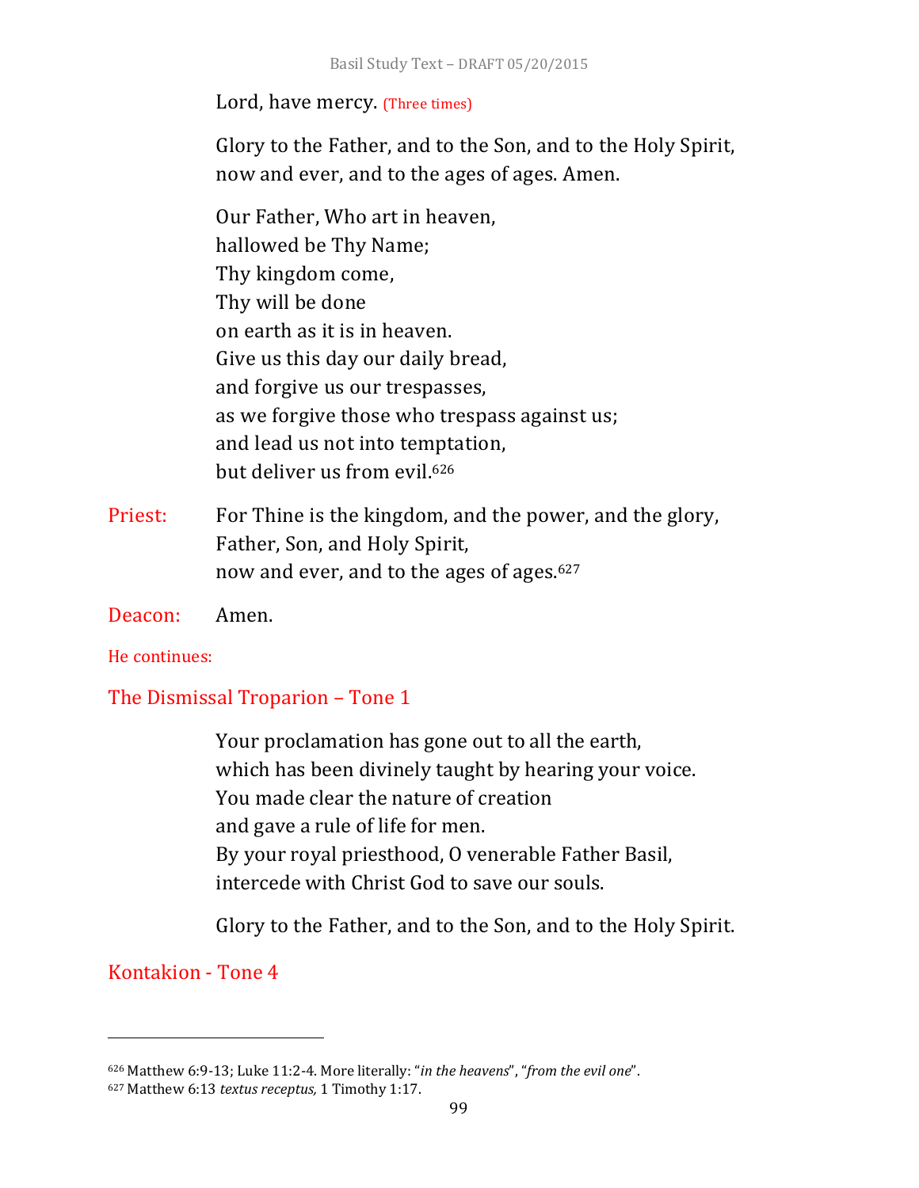Lord, have mercy. (Three times)

Glory to the Father, and to the Son, and to the Holy Spirit,
now and ever, and to the ages of ages. Amen.

Our Father, Who art in heaven,
hallowed be Thy Name;
Thy kingdom come,
Thy will be done
on earth as it is in heaven.
Give us this day our daily bread,
and forgive us our trespasses,
as we forgive those who trespass against us;
and lead us not into temptation,
but deliver us from evil.[626]

Priest: For Thine is the kingdom, and the power, and the glory,
Father, Son, and Holy Spirit,
now and ever, and to the ages of ages.[627]

Deacon: Amen.

He continues:

## The Dismissal Troparion – Tone 1

Your proclamation has gone out to all the earth,
which has been divinely taught by hearing your voice.
You made clear the nature of creation
and gave a rule of life for men.
By your royal priesthood, O venerable Father Basil,
intercede with Christ God to save our souls.

Glory to the Father, and to the Son, and to the Holy Spirit.

## Kontakion - Tone 4

---

[626] Matthew 6:9-13; Luke 11:2-4. More literally: "*in the heavens*", "*from the evil one*".

[627] Matthew 6:13 *textus receptus,* 1 Timothy 1:17.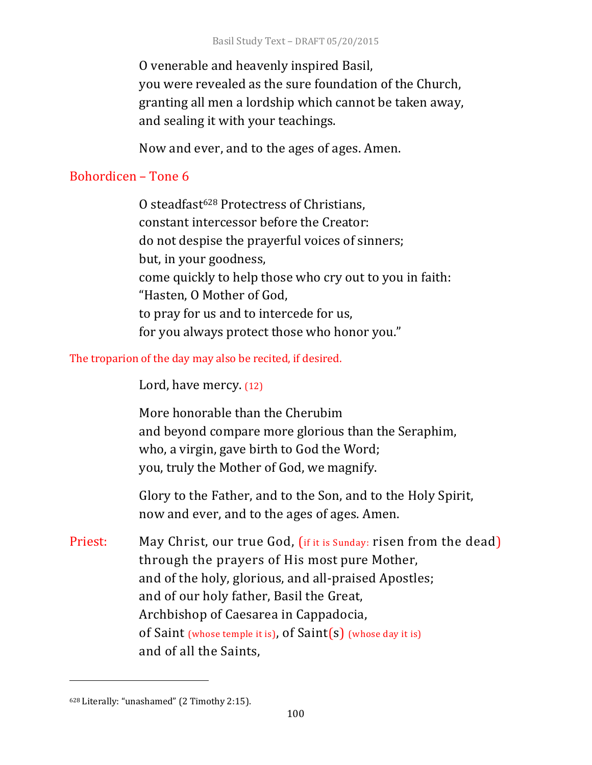O venerable and heavenly inspired Basil,
you were revealed as the sure foundation of the Church,
granting all men a lordship which cannot be taken away,
and sealing it with your teachings.

Now and ever, and to the ages of ages. Amen.

## Bohordicen – Tone 6

O steadfast[628] Protectress of Christians,
constant intercessor before the Creator:
do not despise the prayerful voices of sinners;
but, in your goodness,
come quickly to help those who cry out to you in faith:
"Hasten, O Mother of God,
to pray for us and to intercede for us,
for you always protect those who honor you."

The troparion of the day may also be recited, if desired.

Lord, have mercy. (12)

More honorable than the Cherubim
and beyond compare more glorious than the Seraphim,
who, a virgin, gave birth to God the Word;
you, truly the Mother of God, we magnify.

Glory to the Father, and to the Son, and to the Holy Spirit,
now and ever, and to the ages of ages. Amen.

Priest: May Christ, our true God, (if it is Sunday: risen from the dead)
through the prayers of His most pure Mother,
and of the holy, glorious, and all-praised Apostles;
and of our holy father, Basil the Great,
Archbishop of Caesarea in Cappadocia,
of Saint (whose temple it is), of Saint(s) (whose day it is)
and of all the Saints,

---

[628] Literally: "unashamed" (2 Timothy 2:15).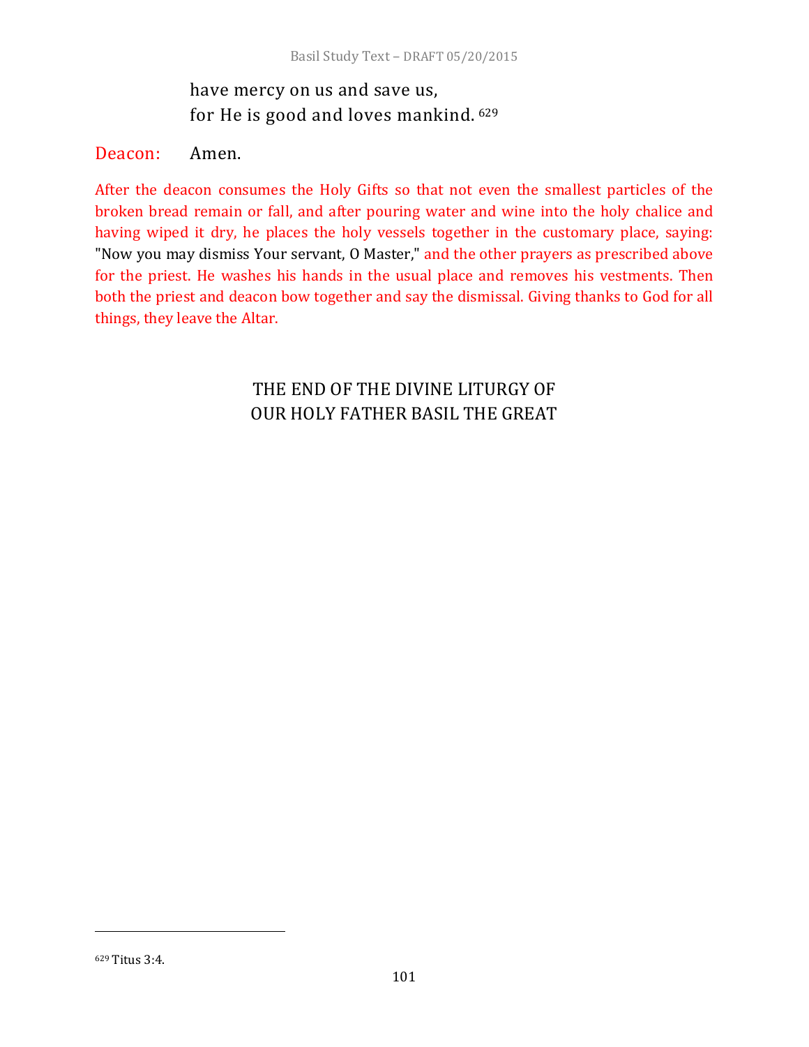have mercy on us and save us,
for He is good and loves mankind.[629]

Deacon: Amen.

After the deacon consumes the Holy Gifts so that not even the smallest particles of the broken bread remain or fall, and after pouring water and wine into the holy chalice and having wiped it dry, he places the holy vessels together in the customary place, saying: "Now you may dismiss Your servant, O Master," and the other prayers as prescribed above for the priest. He washes his hands in the usual place and removes his vestments. Then both the priest and deacon bow together and say the dismissal. Giving thanks to God for all things, they leave the Altar.

## THE END OF THE DIVINE LITURGY OF OUR HOLY FATHER BASIL THE GREAT

---

[629] Titus 3:4.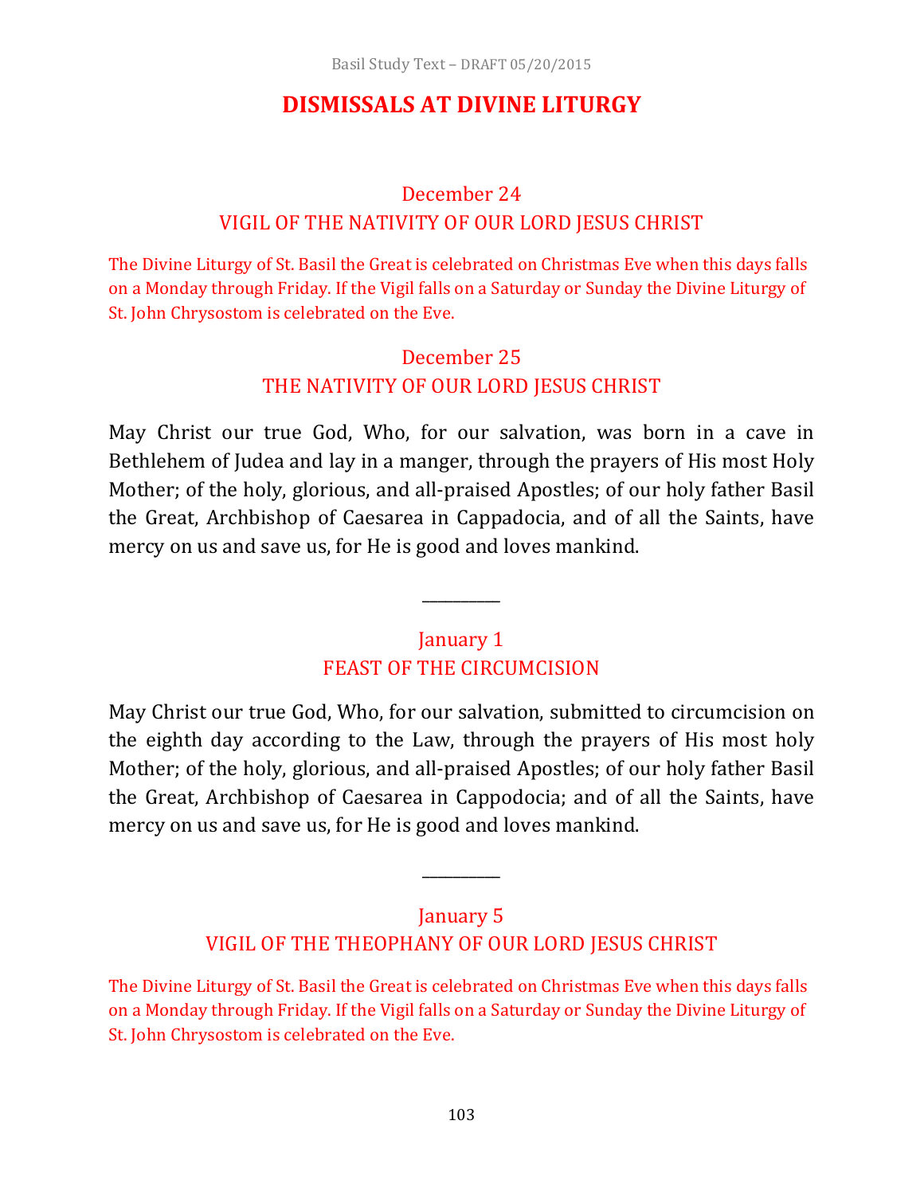# DISMISSALS AT DIVINE LITURGY

## December 24
## VIGIL OF THE NATIVITY OF OUR LORD JESUS CHRIST

The Divine Liturgy of St. Basil the Great is celebrated on Christmas Eve when this days falls on a Monday through Friday. If the Vigil falls on a Saturday or Sunday the Divine Liturgy of St. John Chrysostom is celebrated on the Eve.

## December 25
## THE NATIVITY OF OUR LORD JESUS CHRIST

May Christ our true God, Who, for our salvation, was born in a cave in Bethlehem of Judea and lay in a manger, through the prayers of His most Holy Mother; of the holy, glorious, and all-praised Apostles; of our holy father Basil the Great, Archbishop of Caesarea in Cappadocia, and of all the Saints, have mercy on us and save us, for He is good and loves mankind.

---

## January 1
## FEAST OF THE CIRCUMCISION

May Christ our true God, Who, for our salvation, submitted to circumcision on the eighth day according to the Law, through the prayers of His most holy Mother; of the holy, glorious, and all-praised Apostles; of our holy father Basil the Great, Archbishop of Caesarea in Cappodocia; and of all the Saints, have mercy on us and save us, for He is good and loves mankind.

---

## January 5
## VIGIL OF THE THEOPHANY OF OUR LORD JESUS CHRIST

The Divine Liturgy of St. Basil the Great is celebrated on Christmas Eve when this days falls on a Monday through Friday. If the Vigil falls on a Saturday or Sunday the Divine Liturgy of St. John Chrysostom is celebrated on the Eve.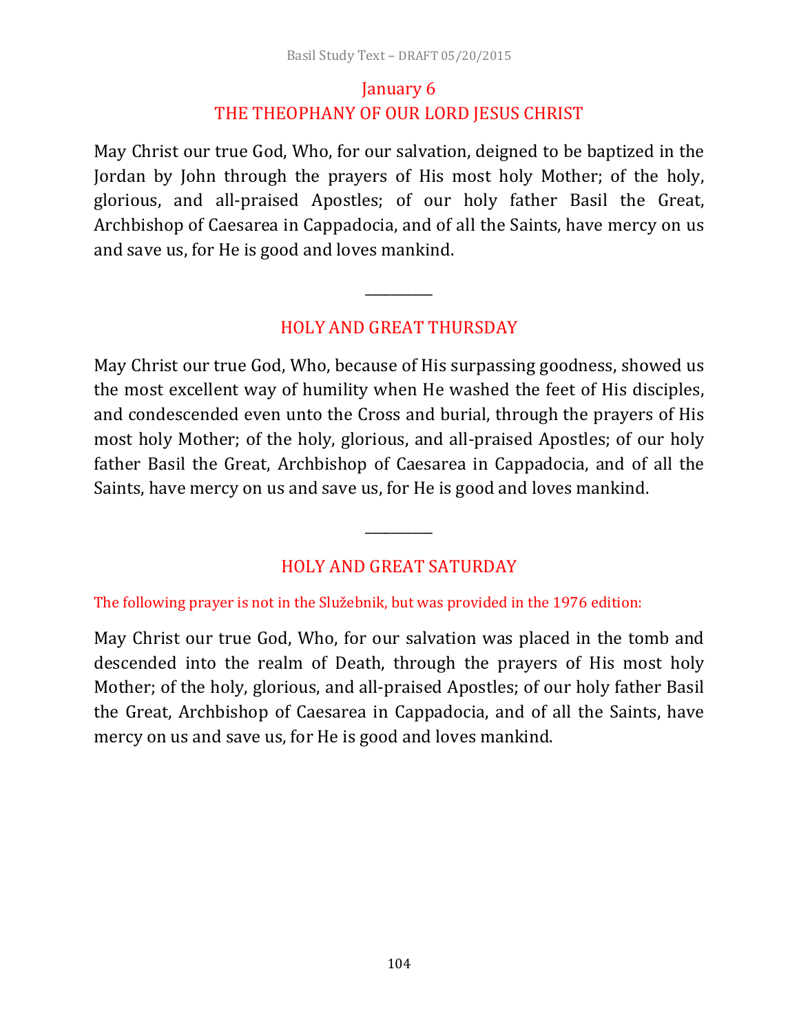## January 6
## THE THEOPHANY OF OUR LORD JESUS CHRIST

May Christ our true God, Who, for our salvation, deigned to be baptized in the Jordan by John through the prayers of His most holy Mother; of the holy, glorious, and all-praised Apostles; of our holy father Basil the Great, Archbishop of Caesarea in Cappadocia, and of all the Saints, have mercy on us and save us, for He is good and loves mankind.

---

## HOLY AND GREAT THURSDAY

May Christ our true God, Who, because of His surpassing goodness, showed us the most excellent way of humility when He washed the feet of His disciples, and condescended even unto the Cross and burial, through the prayers of His most holy Mother; of the holy, glorious, and all-praised Apostles; of our holy father Basil the Great, Archbishop of Caesarea in Cappadocia, and of all the Saints, have mercy on us and save us, for He is good and loves mankind.

---

## HOLY AND GREAT SATURDAY

The following prayer is not in the Služebnik, but was provided in the 1976 edition:

May Christ our true God, Who, for our salvation was placed in the tomb and descended into the realm of Death, through the prayers of His most holy Mother; of the holy, glorious, and all-praised Apostles; of our holy father Basil the Great, Archbishop of Caesarea in Cappadocia, and of all the Saints, have mercy on us and save us, for He is good and loves mankind.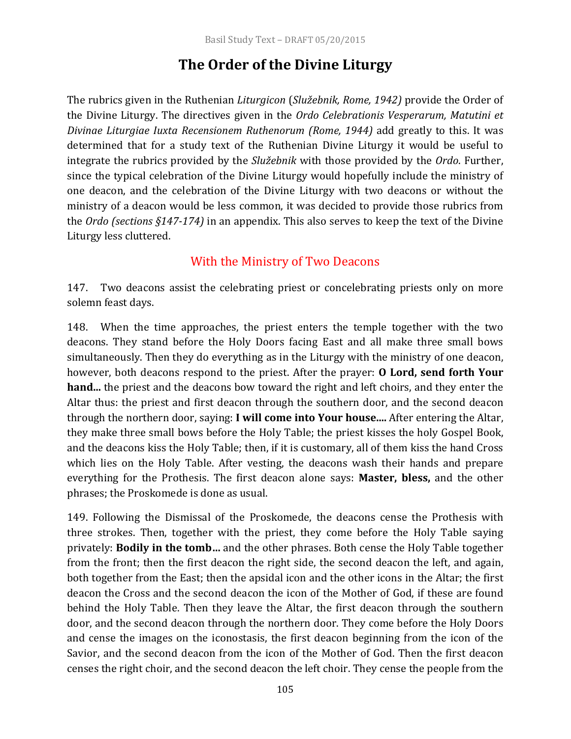# The Order of the Divine Liturgy

The rubrics given in the Ruthenian *Liturgicon* (*Služebnik, Rome, 1942)* provide the Order of the Divine Liturgy. The directives given in the *Ordo Celebrationis Vesperarum, Matutini et Divinae Liturgiae Iuxta Recensionem Ruthenorum (Rome, 1944)* add greatly to this. It was determined that for a study text of the Ruthenian Divine Liturgy it would be useful to integrate the rubrics provided by the *Služebnik* with those provided by the *Ordo*. Further, since the typical celebration of the Divine Liturgy would hopefully include the ministry of one deacon, and the celebration of the Divine Liturgy with two deacons or without the ministry of a deacon would be less common, it was decided to provide those rubrics from the *Ordo (sections §147-174)* in an appendix. This also serves to keep the text of the Divine Liturgy less cluttered.

## With the Ministry of Two Deacons

147. Two deacons assist the celebrating priest or concelebrating priests only on more solemn feast days.

148. When the time approaches, the priest enters the temple together with the two deacons. They stand before the Holy Doors facing East and all make three small bows simultaneously. Then they do everything as in the Liturgy with the ministry of one deacon, however, both deacons respond to the priest. After the prayer: **O Lord, send forth Your hand...** the priest and the deacons bow toward the right and left choirs, and they enter the Altar thus: the priest and first deacon through the southern door, and the second deacon through the northern door, saying: **I will come into Your house....** After entering the Altar, they make three small bows before the Holy Table; the priest kisses the holy Gospel Book, and the deacons kiss the Holy Table; then, if it is customary, all of them kiss the hand Cross which lies on the Holy Table. After vesting, the deacons wash their hands and prepare everything for the Prothesis. The first deacon alone says: **Master, bless,** and the other phrases; the Proskomede is done as usual.

149. Following the Dismissal of the Proskomede, the deacons cense the Prothesis with three strokes. Then, together with the priest, they come before the Holy Table saying privately: **Bodily in the tomb...** and the other phrases. Both cense the Holy Table together from the front; then the first deacon the right side, the second deacon the left, and again, both together from the East; then the apsidal icon and the other icons in the Altar; the first deacon the Cross and the second deacon the icon of the Mother of God, if these are found behind the Holy Table. Then they leave the Altar, the first deacon through the southern door, and the second deacon through the northern door. They come before the Holy Doors and cense the images on the iconostasis, the first deacon beginning from the icon of the Savior, and the second deacon from the icon of the Mother of God. Then the first deacon censes the right choir, and the second deacon the left choir. They cense the people from the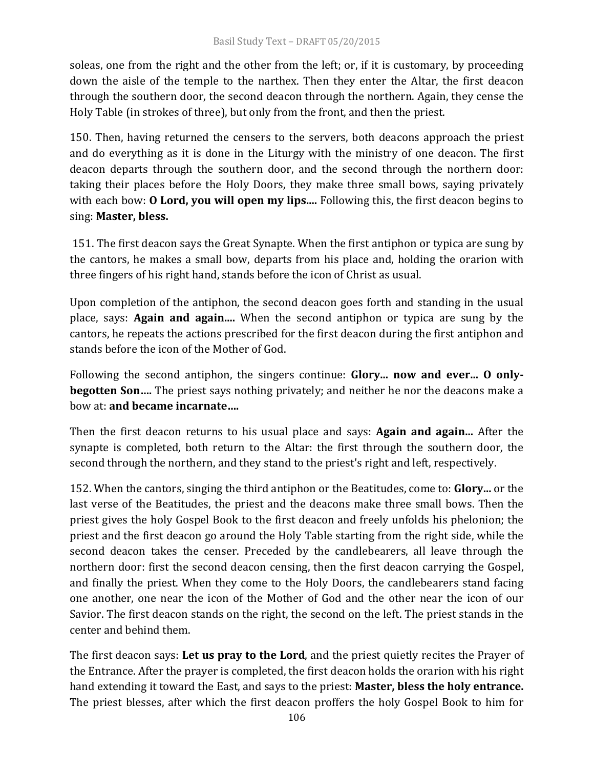soleas, one from the right and the other from the left; or, if it is customary, by proceeding down the aisle of the temple to the narthex. Then they enter the Altar, the first deacon through the southern door, the second deacon through the northern. Again, they cense the Holy Table (in strokes of three), but only from the front, and then the priest.

150. Then, having returned the censers to the servers, both deacons approach the priest and do everything as it is done in the Liturgy with the ministry of one deacon. The first deacon departs through the southern door, and the second through the northern door: taking their places before the Holy Doors, they make three small bows, saying privately with each bow: **O Lord, you will open my lips....** Following this, the first deacon begins to sing: **Master, bless.**

151. The first deacon says the Great Synapte. When the first antiphon or typica are sung by the cantors, he makes a small bow, departs from his place and, holding the orarion with three fingers of his right hand, stands before the icon of Christ as usual.

Upon completion of the antiphon, the second deacon goes forth and standing in the usual place, says: **Again and again....** When the second antiphon or typica are sung by the cantors, he repeats the actions prescribed for the first deacon during the first antiphon and stands before the icon of the Mother of God.

Following the second antiphon, the singers continue: **Glory... now and ever... O only-begotten Son….** The priest says nothing privately; and neither he nor the deacons make a bow at: **and became incarnate….**

Then the first deacon returns to his usual place and says: **Again and again...** After the synapte is completed, both return to the Altar: the first through the southern door, the second through the northern, and they stand to the priest's right and left, respectively.

152. When the cantors, singing the third antiphon or the Beatitudes, come to: **Glory...** or the last verse of the Beatitudes, the priest and the deacons make three small bows. Then the priest gives the holy Gospel Book to the first deacon and freely unfolds his phelonion; the priest and the first deacon go around the Holy Table starting from the right side, while the second deacon takes the censer. Preceded by the candlebearers, all leave through the northern door: first the second deacon censing, then the first deacon carrying the Gospel, and finally the priest. When they come to the Holy Doors, the candlebearers stand facing one another, one near the icon of the Mother of God and the other near the icon of our Savior. The first deacon stands on the right, the second on the left. The priest stands in the center and behind them.

The first deacon says: **Let us pray to the Lord**, and the priest quietly recites the Prayer of the Entrance. After the prayer is completed, the first deacon holds the orarion with his right hand extending it toward the East, and says to the priest: **Master, bless the holy entrance.** The priest blesses, after which the first deacon proffers the holy Gospel Book to him for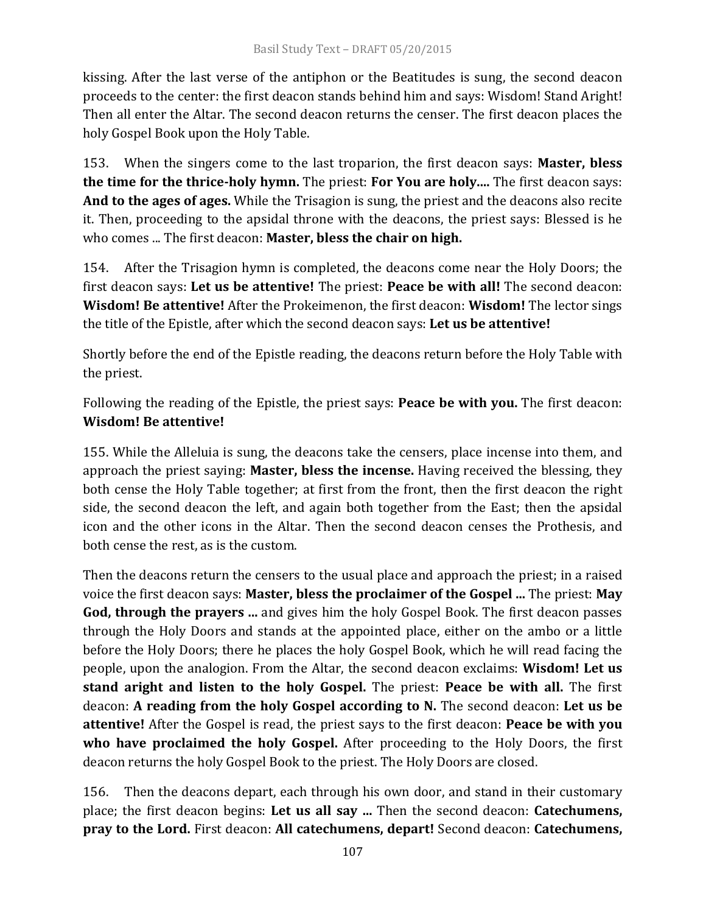kissing. After the last verse of the antiphon or the Beatitudes is sung, the second deacon proceeds to the center: the first deacon stands behind him and says: Wisdom! Stand Aright! Then all enter the Altar. The second deacon returns the censer. The first deacon places the holy Gospel Book upon the Holy Table.

153. When the singers come to the last troparion, the first deacon says: **Master, bless the time for the thrice-holy hymn.** The priest: **For You are holy....** The first deacon says: **And to the ages of ages.** While the Trisagion is sung, the priest and the deacons also recite it. Then, proceeding to the apsidal throne with the deacons, the priest says: Blessed is he who comes ... The first deacon: **Master, bless the chair on high.**

154. After the Trisagion hymn is completed, the deacons come near the Holy Doors; the first deacon says: **Let us be attentive!** The priest: **Peace be with all!** The second deacon: **Wisdom! Be attentive!** After the Prokeimenon, the first deacon: **Wisdom!** The lector sings the title of the Epistle, after which the second deacon says: **Let us be attentive!**

Shortly before the end of the Epistle reading, the deacons return before the Holy Table with the priest.

Following the reading of the Epistle, the priest says: **Peace be with you.** The first deacon: **Wisdom! Be attentive!**

155. While the Alleluia is sung, the deacons take the censers, place incense into them, and approach the priest saying: **Master, bless the incense.** Having received the blessing, they both cense the Holy Table together; at first from the front, then the first deacon the right side, the second deacon the left, and again both together from the East; then the apsidal icon and the other icons in the Altar. Then the second deacon censes the Prothesis, and both cense the rest, as is the custom.

Then the deacons return the censers to the usual place and approach the priest; in a raised voice the first deacon says: **Master, bless the proclaimer of the Gospel ...** The priest: **May God, through the prayers ...** and gives him the holy Gospel Book. The first deacon passes through the Holy Doors and stands at the appointed place, either on the ambo or a little before the Holy Doors; there he places the holy Gospel Book, which he will read facing the people, upon the analogion. From the Altar, the second deacon exclaims: **Wisdom! Let us stand aright and listen to the holy Gospel.** The priest: **Peace be with all.** The first deacon: **A reading from the holy Gospel according to N.** The second deacon: **Let us be attentive!** After the Gospel is read, the priest says to the first deacon: **Peace be with you who have proclaimed the holy Gospel.** After proceeding to the Holy Doors, the first deacon returns the holy Gospel Book to the priest. The Holy Doors are closed.

156. Then the deacons depart, each through his own door, and stand in their customary place; the first deacon begins: **Let us all say ...** Then the second deacon: **Catechumens, pray to the Lord.** First deacon: **All catechumens, depart!** Second deacon: **Catechumens,**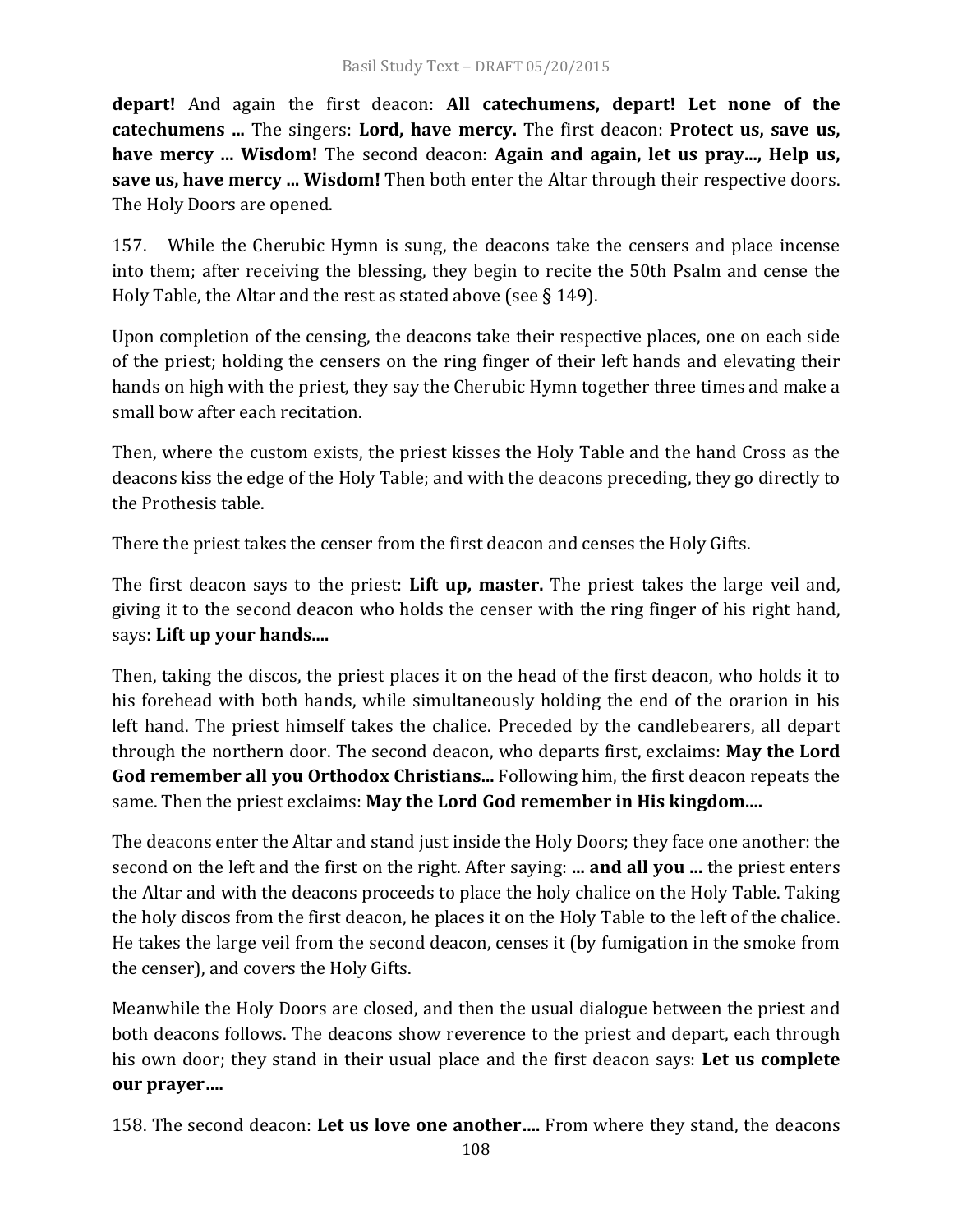**depart!** And again the first deacon: **All catechumens, depart! Let none of the catechumens ...** The singers: **Lord, have mercy.** The first deacon: **Protect us, save us, have mercy ... Wisdom!** The second deacon: **Again and again, let us pray..., Help us, save us, have mercy ... Wisdom!** Then both enter the Altar through their respective doors. The Holy Doors are opened.

157. While the Cherubic Hymn is sung, the deacons take the censers and place incense into them; after receiving the blessing, they begin to recite the 50th Psalm and cense the Holy Table, the Altar and the rest as stated above (see § 149).

Upon completion of the censing, the deacons take their respective places, one on each side of the priest; holding the censers on the ring finger of their left hands and elevating their hands on high with the priest, they say the Cherubic Hymn together three times and make a small bow after each recitation.

Then, where the custom exists, the priest kisses the Holy Table and the hand Cross as the deacons kiss the edge of the Holy Table; and with the deacons preceding, they go directly to the Prothesis table.

There the priest takes the censer from the first deacon and censes the Holy Gifts.

The first deacon says to the priest: **Lift up, master.** The priest takes the large veil and, giving it to the second deacon who holds the censer with the ring finger of his right hand, says: **Lift up your hands....**

Then, taking the discos, the priest places it on the head of the first deacon, who holds it to his forehead with both hands, while simultaneously holding the end of the orarion in his left hand. The priest himself takes the chalice. Preceded by the candlebearers, all depart through the northern door. The second deacon, who departs first, exclaims: **May the Lord God remember all you Orthodox Christians...** Following him, the first deacon repeats the same. Then the priest exclaims: **May the Lord God remember in His kingdom....**

The deacons enter the Altar and stand just inside the Holy Doors; they face one another: the second on the left and the first on the right. After saying: **... and all you ...** the priest enters the Altar and with the deacons proceeds to place the holy chalice on the Holy Table. Taking the holy discos from the first deacon, he places it on the Holy Table to the left of the chalice. He takes the large veil from the second deacon, censes it (by fumigation in the smoke from the censer), and covers the Holy Gifts.

Meanwhile the Holy Doors are closed, and then the usual dialogue between the priest and both deacons follows. The deacons show reverence to the priest and depart, each through his own door; they stand in their usual place and the first deacon says: **Let us complete our prayer….**

158. The second deacon: **Let us love one another….** From where they stand, the deacons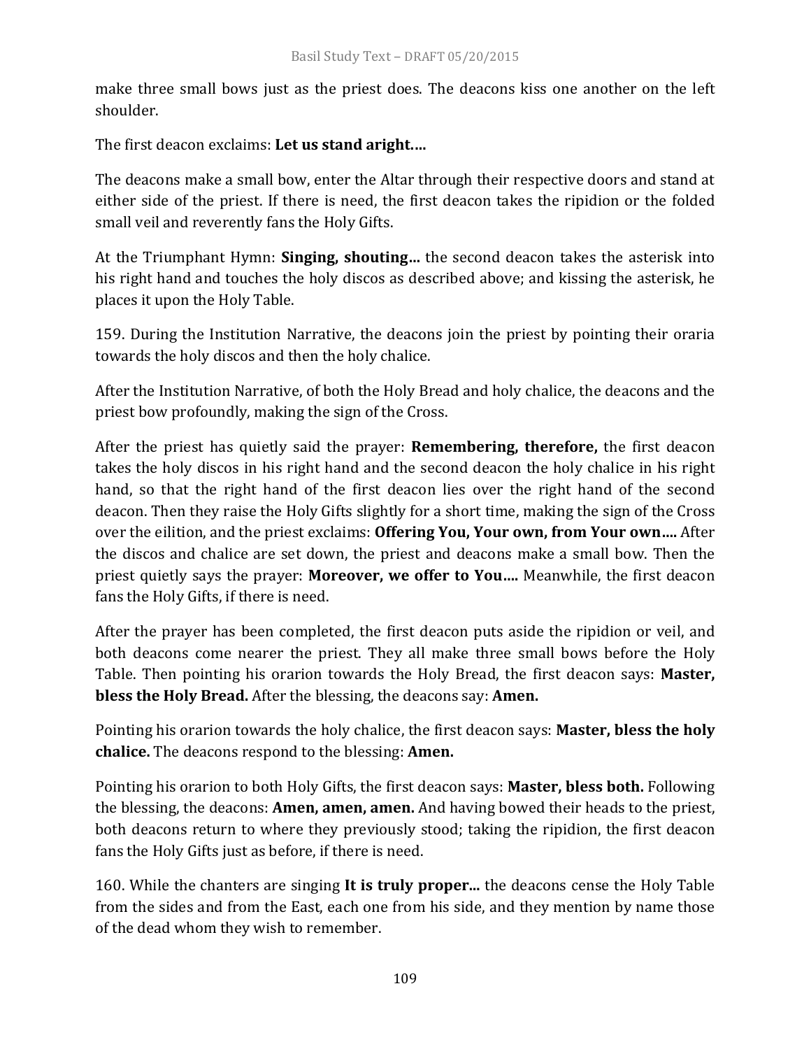make three small bows just as the priest does. The deacons kiss one another on the left shoulder.

The first deacon exclaims: **Let us stand aright….**

The deacons make a small bow, enter the Altar through their respective doors and stand at either side of the priest. If there is need, the first deacon takes the ripidion or the folded small veil and reverently fans the Holy Gifts.

At the Triumphant Hymn: **Singing, shouting…** the second deacon takes the asterisk into his right hand and touches the holy discos as described above; and kissing the asterisk, he places it upon the Holy Table.

159. During the Institution Narrative, the deacons join the priest by pointing their oraria towards the holy discos and then the holy chalice.

After the Institution Narrative, of both the Holy Bread and holy chalice, the deacons and the priest bow profoundly, making the sign of the Cross.

After the priest has quietly said the prayer: **Remembering, therefore,** the first deacon takes the holy discos in his right hand and the second deacon the holy chalice in his right hand, so that the right hand of the first deacon lies over the right hand of the second deacon. Then they raise the Holy Gifts slightly for a short time, making the sign of the Cross over the eilition, and the priest exclaims: **Offering You, Your own, from Your own….** After the discos and chalice are set down, the priest and deacons make a small bow. Then the priest quietly says the prayer: **Moreover, we offer to You….** Meanwhile, the first deacon fans the Holy Gifts, if there is need.

After the prayer has been completed, the first deacon puts aside the ripidion or veil, and both deacons come nearer the priest. They all make three small bows before the Holy Table. Then pointing his orarion towards the Holy Bread, the first deacon says: **Master, bless the Holy Bread.** After the blessing, the deacons say: **Amen.**

Pointing his orarion towards the holy chalice, the first deacon says: **Master, bless the holy chalice.** The deacons respond to the blessing: **Amen.**

Pointing his orarion to both Holy Gifts, the first deacon says: **Master, bless both.** Following the blessing, the deacons: **Amen, amen, amen.** And having bowed their heads to the priest, both deacons return to where they previously stood; taking the ripidion, the first deacon fans the Holy Gifts just as before, if there is need.

160. While the chanters are singing **It is truly proper…** the deacons cense the Holy Table from the sides and from the East, each one from his side, and they mention by name those of the dead whom they wish to remember.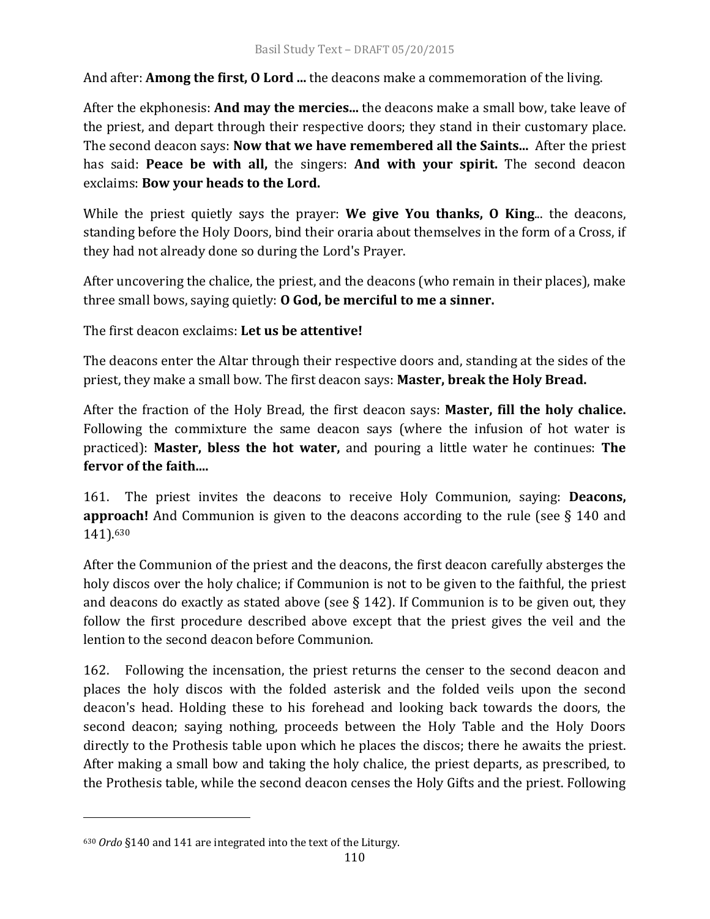And after: **Among the first, O Lord ...** the deacons make a commemoration of the living.

After the ekphonesis: **And may the mercies...** the deacons make a small bow, take leave of the priest, and depart through their respective doors; they stand in their customary place. The second deacon says: **Now that we have remembered all the Saints...** After the priest has said: **Peace be with all,** the singers: **And with your spirit.** The second deacon exclaims: **Bow your heads to the Lord.**

While the priest quietly says the prayer: **We give You thanks, O King**... the deacons, standing before the Holy Doors, bind their oraria about themselves in the form of a Cross, if they had not already done so during the Lord's Prayer.

After uncovering the chalice, the priest, and the deacons (who remain in their places), make three small bows, saying quietly: **O God, be merciful to me a sinner.**

The first deacon exclaims: **Let us be attentive!**

The deacons enter the Altar through their respective doors and, standing at the sides of the priest, they make a small bow. The first deacon says: **Master, break the Holy Bread.**

After the fraction of the Holy Bread, the first deacon says: **Master, fill the holy chalice.** Following the commixture the same deacon says (where the infusion of hot water is practiced): **Master, bless the hot water,** and pouring a little water he continues: **The fervor of the faith....**

161. The priest invites the deacons to receive Holy Communion, saying: **Deacons, approach!** And Communion is given to the deacons according to the rule (see § 140 and 141).[630]

After the Communion of the priest and the deacons, the first deacon carefully absterges the holy discos over the holy chalice; if Communion is not to be given to the faithful, the priest and deacons do exactly as stated above (see § 142). If Communion is to be given out, they follow the first procedure described above except that the priest gives the veil and the lention to the second deacon before Communion.

162. Following the incensation, the priest returns the censer to the second deacon and places the holy discos with the folded asterisk and the folded veils upon the second deacon's head. Holding these to his forehead and looking back towards the doors, the second deacon; saying nothing, proceeds between the Holy Table and the Holy Doors directly to the Prothesis table upon which he places the discos; there he awaits the priest. After making a small bow and taking the holy chalice, the priest departs, as prescribed, to the Prothesis table, while the second deacon censes the Holy Gifts and the priest. Following

---

[630] *Ordo* §140 and 141 are integrated into the text of the Liturgy.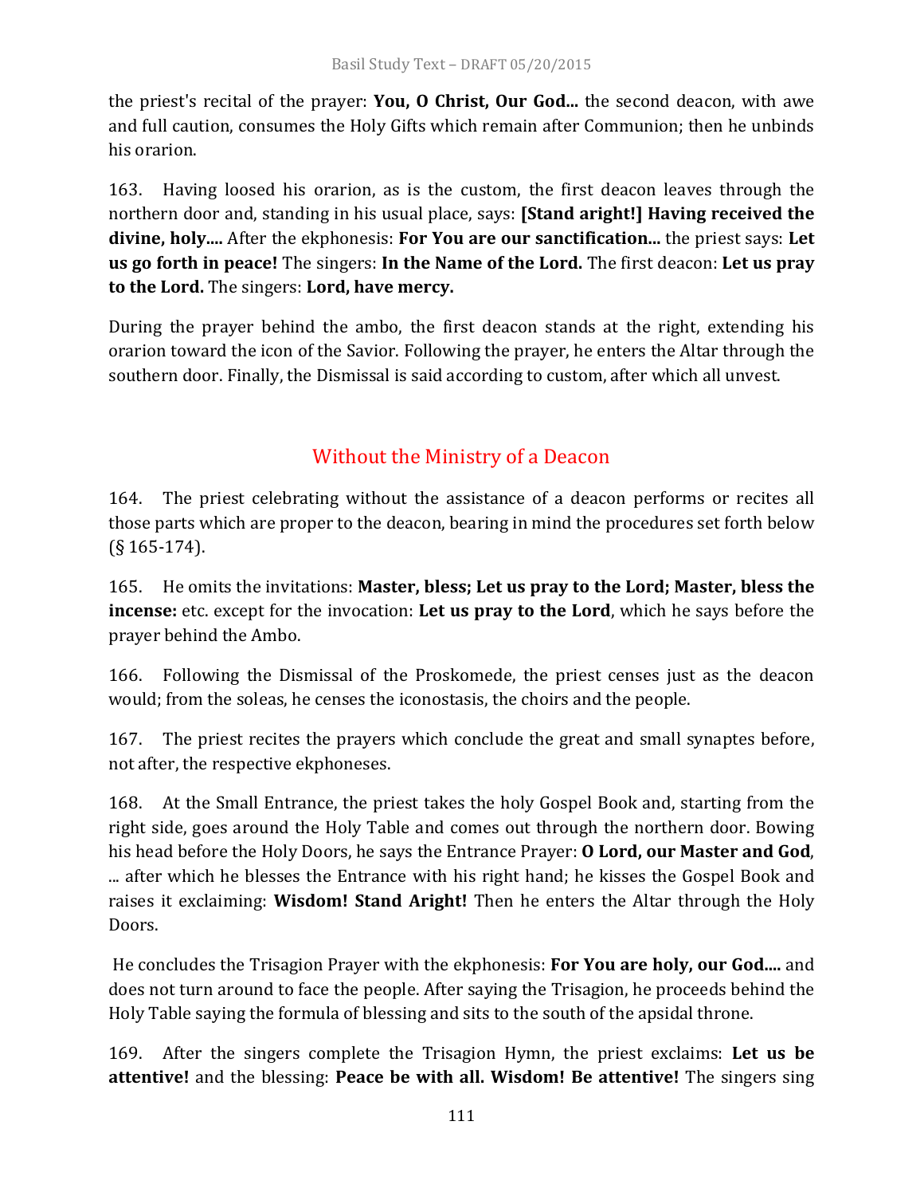the priest's recital of the prayer: **You, O Christ, Our God...** the second deacon, with awe and full caution, consumes the Holy Gifts which remain after Communion; then he unbinds his orarion.

163. Having loosed his orarion, as is the custom, the first deacon leaves through the northern door and, standing in his usual place, says: **[Stand aright!] Having received the divine, holy....** After the ekphonesis: **For You are our sanctification...** the priest says: **Let us go forth in peace!** The singers: **In the Name of the Lord.** The first deacon: **Let us pray to the Lord.** The singers: **Lord, have mercy.**

During the prayer behind the ambo, the first deacon stands at the right, extending his orarion toward the icon of the Savior. Following the prayer, he enters the Altar through the southern door. Finally, the Dismissal is said according to custom, after which all unvest.

## Without the Ministry of a Deacon

164. The priest celebrating without the assistance of a deacon performs or recites all those parts which are proper to the deacon, bearing in mind the procedures set forth below (§ 165-174).

165. He omits the invitations: **Master, bless; Let us pray to the Lord; Master, bless the incense:** etc. except for the invocation: **Let us pray to the Lord**, which he says before the prayer behind the Ambo.

166. Following the Dismissal of the Proskomede, the priest censes just as the deacon would; from the soleas, he censes the iconostasis, the choirs and the people.

167. The priest recites the prayers which conclude the great and small synaptes before, not after, the respective ekphoneses.

168. At the Small Entrance, the priest takes the holy Gospel Book and, starting from the right side, goes around the Holy Table and comes out through the northern door. Bowing his head before the Holy Doors, he says the Entrance Prayer: **O Lord, our Master and God**, ... after which he blesses the Entrance with his right hand; he kisses the Gospel Book and raises it exclaiming: **Wisdom! Stand Aright!** Then he enters the Altar through the Holy Doors.

He concludes the Trisagion Prayer with the ekphonesis: **For You are holy, our God....** and does not turn around to face the people. After saying the Trisagion, he proceeds behind the Holy Table saying the formula of blessing and sits to the south of the apsidal throne.

169. After the singers complete the Trisagion Hymn, the priest exclaims: **Let us be attentive!** and the blessing: **Peace be with all. Wisdom! Be attentive!** The singers sing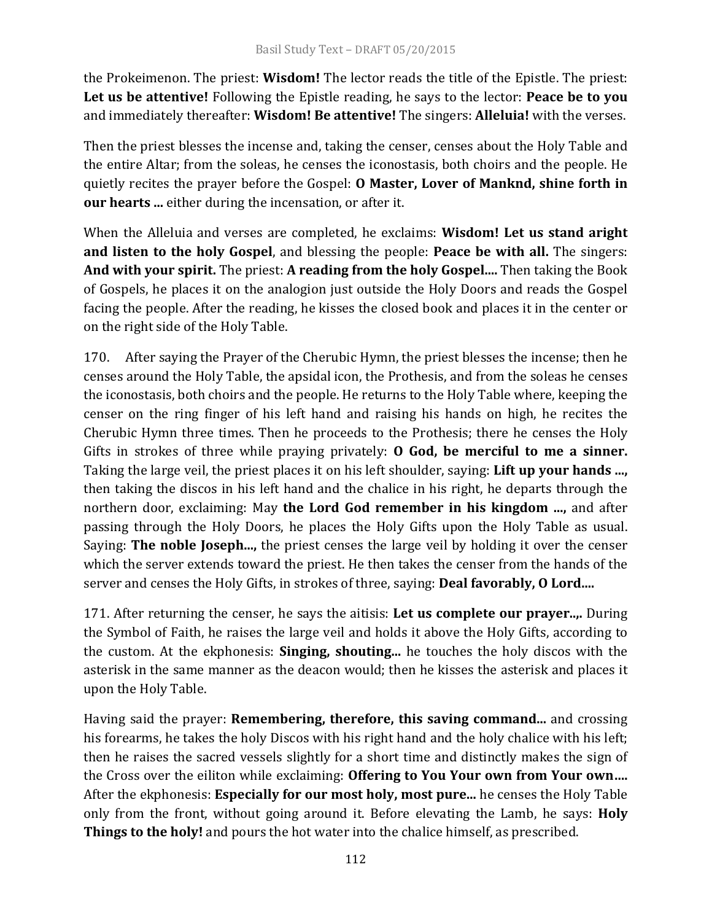the Prokeimenon. The priest: **Wisdom!** The lector reads the title of the Epistle. The priest: **Let us be attentive!** Following the Epistle reading, he says to the lector: **Peace be to you** and immediately thereafter: **Wisdom! Be attentive!** The singers: **Alleluia!** with the verses.

Then the priest blesses the incense and, taking the censer, censes about the Holy Table and the entire Altar; from the soleas, he censes the iconostasis, both choirs and the people. He quietly recites the prayer before the Gospel: **O Master, Lover of Manknd, shine forth in our hearts ...** either during the incensation, or after it.

When the Alleluia and verses are completed, he exclaims: **Wisdom! Let us stand aright and listen to the holy Gospel**, and blessing the people: **Peace be with all.** The singers: **And with your spirit.** The priest: **A reading from the holy Gospel....** Then taking the Book of Gospels, he places it on the analogion just outside the Holy Doors and reads the Gospel facing the people. After the reading, he kisses the closed book and places it in the center or on the right side of the Holy Table.

170. After saying the Prayer of the Cherubic Hymn, the priest blesses the incense; then he censes around the Holy Table, the apsidal icon, the Prothesis, and from the soleas he censes the iconostasis, both choirs and the people. He returns to the Holy Table where, keeping the censer on the ring finger of his left hand and raising his hands on high, he recites the Cherubic Hymn three times. Then he proceeds to the Prothesis; there he censes the Holy Gifts in strokes of three while praying privately: **O God, be merciful to me a sinner.** Taking the large veil, the priest places it on his left shoulder, saying: **Lift up your hands ...,** then taking the discos in his left hand and the chalice in his right, he departs through the northern door, exclaiming: May **the Lord God remember in his kingdom ...,** and after passing through the Holy Doors, he places the Holy Gifts upon the Holy Table as usual. Saying: **The noble Joseph...,** the priest censes the large veil by holding it over the censer which the server extends toward the priest. He then takes the censer from the hands of the server and censes the Holy Gifts, in strokes of three, saying: **Deal favorably, O Lord....**

171. After returning the censer, he says the aitisis: **Let us complete our prayer..,.** During the Symbol of Faith, he raises the large veil and holds it above the Holy Gifts, according to the custom. At the ekphonesis: **Singing, shouting...** he touches the holy discos with the asterisk in the same manner as the deacon would; then he kisses the asterisk and places it upon the Holy Table.

Having said the prayer: **Remembering, therefore, this saving command...** and crossing his forearms, he takes the holy Discos with his right hand and the holy chalice with his left; then he raises the sacred vessels slightly for a short time and distinctly makes the sign of the Cross over the eiliton while exclaiming: **Offering to You Your own from Your own….** After the ekphonesis: **Especially for our most holy, most pure...** he censes the Holy Table only from the front, without going around it. Before elevating the Lamb, he says: **Holy Things to the holy!** and pours the hot water into the chalice himself, as prescribed.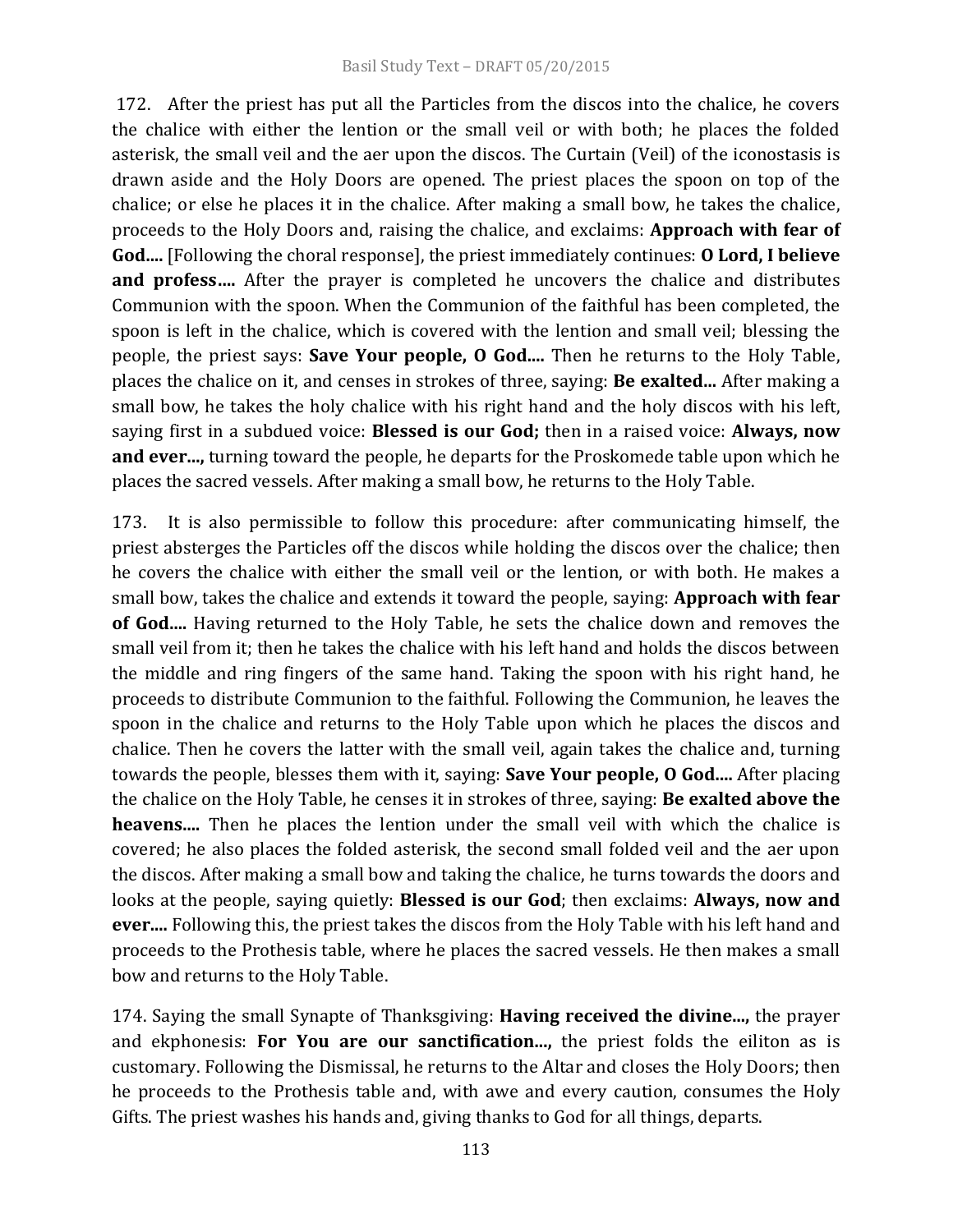172. After the priest has put all the Particles from the discos into the chalice, he covers the chalice with either the lention or the small veil or with both; he places the folded asterisk, the small veil and the aer upon the discos. The Curtain (Veil) of the iconostasis is drawn aside and the Holy Doors are opened. The priest places the spoon on top of the chalice; or else he places it in the chalice. After making a small bow, he takes the chalice, proceeds to the Holy Doors and, raising the chalice, and exclaims: **Approach with fear of God....** [Following the choral response], the priest immediately continues: **O Lord, I believe and profess….** After the prayer is completed he uncovers the chalice and distributes Communion with the spoon. When the Communion of the faithful has been completed, the spoon is left in the chalice, which is covered with the lention and small veil; blessing the people, the priest says: **Save Your people, O God....** Then he returns to the Holy Table, places the chalice on it, and censes in strokes of three, saying: **Be exalted...** After making a small bow, he takes the holy chalice with his right hand and the holy discos with his left, saying first in a subdued voice: **Blessed is our God;** then in a raised voice: **Always, now and ever...,** turning toward the people, he departs for the Proskomede table upon which he places the sacred vessels. After making a small bow, he returns to the Holy Table.

173. It is also permissible to follow this procedure: after communicating himself, the priest absterges the Particles off the discos while holding the discos over the chalice; then he covers the chalice with either the small veil or the lention, or with both. He makes a small bow, takes the chalice and extends it toward the people, saying: **Approach with fear of God....** Having returned to the Holy Table, he sets the chalice down and removes the small veil from it; then he takes the chalice with his left hand and holds the discos between the middle and ring fingers of the same hand. Taking the spoon with his right hand, he proceeds to distribute Communion to the faithful. Following the Communion, he leaves the spoon in the chalice and returns to the Holy Table upon which he places the discos and chalice. Then he covers the latter with the small veil, again takes the chalice and, turning towards the people, blesses them with it, saying: **Save Your people, O God....** After placing the chalice on the Holy Table, he censes it in strokes of three, saying: **Be exalted above the heavens....** Then he places the lention under the small veil with which the chalice is covered; he also places the folded asterisk, the second small folded veil and the aer upon the discos. After making a small bow and taking the chalice, he turns towards the doors and looks at the people, saying quietly: **Blessed is our God**; then exclaims: **Always, now and ever....** Following this, the priest takes the discos from the Holy Table with his left hand and proceeds to the Prothesis table, where he places the sacred vessels. He then makes a small bow and returns to the Holy Table.

174. Saying the small Synapte of Thanksgiving: **Having received the divine...,** the prayer and ekphonesis: **For You are our sanctification...,** the priest folds the eiliton as is customary. Following the Dismissal, he returns to the Altar and closes the Holy Doors; then he proceeds to the Prothesis table and, with awe and every caution, consumes the Holy Gifts. The priest washes his hands and, giving thanks to God for all things, departs.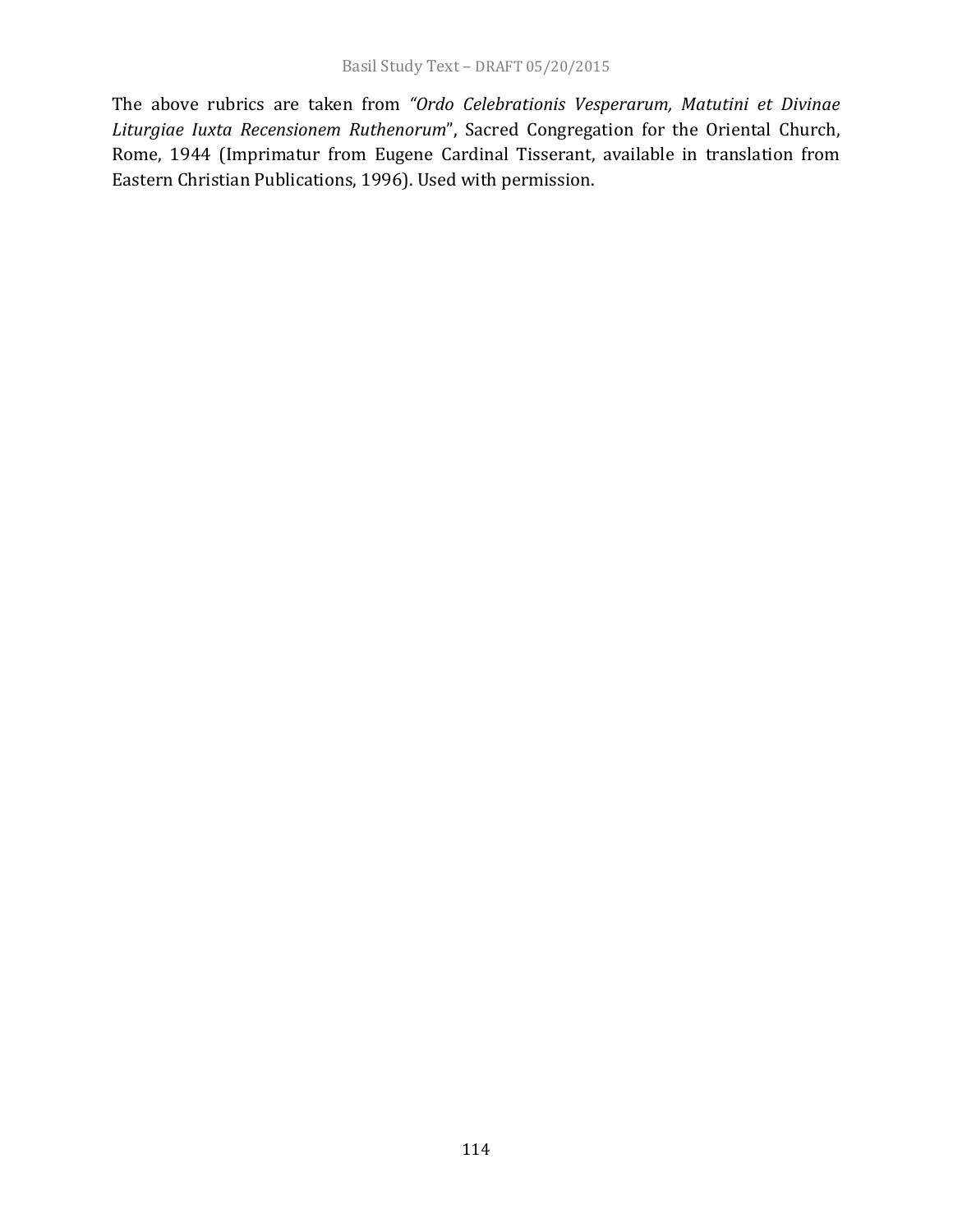The above rubrics are taken from "*Ordo Celebrationis Vesperarum, Matutini et Divinae Liturgiae Iuxta Recensionem Ruthenorum*", Sacred Congregation for the Oriental Church, Rome, 1944 (Imprimatur from Eugene Cardinal Tisserant, available in translation from Eastern Christian Publications, 1996). Used with permission.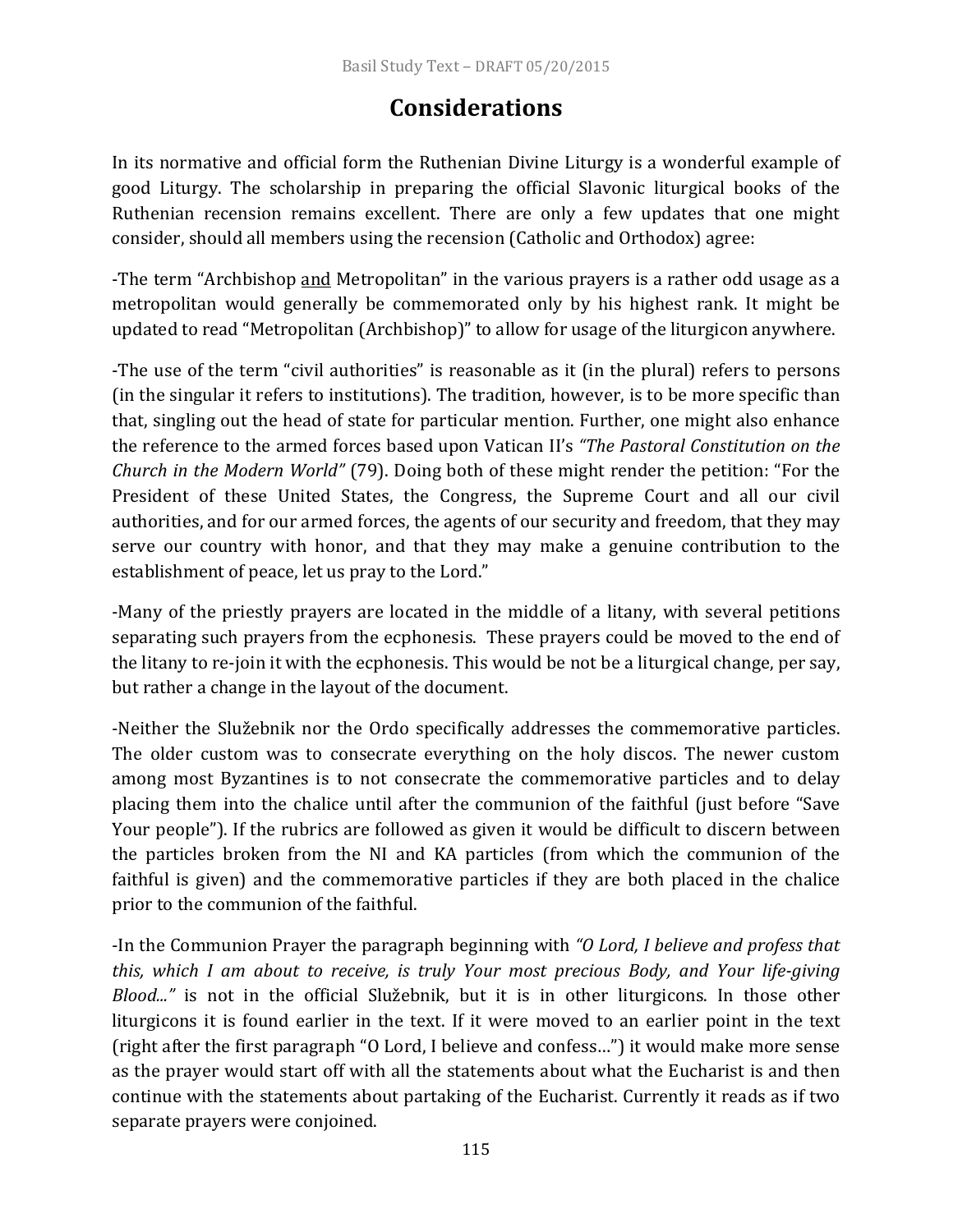# Considerations

In its normative and official form the Ruthenian Divine Liturgy is a wonderful example of good Liturgy. The scholarship in preparing the official Slavonic liturgical books of the Ruthenian recension remains excellent. There are only a few updates that one might consider, should all members using the recension (Catholic and Orthodox) agree:

-The term "Archbishop <u>and</u> Metropolitan" in the various prayers is a rather odd usage as a metropolitan would generally be commemorated only by his highest rank. It might be updated to read "Metropolitan (Archbishop)" to allow for usage of the liturgicon anywhere.

-The use of the term "civil authorities" is reasonable as it (in the plural) refers to persons (in the singular it refers to institutions). The tradition, however, is to be more specific than that, singling out the head of state for particular mention. Further, one might also enhance the reference to the armed forces based upon Vatican II's *"The Pastoral Constitution on the Church in the Modern World"* (79). Doing both of these might render the petition: "For the President of these United States, the Congress, the Supreme Court and all our civil authorities, and for our armed forces, the agents of our security and freedom, that they may serve our country with honor, and that they may make a genuine contribution to the establishment of peace, let us pray to the Lord."

-Many of the priestly prayers are located in the middle of a litany, with several petitions separating such prayers from the ecphonesis. These prayers could be moved to the end of the litany to re-join it with the ecphonesis. This would be not be a liturgical change, per say, but rather a change in the layout of the document.

-Neither the Služebnik nor the Ordo specifically addresses the commemorative particles. The older custom was to consecrate everything on the holy discos. The newer custom among most Byzantines is to not consecrate the commemorative particles and to delay placing them into the chalice until after the communion of the faithful (just before "Save Your people"). If the rubrics are followed as given it would be difficult to discern between the particles broken from the NI and KA particles (from which the communion of the faithful is given) and the commemorative particles if they are both placed in the chalice prior to the communion of the faithful.

-In the Communion Prayer the paragraph beginning with *"O Lord, I believe and profess that this, which I am about to receive, is truly Your most precious Body, and Your life-giving Blood..."* is not in the official Služebnik, but it is in other liturgicons. In those other liturgicons it is found earlier in the text. If it were moved to an earlier point in the text (right after the first paragraph "O Lord, I believe and confess…") it would make more sense as the prayer would start off with all the statements about what the Eucharist is and then continue with the statements about partaking of the Eucharist. Currently it reads as if two separate prayers were conjoined.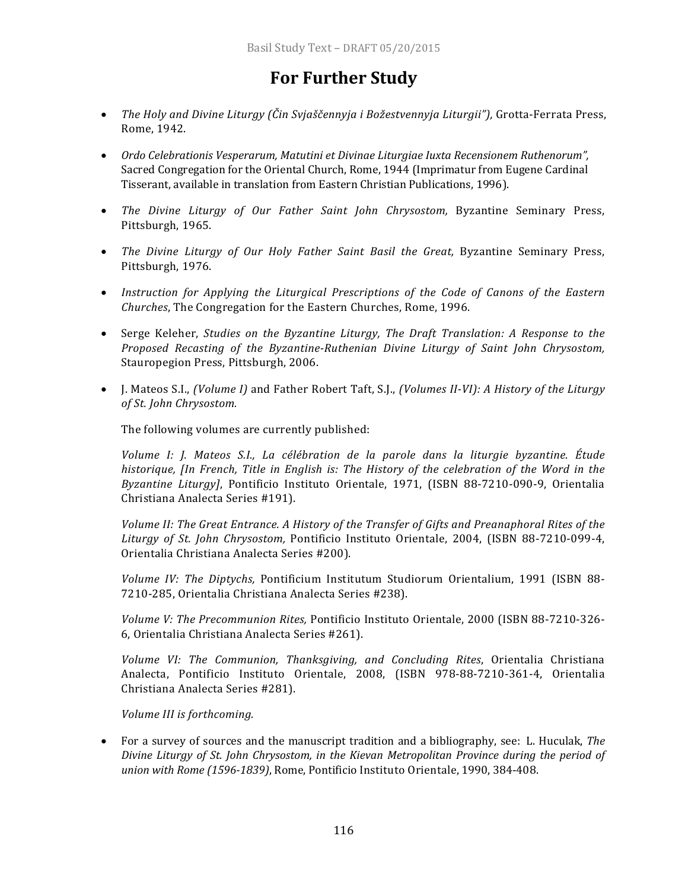# For Further Study

- *The Holy and Divine Liturgy (Čin Svjaščennyja i Božestvennyja Liturgii"),* Grotta-Ferrata Press, Rome, 1942.

- *Ordo Celebrationis Vesperarum, Matutini et Divinae Liturgiae Iuxta Recensionem Ruthenorum",* Sacred Congregation for the Oriental Church, Rome, 1944 (Imprimatur from Eugene Cardinal Tisserant, available in translation from Eastern Christian Publications, 1996).

- *The Divine Liturgy of Our Father Saint John Chrysostom,* Byzantine Seminary Press, Pittsburgh, 1965.

- *The Divine Liturgy of Our Holy Father Saint Basil the Great,* Byzantine Seminary Press, Pittsburgh, 1976.

- *Instruction for Applying the Liturgical Prescriptions of the Code of Canons of the Eastern Churches*, The Congregation for the Eastern Churches, Rome, 1996.

- Serge Keleher, *Studies on the Byzantine Liturgy, The Draft Translation: A Response to the Proposed Recasting of the Byzantine-Ruthenian Divine Liturgy of Saint John Chrysostom,* Stauropegion Press, Pittsburgh, 2006.

- J. Mateos S.I., *(Volume I)* and Father Robert Taft, S.J., *(Volumes II-VI): A History of the Liturgy of St. John Chrysostom.*

  The following volumes are currently published:

  *Volume I: J. Mateos S.I., La célébration de la parole dans la liturgie byzantine. Étude historique, [In French, Title in English is: The History of the celebration of the Word in the Byzantine Liturgy]*, Pontificio Instituto Orientale, 1971, (ISBN 88-7210-090-9, Orientalia Christiana Analecta Series #191).

  *Volume II: The Great Entrance. A History of the Transfer of Gifts and Preanaphoral Rites of the Liturgy of St. John Chrysostom,* Pontificio Instituto Orientale, 2004, (ISBN 88-7210-099-4, Orientalia Christiana Analecta Series #200).

  *Volume IV: The Diptychs,* Pontificium Institutum Studiorum Orientalium, 1991 (ISBN 88-7210-285, Orientalia Christiana Analecta Series #238).

  *Volume V: The Precommunion Rites,* Pontificio Instituto Orientale, 2000 (ISBN 88-7210-326-6, Orientalia Christiana Analecta Series #261).

  *Volume VI: The Communion, Thanksgiving, and Concluding Rites*, Orientalia Christiana Analecta, Pontificio Instituto Orientale, 2008, (ISBN 978-88-7210-361-4, Orientalia Christiana Analecta Series #281).

  *Volume III is forthcoming.*

- For a survey of sources and the manuscript tradition and a bibliography, see: L. Huculak, *The Divine Liturgy of St. John Chrysostom, in the Kievan Metropolitan Province during the period of union with Rome (1596-1839)*, Rome, Pontificio Instituto Orientale, 1990, 384-408.